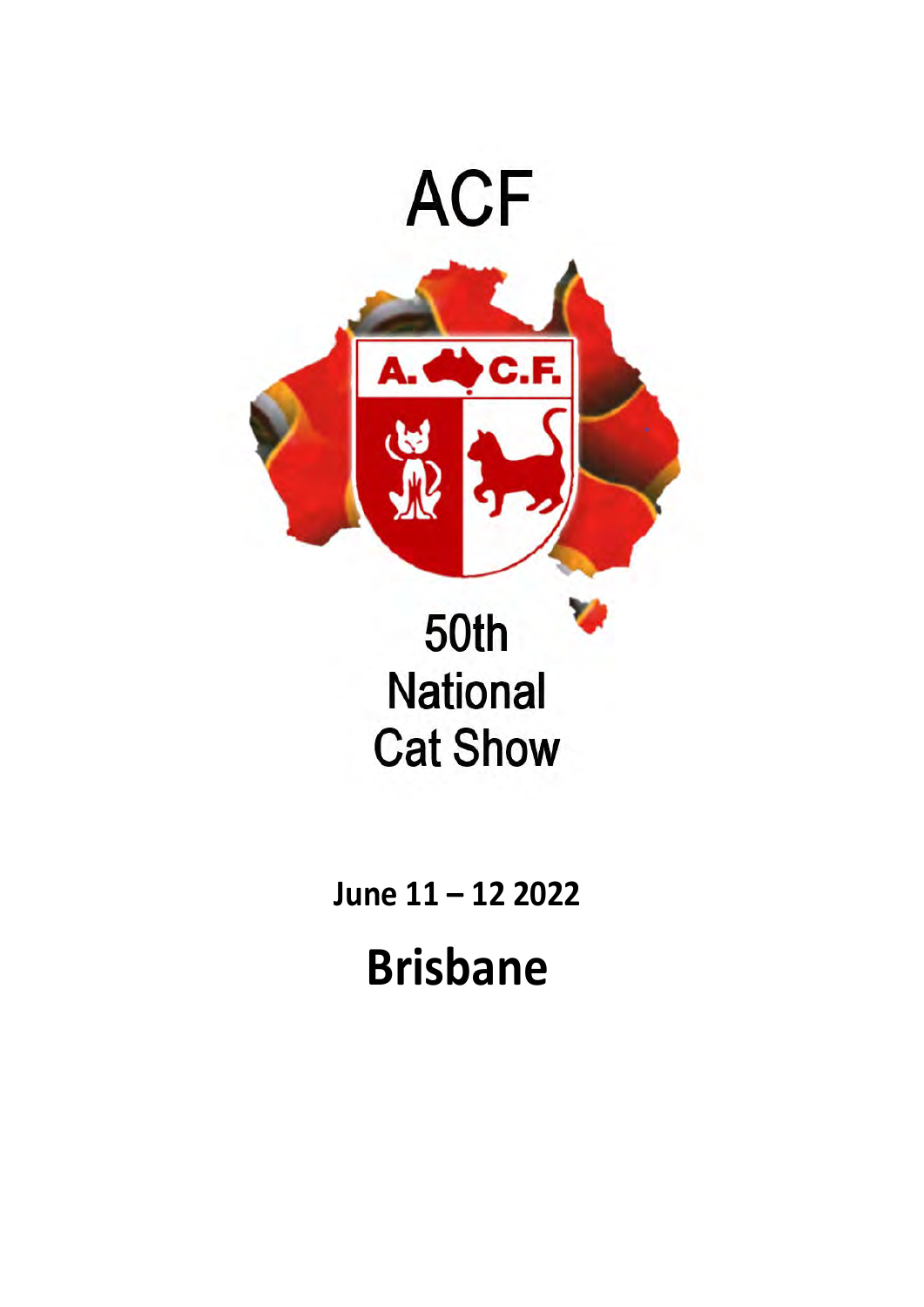# ACF

A. C.F.

# 50th National Cat Show

**June 11 – 12 2022**

## Brisbane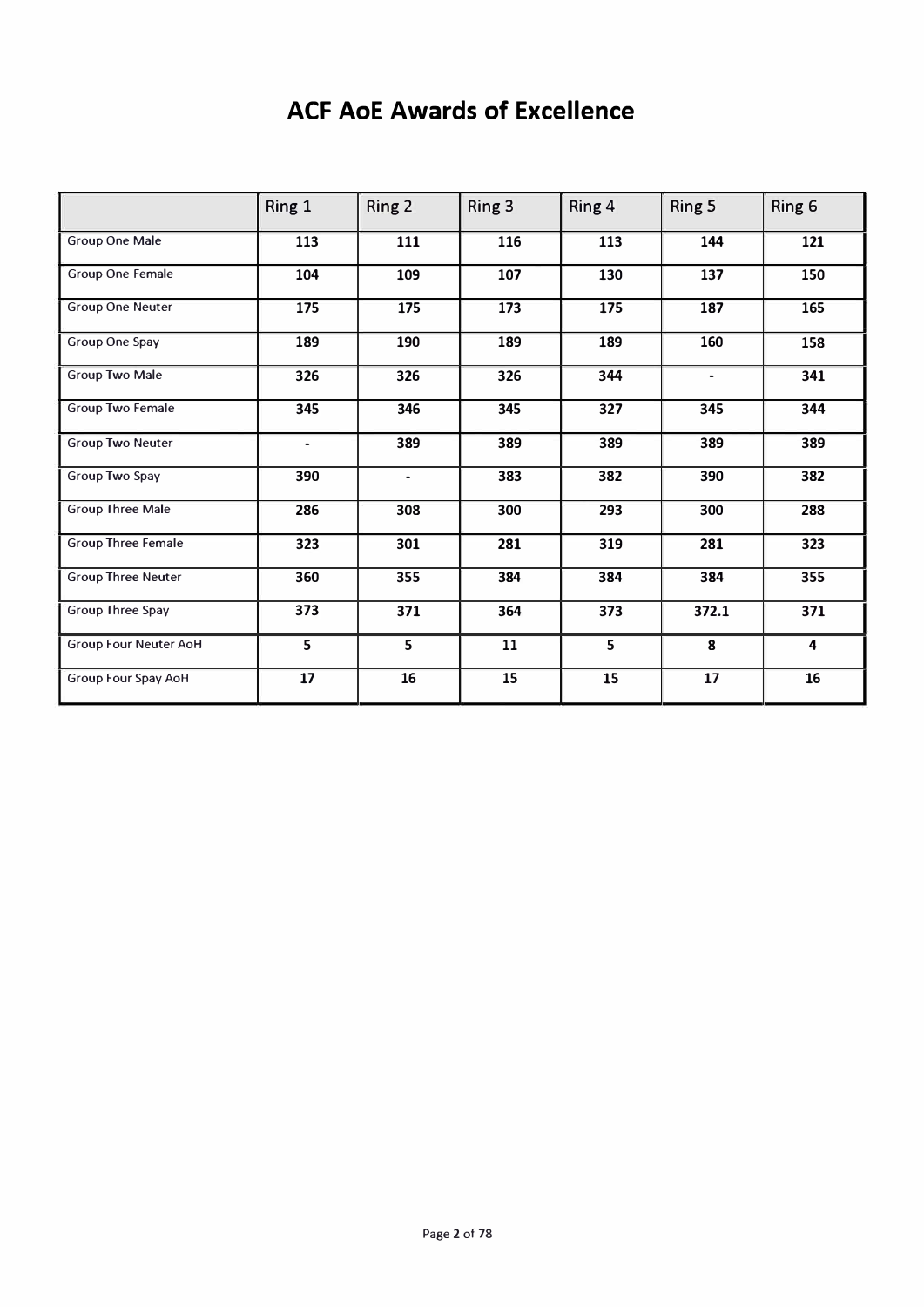# ACF AoE Awards of Excellence

| | Ring 1 | Ring 2 | Ring 3 | Ring 4 | Ring 5 | Ring 6 |
|---|---|---|---|---|---|---|
| Group One Male | 113 | 111 | 116 | 113 | 144 | 121 |
| Group One Female | 104 | 109 | 107 | 130 | 137 | 150 |
| Group One Neuter | 175 | 175 | 173 | 175 | 187 | 165 |
| Group One Spay | 189 | 190 | 189 | 189 | 160 | 158 |
| Group Two Male | 326 | 326 | 326 | 344 | - | 341 |
| Group Two Female | 345 | 346 | 345 | 327 | 345 | 344 |
| Group Two Neuter | - | 389 | 389 | 389 | 389 | 389 |
| Group Two Spay | 390 | - | 383 | 382 | 390 | 382 |
| Group Three Male | 286 | 308 | 300 | 293 | 300 | 288 |
| Group Three Female | 323 | 301 | 281 | 319 | 281 | 323 |
| Group Three Neuter | 360 | 355 | 384 | 384 | 384 | 355 |
| Group Three Spay | 373 | 371 | 364 | 373 | 372.1 | 371 |
| Group Four Neuter AoH | 5 | 5 | 11 | 5 | 8 | 4 |
| Group Four Spay AoH | 17 | 16 | 15 | 15 | 17 | 16 |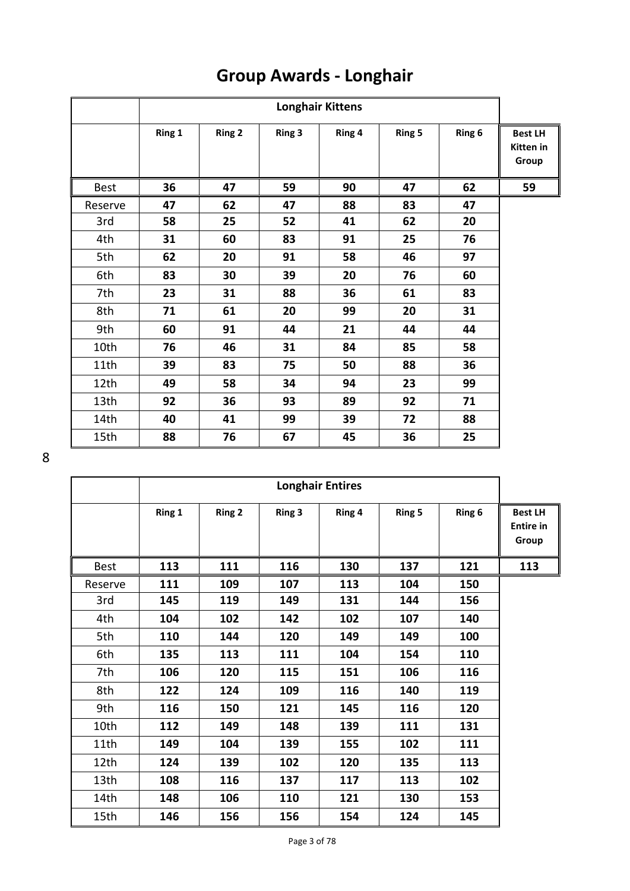# Group Awards - Longhair

| | Longhair Kittens | | | | | | |
|---|---|---|---|---|---|---|---|
| | **Ring 1** | **Ring 2** | **Ring 3** | **Ring 4** | **Ring 5** | **Ring 6** | **Best LH Kitten in Group** |
| Best | **36** | **47** | **59** | **90** | **47** | **62** | **59** |
| Reserve | **47** | **62** | **47** | **88** | **83** | **47** | |
| 3rd | **58** | **25** | **52** | **41** | **62** | **20** | |
| 4th | **31** | **60** | **83** | **91** | **25** | **76** | |
| 5th | **62** | **20** | **91** | **58** | **46** | **97** | |
| 6th | **83** | **30** | **39** | **20** | **76** | **60** | |
| 7th | **23** | **31** | **88** | **36** | **61** | **83** | |
| 8th | **71** | **61** | **20** | **99** | **20** | **31** | |
| 9th | **60** | **91** | **44** | **21** | **44** | **44** | |
| 10th | **76** | **46** | **31** | **84** | **85** | **58** | |
| 11th | **39** | **83** | **75** | **50** | **88** | **36** | |
| 12th | **49** | **58** | **34** | **94** | **23** | **99** | |
| 13th | **92** | **36** | **93** | **89** | **92** | **71** | |
| 14th | **40** | **41** | **99** | **39** | **72** | **88** | |
| 15th | **88** | **76** | **67** | **45** | **36** | **25** | |

8

| | Longhair Entires | | | | | | |
|---|---|---|---|---|---|---|---|
| | **Ring 1** | **Ring 2** | **Ring 3** | **Ring 4** | **Ring 5** | **Ring 6** | **Best LH Entire in Group** |
| Best | **113** | **111** | **116** | **130** | **137** | **121** | **113** |
| Reserve | **111** | **109** | **107** | **113** | **104** | **150** | |
| 3rd | **145** | **119** | **149** | **131** | **144** | **156** | |
| 4th | **104** | **102** | **142** | **102** | **107** | **140** | |
| 5th | **110** | **144** | **120** | **149** | **149** | **100** | |
| 6th | **135** | **113** | **111** | **104** | **154** | **110** | |
| 7th | **106** | **120** | **115** | **151** | **106** | **116** | |
| 8th | **122** | **124** | **109** | **116** | **140** | **119** | |
| 9th | **116** | **150** | **121** | **145** | **116** | **120** | |
| 10th | **112** | **149** | **148** | **139** | **111** | **131** | |
| 11th | **149** | **104** | **139** | **155** | **102** | **111** | |
| 12th | **124** | **139** | **102** | **120** | **135** | **113** | |
| 13th | **108** | **116** | **137** | **117** | **113** | **102** | |
| 14th | **148** | **106** | **110** | **121** | **130** | **153** | |
| 15th | **146** | **156** | **156** | **154** | **124** | **145** | |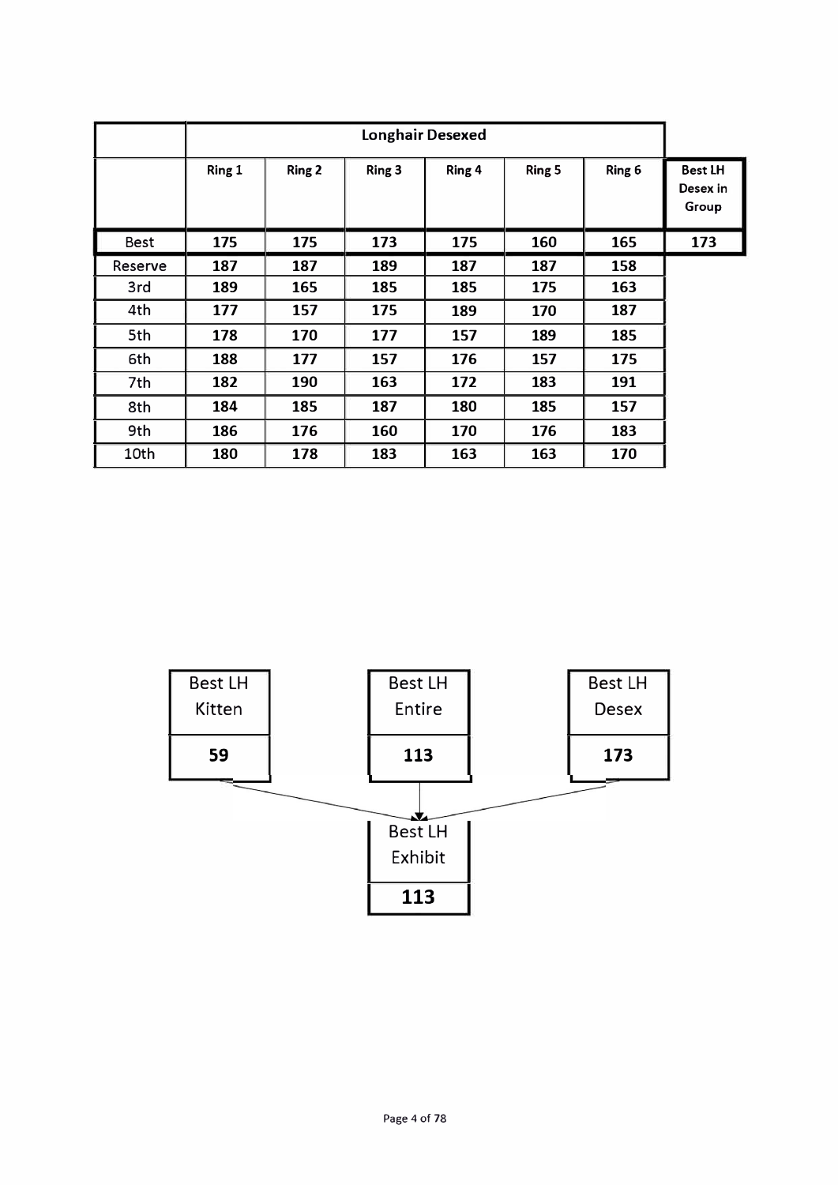| | Longhair Desexed | | | | | | |
|---|---|---|---|---|---|---|---|
| | Ring 1 | Ring 2 | Ring 3 | Ring 4 | Ring 5 | Ring 6 | Best LH Desex in Group |
| Best | 175 | 175 | 173 | 175 | 160 | 165 | 173 |
| Reserve | 187 | 187 | 189 | 187 | 187 | 158 | |
| 3rd | 189 | 165 | 185 | 185 | 175 | 163 | |
| 4th | 177 | 157 | 175 | 189 | 170 | 187 | |
| 5th | 178 | 170 | 177 | 157 | 189 | 185 | |
| 6th | 188 | 177 | 157 | 176 | 157 | 175 | |
| 7th | 182 | 190 | 163 | 172 | 183 | 191 | |
| 8th | 184 | 185 | 187 | 180 | 185 | 157 | |
| 9th | 186 | 176 | 160 | 170 | 176 | 183 | |
| 10th | 180 | 178 | 183 | 163 | 163 | 170 | |

| Best LH Kitten | Best LH Entire | Best LH Desex |
|---|---|---|
| 59 | 113 | 173 |

| Best LH Exhibit |
|---|
| 113 |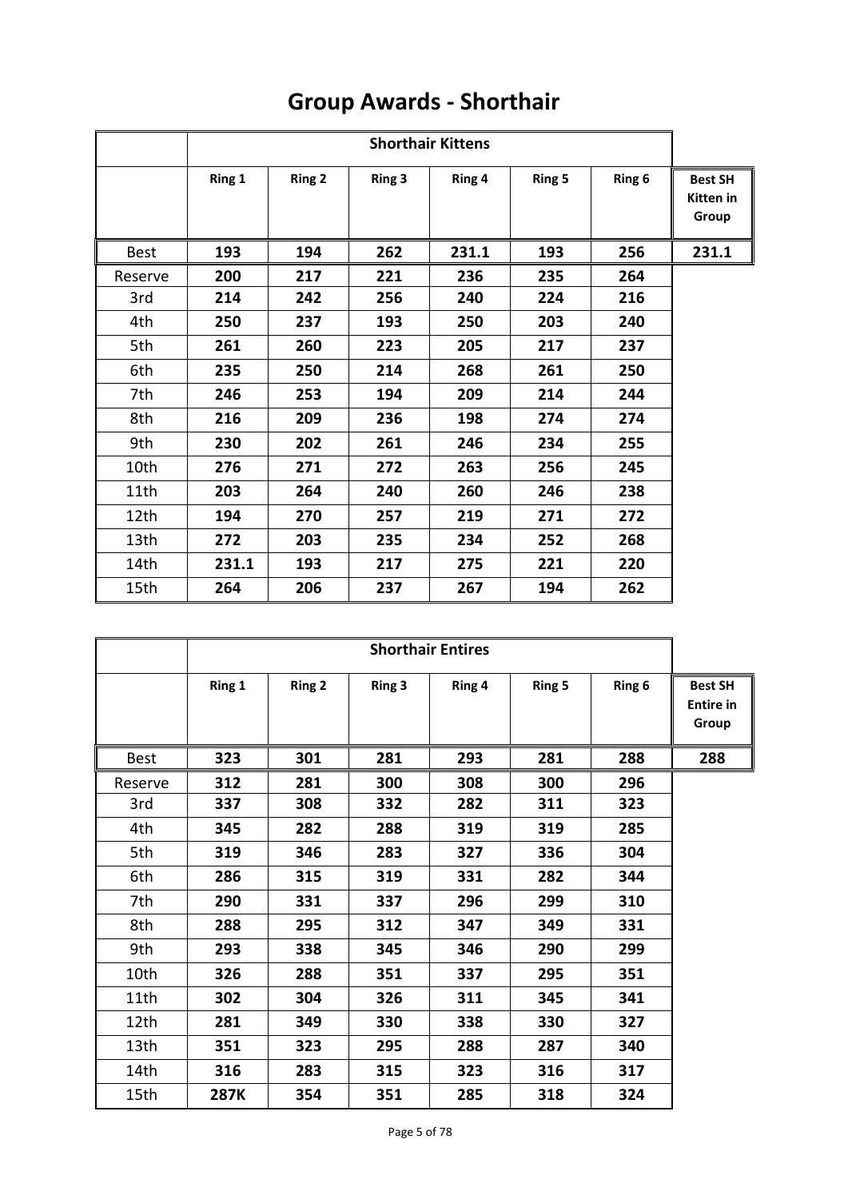# Group Awards - Shorthair

| | Shorthair Kittens | | | | | | |
|---|---|---|---|---|---|---|---|
| | Ring 1 | Ring 2 | Ring 3 | Ring 4 | Ring 5 | Ring 6 | Best SH Kitten in Group |
| Best | 193 | 194 | 262 | 231.1 | 193 | 256 | 231.1 |
| Reserve | 200 | 217 | 221 | 236 | 235 | 264 | |
| 3rd | 214 | 242 | 256 | 240 | 224 | 216 | |
| 4th | 250 | 237 | 193 | 250 | 203 | 240 | |
| 5th | 261 | 260 | 223 | 205 | 217 | 237 | |
| 6th | 235 | 250 | 214 | 268 | 261 | 250 | |
| 7th | 246 | 253 | 194 | 209 | 214 | 244 | |
| 8th | 216 | 209 | 236 | 198 | 274 | 274 | |
| 9th | 230 | 202 | 261 | 246 | 234 | 255 | |
| 10th | 276 | 271 | 272 | 263 | 256 | 245 | |
| 11th | 203 | 264 | 240 | 260 | 246 | 238 | |
| 12th | 194 | 270 | 257 | 219 | 271 | 272 | |
| 13th | 272 | 203 | 235 | 234 | 252 | 268 | |
| 14th | 231.1 | 193 | 217 | 275 | 221 | 220 | |
| 15th | 264 | 206 | 237 | 267 | 194 | 262 | |

| | Shorthair Entires | | | | | | |
|---|---|---|---|---|---|---|---|
| | Ring 1 | Ring 2 | Ring 3 | Ring 4 | Ring 5 | Ring 6 | Best SH Entire in Group |
| Best | 323 | 301 | 281 | 293 | 281 | 288 | 288 |
| Reserve | 312 | 281 | 300 | 308 | 300 | 296 | |
| 3rd | 337 | 308 | 332 | 282 | 311 | 323 | |
| 4th | 345 | 282 | 288 | 319 | 319 | 285 | |
| 5th | 319 | 346 | 283 | 327 | 336 | 304 | |
| 6th | 286 | 315 | 319 | 331 | 282 | 344 | |
| 7th | 290 | 331 | 337 | 296 | 299 | 310 | |
| 8th | 288 | 295 | 312 | 347 | 349 | 331 | |
| 9th | 293 | 338 | 345 | 346 | 290 | 299 | |
| 10th | 326 | 288 | 351 | 337 | 295 | 351 | |
| 11th | 302 | 304 | 326 | 311 | 345 | 341 | |
| 12th | 281 | 349 | 330 | 338 | 330 | 327 | |
| 13th | 351 | 323 | 295 | 288 | 287 | 340 | |
| 14th | 316 | 283 | 315 | 323 | 316 | 317 | |
| 15th | 287K | 354 | 351 | 285 | 318 | 324 | |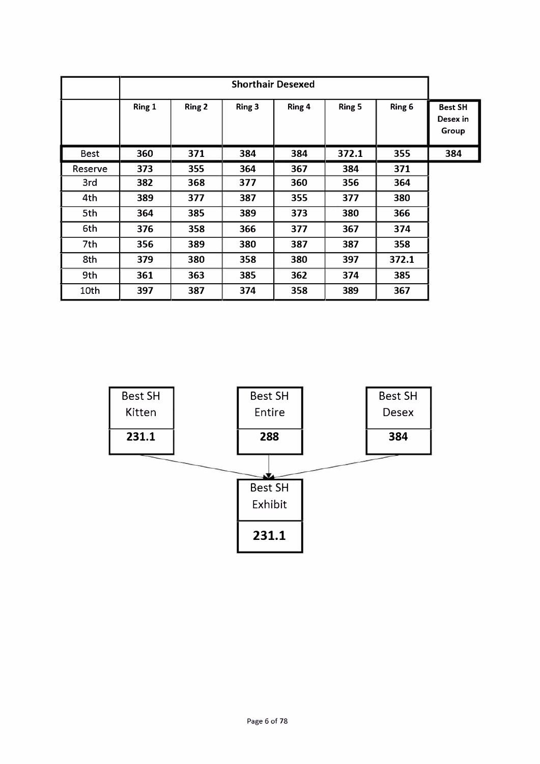| | Shorthair Desexed | | | | | | |
|---|---|---|---|---|---|---|---|
| | Ring 1 | Ring 2 | Ring 3 | Ring 4 | Ring 5 | Ring 6 | Best SH Desex in Group |
| Best | 360 | 371 | 384 | 384 | 372.1 | 355 | 384 |
| Reserve | 373 | 355 | 364 | 367 | 384 | 371 | |
| 3rd | 382 | 368 | 377 | 360 | 356 | 364 | |
| 4th | 389 | 377 | 387 | 355 | 377 | 380 | |
| 5th | 364 | 385 | 389 | 373 | 380 | 366 | |
| 6th | 376 | 358 | 366 | 377 | 367 | 374 | |
| 7th | 356 | 389 | 380 | 387 | 387 | 358 | |
| 8th | 379 | 380 | 358 | 380 | 397 | 372.1 | |
| 9th | 361 | 363 | 385 | 362 | 374 | 385 | |
| 10th | 397 | 387 | 374 | 358 | 389 | 367 | |

| Best SH Kitten | Best SH Entire | Best SH Desex |
|---|---|---|
| 231.1 | 288 | 384 |

| Best SH Exhibit |
|---|
| 231.1 |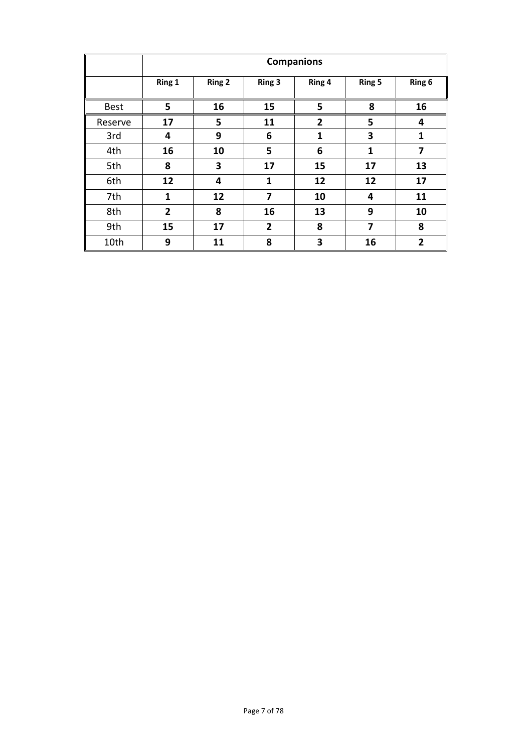| | Companions | | | | | |
|---|---|---|---|---|---|---|
| | **Ring 1** | **Ring 2** | **Ring 3** | **Ring 4** | **Ring 5** | **Ring 6** |
| Best | **5** | **16** | **15** | **5** | **8** | **16** |
| Reserve | **17** | **5** | **11** | **2** | **5** | **4** |
| 3rd | **4** | **9** | **6** | **1** | **3** | **1** |
| 4th | **16** | **10** | **5** | **6** | **1** | **7** |
| 5th | **8** | **3** | **17** | **15** | **17** | **13** |
| 6th | **12** | **4** | **1** | **12** | **12** | **17** |
| 7th | **1** | **12** | **7** | **10** | **4** | **11** |
| 8th | **2** | **8** | **16** | **13** | **9** | **10** |
| 9th | **15** | **17** | **2** | **8** | **7** | **8** |
| 10th | **9** | **11** | **8** | **3** | **16** | **2** |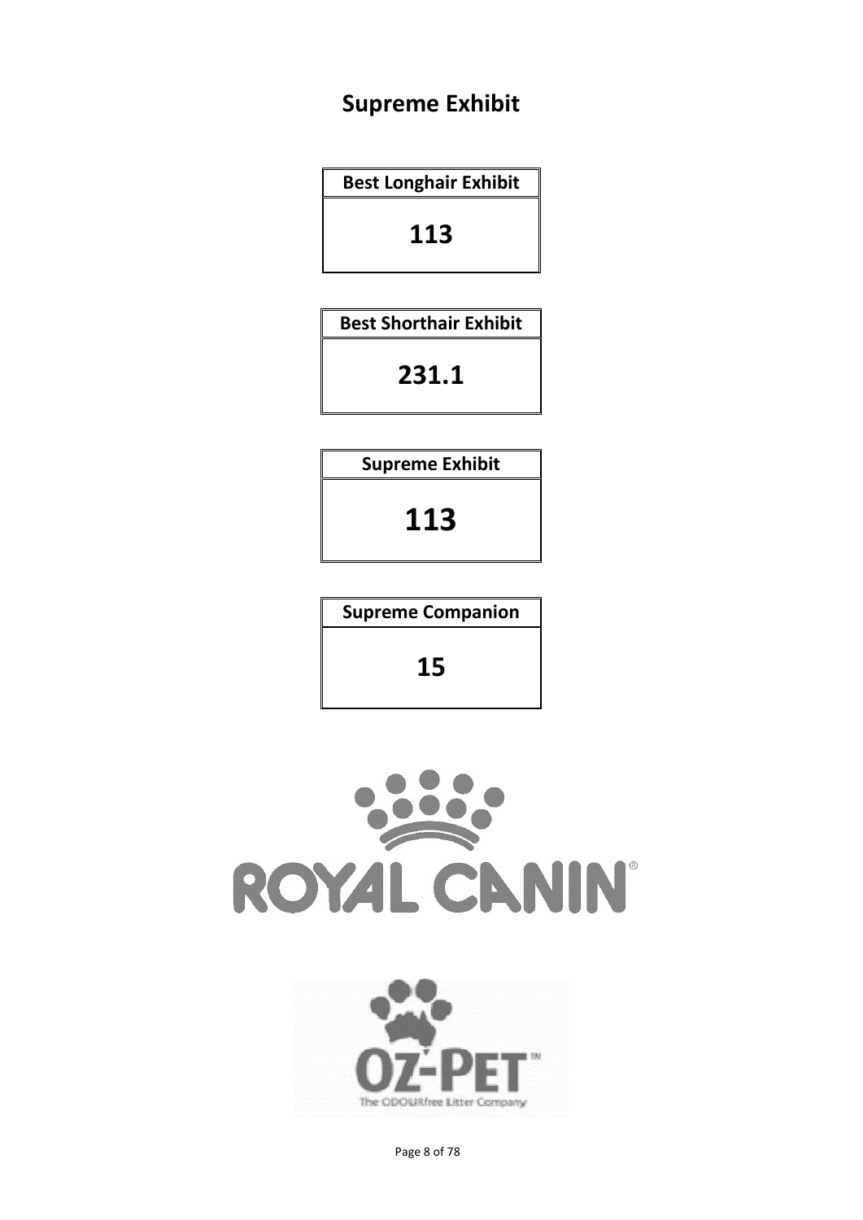# Supreme Exhibit

| Best Longhair Exhibit |
|---|
| **113** |

| Best Shorthair Exhibit |
|---|
| **231.1** |

| Supreme Exhibit |
|---|
| **113** |

| Supreme Companion |
|---|
| **15** |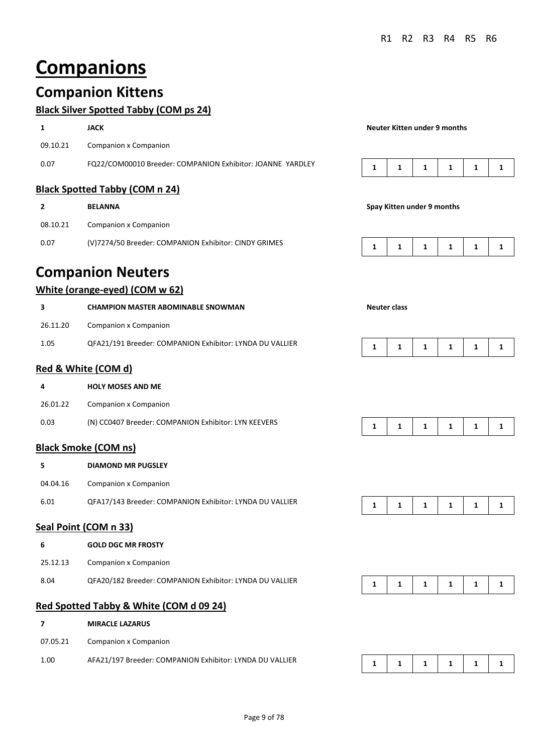R1 R2 R3 R4 R5 R6

# Companions

## Companion Kittens

### Black Silver Spotted Tabby (COM ps 24)

| | | | R1 | R2 | R3 | R4 | R5 | R6 |
|---|---|---|---|---|---|---|---|---|
| **1** | **JACK** | **Neuter Kitten under 9 months** | | | | | | |
| 09.10.21 | Companion x Companion | | | | | | | |
| 0.07 | FQ22/COM00010 Breeder: COMPANION Exhibitor: JOANNE YARDLEY | | 1 | 1 | 1 | 1 | 1 | 1 |

### Black Spotted Tabby (COM n 24)

| | | | R1 | R2 | R3 | R4 | R5 | R6 |
|---|---|---|---|---|---|---|---|---|
| **2** | **BELANNA** | **Spay Kitten under 9 months** | | | | | | |
| 08.10.21 | Companion x Companion | | | | | | | |
| 0.07 | (V)7274/50 Breeder: COMPANION Exhibitor: CINDY GRIMES | | 1 | 1 | 1 | 1 | 1 | 1 |

## Companion Neuters

### White (orange-eyed) (COM w 62)

| | | | R1 | R2 | R3 | R4 | R5 | R6 |
|---|---|---|---|---|---|---|---|---|
| **3** | **CHAMPION MASTER ABOMINABLE SNOWMAN** | **Neuter class** | | | | | | |
| 26.11.20 | Companion x Companion | | | | | | | |
| 1.05 | QFA21/191 Breeder: COMPANION Exhibitor: LYNDA DU VALLIER | | 1 | 1 | 1 | 1 | 1 | 1 |

### Red & White (COM d)

| | | | R1 | R2 | R3 | R4 | R5 | R6 |
|---|---|---|---|---|---|---|---|---|
| **4** | **HOLY MOSES AND ME** | | | | | | | |
| 26.01.22 | Companion x Companion | | | | | | | |
| 0.03 | (N) CC0407 Breeder: COMPANION Exhibitor: LYN KEEVERS | | 1 | 1 | 1 | 1 | 1 | 1 |

### Black Smoke (COM ns)

| | | | R1 | R2 | R3 | R4 | R5 | R6 |
|---|---|---|---|---|---|---|---|---|
| **5** | **DIAMOND MR PUGSLEY** | | | | | | | |
| 04.04.16 | Companion x Companion | | | | | | | |
| 6.01 | QFA17/143 Breeder: COMPANION Exhibitor: LYNDA DU VALLIER | | 1 | 1 | 1 | 1 | 1 | 1 |

### Seal Point (COM n 33)

| | | | R1 | R2 | R3 | R4 | R5 | R6 |
|---|---|---|---|---|---|---|---|---|
| **6** | **GOLD DGC MR FROSTY** | | | | | | | |
| 25.12.13 | Companion x Companion | | | | | | | |
| 8.04 | QFA20/182 Breeder: COMPANION Exhibitor: LYNDA DU VALLIER | | 1 | 1 | 1 | 1 | 1 | 1 |

### Red Spotted Tabby & White (COM d 09 24)

| | | | R1 | R2 | R3 | R4 | R5 | R6 |
|---|---|---|---|---|---|---|---|---|
| **7** | **MIRACLE LAZARUS** | | | | | | | |
| 07.05.21 | Companion x Companion | | | | | | | |
| 1.00 | AFA21/197 Breeder: COMPANION Exhibitor: LYNDA DU VALLIER | | 1 | 1 | 1 | 1 | 1 | 1 |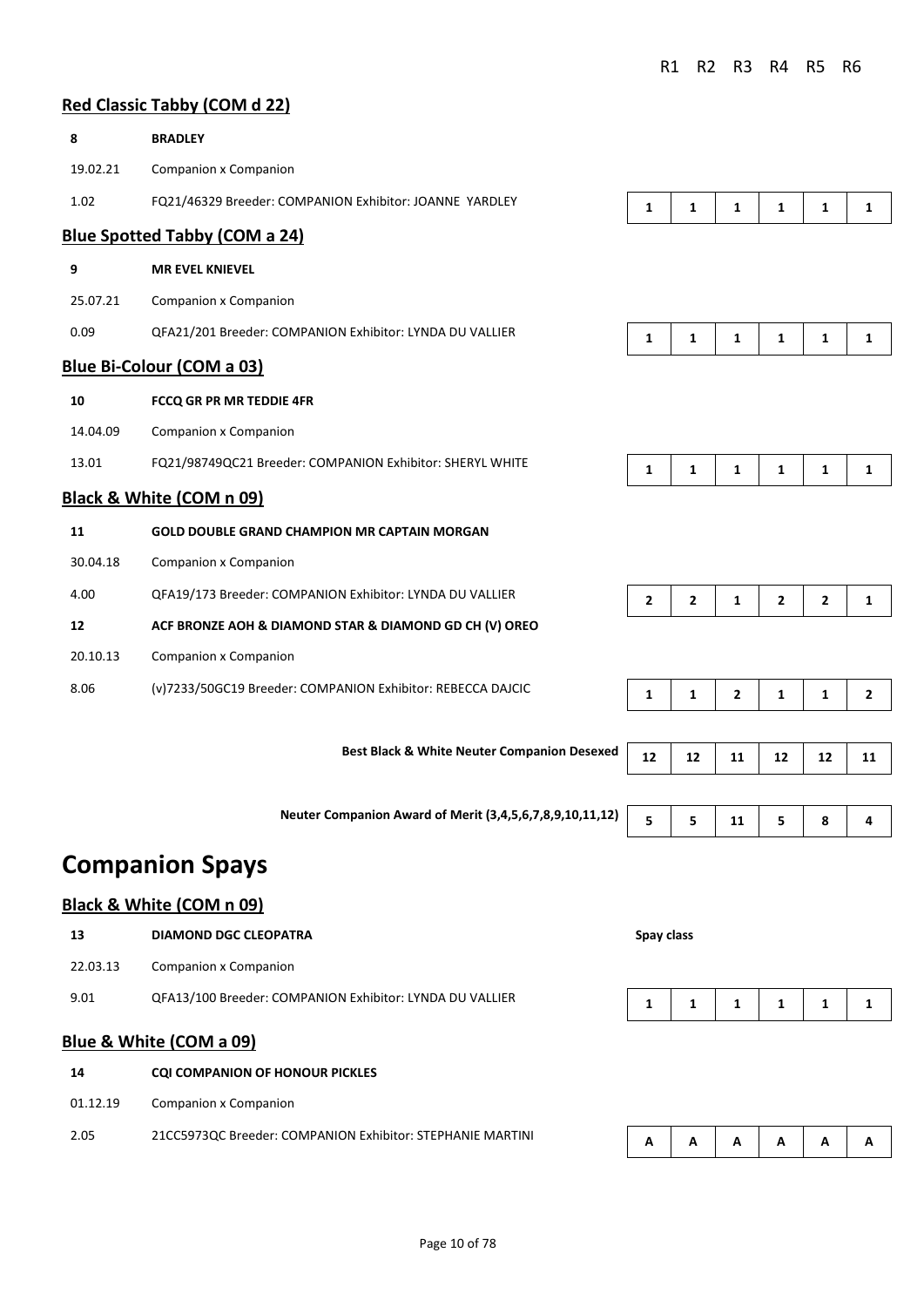| | | R1 | R2 | R3 | R4 | R5 | R6 |
|---|---|---|---|---|---|---|---|

### Red Classic Tabby (COM d 22)

| | | R1 | R2 | R3 | R4 | R5 | R6 |
|---|---|---|---|---|---|---|---|
| **8** | **BRADLEY** | | | | | | |
| 19.02.21 | Companion x Companion | | | | | | |
| 1.02 | FQ21/46329 Breeder: COMPANION Exhibitor: JOANNE YARDLEY | 1 | 1 | 1 | 1 | 1 | 1 |

### Blue Spotted Tabby (COM a 24)

| | | R1 | R2 | R3 | R4 | R5 | R6 |
|---|---|---|---|---|---|---|---|
| **9** | **MR EVEL KNIEVEL** | | | | | | |
| 25.07.21 | Companion x Companion | | | | | | |
| 0.09 | QFA21/201 Breeder: COMPANION Exhibitor: LYNDA DU VALLIER | 1 | 1 | 1 | 1 | 1 | 1 |

### Blue Bi-Colour (COM a 03)

| | | R1 | R2 | R3 | R4 | R5 | R6 |
|---|---|---|---|---|---|---|---|
| **10** | **FCCQ GR PR MR TEDDIE 4FR** | | | | | | |
| 14.04.09 | Companion x Companion | | | | | | |
| 13.01 | FQ21/98749QC21 Breeder: COMPANION Exhibitor: SHERYL WHITE | 1 | 1 | 1 | 1 | 1 | 1 |

### Black & White (COM n 09)

| | | R1 | R2 | R3 | R4 | R5 | R6 |
|---|---|---|---|---|---|---|---|
| **11** | **GOLD DOUBLE GRAND CHAMPION MR CAPTAIN MORGAN** | | | | | | |
| 30.04.18 | Companion x Companion | | | | | | |
| 4.00 | QFA19/173 Breeder: COMPANION Exhibitor: LYNDA DU VALLIER | 2 | 2 | 1 | 2 | 2 | 1 |
| **12** | **ACF BRONZE AOH & DIAMOND STAR & DIAMOND GD CH (V) OREO** | | | | | | |
| 20.10.13 | Companion x Companion | | | | | | |
| 8.06 | (v)7233/50GC19 Breeder: COMPANION Exhibitor: REBECCA DAJCIC | 1 | 1 | 2 | 1 | 1 | 2 |

| | R1 | R2 | R3 | R4 | R5 | R6 |
|---|---|---|---|---|---|---|
| **Best Black & White Neuter Companion Desexed** | 12 | 12 | 11 | 12 | 12 | 11 |
| **Neuter Companion Award of Merit (3,4,5,6,7,8,9,10,11,12)** | 5 | 5 | 11 | 5 | 8 | 4 |

# Companion Spays

### Black & White (COM n 09)

| | | R1 | R2 | R3 | R4 | R5 | R6 |
|---|---|---|---|---|---|---|---|
| **13** | **DIAMOND DGC CLEOPATRA** | **Spay class** | | | | | |
| 22.03.13 | Companion x Companion | | | | | | |
| 9.01 | QFA13/100 Breeder: COMPANION Exhibitor: LYNDA DU VALLIER | 1 | 1 | 1 | 1 | 1 | 1 |

### Blue & White (COM a 09)

| | | R1 | R2 | R3 | R4 | R5 | R6 |
|---|---|---|---|---|---|---|---|
| **14** | **CQI COMPANION OF HONOUR PICKLES** | | | | | | |
| 01.12.19 | Companion x Companion | | | | | | |
| 2.05 | 21CC5973QC Breeder: COMPANION Exhibitor: STEPHANIE MARTINI | A | A | A | A | A | A |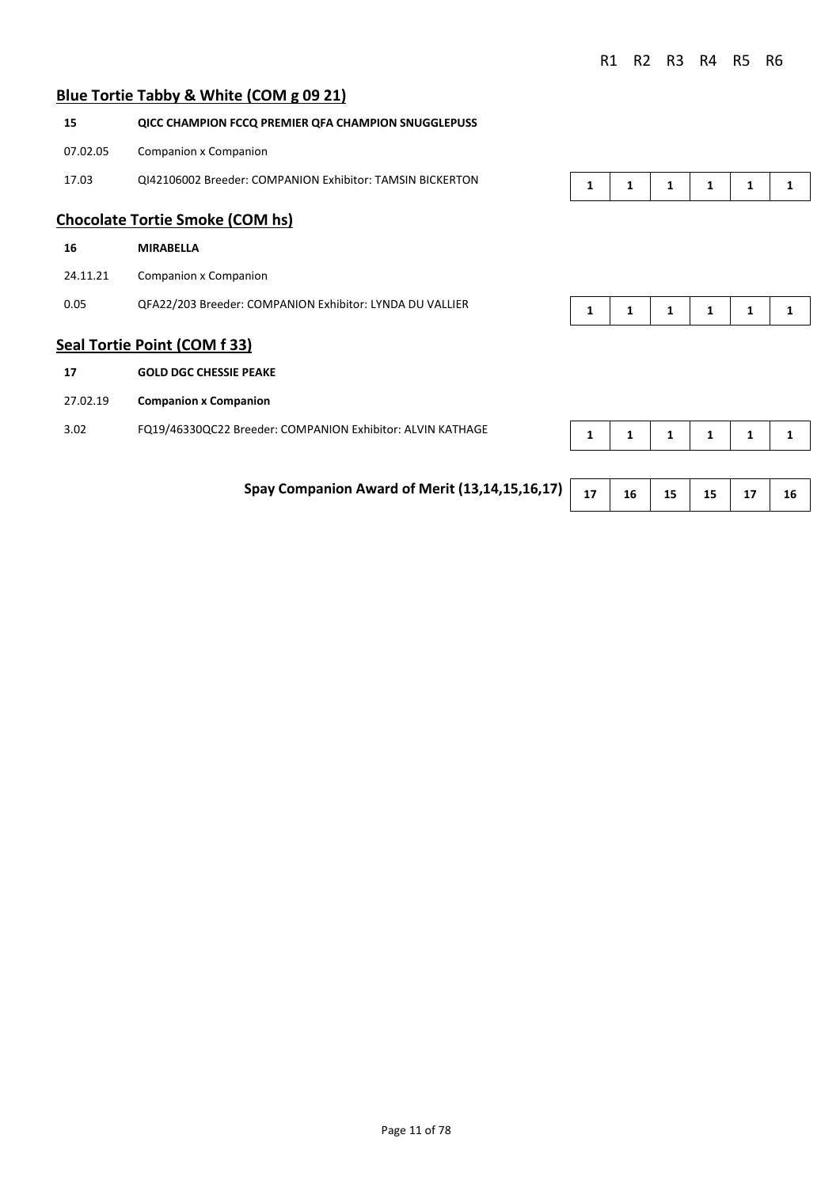R1 R2 R3 R4 R5 R6

## Blue Tortie Tabby & White (COM g 09 21)

**15** **QICC CHAMPION FCCQ PREMIER QFA CHAMPION SNUGGLEPUSS**

07.02.05 Companion x Companion

17.03 QI42106002 Breeder: COMPANION Exhibitor: TAMSIN BICKERTON

| R1 | R2 | R3 | R4 | R5 | R6 |
|---|---|---|---|---|---|
| 1 | 1 | 1 | 1 | 1 | 1 |

## Chocolate Tortie Smoke (COM hs)

**16** **MIRABELLA**

24.11.21 Companion x Companion

0.05 QFA22/203 Breeder: COMPANION Exhibitor: LYNDA DU VALLIER

| R1 | R2 | R3 | R4 | R5 | R6 |
|---|---|---|---|---|---|
| 1 | 1 | 1 | 1 | 1 | 1 |

## Seal Tortie Point (COM f 33)

**17** **GOLD DGC CHESSIE PEAKE**

27.02.19 **Companion x Companion**

3.02 FQ19/46330QC22 Breeder: COMPANION Exhibitor: ALVIN KATHAGE

| R1 | R2 | R3 | R4 | R5 | R6 |
|---|---|---|---|---|---|
| 1 | 1 | 1 | 1 | 1 | 1 |

**Spay Companion Award of Merit (13,14,15,16,17)**

| R1 | R2 | R3 | R4 | R5 | R6 |
|---|---|---|---|---|---|
| 17 | 16 | 15 | 15 | 17 | 16 |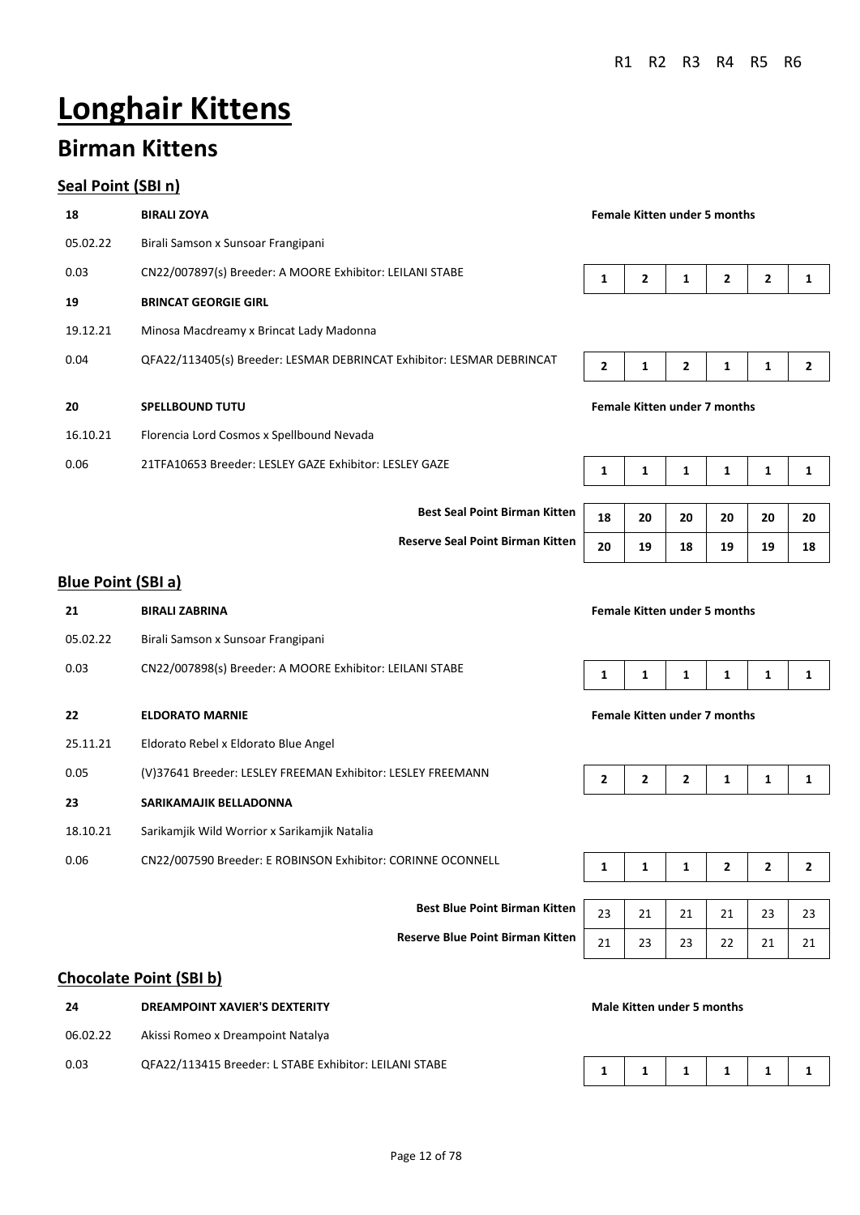# Longhair Kittens

## Birman Kittens

### Seal Point (SBI n)

| | | | R1 | R2 | R3 | R4 | R5 | R6 |
|---|---|---|---|---|---|---|---|---|
| **18** | **BIRALI ZOYA** | **Female Kitten under 5 months** | | | | | | |
| 05.02.22 | Birali Samson x Sunsoar Frangipani | | | | | | | |
| 0.03 | CN22/007897(s) Breeder: A MOORE Exhibitor: LEILANI STABE | | **1** | **2** | **1** | **2** | **2** | **1** |
| **19** | **BRINCAT GEORGIE GIRL** | | | | | | | |
| 19.12.21 | Minosa Macdreamy x Brincat Lady Madonna | | | | | | | |
| 0.04 | QFA22/113405(s) Breeder: LESMAR DEBRINCAT Exhibitor: LESMAR DEBRINCAT | | **2** | **1** | **2** | **1** | **1** | **2** |
| **20** | **SPELLBOUND TUTU** | **Female Kitten under 7 months** | | | | | | |
| 16.10.21 | Florencia Lord Cosmos x Spellbound Nevada | | | | | | | |
| 0.06 | 21TFA10653 Breeder: LESLEY GAZE Exhibitor: LESLEY GAZE | | **1** | **1** | **1** | **1** | **1** | **1** |
| | | **Best Seal Point Birman Kitten** | **18** | **20** | **20** | **20** | **20** | **20** |
| | | **Reserve Seal Point Birman Kitten** | **20** | **19** | **18** | **19** | **19** | **18** |

### Blue Point (SBI a)

| | | | R1 | R2 | R3 | R4 | R5 | R6 |
|---|---|---|---|---|---|---|---|---|
| **21** | **BIRALI ZABRINA** | **Female Kitten under 5 months** | | | | | | |
| 05.02.22 | Birali Samson x Sunsoar Frangipani | | | | | | | |
| 0.03 | CN22/007898(s) Breeder: A MOORE Exhibitor: LEILANI STABE | | **1** | **1** | **1** | **1** | **1** | **1** |
| **22** | **ELDORATO MARNIE** | **Female Kitten under 7 months** | | | | | | |
| 25.11.21 | Eldorato Rebel x Eldorato Blue Angel | | | | | | | |
| 0.05 | (V)37641 Breeder: LESLEY FREEMAN Exhibitor: LESLEY FREEMANN | | **2** | **2** | **2** | **1** | **1** | **1** |
| **23** | **SARIKAMAJIK BELLADONNA** | | | | | | | |
| 18.10.21 | Sarikamjik Wild Worrior x Sarikamjik Natalia | | | | | | | |
| 0.06 | CN22/007590 Breeder: E ROBINSON Exhibitor: CORINNE OCONNELL | | **1** | **1** | **1** | **2** | **2** | **2** |
| | | **Best Blue Point Birman Kitten** | 23 | 21 | 21 | 21 | 23 | 23 |
| | | **Reserve Blue Point Birman Kitten** | 21 | 23 | 23 | 22 | 21 | 21 |

### Chocolate Point (SBI b)

| | | | R1 | R2 | R3 | R4 | R5 | R6 |
|---|---|---|---|---|---|---|---|---|
| **24** | **DREAMPOINT XAVIER'S DEXTERITY** | **Male Kitten under 5 months** | | | | | | |
| 06.02.22 | Akissi Romeo x Dreampoint Natalya | | | | | | | |
| 0.03 | QFA22/113415 Breeder: L STABE Exhibitor: LEILANI STABE | | **1** | **1** | **1** | **1** | **1** | **1** |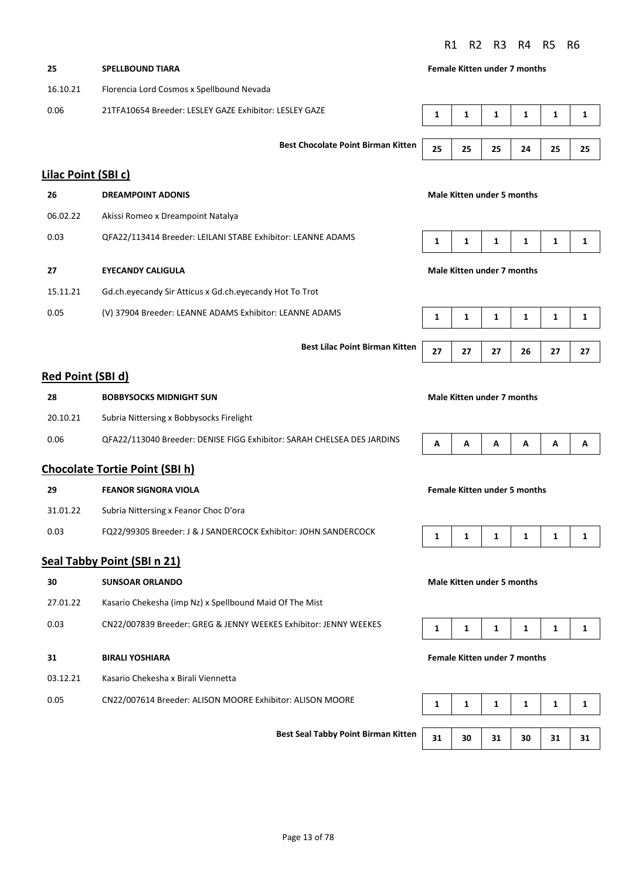| | | Class | R1 | R2 | R3 | R4 | R5 | R6 |
|---|---|---|---|---|---|---|---|---|
| **25** | **SPELLBOUND TIARA** | **Female Kitten under 7 months** | | | | | | |
| 16.10.21 | Florencia Lord Cosmos x Spellbound Nevada | | | | | | | |
| 0.06 | 21TFA10654 Breeder: LESLEY GAZE Exhibitor: LESLEY GAZE | | **1** | **1** | **1** | **1** | **1** | **1** |
| | | **Best Chocolate Point Birman Kitten** | **25** | **25** | **25** | **24** | **25** | **25** |

## Lilac Point (SBI c)

| | | Class | R1 | R2 | R3 | R4 | R5 | R6 |
|---|---|---|---|---|---|---|---|---|
| **26** | **DREAMPOINT ADONIS** | **Male Kitten under 5 months** | | | | | | |
| 06.02.22 | Akissi Romeo x Dreampoint Natalya | | | | | | | |
| 0.03 | QFA22/113414 Breeder: LEILANI STABE Exhibitor: LEANNE ADAMS | | **1** | **1** | **1** | **1** | **1** | **1** |
| **27** | **EYECANDY CALIGULA** | **Male Kitten under 7 months** | | | | | | |
| 15.11.21 | Gd.ch.eyecandy Sir Atticus x Gd.ch.eyecandy Hot To Trot | | | | | | | |
| 0.05 | (V) 37904 Breeder: LEANNE ADAMS Exhibitor: LEANNE ADAMS | | **1** | **1** | **1** | **1** | **1** | **1** |
| | | **Best Lilac Point Birman Kitten** | **27** | **27** | **27** | **26** | **27** | **27** |

## Red Point (SBI d)

| | | Class | R1 | R2 | R3 | R4 | R5 | R6 |
|---|---|---|---|---|---|---|---|---|
| **28** | **BOBBYSOCKS MIDNIGHT SUN** | **Male Kitten under 7 months** | | | | | | |
| 20.10.21 | Subria Nittersing x Bobbysocks Firelight | | | | | | | |
| 0.06 | QFA22/113040 Breeder: DENISE FIGG Exhibitor: SARAH CHELSEA DES JARDINS | | **A** | **A** | **A** | **A** | **A** | **A** |

## Chocolate Tortie Point (SBI h)

| | | Class | R1 | R2 | R3 | R4 | R5 | R6 |
|---|---|---|---|---|---|---|---|---|
| **29** | **FEANOR SIGNORA VIOLA** | **Female Kitten under 5 months** | | | | | | |
| 31.01.22 | Subria Nittersing x Feanor Choc D'ora | | | | | | | |
| 0.03 | FQ22/99305 Breeder: J & J SANDERCOCK Exhibitor: JOHN SANDERCOCK | | **1** | **1** | **1** | **1** | **1** | **1** |

## Seal Tabby Point (SBI n 21)

| | | Class | R1 | R2 | R3 | R4 | R5 | R6 |
|---|---|---|---|---|---|---|---|---|
| **30** | **SUNSOAR ORLANDO** | **Male Kitten under 5 months** | | | | | | |
| 27.01.22 | Kasario Chekesha (imp Nz) x Spellbound Maid Of The Mist | | | | | | | |
| 0.03 | CN22/007839 Breeder: GREG & JENNY WEEKES Exhibitor: JENNY WEEKES | | **1** | **1** | **1** | **1** | **1** | **1** |
| **31** | **BIRALI YOSHIARA** | **Female Kitten under 7 months** | | | | | | |
| 03.12.21 | Kasario Chekesha x Birali Viennetta | | | | | | | |
| 0.05 | CN22/007614 Breeder: ALISON MOORE Exhibitor: ALISON MOORE | | **1** | **1** | **1** | **1** | **1** | **1** |
| | | **Best Seal Tabby Point Birman Kitten** | **31** | **30** | **31** | **30** | **31** | **31** |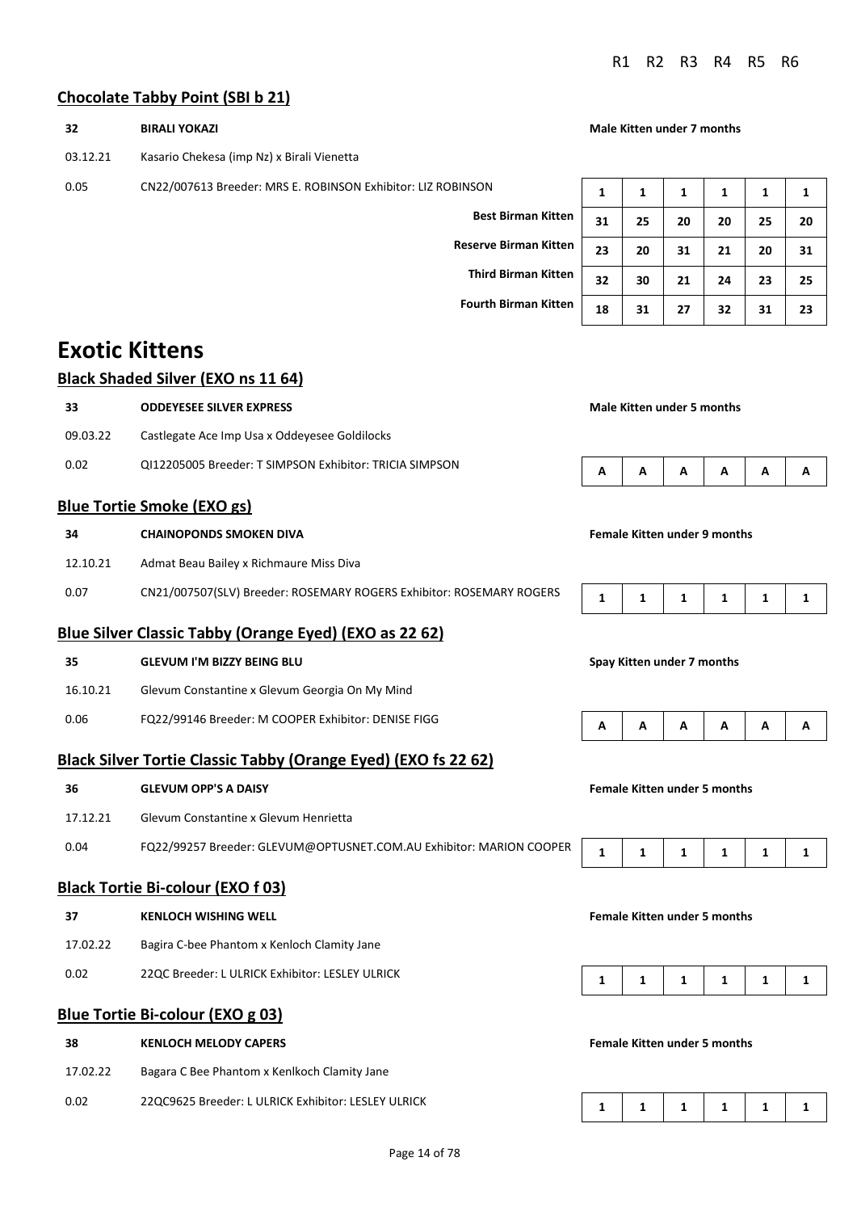R1 R2 R3 R4 R5 R6

### Chocolate Tabby Point (SBI b 21)

**32** **BIRALI YOKAZI** — **Male Kitten under 7 months**

03.12.21 Kasario Chekesa (imp Nz) x Birali Vienetta

0.05 CN22/007613 Breeder: MRS E. ROBINSON Exhibitor: LIZ ROBINSON

| | R1 | R2 | R3 | R4 | R5 | R6 |
|---|---|---|---|---|---|---|
| | **1** | **1** | **1** | **1** | **1** | **1** |
| **Best Birman Kitten** | **31** | **25** | **20** | **20** | **25** | **20** |
| **Reserve Birman Kitten** | **23** | **20** | **31** | **21** | **20** | **31** |
| **Third Birman Kitten** | **32** | **30** | **21** | **24** | **23** | **25** |
| **Fourth Birman Kitten** | **18** | **31** | **27** | **32** | **31** | **23** |

# Exotic Kittens

### Black Shaded Silver (EXO ns 11 64)

**33** **ODDEYESEE SILVER EXPRESS** — **Male Kitten under 5 months**

09.03.22 Castlegate Ace Imp Usa x Oddeyesee Goldilocks

0.02 QI12205005 Breeder: T SIMPSON Exhibitor: TRICIA SIMPSON

| R1 | R2 | R3 | R4 | R5 | R6 |
|---|---|---|---|---|---|
| **A** | **A** | **A** | **A** | **A** | **A** |

### Blue Tortie Smoke (EXO gs)

**34** **CHAINOPONDS SMOKEN DIVA** — **Female Kitten under 9 months**

12.10.21 Admat Beau Bailey x Richmaure Miss Diva

0.07 CN21/007507(SLV) Breeder: ROSEMARY ROGERS Exhibitor: ROSEMARY ROGERS

| R1 | R2 | R3 | R4 | R5 | R6 |
|---|---|---|---|---|---|
| **1** | **1** | **1** | **1** | **1** | **1** |

### Blue Silver Classic Tabby (Orange Eyed) (EXO as 22 62)

**35** **GLEVUM I'M BIZZY BEING BLU** — **Spay Kitten under 7 months**

16.10.21 Glevum Constantine x Glevum Georgia On My Mind

0.06 FQ22/99146 Breeder: M COOPER Exhibitor: DENISE FIGG

| R1 | R2 | R3 | R4 | R5 | R6 |
|---|---|---|---|---|---|
| **A** | **A** | **A** | **A** | **A** | **A** |

### Black Silver Tortie Classic Tabby (Orange Eyed) (EXO fs 22 62)

**36** **GLEVUM OPP'S A DAISY** — **Female Kitten under 5 months**

17.12.21 Glevum Constantine x Glevum Henrietta

0.04 FQ22/99257 Breeder: GLEVUM@OPTUSNET.COM.AU Exhibitor: MARION COOPER

| R1 | R2 | R3 | R4 | R5 | R6 |
|---|---|---|---|---|---|
| **1** | **1** | **1** | **1** | **1** | **1** |

### Black Tortie Bi-colour (EXO f 03)

**37** **KENLOCH WISHING WELL** — **Female Kitten under 5 months**

17.02.22 Bagira C-bee Phantom x Kenloch Clamity Jane

0.02 22QC Breeder: L ULRICK Exhibitor: LESLEY ULRICK

| R1 | R2 | R3 | R4 | R5 | R6 |
|---|---|---|---|---|---|
| **1** | **1** | **1** | **1** | **1** | **1** |

### Blue Tortie Bi-colour (EXO g 03)

**38** **KENLOCH MELODY CAPERS** — **Female Kitten under 5 months**

17.02.22 Bagara C Bee Phantom x Kenlkoch Clamity Jane

0.02 22QC9625 Breeder: L ULRICK Exhibitor: LESLEY ULRICK

| R1 | R2 | R3 | R4 | R5 | R6 |
|---|---|---|---|---|---|
| **1** | **1** | **1** | **1** | **1** | **1** |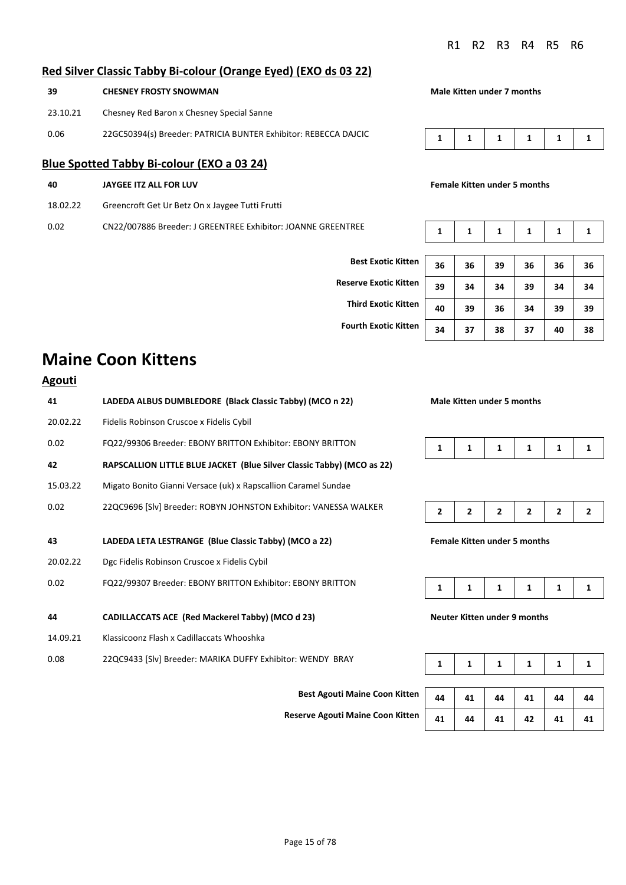R1 R2 R3 R4 R5 R6

## Red Silver Classic Tabby Bi-colour (Orange Eyed) (EXO ds 03 22)

**39** **CHESNEY FROSTY SNOWMAN** **Male Kitten under 7 months**

23.10.21 Chesney Red Baron x Chesney Special Sanne

0.06 22GC50394(s) Breeder: PATRICIA BUNTER Exhibitor: REBECCA DAJCIC

| R1 | R2 | R3 | R4 | R5 | R6 |
|---|---|---|---|---|---|
| 1 | 1 | 1 | 1 | 1 | 1 |

## Blue Spotted Tabby Bi-colour (EXO a 03 24)

**40** **JAYGEE ITZ ALL FOR LUV** **Female Kitten under 5 months**

18.02.22 Greencroft Get Ur Betz On x Jaygee Tutti Frutti

0.02 CN22/007886 Breeder: J GREENTREE Exhibitor: JOANNE GREENTREE

| R1 | R2 | R3 | R4 | R5 | R6 |
|---|---|---|---|---|---|
| 1 | 1 | 1 | 1 | 1 | 1 |

| | R1 | R2 | R3 | R4 | R5 | R6 |
|---|---|---|---|---|---|---|
| **Best Exotic Kitten** | 36 | 36 | 39 | 36 | 36 | 36 |
| **Reserve Exotic Kitten** | 39 | 34 | 34 | 39 | 34 | 34 |
| **Third Exotic Kitten** | 40 | 39 | 36 | 34 | 39 | 39 |
| **Fourth Exotic Kitten** | 34 | 37 | 38 | 37 | 40 | 38 |

# Maine Coon Kittens

## Agouti

**41** **LADEDA ALBUS DUMBLEDORE (Black Classic Tabby) (MCO n 22)** **Male Kitten under 5 months**

20.02.22 Fidelis Robinson Cruscoe x Fidelis Cybil

0.02 FQ22/99306 Breeder: EBONY BRITTON Exhibitor: EBONY BRITTON

| R1 | R2 | R3 | R4 | R5 | R6 |
|---|---|---|---|---|---|
| 1 | 1 | 1 | 1 | 1 | 1 |

**42** **RAPSCALLION LITTLE BLUE JACKET (Blue Silver Classic Tabby) (MCO as 22)**

15.03.22 Migato Bonito Gianni Versace (uk) x Rapscallion Caramel Sundae

0.02 22QC9696 [Slv] Breeder: ROBYN JOHNSTON Exhibitor: VANESSA WALKER

| R1 | R2 | R3 | R4 | R5 | R6 |
|---|---|---|---|---|---|
| 2 | 2 | 2 | 2 | 2 | 2 |

**43** **LADEDA LETA LESTRANGE (Blue Classic Tabby) (MCO a 22)** **Female Kitten under 5 months**

20.02.22 Dgc Fidelis Robinson Cruscoe x Fidelis Cybil

0.02 FQ22/99307 Breeder: EBONY BRITTON Exhibitor: EBONY BRITTON

| R1 | R2 | R3 | R4 | R5 | R6 |
|---|---|---|---|---|---|
| 1 | 1 | 1 | 1 | 1 | 1 |

**44** **CADILLACCATS ACE (Red Mackerel Tabby) (MCO d 23)** **Neuter Kitten under 9 months**

14.09.21 Klassicoonz Flash x Cadillaccats Whooshka

0.08 22QC9433 [Slv] Breeder: MARIKA DUFFY Exhibitor: WENDY BRAY

| R1 | R2 | R3 | R4 | R5 | R6 |
|---|---|---|---|---|---|
| 1 | 1 | 1 | 1 | 1 | 1 |

| | R1 | R2 | R3 | R4 | R5 | R6 |
|---|---|---|---|---|---|---|
| **Best Agouti Maine Coon Kitten** | 44 | 41 | 44 | 41 | 44 | 44 |
| **Reserve Agouti Maine Coon Kitten** | 41 | 44 | 41 | 42 | 41 | 41 |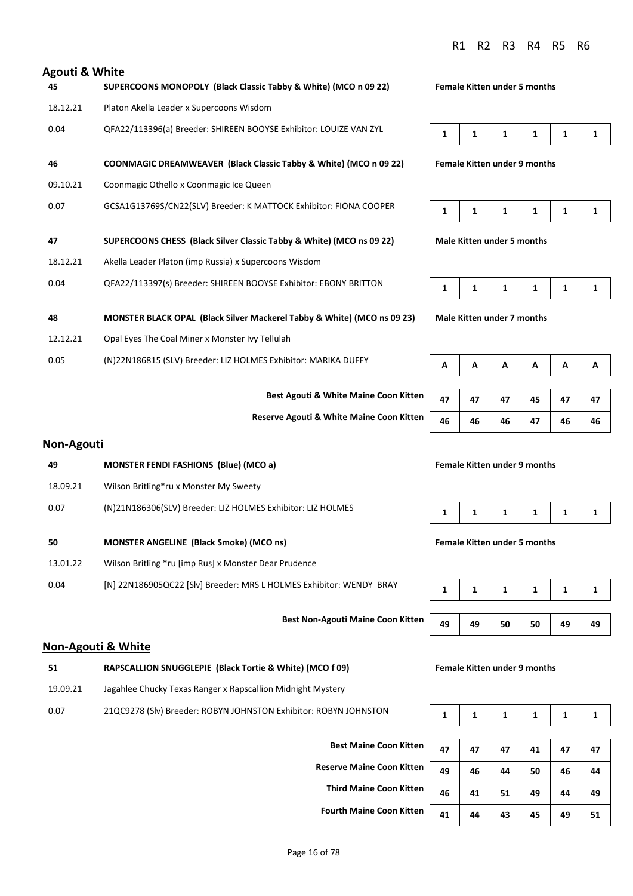## Agouti & White

| | | | R1 | R2 | R3 | R4 | R5 | R6 |
|---|---|---|---|---|---|---|---|---|
| **45** | **SUPERCOONS MONOPOLY (Black Classic Tabby & White) (MCO n 09 22)** | **Female Kitten under 5 months** | | | | | | |
| 18.12.21 | Platon Akella Leader x Supercoons Wisdom | | | | | | | |
| 0.04 | QFA22/113396(a) Breeder: SHIREEN BOOYSE Exhibitor: LOUIZE VAN ZYL | | 1 | 1 | 1 | 1 | 1 | 1 |
| **46** | **COONMAGIC DREAMWEAVER (Black Classic Tabby & White) (MCO n 09 22)** | **Female Kitten under 9 months** | | | | | | |
| 09.10.21 | Coonmagic Othello x Coonmagic Ice Queen | | | | | | | |
| 0.07 | GCSA1G13769S/CN22(SLV) Breeder: K MATTOCK Exhibitor: FIONA COOPER | | 1 | 1 | 1 | 1 | 1 | 1 |
| **47** | **SUPERCOONS CHESS (Black Silver Classic Tabby & White) (MCO ns 09 22)** | **Male Kitten under 5 months** | | | | | | |
| 18.12.21 | Akella Leader Platon (imp Russia) x Supercoons Wisdom | | | | | | | |
| 0.04 | QFA22/113397(s) Breeder: SHIREEN BOOYSE Exhibitor: EBONY BRITTON | | 1 | 1 | 1 | 1 | 1 | 1 |
| **48** | **MONSTER BLACK OPAL (Black Silver Mackerel Tabby & White) (MCO ns 09 23)** | **Male Kitten under 7 months** | | | | | | |
| 12.12.21 | Opal Eyes The Coal Miner x Monster Ivy Tellulah | | | | | | | |
| 0.05 | (N)22N186815 (SLV) Breeder: LIZ HOLMES Exhibitor: MARIKA DUFFY | | A | A | A | A | A | A |
| | **Best Agouti & White Maine Coon Kitten** | | 47 | 47 | 47 | 45 | 47 | 47 |
| | **Reserve Agouti & White Maine Coon Kitten** | | 46 | 46 | 46 | 47 | 46 | 46 |

## Non-Agouti

| | | | R1 | R2 | R3 | R4 | R5 | R6 |
|---|---|---|---|---|---|---|---|---|
| **49** | **MONSTER FENDI FASHIONS (Blue) (MCO a)** | **Female Kitten under 9 months** | | | | | | |
| 18.09.21 | Wilson Britling*ru x Monster My Sweety | | | | | | | |
| 0.07 | (N)21N186306(SLV) Breeder: LIZ HOLMES Exhibitor: LIZ HOLMES | | 1 | 1 | 1 | 1 | 1 | 1 |
| **50** | **MONSTER ANGELINE (Black Smoke) (MCO ns)** | **Female Kitten under 5 months** | | | | | | |
| 13.01.22 | Wilson Britling *ru [imp Rus] x Monster Dear Prudence | | | | | | | |
| 0.04 | [N] 22N186905QC22 [Slv] Breeder: MRS L HOLMES Exhibitor: WENDY BRAY | | 1 | 1 | 1 | 1 | 1 | 1 |
| | **Best Non-Agouti Maine Coon Kitten** | | 49 | 49 | 50 | 50 | 49 | 49 |

## Non-Agouti & White

| | | | R1 | R2 | R3 | R4 | R5 | R6 |
|---|---|---|---|---|---|---|---|---|
| **51** | **RAPSCALLION SNUGGLEPIE (Black Tortie & White) (MCO f 09)** | **Female Kitten under 9 months** | | | | | | |
| 19.09.21 | Jagahlee Chucky Texas Ranger x Rapscallion Midnight Mystery | | | | | | | |
| 0.07 | 21QC9278 (Slv) Breeder: ROBYN JOHNSTON Exhibitor: ROBYN JOHNSTON | | 1 | 1 | 1 | 1 | 1 | 1 |
| | **Best Maine Coon Kitten** | | 47 | 47 | 47 | 41 | 47 | 47 |
| | **Reserve Maine Coon Kitten** | | 49 | 46 | 44 | 50 | 46 | 44 |
| | **Third Maine Coon Kitten** | | 46 | 41 | 51 | 49 | 44 | 49 |
| | **Fourth Maine Coon Kitten** | | 41 | 44 | 43 | 45 | 49 | 51 |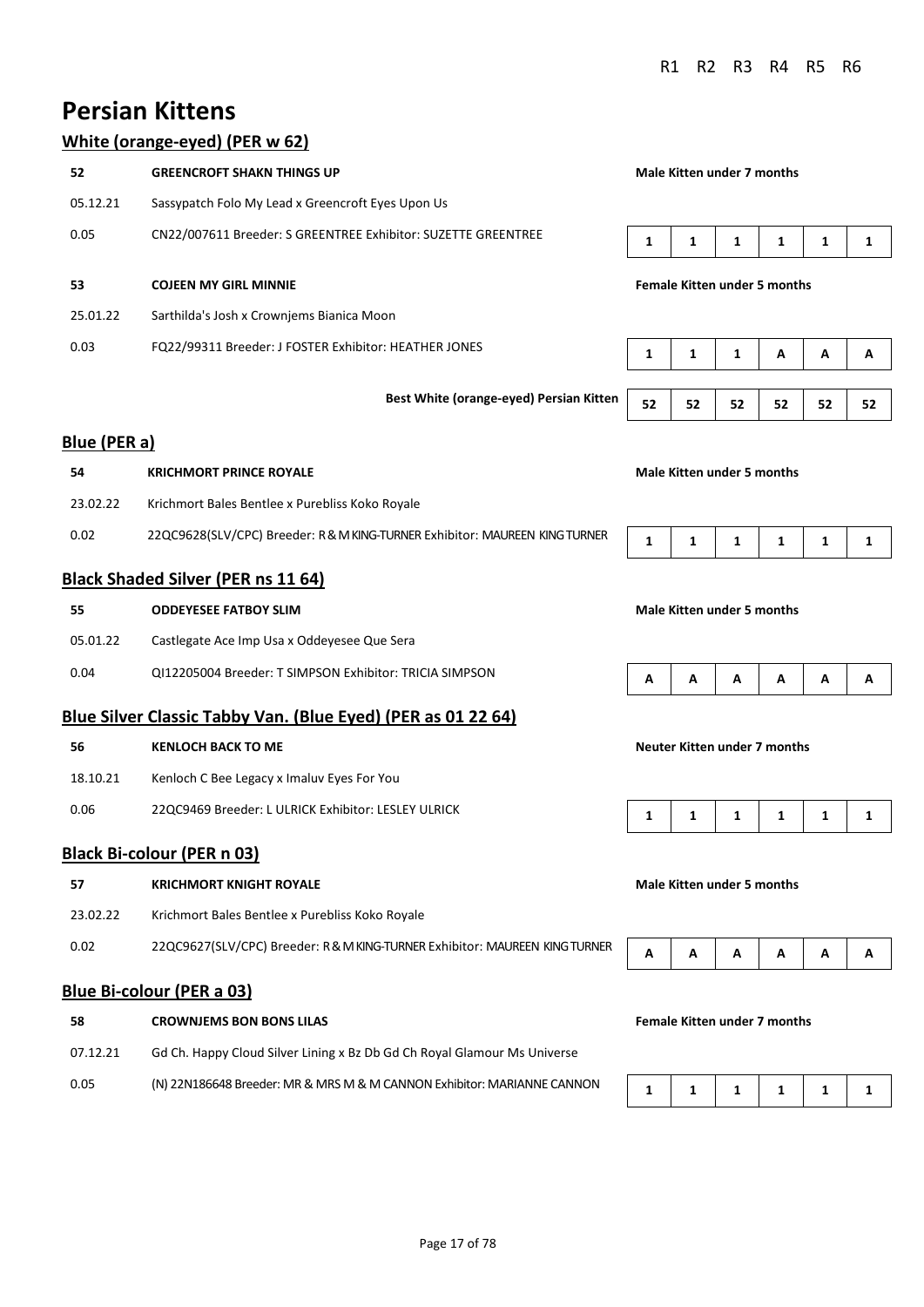# Persian Kittens

## White (orange-eyed) (PER w 62)

| | | | R1 | R2 | R3 | R4 | R5 | R6 |
|---|---|---|---|---|---|---|---|---|
| **52** | **GREENCROFT SHAKN THINGS UP** | **Male Kitten under 7 months** | | | | | | |
| 05.12.21 | Sassypatch Folo My Lead x Greencroft Eyes Upon Us | | | | | | | |
| 0.05 | CN22/007611 Breeder: S GREENTREE Exhibitor: SUZETTE GREENTREE | | 1 | 1 | 1 | 1 | 1 | 1 |
| **53** | **COJEEN MY GIRL MINNIE** | **Female Kitten under 5 months** | | | | | | |
| 25.01.22 | Sarthilda's Josh x Crownjems Bianica Moon | | | | | | | |
| 0.03 | FQ22/99311 Breeder: J FOSTER Exhibitor: HEATHER JONES | | 1 | 1 | 1 | A | A | A |
| | **Best White (orange-eyed) Persian Kitten** | | 52 | 52 | 52 | 52 | 52 | 52 |

## Blue (PER a)

| | | | R1 | R2 | R3 | R4 | R5 | R6 |
|---|---|---|---|---|---|---|---|---|
| **54** | **KRICHMORT PRINCE ROYALE** | **Male Kitten under 5 months** | | | | | | |
| 23.02.22 | Krichmort Bales Bentlee x Purebliss Koko Royale | | | | | | | |
| 0.02 | 22QC9628(SLV/CPC) Breeder: R & M KING-TURNER Exhibitor: MAUREEN KING TURNER | | 1 | 1 | 1 | 1 | 1 | 1 |

## Black Shaded Silver (PER ns 11 64)

| | | | R1 | R2 | R3 | R4 | R5 | R6 |
|---|---|---|---|---|---|---|---|---|
| **55** | **ODDEYESEE FATBOY SLIM** | **Male Kitten under 5 months** | | | | | | |
| 05.01.22 | Castlegate Ace Imp Usa x Oddeyesee Que Sera | | | | | | | |
| 0.04 | QI12205004 Breeder: T SIMPSON Exhibitor: TRICIA SIMPSON | | A | A | A | A | A | A |

## Blue Silver Classic Tabby Van. (Blue Eyed) (PER as 01 22 64)

| | | | R1 | R2 | R3 | R4 | R5 | R6 |
|---|---|---|---|---|---|---|---|---|
| **56** | **KENLOCH BACK TO ME** | **Neuter Kitten under 7 months** | | | | | | |
| 18.10.21 | Kenloch C Bee Legacy x Imaluv Eyes For You | | | | | | | |
| 0.06 | 22QC9469 Breeder: L ULRICK Exhibitor: LESLEY ULRICK | | 1 | 1 | 1 | 1 | 1 | 1 |

## Black Bi-colour (PER n 03)

| | | | R1 | R2 | R3 | R4 | R5 | R6 |
|---|---|---|---|---|---|---|---|---|
| **57** | **KRICHMORT KNIGHT ROYALE** | **Male Kitten under 5 months** | | | | | | |
| 23.02.22 | Krichmort Bales Bentlee x Purebliss Koko Royale | | | | | | | |
| 0.02 | 22QC9627(SLV/CPC) Breeder: R & M KING-TURNER Exhibitor: MAUREEN KING TURNER | | A | A | A | A | A | A |

## Blue Bi-colour (PER a 03)

| | | | R1 | R2 | R3 | R4 | R5 | R6 |
|---|---|---|---|---|---|---|---|---|
| **58** | **CROWNJEMS BON BONS LILAS** | **Female Kitten under 7 months** | | | | | | |
| 07.12.21 | Gd Ch. Happy Cloud Silver Lining x Bz Db Gd Ch Royal Glamour Ms Universe | | | | | | | |
| 0.05 | (N) 22N186648 Breeder: MR & MRS M & M CANNON Exhibitor: MARIANNE CANNON | | 1 | 1 | 1 | 1 | 1 | 1 |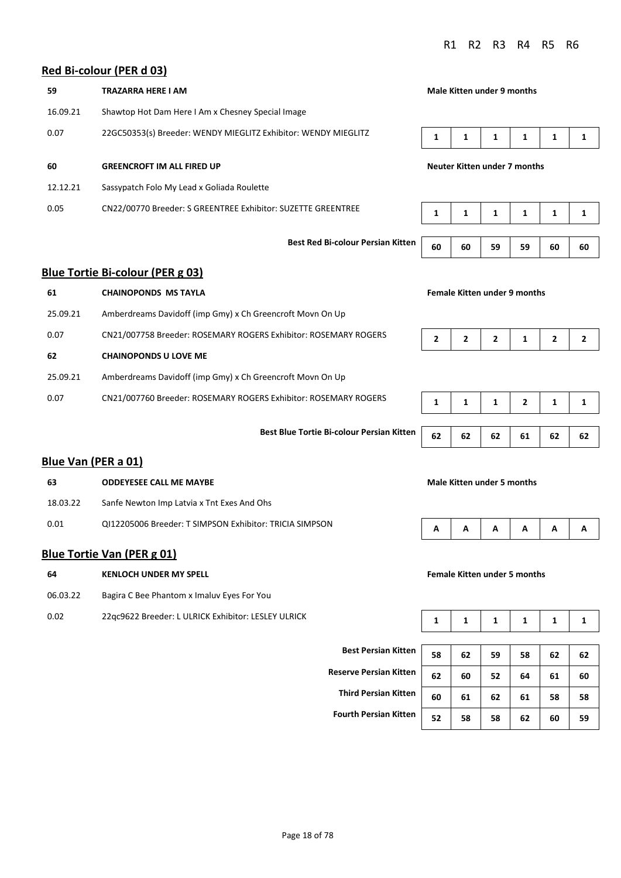## Red Bi-colour (PER d 03)

| | | | R1 | R2 | R3 | R4 | R5 | R6 |
|---|---|---|---|---|---|---|---|---|
| **59** | **TRAZARRA HERE I AM** | **Male Kitten under 9 months** | | | | | | |
| 16.09.21 | Shawtop Hot Dam Here I Am x Chesney Special Image | | | | | | | |
| 0.07 | 22GC50353(s) Breeder: WENDY MIEGLITZ Exhibitor: WENDY MIEGLITZ | | 1 | 1 | 1 | 1 | 1 | 1 |
| **60** | **GREENCROFT IM ALL FIRED UP** | **Neuter Kitten under 7 months** | | | | | | |
| 12.12.21 | Sassypatch Folo My Lead x Goliada Roulette | | | | | | | |
| 0.05 | CN22/00770 Breeder: S GREENTREE Exhibitor: SUZETTE GREENTREE | | 1 | 1 | 1 | 1 | 1 | 1 |
| | | **Best Red Bi-colour Persian Kitten** | 60 | 60 | 59 | 59 | 60 | 60 |

## Blue Tortie Bi-colour (PER g 03)

| | | | R1 | R2 | R3 | R4 | R5 | R6 |
|---|---|---|---|---|---|---|---|---|
| **61** | **CHAINOPONDS MS TAYLA** | **Female Kitten under 9 months** | | | | | | |
| 25.09.21 | Amberdreams Davidoff (imp Gmy) x Ch Greencroft Movn On Up | | | | | | | |
| 0.07 | CN21/007758 Breeder: ROSEMARY ROGERS Exhibitor: ROSEMARY ROGERS | | 2 | 2 | 2 | 1 | 2 | 2 |
| **62** | **CHAINOPONDS U LOVE ME** | | | | | | | |
| 25.09.21 | Amberdreams Davidoff (imp Gmy) x Ch Greencroft Movn On Up | | | | | | | |
| 0.07 | CN21/007760 Breeder: ROSEMARY ROGERS Exhibitor: ROSEMARY ROGERS | | 1 | 1 | 1 | 2 | 1 | 1 |
| | | **Best Blue Tortie Bi-colour Persian Kitten** | 62 | 62 | 62 | 61 | 62 | 62 |

## Blue Van (PER a 01)

| | | | R1 | R2 | R3 | R4 | R5 | R6 |
|---|---|---|---|---|---|---|---|---|
| **63** | **ODDEYESEE CALL ME MAYBE** | **Male Kitten under 5 months** | | | | | | |
| 18.03.22 | Sanfe Newton Imp Latvia x Tnt Exes And Ohs | | | | | | | |
| 0.01 | QI12205006 Breeder: T SIMPSON Exhibitor: TRICIA SIMPSON | | A | A | A | A | A | A |

## Blue Tortie Van (PER g 01)

| | | | R1 | R2 | R3 | R4 | R5 | R6 |
|---|---|---|---|---|---|---|---|---|
| **64** | **KENLOCH UNDER MY SPELL** | **Female Kitten under 5 months** | | | | | | |
| 06.03.22 | Bagira C Bee Phantom x Imaluv Eyes For You | | | | | | | |
| 0.02 | 22qc9622 Breeder: L ULRICK Exhibitor: LESLEY ULRICK | | 1 | 1 | 1 | 1 | 1 | 1 |

| | R1 | R2 | R3 | R4 | R5 | R6 |
|---|---|---|---|---|---|---|
| **Best Persian Kitten** | 58 | 62 | 59 | 58 | 62 | 62 |
| **Reserve Persian Kitten** | 62 | 60 | 52 | 64 | 61 | 60 |
| **Third Persian Kitten** | 60 | 61 | 62 | 61 | 58 | 58 |
| **Fourth Persian Kitten** | 52 | 58 | 58 | 62 | 60 | 59 |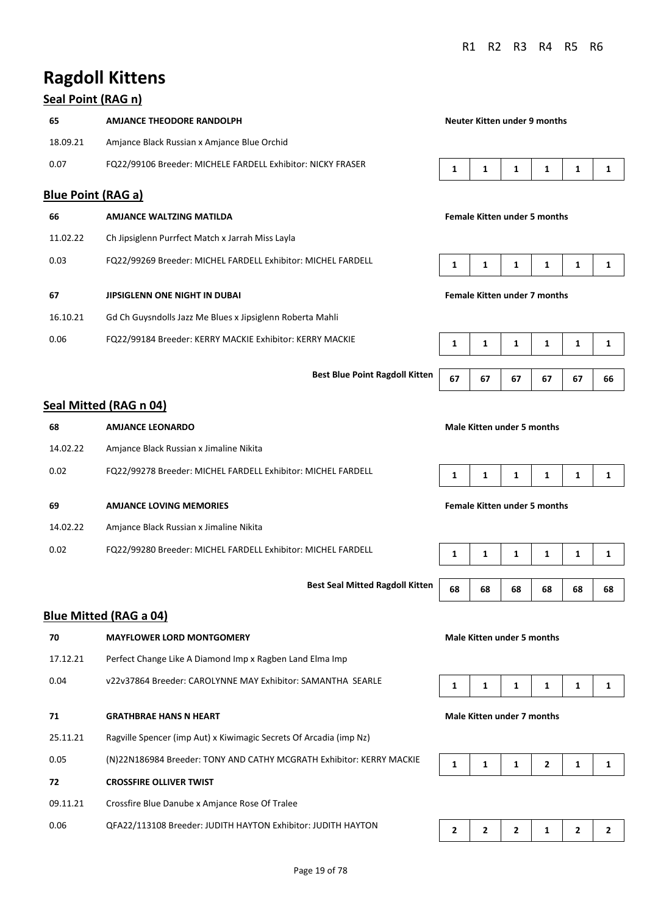# Ragdoll Kittens

## Seal Point (RAG n)

| | | R1 | R2 | R3 | R4 | R5 | R6 |
|---|---|---|---|---|---|---|---|
| **65** | **AMJANCE THEODORE RANDOLPH** | **Neuter Kitten under 9 months** | | | | | |
| 18.09.21 | Amjance Black Russian x Amjance Blue Orchid | | | | | | |
| 0.07 | FQ22/99106 Breeder: MICHELE FARDELL Exhibitor: NICKY FRASER | 1 | 1 | 1 | 1 | 1 | 1 |

## Blue Point (RAG a)

| | | R1 | R2 | R3 | R4 | R5 | R6 |
|---|---|---|---|---|---|---|---|
| **66** | **AMJANCE WALTZING MATILDA** | **Female Kitten under 5 months** | | | | | |
| 11.02.22 | Ch Jipsiglenn Purrfect Match x Jarrah Miss Layla | | | | | | |
| 0.03 | FQ22/99269 Breeder: MICHEL FARDELL Exhibitor: MICHEL FARDELL | 1 | 1 | 1 | 1 | 1 | 1 |
| **67** | **JIPSIGLENN ONE NIGHT IN DUBAI** | **Female Kitten under 7 months** | | | | | |
| 16.10.21 | Gd Ch Guysndolls Jazz Me Blues x Jipsiglenn Roberta Mahli | | | | | | |
| 0.06 | FQ22/99184 Breeder: KERRY MACKIE Exhibitor: KERRY MACKIE | 1 | 1 | 1 | 1 | 1 | 1 |
| | **Best Blue Point Ragdoll Kitten** | 67 | 67 | 67 | 67 | 67 | 66 |

## Seal Mitted (RAG n 04)

| | | R1 | R2 | R3 | R4 | R5 | R6 |
|---|---|---|---|---|---|---|---|
| **68** | **AMJANCE LEONARDO** | **Male Kitten under 5 months** | | | | | |
| 14.02.22 | Amjance Black Russian x Jimaline Nikita | | | | | | |
| 0.02 | FQ22/99278 Breeder: MICHEL FARDELL Exhibitor: MICHEL FARDELL | 1 | 1 | 1 | 1 | 1 | 1 |
| **69** | **AMJANCE LOVING MEMORIES** | **Female Kitten under 5 months** | | | | | |
| 14.02.22 | Amjance Black Russian x Jimaline Nikita | | | | | | |
| 0.02 | FQ22/99280 Breeder: MICHEL FARDELL Exhibitor: MICHEL FARDELL | 1 | 1 | 1 | 1 | 1 | 1 |
| | **Best Seal Mitted Ragdoll Kitten** | 68 | 68 | 68 | 68 | 68 | 68 |

## Blue Mitted (RAG a 04)

| | | R1 | R2 | R3 | R4 | R5 | R6 |
|---|---|---|---|---|---|---|---|
| **70** | **MAYFLOWER LORD MONTGOMERY** | **Male Kitten under 5 months** | | | | | |
| 17.12.21 | Perfect Change Like A Diamond Imp x Ragben Land Elma Imp | | | | | | |
| 0.04 | v22v37864 Breeder: CAROLYNNE MAY Exhibitor: SAMANTHA SEARLE | 1 | 1 | 1 | 1 | 1 | 1 |
| **71** | **GRATHBRAE HANS N HEART** | **Male Kitten under 7 months** | | | | | |
| 25.11.21 | Ragville Spencer (imp Aut) x Kiwimagic Secrets Of Arcadia (imp Nz) | | | | | | |
| 0.05 | (N)22N186984 Breeder: TONY AND CATHY MCGRATH Exhibitor: KERRY MACKIE | 1 | 1 | 1 | 2 | 1 | 1 |
| **72** | **CROSSFIRE OLLIVER TWIST** | | | | | | |
| 09.11.21 | Crossfire Blue Danube x Amjance Rose Of Tralee | | | | | | |
| 0.06 | QFA22/113108 Breeder: JUDITH HAYTON Exhibitor: JUDITH HAYTON | 2 | 2 | 2 | 1 | 2 | 2 |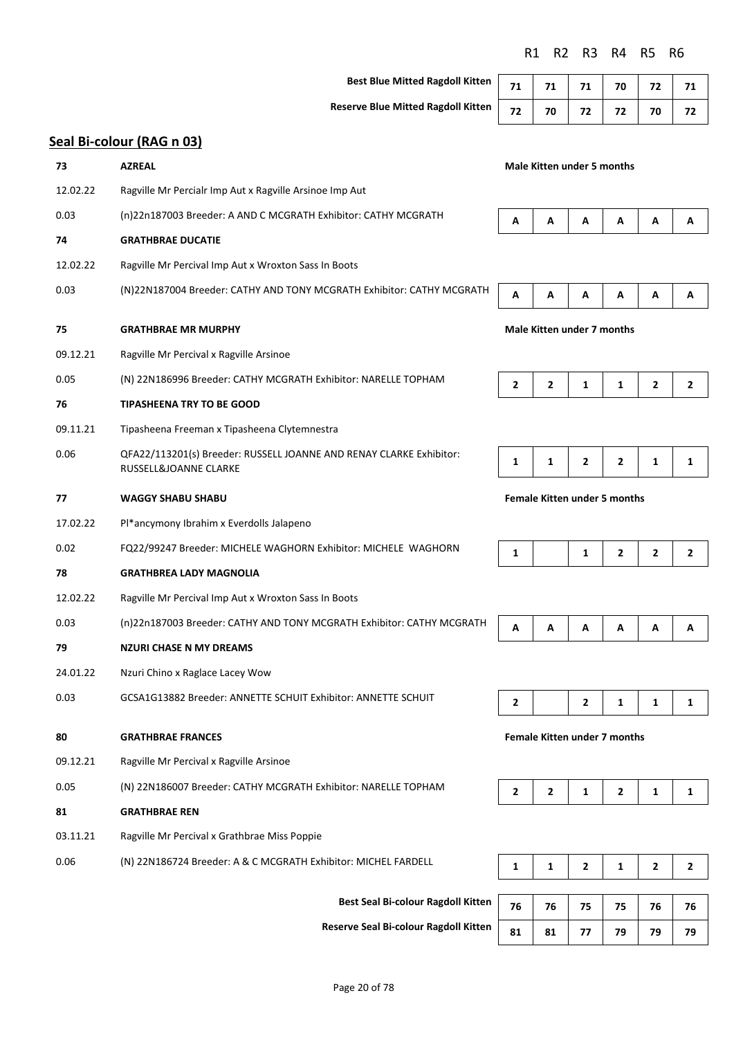| | R1 | R2 | R3 | R4 | R5 | R6 |
|---|---|---|---|---|---|---|
| **Best Blue Mitted Ragdoll Kitten** | 71 | 71 | 71 | 70 | 72 | 71 |
| **Reserve Blue Mitted Ragdoll Kitten** | 72 | 70 | 72 | 72 | 70 | 72 |

## Seal Bi-colour (RAG n 03)

| | | | R1 | R2 | R3 | R4 | R5 | R6 |
|---|---|---|---|---|---|---|---|---|
| **73** | **AZREAL** | **Male Kitten under 5 months** | | | | | | |
| 12.02.22 | Ragville Mr Percialr Imp Aut x Ragville Arsinoe Imp Aut | | | | | | | |
| 0.03 | (n)22n187003 Breeder: A AND C MCGRATH Exhibitor: CATHY MCGRATH | | A | A | A | A | A | A |
| **74** | **GRATHBRAE DUCATIE** | | | | | | | |
| 12.02.22 | Ragville Mr Percival Imp Aut x Wroxton Sass In Boots | | | | | | | |
| 0.03 | (N)22N187004 Breeder: CATHY AND TONY MCGRATH Exhibitor: CATHY MCGRATH | | A | A | A | A | A | A |
| **75** | **GRATHBRAE MR MURPHY** | **Male Kitten under 7 months** | | | | | | |
| 09.12.21 | Ragville Mr Percival x Ragville Arsinoe | | | | | | | |
| 0.05 | (N) 22N186996 Breeder: CATHY MCGRATH Exhibitor: NARELLE TOPHAM | | 2 | 2 | 1 | 1 | 2 | 2 |
| **76** | **TIPASHEENA TRY TO BE GOOD** | | | | | | | |
| 09.11.21 | Tipasheena Freeman x Tipasheena Clytemnestra | | | | | | | |
| 0.06 | QFA22/113201(s) Breeder: RUSSELL JOANNE AND RENAY CLARKE Exhibitor: RUSSELL&JOANNE CLARKE | | 1 | 1 | 2 | 2 | 1 | 1 |
| **77** | **WAGGY SHABU SHABU** | **Female Kitten under 5 months** | | | | | | |
| 17.02.22 | Pl*ancymony Ibrahim x Everdolls Jalapeno | | | | | | | |
| 0.02 | FQ22/99247 Breeder: MICHELE WAGHORN Exhibitor: MICHELE WAGHORN | | 1 | | 1 | 2 | 2 | 2 |
| **78** | **GRATHBREA LADY MAGNOLIA** | | | | | | | |
| 12.02.22 | Ragville Mr Percival Imp Aut x Wroxton Sass In Boots | | | | | | | |
| 0.03 | (n)22n187003 Breeder: CATHY AND TONY MCGRATH Exhibitor: CATHY MCGRATH | | A | A | A | A | A | A |
| **79** | **NZURI CHASE N MY DREAMS** | | | | | | | |
| 24.01.22 | Nzuri Chino x Raglace Lacey Wow | | | | | | | |
| 0.03 | GCSA1G13882 Breeder: ANNETTE SCHUIT Exhibitor: ANNETTE SCHUIT | | 2 | | 2 | 1 | 1 | 1 |
| **80** | **GRATHBRAE FRANCES** | **Female Kitten under 7 months** | | | | | | |
| 09.12.21 | Ragville Mr Percival x Ragville Arsinoe | | | | | | | |
| 0.05 | (N) 22N186007 Breeder: CATHY MCGRATH Exhibitor: NARELLE TOPHAM | | 2 | 2 | 1 | 2 | 1 | 1 |
| **81** | **GRATHBRAE REN** | | | | | | | |
| 03.11.21 | Ragville Mr Percival x Grathbrae Miss Poppie | | | | | | | |
| 0.06 | (N) 22N186724 Breeder: A & C MCGRATH Exhibitor: MICHEL FARDELL | | 1 | 1 | 2 | 1 | 2 | 2 |

| | R1 | R2 | R3 | R4 | R5 | R6 |
|---|---|---|---|---|---|---|
| **Best Seal Bi-colour Ragdoll Kitten** | 76 | 76 | 75 | 75 | 76 | 76 |
| **Reserve Seal Bi-colour Ragdoll Kitten** | 81 | 81 | 77 | 79 | 79 | 79 |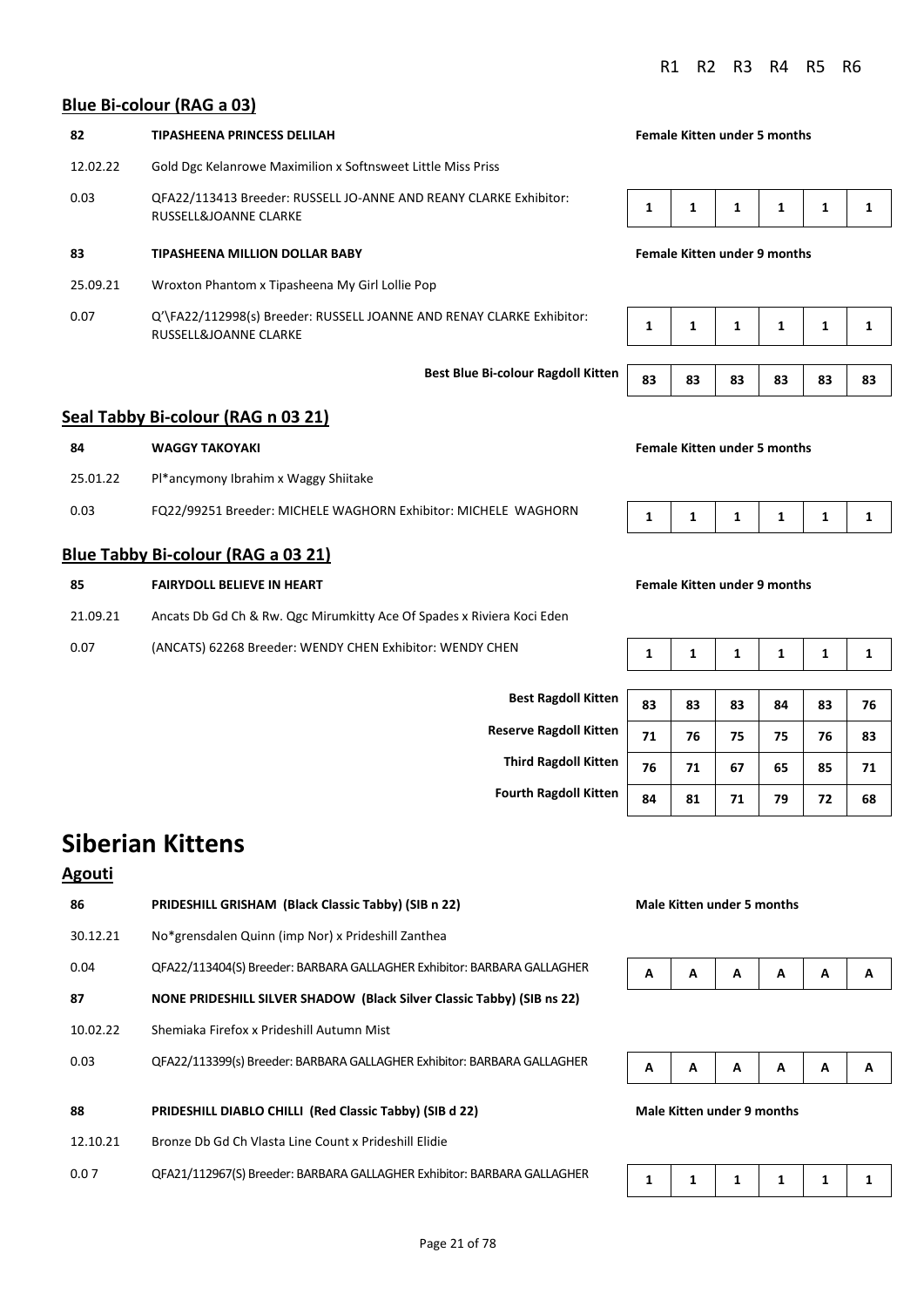R1 R2 R3 R4 R5 R6

## Blue Bi-colour (RAG a 03)

**82** **TIPASHEENA PRINCESS DELILAH** — **Female Kitten under 5 months**

12.02.22 Gold Dgc Kelanrowe Maximilion x Softnsweet Little Miss Priss

0.03 QFA22/113413 Breeder: RUSSELL JO-ANNE AND REANY CLARKE Exhibitor: RUSSELL&JOANNE CLARKE

| R1 | R2 | R3 | R4 | R5 | R6 |
|---|---|---|---|---|---|
| 1 | 1 | 1 | 1 | 1 | 1 |

**83** **TIPASHEENA MILLION DOLLAR BABY** — **Female Kitten under 9 months**

25.09.21 Wroxton Phantom x Tipasheena My Girl Lollie Pop

0.07 Q'\FA22/112998(s) Breeder: RUSSELL JOANNE AND RENAY CLARKE Exhibitor: RUSSELL&JOANNE CLARKE

| R1 | R2 | R3 | R4 | R5 | R6 |
|---|---|---|---|---|---|
| 1 | 1 | 1 | 1 | 1 | 1 |

| | R1 | R2 | R3 | R4 | R5 | R6 |
|---|---|---|---|---|---|---|
| **Best Blue Bi-colour Ragdoll Kitten** | 83 | 83 | 83 | 83 | 83 | 83 |

## Seal Tabby Bi-colour (RAG n 03 21)

**84** **WAGGY TAKOYAKI** — **Female Kitten under 5 months**

25.01.22 Pl*ancymony Ibrahim x Waggy Shiitake

0.03 FQ22/99251 Breeder: MICHELE WAGHORN Exhibitor: MICHELE WAGHORN

| R1 | R2 | R3 | R4 | R5 | R6 |
|---|---|---|---|---|---|
| 1 | 1 | 1 | 1 | 1 | 1 |

## Blue Tabby Bi-colour (RAG a 03 21)

**85** **FAIRYDOLL BELIEVE IN HEART** — **Female Kitten under 9 months**

21.09.21 Ancats Db Gd Ch & Rw. Qgc Mirumkitty Ace Of Spades x Riviera Koci Eden

0.07 (ANCATS) 62268 Breeder: WENDY CHEN Exhibitor: WENDY CHEN

| R1 | R2 | R3 | R4 | R5 | R6 |
|---|---|---|---|---|---|
| 1 | 1 | 1 | 1 | 1 | 1 |

| | R1 | R2 | R3 | R4 | R5 | R6 |
|---|---|---|---|---|---|---|
| **Best Ragdoll Kitten** | 83 | 83 | 83 | 84 | 83 | 76 |
| **Reserve Ragdoll Kitten** | 71 | 76 | 75 | 75 | 76 | 83 |
| **Third Ragdoll Kitten** | 76 | 71 | 67 | 65 | 85 | 71 |
| **Fourth Ragdoll Kitten** | 84 | 81 | 71 | 79 | 72 | 68 |

# Siberian Kittens

## Agouti

**86** **PRIDESHILL GRISHAM (Black Classic Tabby) (SIB n 22)** — **Male Kitten under 5 months**

30.12.21 No*grensdalen Quinn (imp Nor) x Prideshill Zanthea

0.04 QFA22/113404(S) Breeder: BARBARA GALLAGHER Exhibitor: BARBARA GALLAGHER

| R1 | R2 | R3 | R4 | R5 | R6 |
|---|---|---|---|---|---|
| A | A | A | A | A | A |

**87** **NONE PRIDESHILL SILVER SHADOW (Black Silver Classic Tabby) (SIB ns 22)**

10.02.22 Shemiaka Firefox x Prideshill Autumn Mist

0.03 QFA22/113399(s) Breeder: BARBARA GALLAGHER Exhibitor: BARBARA GALLAGHER

| R1 | R2 | R3 | R4 | R5 | R6 |
|---|---|---|---|---|---|
| A | A | A | A | A | A |

**88** **PRIDESHILL DIABLO CHILLI (Red Classic Tabby) (SIB d 22)** — **Male Kitten under 9 months**

12.10.21 Bronze Db Gd Ch Vlasta Line Count x Prideshill Elidie

0.0 7 QFA21/112967(S) Breeder: BARBARA GALLAGHER Exhibitor: BARBARA GALLAGHER

| R1 | R2 | R3 | R4 | R5 | R6 |
|---|---|---|---|---|---|
| 1 | 1 | 1 | 1 | 1 | 1 |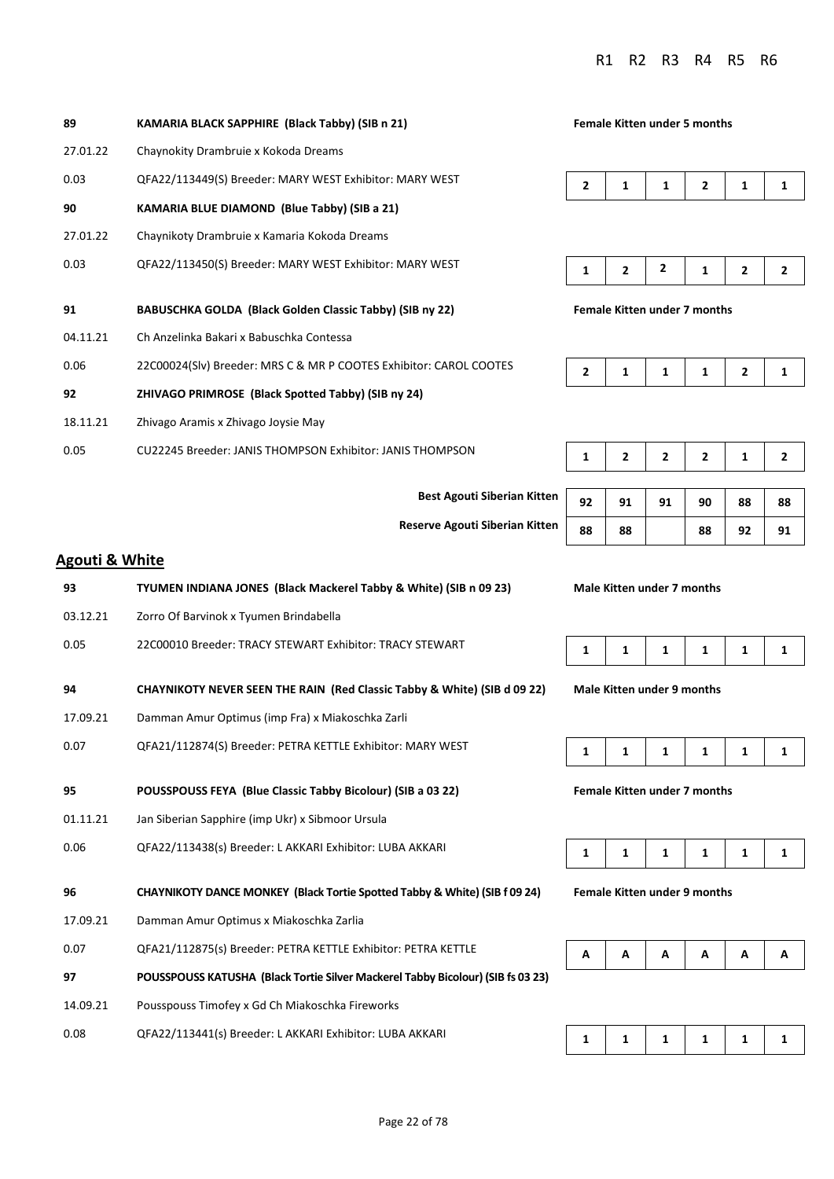R1 R2 R3 R4 R5 R6

**89** **KAMARIA BLACK SAPPHIRE (Black Tabby) (SIB n 21)** — **Female Kitten under 5 months**

27.01.22 Chaynokity Drambruie x Kokoda Dreams

0.03 QFA22/113449(S) Breeder: MARY WEST Exhibitor: MARY WEST

| R1 | R2 | R3 | R4 | R5 | R6 |
|---|---|---|---|---|---|
| 2 | 1 | 1 | 2 | 1 | 1 |

**90** **KAMARIA BLUE DIAMOND (Blue Tabby) (SIB a 21)**

27.01.22 Chaynikoty Drambruie x Kamaria Kokoda Dreams

0.03 QFA22/113450(S) Breeder: MARY WEST Exhibitor: MARY WEST

| R1 | R2 | R3 | R4 | R5 | R6 |
|---|---|---|---|---|---|
| 1 | 2 | 2 | 1 | 2 | 2 |

**91** **BABUSCHKA GOLDA (Black Golden Classic Tabby) (SIB ny 22)** — **Female Kitten under 7 months**

04.11.21 Ch Anzelinka Bakari x Babuschka Contessa

0.06 22C00024(Slv) Breeder: MRS C & MR P COOTES Exhibitor: CAROL COOTES

| R1 | R2 | R3 | R4 | R5 | R6 |
|---|---|---|---|---|---|
| 2 | 1 | 1 | 1 | 2 | 1 |

**92** **ZHIVAGO PRIMROSE (Black Spotted Tabby) (SIB ny 24)**

18.11.21 Zhivago Aramis x Zhivago Joysie May

0.05 CU22245 Breeder: JANIS THOMPSON Exhibitor: JANIS THOMPSON

| R1 | R2 | R3 | R4 | R5 | R6 |
|---|---|---|---|---|---|
| 1 | 2 | 2 | 2 | 1 | 2 |

| | R1 | R2 | R3 | R4 | R5 | R6 |
|---|---|---|---|---|---|---|
| **Best Agouti Siberian Kitten** | 92 | 91 | 91 | 90 | 88 | 88 |
| **Reserve Agouti Siberian Kitten** | 88 | 88 | | 88 | 92 | 91 |

## Agouti & White

**93** **TYUMEN INDIANA JONES (Black Mackerel Tabby & White) (SIB n 09 23)** — **Male Kitten under 7 months**

03.12.21 Zorro Of Barvinok x Tyumen Brindabella

0.05 22C00010 Breeder: TRACY STEWART Exhibitor: TRACY STEWART

| R1 | R2 | R3 | R4 | R5 | R6 |
|---|---|---|---|---|---|
| 1 | 1 | 1 | 1 | 1 | 1 |

**94** **CHAYNIKOTY NEVER SEEN THE RAIN (Red Classic Tabby & White) (SIB d 09 22)** — **Male Kitten under 9 months**

17.09.21 Damman Amur Optimus (imp Fra) x Miakoschka Zarli

0.07 QFA21/112874(S) Breeder: PETRA KETTLE Exhibitor: MARY WEST

| R1 | R2 | R3 | R4 | R5 | R6 |
|---|---|---|---|---|---|
| 1 | 1 | 1 | 1 | 1 | 1 |

**95** **POUSSPOUSS FEYA (Blue Classic Tabby Bicolour) (SIB a 03 22)** — **Female Kitten under 7 months**

01.11.21 Jan Siberian Sapphire (imp Ukr) x Sibmoor Ursula

0.06 QFA22/113438(s) Breeder: L AKKARI Exhibitor: LUBA AKKARI

| R1 | R2 | R3 | R4 | R5 | R6 |
|---|---|---|---|---|---|
| 1 | 1 | 1 | 1 | 1 | 1 |

**96** **CHAYNIKOTY DANCE MONKEY (Black Tortie Spotted Tabby & White) (SIB f 09 24)** — **Female Kitten under 9 months**

17.09.21 Damman Amur Optimus x Miakoschka Zarlia

0.07 QFA21/112875(s) Breeder: PETRA KETTLE Exhibitor: PETRA KETTLE

| R1 | R2 | R3 | R4 | R5 | R6 |
|---|---|---|---|---|---|
| A | A | A | A | A | A |

**97** **POUSSPOUSS KATUSHA (Black Tortie Silver Mackerel Tabby Bicolour) (SIB fs 03 23)**

14.09.21 Pousspouss Timofey x Gd Ch Miakoschka Fireworks

0.08 QFA22/113441(s) Breeder: L AKKARI Exhibitor: LUBA AKKARI

| R1 | R2 | R3 | R4 | R5 | R6 |
|---|---|---|---|---|---|
| 1 | 1 | 1 | 1 | 1 | 1 |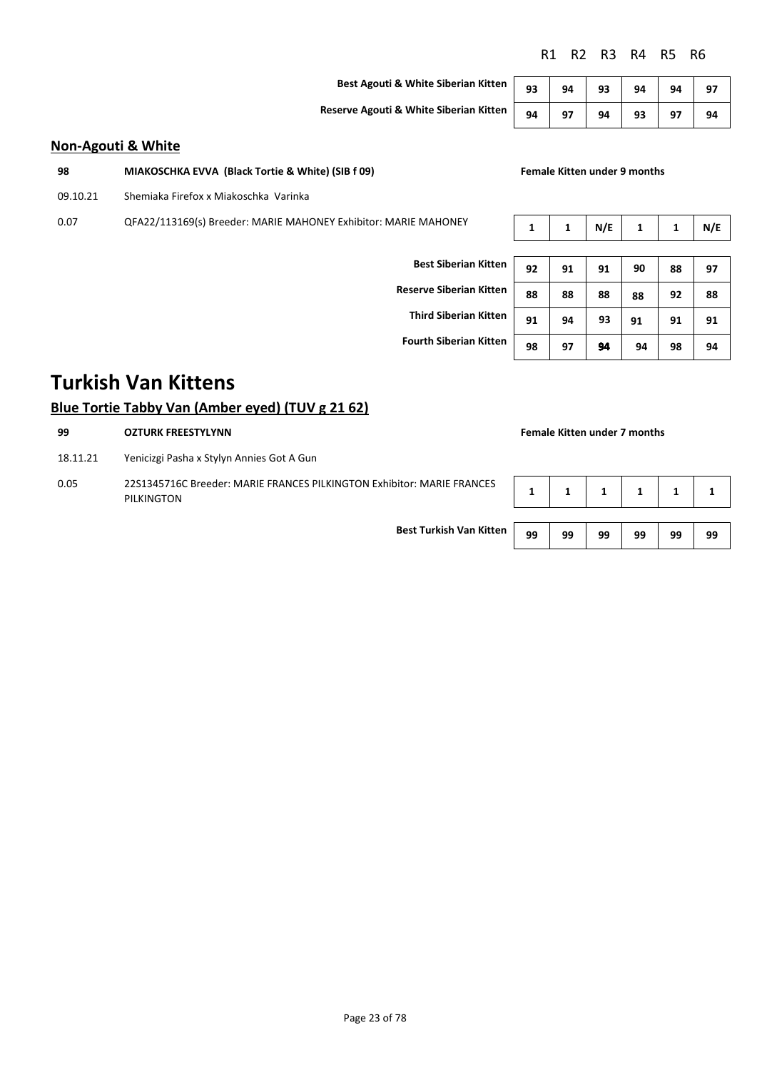| | R1 | R2 | R3 | R4 | R5 | R6 |
|---|---|---|---|---|---|---|
| **Best Agouti & White Siberian Kitten** | 93 | 94 | 93 | 94 | 94 | 97 |
| **Reserve Agouti & White Siberian Kitten** | 94 | 97 | 94 | 93 | 97 | 94 |

## Non-Agouti & White

**98** **MIAKOSCHKA EVVA (Black Tortie & White) (SIB f 09)** **Female Kitten under 9 months**

09.10.21 Shemiaka Firefox x Miakoschka Varinka

0.07 QFA22/113169(s) Breeder: MARIE MAHONEY Exhibitor: MARIE MAHONEY

| R1 | R2 | R3 | R4 | R5 | R6 |
|---|---|---|---|---|---|
| 1 | 1 | N/E | 1 | 1 | N/E |

| | R1 | R2 | R3 | R4 | R5 | R6 |
|---|---|---|---|---|---|---|
| **Best Siberian Kitten** | 92 | 91 | 91 | 90 | 88 | 97 |
| **Reserve Siberian Kitten** | 88 | 88 | 88 | 88 | 92 | 88 |
| **Third Siberian Kitten** | 91 | 94 | 93 | 91 | 91 | 91 |
| **Fourth Siberian Kitten** | 98 | 97 | 94 | 94 | 98 | 94 |

# Turkish Van Kittens

## Blue Tortie Tabby Van (Amber eyed) (TUV g 21 62)

**99** **OZTURK FREESTYLYNN** **Female Kitten under 7 months**

18.11.21 Yenicizgi Pasha x Stylyn Annies Got A Gun

0.05 22S1345716C Breeder: MARIE FRANCES PILKINGTON Exhibitor: MARIE FRANCES PILKINGTON

| R1 | R2 | R3 | R4 | R5 | R6 |
|---|---|---|---|---|---|
| 1 | 1 | 1 | 1 | 1 | 1 |

| | R1 | R2 | R3 | R4 | R5 | R6 |
|---|---|---|---|---|---|---|
| **Best Turkish Van Kitten** | 99 | 99 | 99 | 99 | 99 | 99 |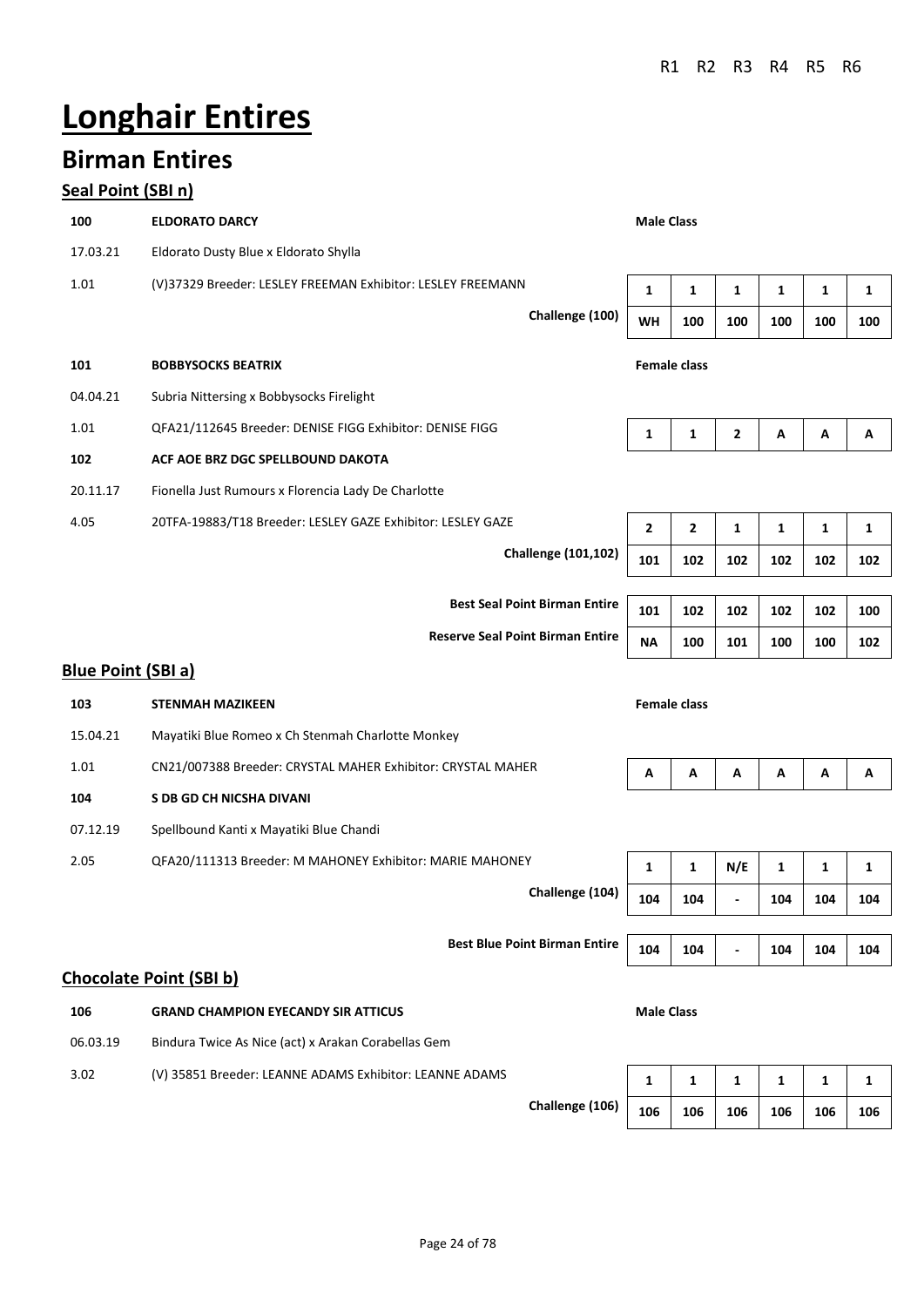# Longhair Entires

## Birman Entires

### Seal Point (SBI n)

| | | | R1 | R2 | R3 | R4 | R5 | R6 |
|---|---|---|---|---|---|---|---|---|
| **100** | **ELDORATO DARCY** | **Male Class** | | | | | | |
| 17.03.21 | Eldorato Dusty Blue x Eldorato Shylla | | | | | | | |
| 1.01 | (V)37329 Breeder: LESLEY FREEMAN Exhibitor: LESLEY FREEMANN | | 1 | 1 | 1 | 1 | 1 | 1 |
| | **Challenge (100)** | | WH | 100 | 100 | 100 | 100 | 100 |
| **101** | **BOBBYSOCKS BEATRIX** | **Female class** | | | | | | |
| 04.04.21 | Subria Nittersing x Bobbysocks Firelight | | | | | | | |
| 1.01 | QFA21/112645 Breeder: DENISE FIGG Exhibitor: DENISE FIGG | | 1 | 1 | 2 | A | A | A |
| **102** | **ACF AOE BRZ DGC SPELLBOUND DAKOTA** | | | | | | | |
| 20.11.17 | Fionella Just Rumours x Florencia Lady De Charlotte | | | | | | | |
| 4.05 | 20TFA-19883/T18 Breeder: LESLEY GAZE Exhibitor: LESLEY GAZE | | 2 | 2 | 1 | 1 | 1 | 1 |
| | **Challenge (101,102)** | | 101 | 102 | 102 | 102 | 102 | 102 |
| | **Best Seal Point Birman Entire** | | 101 | 102 | 102 | 102 | 102 | 100 |
| | **Reserve Seal Point Birman Entire** | | NA | 100 | 101 | 100 | 100 | 102 |

### Blue Point (SBI a)

| | | | R1 | R2 | R3 | R4 | R5 | R6 |
|---|---|---|---|---|---|---|---|---|
| **103** | **STENMAH MAZIKEEN** | **Female class** | | | | | | |
| 15.04.21 | Mayatiki Blue Romeo x Ch Stenmah Charlotte Monkey | | | | | | | |
| 1.01 | CN21/007388 Breeder: CRYSTAL MAHER Exhibitor: CRYSTAL MAHER | | A | A | A | A | A | A |
| **104** | **S DB GD CH NICSHA DIVANI** | | | | | | | |
| 07.12.19 | Spellbound Kanti x Mayatiki Blue Chandi | | | | | | | |
| 2.05 | QFA20/111313 Breeder: M MAHONEY Exhibitor: MARIE MAHONEY | | 1 | 1 | N/E | 1 | 1 | 1 |
| | **Challenge (104)** | | 104 | 104 | - | 104 | 104 | 104 |
| | **Best Blue Point Birman Entire** | | 104 | 104 | - | 104 | 104 | 104 |

### Chocolate Point (SBI b)

| | | | R1 | R2 | R3 | R4 | R5 | R6 |
|---|---|---|---|---|---|---|---|---|
| **106** | **GRAND CHAMPION EYECANDY SIR ATTICUS** | **Male Class** | | | | | | |
| 06.03.19 | Bindura Twice As Nice (act) x Arakan Corabellas Gem | | | | | | | |
| 3.02 | (V) 35851 Breeder: LEANNE ADAMS Exhibitor: LEANNE ADAMS | | 1 | 1 | 1 | 1 | 1 | 1 |
| | **Challenge (106)** | | 106 | 106 | 106 | 106 | 106 | 106 |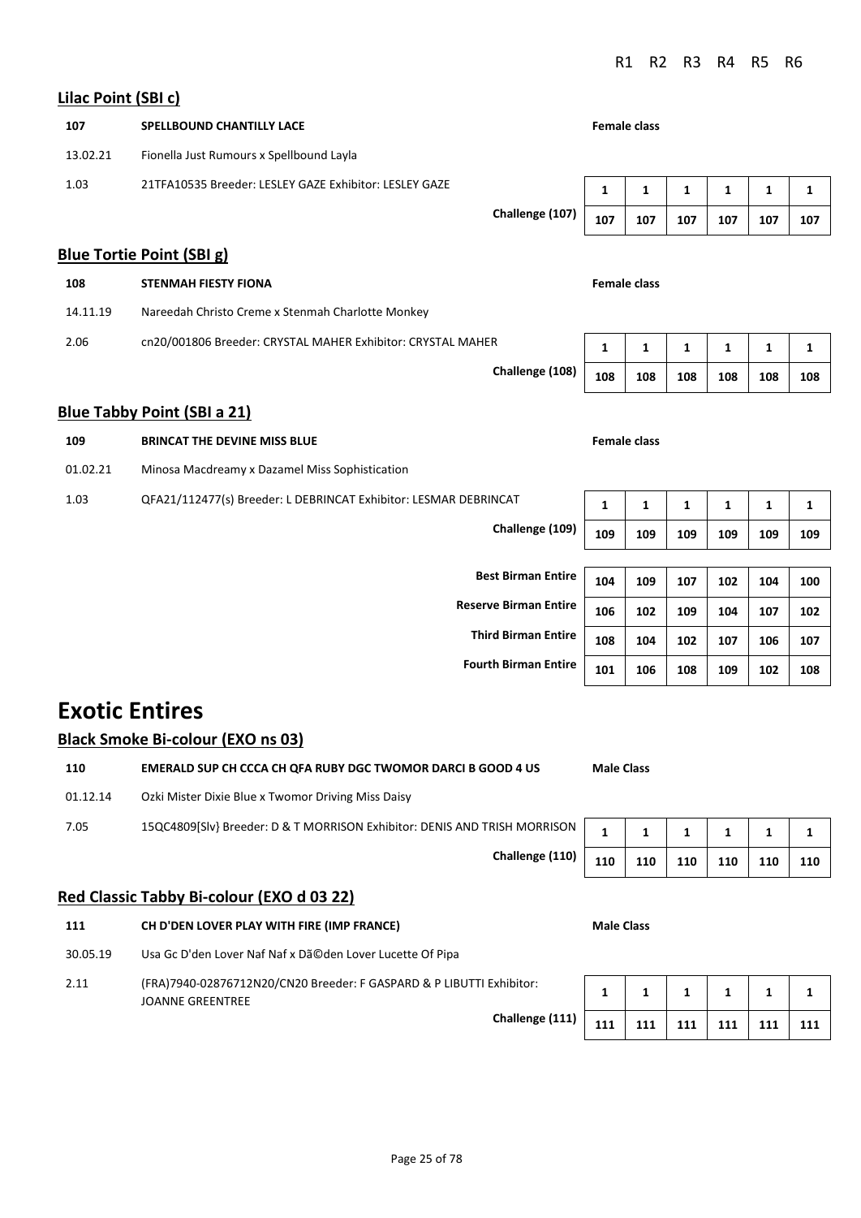| | | R1 | R2 | R3 | R4 | R5 | R6 |
|---|---|---|---|---|---|---|---|

### Lilac Point (SBI c)

**107** **SPELLBOUND CHANTILLY LACE** **Female class**

13.02.21 Fionella Just Rumours x Spellbound Layla

1.03 21TFA10535 Breeder: LESLEY GAZE Exhibitor: LESLEY GAZE

| | R1 | R2 | R3 | R4 | R5 | R6 |
|---|---|---|---|---|---|---|
| | 1 | 1 | 1 | 1 | 1 | 1 |
| Challenge (107) | 107 | 107 | 107 | 107 | 107 | 107 |

### Blue Tortie Point (SBI g)

**108** **STENMAH FIESTY FIONA** **Female class**

14.11.19 Nareedah Christo Creme x Stenmah Charlotte Monkey

2.06 cn20/001806 Breeder: CRYSTAL MAHER Exhibitor: CRYSTAL MAHER

| | R1 | R2 | R3 | R4 | R5 | R6 |
|---|---|---|---|---|---|---|
| | 1 | 1 | 1 | 1 | 1 | 1 |
| Challenge (108) | 108 | 108 | 108 | 108 | 108 | 108 |

### Blue Tabby Point (SBI a 21)

**109** **BRINCAT THE DEVINE MISS BLUE** **Female class**

01.02.21 Minosa Macdreamy x Dazamel Miss Sophistication

1.03 QFA21/112477(s) Breeder: L DEBRINCAT Exhibitor: LESMAR DEBRINCAT

| | R1 | R2 | R3 | R4 | R5 | R6 |
|---|---|---|---|---|---|---|
| | 1 | 1 | 1 | 1 | 1 | 1 |
| Challenge (109) | 109 | 109 | 109 | 109 | 109 | 109 |

| | R1 | R2 | R3 | R4 | R5 | R6 |
|---|---|---|---|---|---|---|
| Best Birman Entire | 104 | 109 | 107 | 102 | 104 | 100 |
| Reserve Birman Entire | 106 | 102 | 109 | 104 | 107 | 102 |
| Third Birman Entire | 108 | 104 | 102 | 107 | 106 | 107 |
| Fourth Birman Entire | 101 | 106 | 108 | 109 | 102 | 108 |

# Exotic Entires

### Black Smoke Bi-colour (EXO ns 03)

**110** **EMERALD SUP CH CCCA CH QFA RUBY DGC TWOMOR DARCI B GOOD 4 US** **Male Class**

01.12.14 Ozki Mister Dixie Blue x Twomor Driving Miss Daisy

7.05 15QC4809[Slv} Breeder: D & T MORRISON Exhibitor: DENIS AND TRISH MORRISON

| | R1 | R2 | R3 | R4 | R5 | R6 |
|---|---|---|---|---|---|---|
| | 1 | 1 | 1 | 1 | 1 | 1 |
| Challenge (110) | 110 | 110 | 110 | 110 | 110 | 110 |

### Red Classic Tabby Bi-colour (EXO d 03 22)

**111** **CH D'DEN LOVER PLAY WITH FIRE (IMP FRANCE)** **Male Class**

30.05.19 Usa Gc D'den Lover Naf Naf x DÃ©den Lover Lucette Of Pipa

2.11 (FRA)7940-02876712N20/CN20 Breeder: F GASPARD & P LIBUTTI Exhibitor: JOANNE GREENTREE

| | R1 | R2 | R3 | R4 | R5 | R6 |
|---|---|---|---|---|---|---|
| | 1 | 1 | 1 | 1 | 1 | 1 |
| Challenge (111) | 111 | 111 | 111 | 111 | 111 | 111 |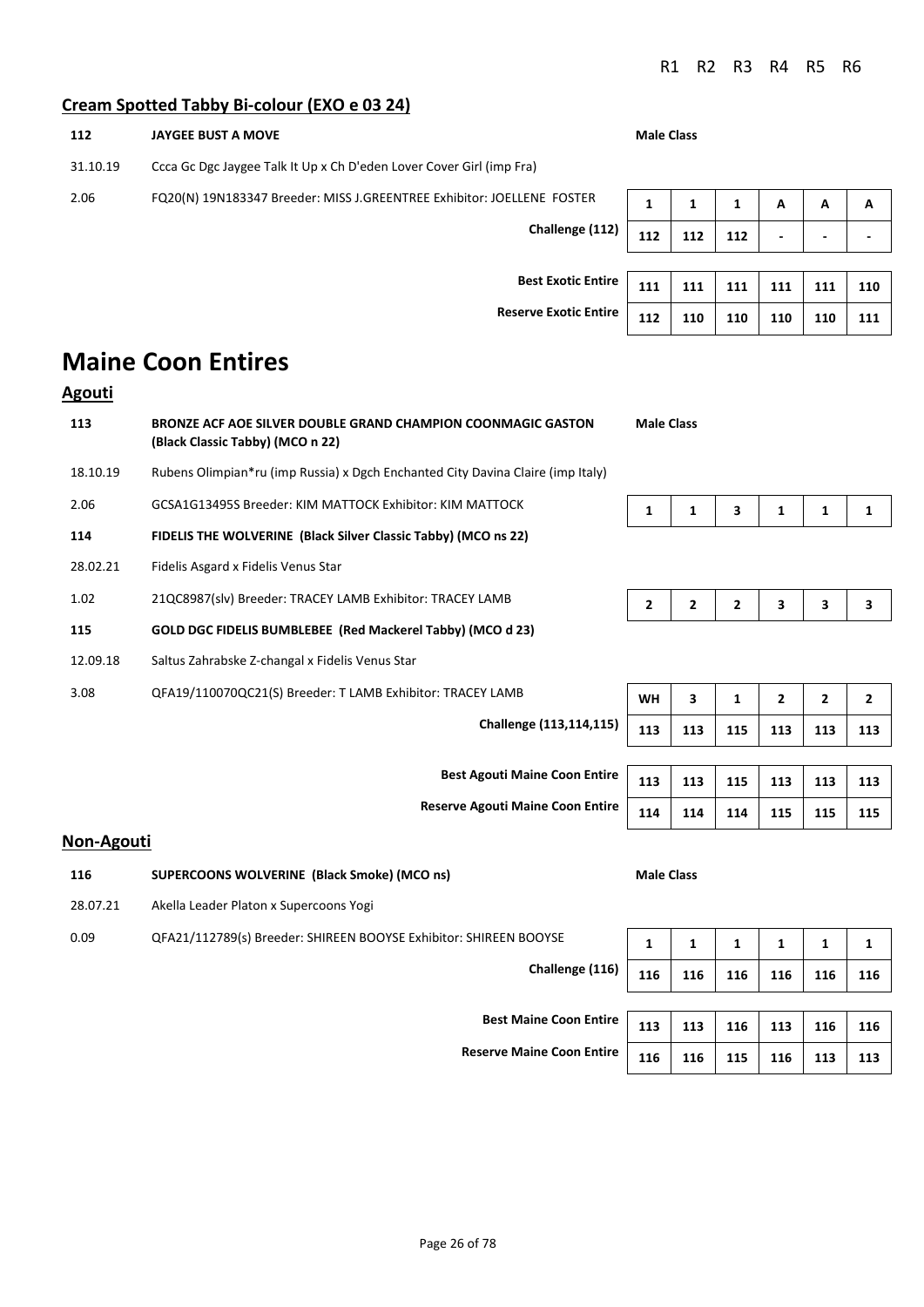## Cream Spotted Tabby Bi-colour (EXO e 03 24)

| | | R1 | R2 | R3 | R4 | R5 | R6 |
|---|---|---|---|---|---|---|---|
| **112** | **JAYGEE BUST A MOVE** | **Male Class** | | | | | |
| 31.10.19 | Ccca Gc Dgc Jaygee Talk It Up x Ch D'eden Lover Cover Girl (imp Fra) | | | | | | |
| 2.06 | FQ20(N) 19N183347 Breeder: MISS J.GREENTREE Exhibitor: JOELLENE FOSTER | 1 | 1 | 1 | A | A | A |
| | **Challenge (112)** | 112 | 112 | 112 | - | - | - |
| | **Best Exotic Entire** | 111 | 111 | 111 | 111 | 111 | 110 |
| | **Reserve Exotic Entire** | 112 | 110 | 110 | 110 | 110 | 111 |

# Maine Coon Entires

## Agouti

| | | R1 | R2 | R3 | R4 | R5 | R6 |
|---|---|---|---|---|---|---|---|
| **113** | **BRONZE ACF AOE SILVER DOUBLE GRAND CHAMPION COONMAGIC GASTON (Black Classic Tabby) (MCO n 22)** | **Male Class** | | | | | |
| 18.10.19 | Rubens Olimpian*ru (imp Russia) x Dgch Enchanted City Davina Claire (imp Italy) | | | | | | |
| 2.06 | GCSA1G13495S Breeder: KIM MATTOCK Exhibitor: KIM MATTOCK | 1 | 1 | 3 | 1 | 1 | 1 |
| **114** | **FIDELIS THE WOLVERINE (Black Silver Classic Tabby) (MCO ns 22)** | | | | | | |
| 28.02.21 | Fidelis Asgard x Fidelis Venus Star | | | | | | |
| 1.02 | 21QC8987(slv) Breeder: TRACEY LAMB Exhibitor: TRACEY LAMB | 2 | 2 | 2 | 3 | 3 | 3 |
| **115** | **GOLD DGC FIDELIS BUMBLEBEE (Red Mackerel Tabby) (MCO d 23)** | | | | | | |
| 12.09.18 | Saltus Zahrabske Z-changal x Fidelis Venus Star | | | | | | |
| 3.08 | QFA19/110070QC21(S) Breeder: T LAMB Exhibitor: TRACEY LAMB | WH | 3 | 1 | 2 | 2 | 2 |
| | **Challenge (113,114,115)** | 113 | 113 | 115 | 113 | 113 | 113 |
| | **Best Agouti Maine Coon Entire** | 113 | 113 | 115 | 113 | 113 | 113 |
| | **Reserve Agouti Maine Coon Entire** | 114 | 114 | 114 | 115 | 115 | 115 |

## Non-Agouti

| | | R1 | R2 | R3 | R4 | R5 | R6 |
|---|---|---|---|---|---|---|---|
| **116** | **SUPERCOONS WOLVERINE (Black Smoke) (MCO ns)** | **Male Class** | | | | | |
| 28.07.21 | Akella Leader Platon x Supercoons Yogi | | | | | | |
| 0.09 | QFA21/112789(s) Breeder: SHIREEN BOOYSE Exhibitor: SHIREEN BOOYSE | 1 | 1 | 1 | 1 | 1 | 1 |
| | **Challenge (116)** | 116 | 116 | 116 | 116 | 116 | 116 |
| | **Best Maine Coon Entire** | 113 | 113 | 116 | 113 | 116 | 116 |
| | **Reserve Maine Coon Entire** | 116 | 116 | 115 | 116 | 113 | 113 |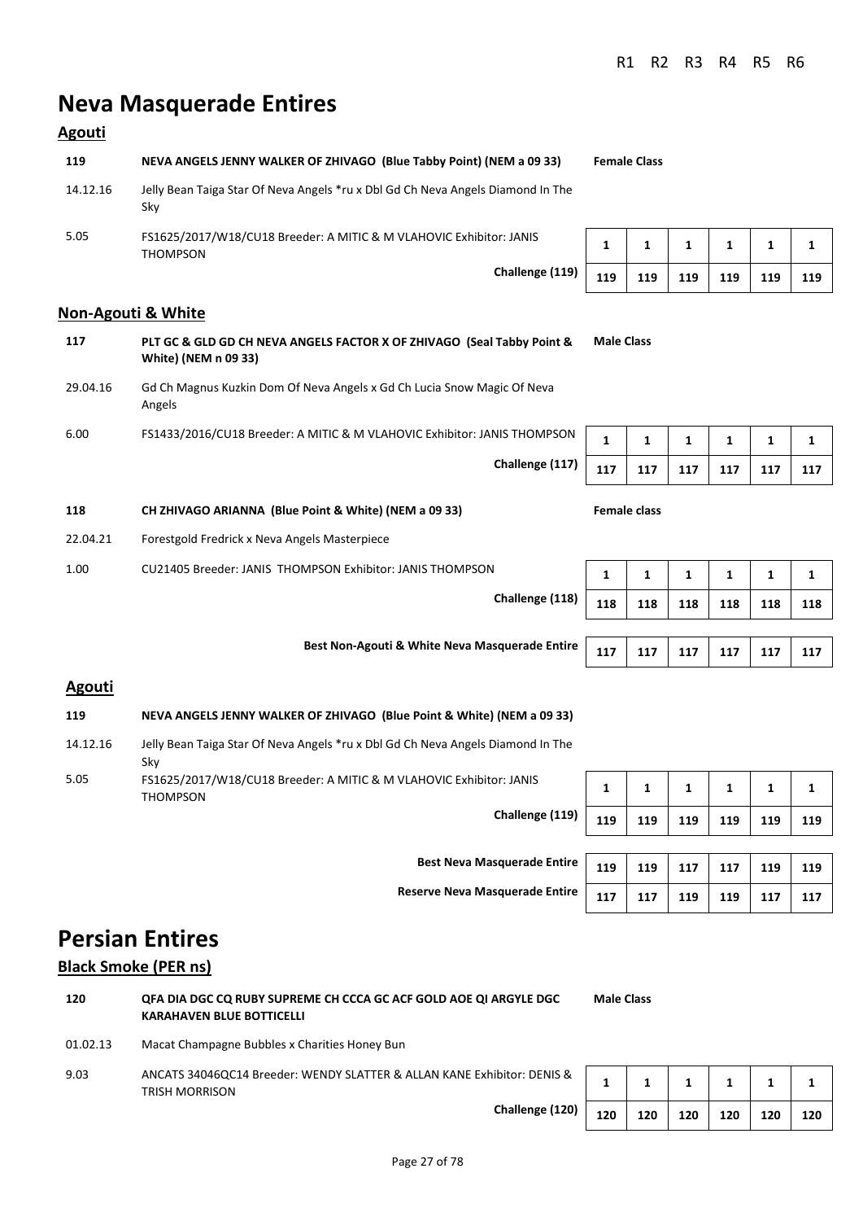# Neva Masquerade Entires

## Agouti

| | | | R1 | R2 | R3 | R4 | R5 | R6 |
|---|---|---|---|---|---|---|---|---|
| **119** | **NEVA ANGELS JENNY WALKER OF ZHIVAGO (Blue Tabby Point) (NEM a 09 33)** | **Female Class** | | | | | | |
| 14.12.16 | Jelly Bean Taiga Star Of Neva Angels *ru x Dbl Gd Ch Neva Angels Diamond In The Sky | | | | | | | |
| 5.05 | FS1625/2017/W18/CU18 Breeder: A MITIC & M VLAHOVIC Exhibitor: JANIS THOMPSON | | **1** | **1** | **1** | **1** | **1** | **1** |
| | **Challenge (119)** | | **119** | **119** | **119** | **119** | **119** | **119** |

## Non-Agouti & White

| | | | R1 | R2 | R3 | R4 | R5 | R6 |
|---|---|---|---|---|---|---|---|---|
| **117** | **PLT GC & GLD GD CH NEVA ANGELS FACTOR X OF ZHIVAGO (Seal Tabby Point & White) (NEM n 09 33)** | **Male Class** | | | | | | |
| 29.04.16 | Gd Ch Magnus Kuzkin Dom Of Neva Angels x Gd Ch Lucia Snow Magic Of Neva Angels | | | | | | | |
| 6.00 | FS1433/2016/CU18 Breeder: A MITIC & M VLAHOVIC Exhibitor: JANIS THOMPSON | | **1** | **1** | **1** | **1** | **1** | **1** |
| | **Challenge (117)** | | **117** | **117** | **117** | **117** | **117** | **117** |
| **118** | **CH ZHIVAGO ARIANNA (Blue Point & White) (NEM a 09 33)** | **Female class** | | | | | | |
| 22.04.21 | Forestgold Fredrick x Neva Angels Masterpiece | | | | | | | |
| 1.00 | CU21405 Breeder: JANIS THOMPSON Exhibitor: JANIS THOMPSON | | **1** | **1** | **1** | **1** | **1** | **1** |
| | **Challenge (118)** | | **118** | **118** | **118** | **118** | **118** | **118** |
| | **Best Non-Agouti & White Neva Masquerade Entire** | | **117** | **117** | **117** | **117** | **117** | **117** |

## Agouti

| | | | R1 | R2 | R3 | R4 | R5 | R6 |
|---|---|---|---|---|---|---|---|---|
| **119** | **NEVA ANGELS JENNY WALKER OF ZHIVAGO (Blue Point & White) (NEM a 09 33)** | | | | | | | |
| 14.12.16 | Jelly Bean Taiga Star Of Neva Angels *ru x Dbl Gd Ch Neva Angels Diamond In The Sky | | | | | | | |
| 5.05 | FS1625/2017/W18/CU18 Breeder: A MITIC & M VLAHOVIC Exhibitor: JANIS THOMPSON | | **1** | **1** | **1** | **1** | **1** | **1** |
| | **Challenge (119)** | | **119** | **119** | **119** | **119** | **119** | **119** |
| | **Best Neva Masquerade Entire** | | **119** | **119** | **117** | **117** | **119** | **119** |
| | **Reserve Neva Masquerade Entire** | | **117** | **117** | **119** | **119** | **117** | **117** |

# Persian Entires

## Black Smoke (PER ns)

| | | | R1 | R2 | R3 | R4 | R5 | R6 |
|---|---|---|---|---|---|---|---|---|
| **120** | **QFA DIA DGC CQ RUBY SUPREME CH CCCA GC ACF GOLD AOE QI ARGYLE DGC KARAHAVEN BLUE BOTTICELLI** | **Male Class** | | | | | | |
| 01.02.13 | Macat Champagne Bubbles x Charities Honey Bun | | | | | | | |
| 9.03 | ANCATS 34046QC14 Breeder: WENDY SLATTER & ALLAN KANE Exhibitor: DENIS & TRISH MORRISON | | **1** | **1** | **1** | **1** | **1** | **1** |
| | **Challenge (120)** | | **120** | **120** | **120** | **120** | **120** | **120** |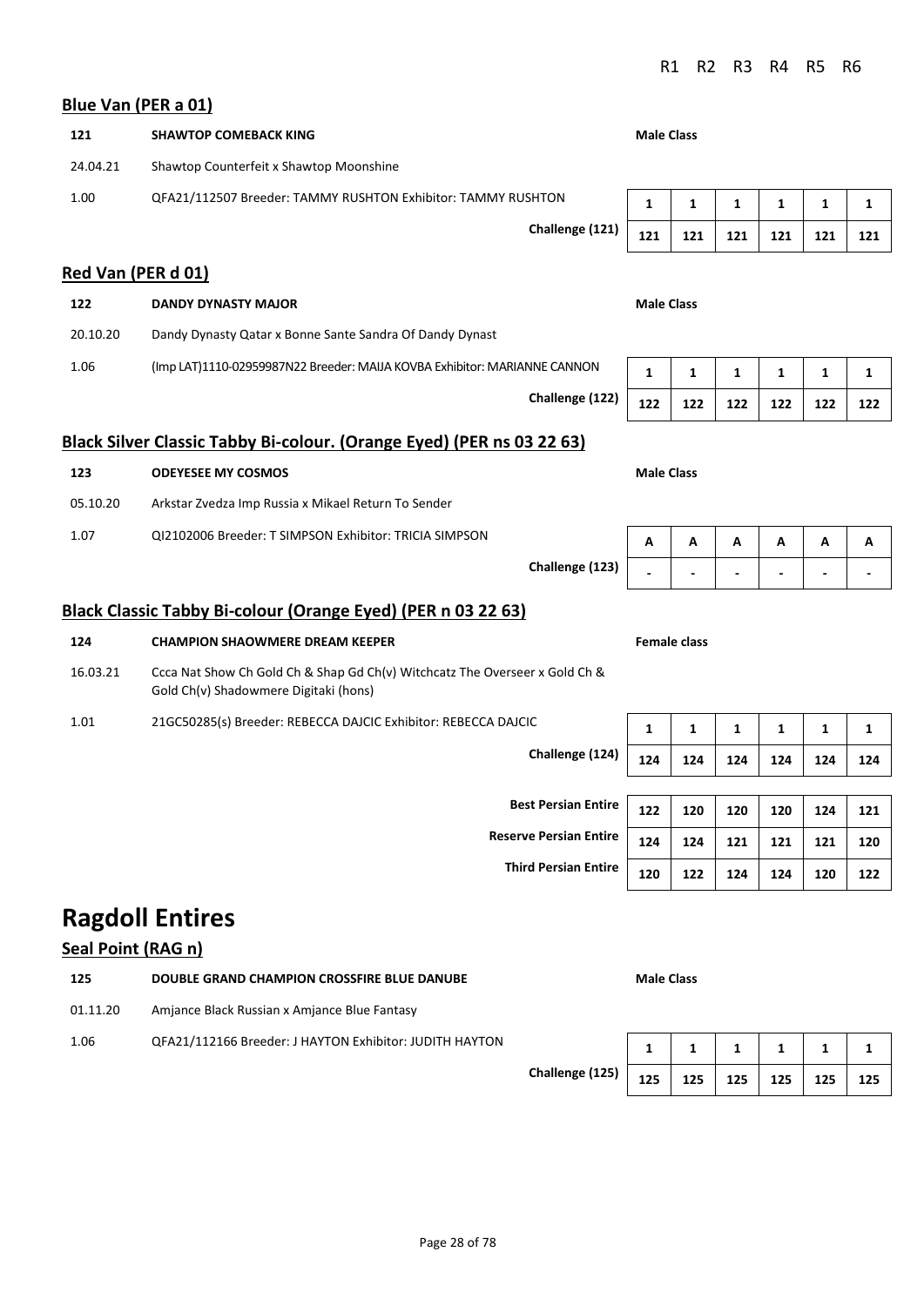R1 R2 R3 R4 R5 R6

## Blue Van (PER a 01)

| | | | R1 | R2 | R3 | R4 | R5 | R6 |
|---|---|---|---|---|---|---|---|---|
| **121** | **SHAWTOP COMEBACK KING** | **Male Class** | | | | | | |
| 24.04.21 | Shawtop Counterfeit x Shawtop Moonshine | | | | | | | |
| 1.00 | QFA21/112507 Breeder: TAMMY RUSHTON Exhibitor: TAMMY RUSHTON | | 1 | 1 | 1 | 1 | 1 | 1 |
| | **Challenge (121)** | | 121 | 121 | 121 | 121 | 121 | 121 |

## Red Van (PER d 01)

| | | | R1 | R2 | R3 | R4 | R5 | R6 |
|---|---|---|---|---|---|---|---|---|
| **122** | **DANDY DYNASTY MAJOR** | **Male Class** | | | | | | |
| 20.10.20 | Dandy Dynasty Qatar x Bonne Sante Sandra Of Dandy Dynast | | | | | | | |
| 1.06 | (Imp LAT)1110-02959987N22 Breeder: MAIJA KOVBA Exhibitor: MARIANNE CANNON | | 1 | 1 | 1 | 1 | 1 | 1 |
| | **Challenge (122)** | | 122 | 122 | 122 | 122 | 122 | 122 |

## Black Silver Classic Tabby Bi-colour. (Orange Eyed) (PER ns 03 22 63)

| | | | R1 | R2 | R3 | R4 | R5 | R6 |
|---|---|---|---|---|---|---|---|---|
| **123** | **ODEYESEE MY COSMOS** | **Male Class** | | | | | | |
| 05.10.20 | Arkstar Zvedza Imp Russia x Mikael Return To Sender | | | | | | | |
| 1.07 | QI2102006 Breeder: T SIMPSON Exhibitor: TRICIA SIMPSON | | A | A | A | A | A | A |
| | **Challenge (123)** | | - | - | - | - | - | - |

## Black Classic Tabby Bi-colour (Orange Eyed) (PER n 03 22 63)

| | | | R1 | R2 | R3 | R4 | R5 | R6 |
|---|---|---|---|---|---|---|---|---|
| **124** | **CHAMPION SHAOWMERE DREAM KEEPER** | **Female class** | | | | | | |
| 16.03.21 | Ccca Nat Show Ch Gold Ch & Shap Gd Ch(v) Witchcatz The Overseer x Gold Ch & Gold Ch(v) Shadowmere Digitaki (hons) | | | | | | | |
| 1.01 | 21GC50285(s) Breeder: REBECCA DAJCIC Exhibitor: REBECCA DAJCIC | | 1 | 1 | 1 | 1 | 1 | 1 |
| | **Challenge (124)** | | 124 | 124 | 124 | 124 | 124 | 124 |

| | R1 | R2 | R3 | R4 | R5 | R6 |
|---|---|---|---|---|---|---|
| **Best Persian Entire** | 122 | 120 | 120 | 120 | 124 | 121 |
| **Reserve Persian Entire** | 124 | 124 | 121 | 121 | 121 | 120 |
| **Third Persian Entire** | 120 | 122 | 124 | 124 | 120 | 122 |

# Ragdoll Entires

## Seal Point (RAG n)

| | | | R1 | R2 | R3 | R4 | R5 | R6 |
|---|---|---|---|---|---|---|---|---|
| **125** | **DOUBLE GRAND CHAMPION CROSSFIRE BLUE DANUBE** | **Male Class** | | | | | | |
| 01.11.20 | Amjance Black Russian x Amjance Blue Fantasy | | | | | | | |
| 1.06 | QFA21/112166 Breeder: J HAYTON Exhibitor: JUDITH HAYTON | | 1 | 1 | 1 | 1 | 1 | 1 |
| | **Challenge (125)** | | 125 | 125 | 125 | 125 | 125 | 125 |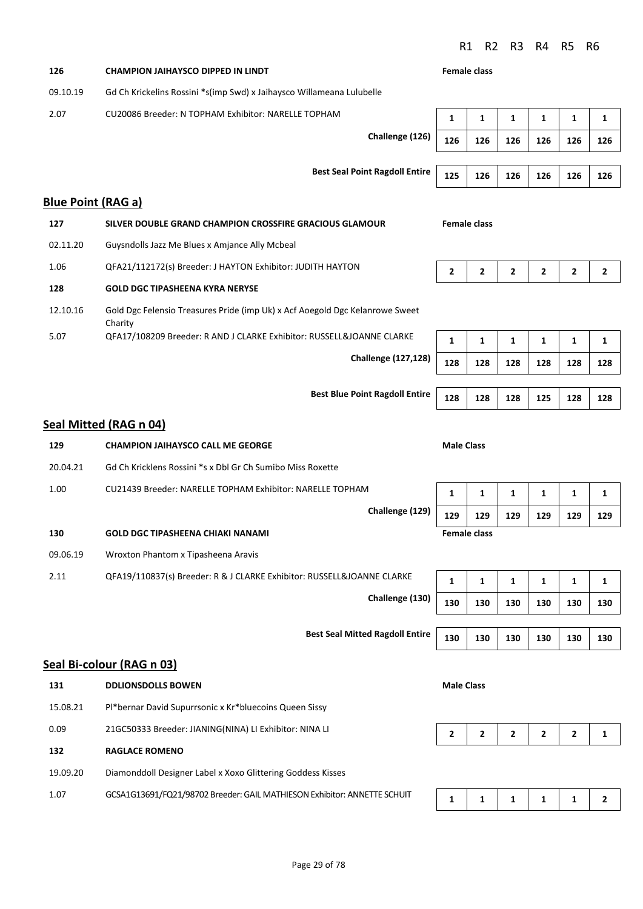| | | | R1 | R2 | R3 | R4 | R5 | R6 |
|---|---|---|---|---|---|---|---|---|
| 126 | **CHAMPION JAIHAYSCO DIPPED IN LINDT** | **Female class** | | | | | | |
| 09.10.19 | Gd Ch Krickelins Rossini *s(imp Swd) x Jaihaysco Willameana Lulubelle | | | | | | | |
| 2.07 | CU20086 Breeder: N TOPHAM Exhibitor: NARELLE TOPHAM | | 1 | 1 | 1 | 1 | 1 | 1 |
| | | **Challenge (126)** | 126 | 126 | 126 | 126 | 126 | 126 |
| | | **Best Seal Point Ragdoll Entire** | 125 | 126 | 126 | 126 | 126 | 126 |

## Blue Point (RAG a)

| | | | R1 | R2 | R3 | R4 | R5 | R6 |
|---|---|---|---|---|---|---|---|---|
| 127 | **SILVER DOUBLE GRAND CHAMPION CROSSFIRE GRACIOUS GLAMOUR** | **Female class** | | | | | | |
| 02.11.20 | Guysndolls Jazz Me Blues x Amjance Ally Mcbeal | | | | | | | |
| 1.06 | QFA21/112172(s) Breeder: J HAYTON Exhibitor: JUDITH HAYTON | | 2 | 2 | 2 | 2 | 2 | 2 |
| 128 | **GOLD DGC TIPASHEENA KYRA NERYSE** | | | | | | | |
| 12.10.16 | Gold Dgc Felensio Treasures Pride (imp Uk) x Acf Aoegold Dgc Kelanrowe Sweet Charity | | | | | | | |
| 5.07 | QFA17/108209 Breeder: R AND J CLARKE Exhibitor: RUSSELL&JOANNE CLARKE | | 1 | 1 | 1 | 1 | 1 | 1 |
| | | **Challenge (127,128)** | 128 | 128 | 128 | 128 | 128 | 128 |
| | | **Best Blue Point Ragdoll Entire** | 128 | 128 | 128 | 125 | 128 | 128 |

## Seal Mitted (RAG n 04)

| | | | R1 | R2 | R3 | R4 | R5 | R6 |
|---|---|---|---|---|---|---|---|---|
| 129 | **CHAMPION JAIHAYSCO CALL ME GEORGE** | **Male Class** | | | | | | |
| 20.04.21 | Gd Ch Kricklens Rossini *s x Dbl Gr Ch Sumibo Miss Roxette | | | | | | | |
| 1.00 | CU21439 Breeder: NARELLE TOPHAM Exhibitor: NARELLE TOPHAM | | 1 | 1 | 1 | 1 | 1 | 1 |
| | | **Challenge (129)** | 129 | 129 | 129 | 129 | 129 | 129 |
| 130 | **GOLD DGC TIPASHEENA CHIAKI NANAMI** | **Female class** | | | | | | |
| 09.06.19 | Wroxton Phantom x Tipasheena Aravis | | | | | | | |
| 2.11 | QFA19/110837(s) Breeder: R & J CLARKE Exhibitor: RUSSELL&JOANNE CLARKE | | 1 | 1 | 1 | 1 | 1 | 1 |
| | | **Challenge (130)** | 130 | 130 | 130 | 130 | 130 | 130 |
| | | **Best Seal Mitted Ragdoll Entire** | 130 | 130 | 130 | 130 | 130 | 130 |

## Seal Bi-colour (RAG n 03)

| | | | R1 | R2 | R3 | R4 | R5 | R6 |
|---|---|---|---|---|---|---|---|---|
| 131 | **DDLIONSDOLLS BOWEN** | **Male Class** | | | | | | |
| 15.08.21 | Pl*bernar David Supurrsonic x Kr*bluecoins Queen Sissy | | | | | | | |
| 0.09 | 21GC50333 Breeder: JIANING(NINA) LI Exhibitor: NINA LI | | 2 | 2 | 2 | 2 | 2 | 1 |
| 132 | **RAGLACE ROMENO** | | | | | | | |
| 19.09.20 | Diamonddoll Designer Label x Xoxo Glittering Goddess Kisses | | | | | | | |
| 1.07 | GCSA1G13691/FQ21/98702 Breeder: GAIL MATHIESON Exhibitor: ANNETTE SCHUIT | | 1 | 1 | 1 | 1 | 1 | 2 |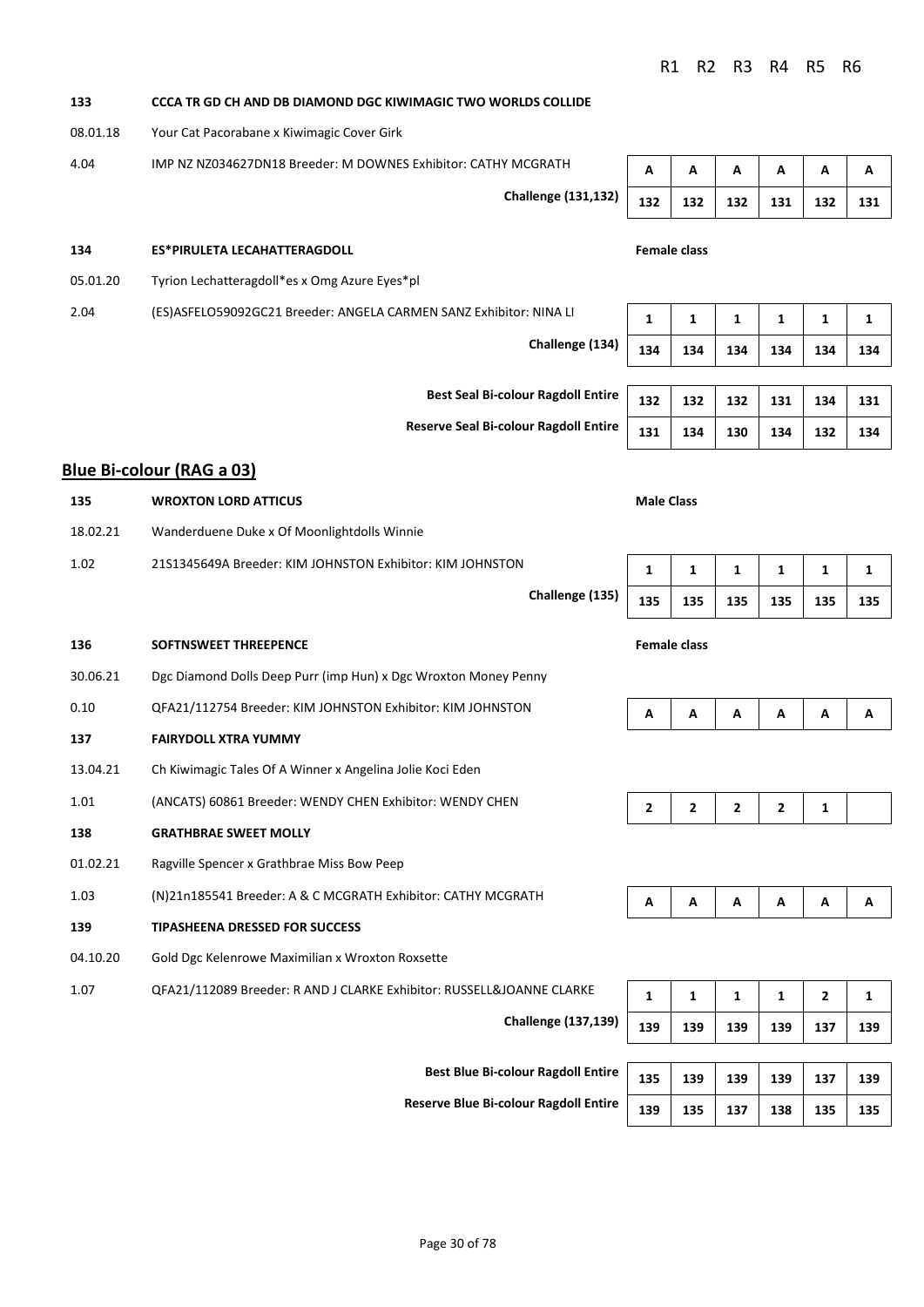| | | R1 | R2 | R3 | R4 | R5 | R6 |
|---|---|---|---|---|---|---|---|
| **133** | **CCCA TR GD CH AND DB DIAMOND DGC KIWIMAGIC TWO WORLDS COLLIDE** | | | | | | |
| 08.01.18 | Your Cat Pacorabane x Kiwimagic Cover Girk | | | | | | |
| 4.04 | IMP NZ NZ034627DN18 Breeder: M DOWNES Exhibitor: CATHY MCGRATH | A | A | A | A | A | A |
| | **Challenge (131,132)** | 132 | 132 | 132 | 131 | 132 | 131 |
| **134** | **ES*PIRULETA LECAHATTERAGDOLL** | **Female class** | | | | | |
| 05.01.20 | Tyrion Lechatteragdoll*es x Omg Azure Eyes*pl | | | | | | |
| 2.04 | (ES)ASFELO59092GC21 Breeder: ANGELA CARMEN SANZ Exhibitor: NINA LI | 1 | 1 | 1 | 1 | 1 | 1 |
| | **Challenge (134)** | 134 | 134 | 134 | 134 | 134 | 134 |
| | **Best Seal Bi-colour Ragdoll Entire** | 132 | 132 | 132 | 131 | 134 | 131 |
| | **Reserve Seal Bi-colour Ragdoll Entire** | 131 | 134 | 130 | 134 | 132 | 134 |

## Blue Bi-colour (RAG a 03)

| | | R1 | R2 | R3 | R4 | R5 | R6 |
|---|---|---|---|---|---|---|---|
| **135** | **WROXTON LORD ATTICUS** | **Male Class** | | | | | |
| 18.02.21 | Wanderduene Duke x Of Moonlightdolls Winnie | | | | | | |
| 1.02 | 21S1345649A Breeder: KIM JOHNSTON Exhibitor: KIM JOHNSTON | 1 | 1 | 1 | 1 | 1 | 1 |
| | **Challenge (135)** | 135 | 135 | 135 | 135 | 135 | 135 |
| **136** | **SOFTNSWEET THREEPENCE** | **Female class** | | | | | |
| 30.06.21 | Dgc Diamond Dolls Deep Purr (imp Hun) x Dgc Wroxton Money Penny | | | | | | |
| 0.10 | QFA21/112754 Breeder: KIM JOHNSTON Exhibitor: KIM JOHNSTON | A | A | A | A | A | A |
| **137** | **FAIRYDOLL XTRA YUMMY** | | | | | | |
| 13.04.21 | Ch Kiwimagic Tales Of A Winner x Angelina Jolie Koci Eden | | | | | | |
| 1.01 | (ANCATS) 60861 Breeder: WENDY CHEN Exhibitor: WENDY CHEN | 2 | 2 | 2 | 2 | 1 | |
| **138** | **GRATHBRAE SWEET MOLLY** | | | | | | |
| 01.02.21 | Ragville Spencer x Grathbrae Miss Bow Peep | | | | | | |
| 1.03 | (N)21n185541 Breeder: A & C MCGRATH Exhibitor: CATHY MCGRATH | A | A | A | A | A | A |
| **139** | **TIPASHEENA DRESSED FOR SUCCESS** | | | | | | |
| 04.10.20 | Gold Dgc Kelenrowe Maximilian x Wroxton Roxsette | | | | | | |
| 1.07 | QFA21/112089 Breeder: R AND J CLARKE Exhibitor: RUSSELL&JOANNE CLARKE | 1 | 1 | 1 | 1 | 2 | 1 |
| | **Challenge (137,139)** | 139 | 139 | 139 | 139 | 137 | 139 |
| | **Best Blue Bi-colour Ragdoll Entire** | 135 | 139 | 139 | 139 | 137 | 139 |
| | **Reserve Blue Bi-colour Ragdoll Entire** | 139 | 135 | 137 | 138 | 135 | 135 |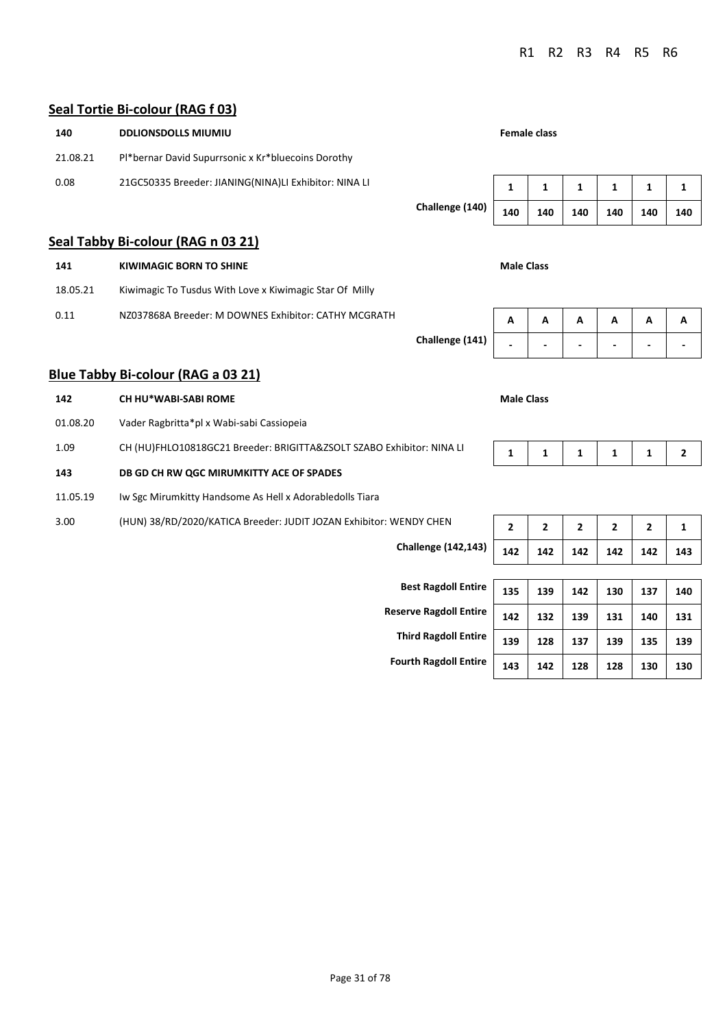| | | | R1 | R2 | R3 | R4 | R5 | R6 |
|---|---|---|---|---|---|---|---|---|

## Seal Tortie Bi-colour (RAG f 03)

| | | | R1 | R2 | R3 | R4 | R5 | R6 |
|---|---|---|---|---|---|---|---|---|
| **140** | **DDLIONSDOLLS MIUMIU** | **Female class** | | | | | | |
| 21.08.21 | Pl*bernar David Supurrsonic x Kr*bluecoins Dorothy | | | | | | | |
| 0.08 | 21GC50335 Breeder: JIANING(NINA)LI Exhibitor: NINA LI | | 1 | 1 | 1 | 1 | 1 | 1 |
| | | **Challenge (140)** | 140 | 140 | 140 | 140 | 140 | 140 |

## Seal Tabby Bi-colour (RAG n 03 21)

| | | | R1 | R2 | R3 | R4 | R5 | R6 |
|---|---|---|---|---|---|---|---|---|
| **141** | **KIWIMAGIC BORN TO SHINE** | **Male Class** | | | | | | |
| 18.05.21 | Kiwimagic To Tusdus With Love x Kiwimagic Star Of Milly | | | | | | | |
| 0.11 | NZ037868A Breeder: M DOWNES Exhibitor: CATHY MCGRATH | | A | A | A | A | A | A |
| | | **Challenge (141)** | - | - | - | - | - | - |

## Blue Tabby Bi-colour (RAG a 03 21)

| | | | R1 | R2 | R3 | R4 | R5 | R6 |
|---|---|---|---|---|---|---|---|---|
| **142** | **CH HU*WABI-SABI ROME** | **Male Class** | | | | | | |
| 01.08.20 | Vader Ragbritta*pl x Wabi-sabi Cassiopeia | | | | | | | |
| 1.09 | CH (HU)FHLO10818GC21 Breeder: BRIGITTA&ZSOLT SZABO Exhibitor: NINA LI | | 1 | 1 | 1 | 1 | 1 | 2 |
| **143** | **DB GD CH RW QGC MIRUMKITTY ACE OF SPADES** | | | | | | | |
| 11.05.19 | Iw Sgc Mirumkitty Handsome As Hell x Adorabledolls Tiara | | | | | | | |
| 3.00 | (HUN) 38/RD/2020/KATICA Breeder: JUDIT JOZAN Exhibitor: WENDY CHEN | | 2 | 2 | 2 | 2 | 2 | 1 |
| | | **Challenge (142,143)** | 142 | 142 | 142 | 142 | 142 | 143 |

| | R1 | R2 | R3 | R4 | R5 | R6 |
|---|---|---|---|---|---|---|
| **Best Ragdoll Entire** | 135 | 139 | 142 | 130 | 137 | 140 |
| **Reserve Ragdoll Entire** | 142 | 132 | 139 | 131 | 140 | 131 |
| **Third Ragdoll Entire** | 139 | 128 | 137 | 139 | 135 | 139 |
| **Fourth Ragdoll Entire** | 143 | 142 | 128 | 128 | 130 | 130 |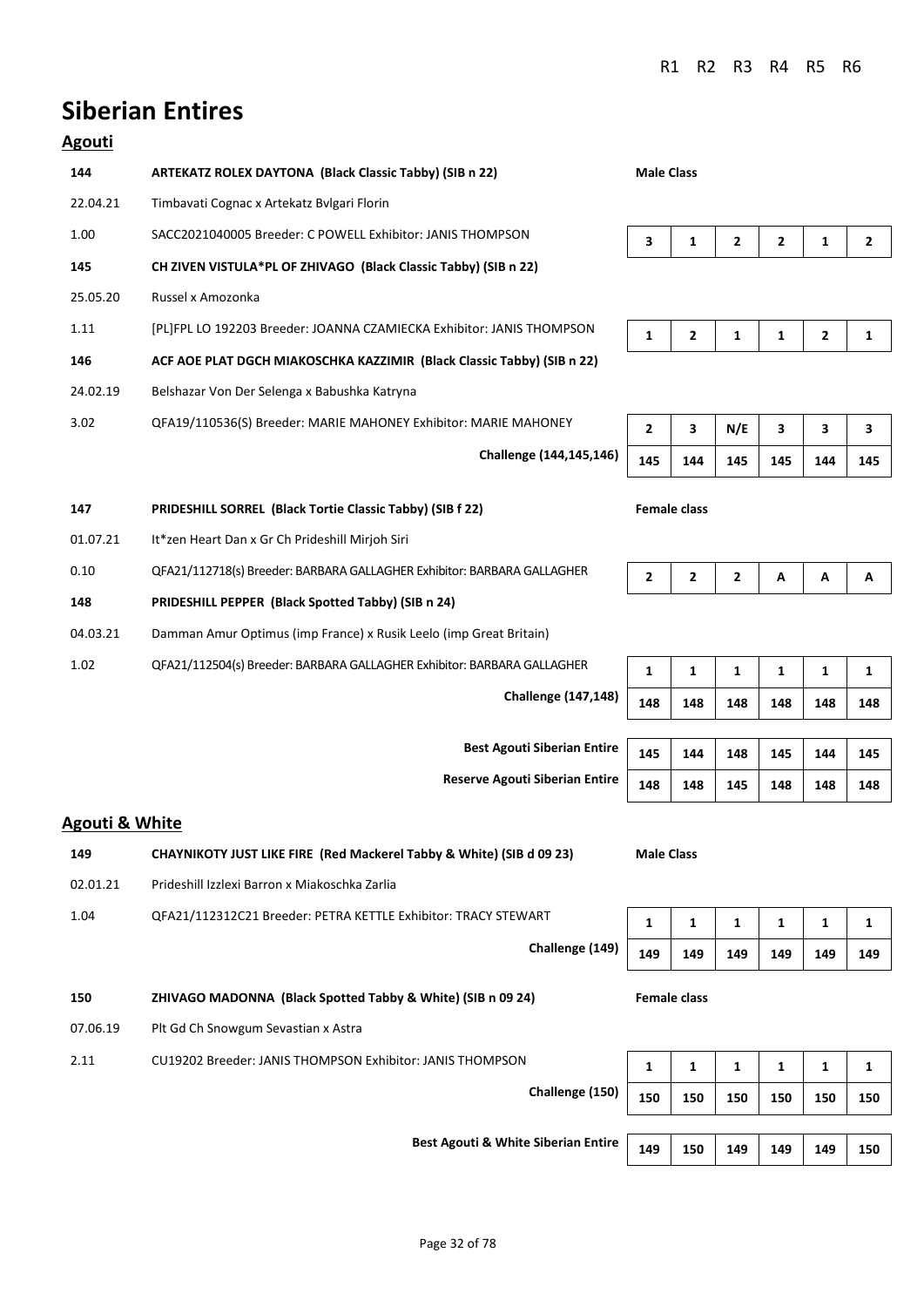# Siberian Entires

## Agouti

| | | R1 | R2 | R3 | R4 | R5 | R6 |
|---|---|---|---|---|---|---|---|
| **144** | **ARTEKATZ ROLEX DAYTONA (Black Classic Tabby) (SIB n 22)** | **Male Class** | | | | | |
| 22.04.21 | Timbavati Cognac x Artekatz Bvlgari Florin | | | | | | |
| 1.00 | SACC2021040005 Breeder: C POWELL Exhibitor: JANIS THOMPSON | 3 | 1 | 2 | 2 | 1 | 2 |
| **145** | **CH ZIVEN VISTULA*PL OF ZHIVAGO (Black Classic Tabby) (SIB n 22)** | | | | | | |
| 25.05.20 | Russel x Amozonka | | | | | | |
| 1.11 | [PL]FPL LO 192203 Breeder: JOANNA CZAMIECKA Exhibitor: JANIS THOMPSON | 1 | 2 | 1 | 1 | 2 | 1 |
| **146** | **ACF AOE PLAT DGCH MIAKOSCHKA KAZZIMIR (Black Classic Tabby) (SIB n 22)** | | | | | | |
| 24.02.19 | Belshazar Von Der Selenga x Babushka Katryna | | | | | | |
| 3.02 | QFA19/110536(S) Breeder: MARIE MAHONEY Exhibitor: MARIE MAHONEY | 2 | 3 | N/E | 3 | 3 | 3 |
| | **Challenge (144,145,146)** | 145 | 144 | 145 | 145 | 144 | 145 |
| **147** | **PRIDESHILL SORREL (Black Tortie Classic Tabby) (SIB f 22)** | **Female class** | | | | | |
| 01.07.21 | It*zen Heart Dan x Gr Ch Prideshill Mirjoh Siri | | | | | | |
| 0.10 | QFA21/112718(s) Breeder: BARBARA GALLAGHER Exhibitor: BARBARA GALLAGHER | 2 | 2 | 2 | A | A | A |
| **148** | **PRIDESHILL PEPPER (Black Spotted Tabby) (SIB n 24)** | | | | | | |
| 04.03.21 | Damman Amur Optimus (imp France) x Rusik Leelo (imp Great Britain) | | | | | | |
| 1.02 | QFA21/112504(s) Breeder: BARBARA GALLAGHER Exhibitor: BARBARA GALLAGHER | 1 | 1 | 1 | 1 | 1 | 1 |
| | **Challenge (147,148)** | 148 | 148 | 148 | 148 | 148 | 148 |
| | **Best Agouti Siberian Entire** | 145 | 144 | 148 | 145 | 144 | 145 |
| | **Reserve Agouti Siberian Entire** | 148 | 148 | 145 | 148 | 148 | 148 |

## Agouti & White

| | | R1 | R2 | R3 | R4 | R5 | R6 |
|---|---|---|---|---|---|---|---|
| **149** | **CHAYNIKOTY JUST LIKE FIRE (Red Mackerel Tabby & White) (SIB d 09 23)** | **Male Class** | | | | | |
| 02.01.21 | Prideshill Izzlexi Barron x Miakoschka Zarlia | | | | | | |
| 1.04 | QFA21/112312C21 Breeder: PETRA KETTLE Exhibitor: TRACY STEWART | 1 | 1 | 1 | 1 | 1 | 1 |
| | **Challenge (149)** | 149 | 149 | 149 | 149 | 149 | 149 |
| **150** | **ZHIVAGO MADONNA (Black Spotted Tabby & White) (SIB n 09 24)** | **Female class** | | | | | |
| 07.06.19 | Plt Gd Ch Snowgum Sevastian x Astra | | | | | | |
| 2.11 | CU19202 Breeder: JANIS THOMPSON Exhibitor: JANIS THOMPSON | 1 | 1 | 1 | 1 | 1 | 1 |
| | **Challenge (150)** | 150 | 150 | 150 | 150 | 150 | 150 |
| | **Best Agouti & White Siberian Entire** | 149 | 150 | 149 | 149 | 149 | 150 |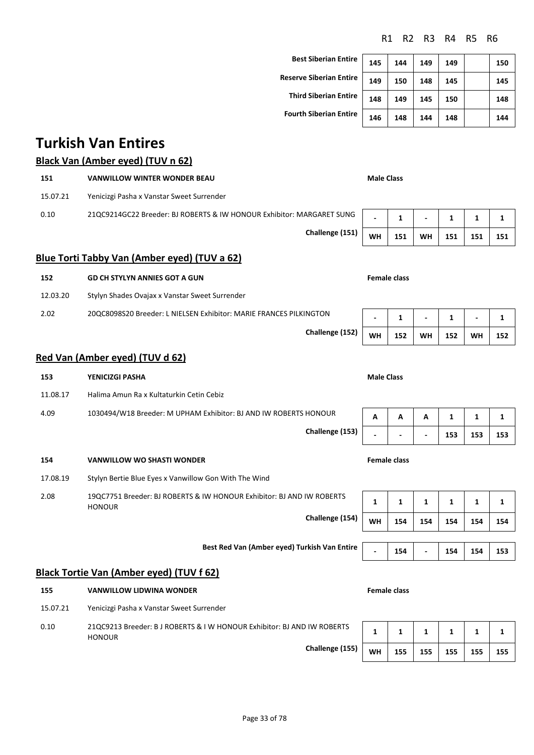| | R1 | R2 | R3 | R4 | R5 | R6 |
|---|---|---|---|---|---|---|
| **Best Siberian Entire** | 145 | 144 | 149 | 149 | | 150 |
| **Reserve Siberian Entire** | 149 | 150 | 148 | 145 | | 145 |
| **Third Siberian Entire** | 148 | 149 | 145 | 150 | | 148 |
| **Fourth Siberian Entire** | 146 | 148 | 144 | 148 | | 144 |

# Turkish Van Entires

## Black Van (Amber eyed) (TUV n 62)

**151** **VANWILLOW WINTER WONDER BEAU** — **Male Class**

15.07.21 Yenicizgi Pasha x Vanstar Sweet Surrender

0.10 21QC9214GC22 Breeder: BJ ROBERTS & IW HONOUR Exhibitor: MARGARET SUNG

| | R1 | R2 | R3 | R4 | R5 | R6 |
|---|---|---|---|---|---|---|
| | - | 1 | - | 1 | 1 | 1 |
| **Challenge (151)** | WH | 151 | WH | 151 | 151 | 151 |

## Blue Torti Tabby Van (Amber eyed) (TUV a 62)

**152** **GD CH STYLYN ANNIES GOT A GUN** — **Female class**

12.03.20 Stylyn Shades Ovajax x Vanstar Sweet Surrender

2.02 20QC8098S20 Breeder: L NIELSEN Exhibitor: MARIE FRANCES PILKINGTON

| | R1 | R2 | R3 | R4 | R5 | R6 |
|---|---|---|---|---|---|---|
| | - | 1 | - | 1 | - | 1 |
| **Challenge (152)** | WH | 152 | WH | 152 | WH | 152 |

## Red Van (Amber eyed) (TUV d 62)

**153** **YENICIZGI PASHA** — **Male Class**

11.08.17 Halima Amun Ra x Kultaturkin Cetin Cebiz

4.09 1030494/W18 Breeder: M UPHAM Exhibitor: BJ AND IW ROBERTS HONOUR

| | R1 | R2 | R3 | R4 | R5 | R6 |
|---|---|---|---|---|---|---|
| | A | A | A | 1 | 1 | 1 |
| **Challenge (153)** | - | - | - | 153 | 153 | 153 |

**154** **VANWILLOW WO SHASTI WONDER** — **Female class**

17.08.19 Stylyn Bertie Blue Eyes x Vanwillow Gon With The Wind

2.08 19QC7751 Breeder: BJ ROBERTS & IW HONOUR Exhibitor: BJ AND IW ROBERTS HONOUR

| | R1 | R2 | R3 | R4 | R5 | R6 |
|---|---|---|---|---|---|---|
| | 1 | 1 | 1 | 1 | 1 | 1 |
| **Challenge (154)** | WH | 154 | 154 | 154 | 154 | 154 |

| | R1 | R2 | R3 | R4 | R5 | R6 |
|---|---|---|---|---|---|---|
| **Best Red Van (Amber eyed) Turkish Van Entire** | - | 154 | - | 154 | 154 | 153 |

## Black Tortie Van (Amber eyed) (TUV f 62)

**155** **VANWILLOW LIDWINA WONDER** — **Female class**

15.07.21 Yenicizgi Pasha x Vanstar Sweet Surrender

0.10 21QC9213 Breeder: B J ROBERTS & I W HONOUR Exhibitor: BJ AND IW ROBERTS HONOUR

| | R1 | R2 | R3 | R4 | R5 | R6 |
|---|---|---|---|---|---|---|
| | 1 | 1 | 1 | 1 | 1 | 1 |
| **Challenge (155)** | WH | 155 | 155 | 155 | 155 | 155 |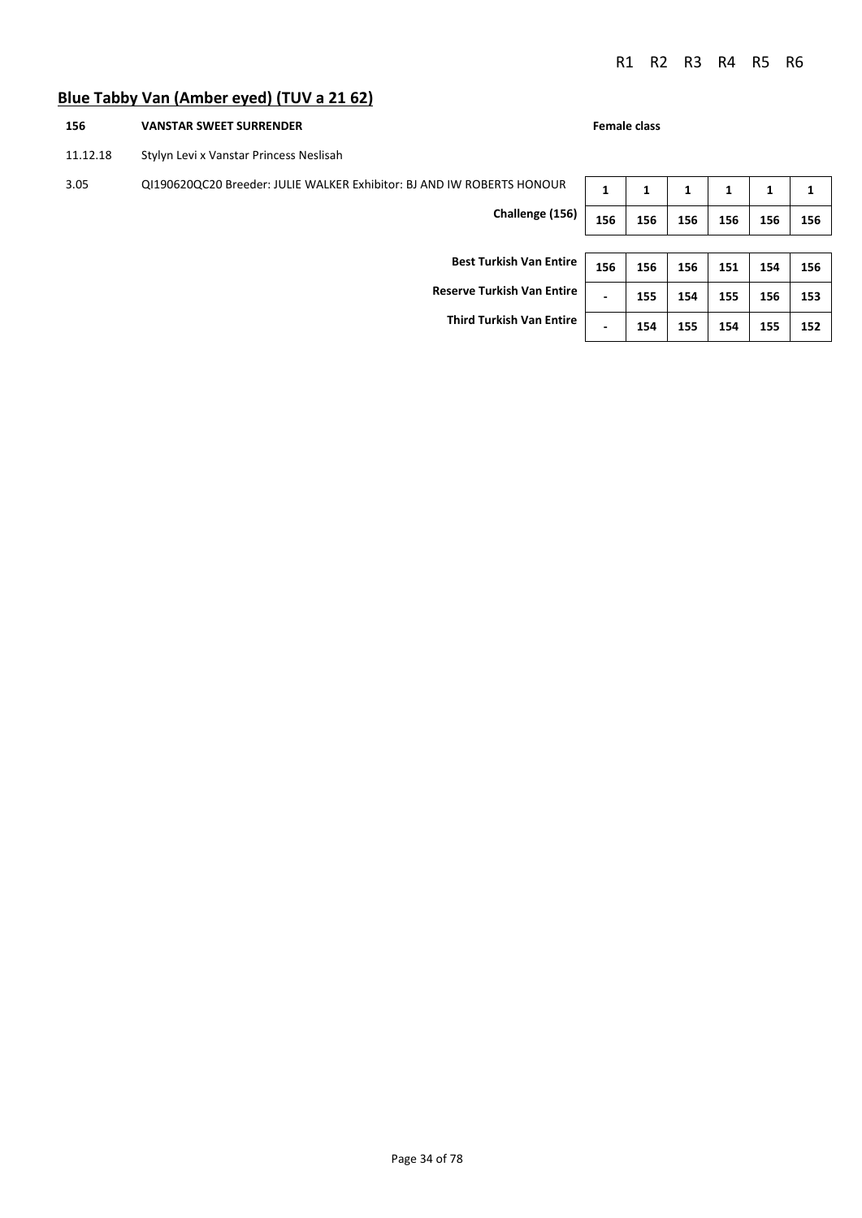## Blue Tabby Van (Amber eyed) (TUV a 21 62)

| | | | R1 | R2 | R3 | R4 | R5 | R6 |
|---|---|---|---|---|---|---|---|---|
| **156** | **VANSTAR SWEET SURRENDER** | **Female class** | | | | | | |
| 11.12.18 | Stylyn Levi x Vanstar Princess Neslisah | | | | | | | |
| 3.05 | QI190620QC20 Breeder: JULIE WALKER Exhibitor: BJ AND IW ROBERTS HONOUR | | **1** | **1** | **1** | **1** | **1** | **1** |
| | | **Challenge (156)** | **156** | **156** | **156** | **156** | **156** | **156** |
| | | **Best Turkish Van Entire** | **156** | **156** | **156** | **151** | **154** | **156** |
| | | **Reserve Turkish Van Entire** | **-** | **155** | **154** | **155** | **156** | **153** |
| | | **Third Turkish Van Entire** | **-** | **154** | **155** | **154** | **155** | **152** |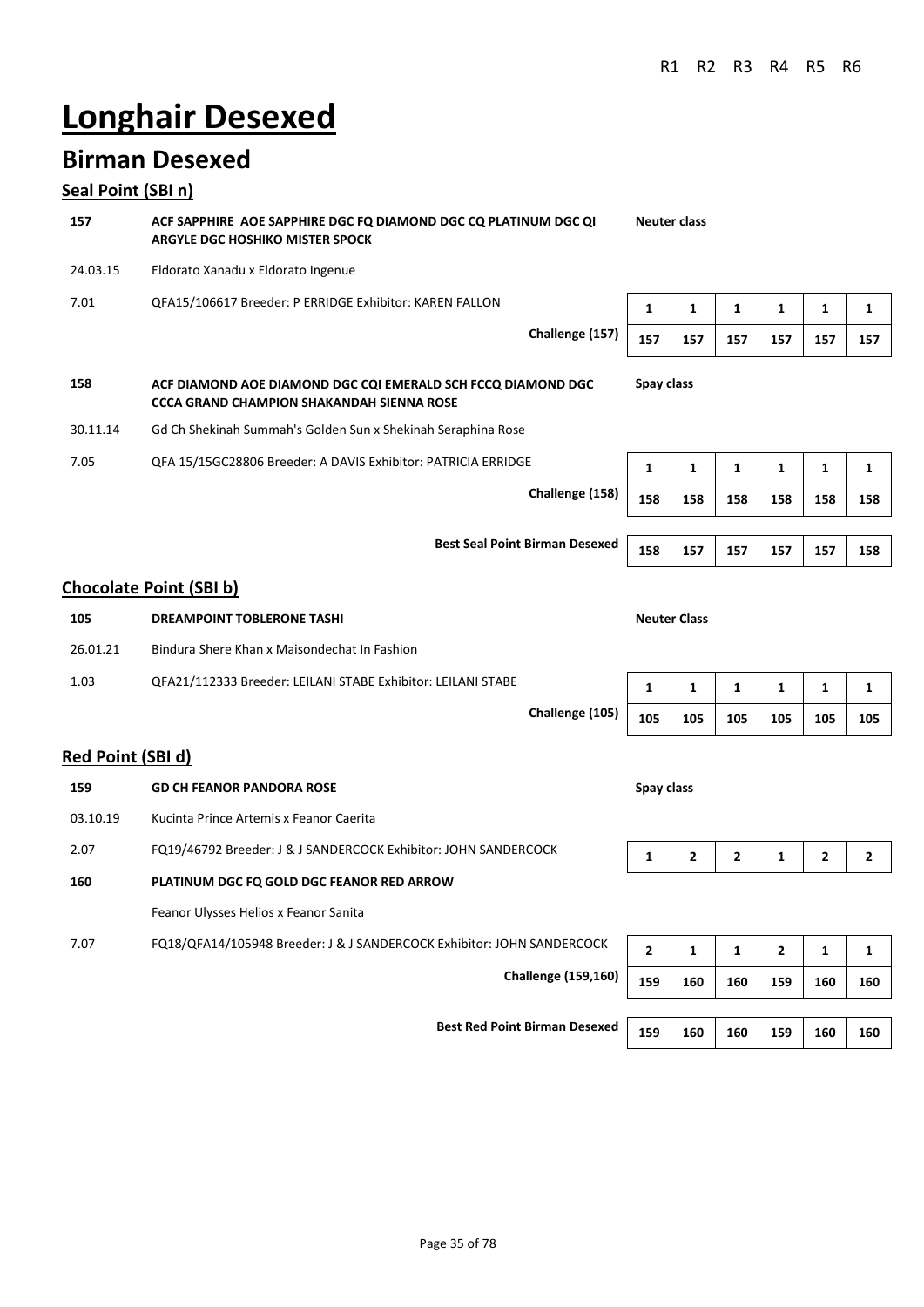# Longhair Desexed

## Birman Desexed

### Seal Point (SBI n)

| | | | R1 | R2 | R3 | R4 | R5 | R6 |
|---|---|---|---|---|---|---|---|---|
| **157** | **ACF SAPPHIRE AOE SAPPHIRE DGC FQ DIAMOND DGC CQ PLATINUM DGC QI ARGYLE DGC HOSHIKO MISTER SPOCK** | **Neuter class** | | | | | | |
| 24.03.15 | Eldorato Xanadu x Eldorato Ingenue | | | | | | | |
| 7.01 | QFA15/106617 Breeder: P ERRIDGE Exhibitor: KAREN FALLON | | 1 | 1 | 1 | 1 | 1 | 1 |
| | **Challenge (157)** | | 157 | 157 | 157 | 157 | 157 | 157 |
| **158** | **ACF DIAMOND AOE DIAMOND DGC CQI EMERALD SCH FCCQ DIAMOND DGC CCCA GRAND CHAMPION SHAKANDAH SIENNA ROSE** | **Spay class** | | | | | | |
| 30.11.14 | Gd Ch Shekinah Summah's Golden Sun x Shekinah Seraphina Rose | | | | | | | |
| 7.05 | QFA 15/15GC28806 Breeder: A DAVIS Exhibitor: PATRICIA ERRIDGE | | 1 | 1 | 1 | 1 | 1 | 1 |
| | **Challenge (158)** | | 158 | 158 | 158 | 158 | 158 | 158 |
| | **Best Seal Point Birman Desexed** | | 158 | 157 | 157 | 157 | 157 | 158 |

### Chocolate Point (SBI b)

| | | | R1 | R2 | R3 | R4 | R5 | R6 |
|---|---|---|---|---|---|---|---|---|
| **105** | **DREAMPOINT TOBLERONE TASHI** | **Neuter Class** | | | | | | |
| 26.01.21 | Bindura Shere Khan x Maisondechat In Fashion | | | | | | | |
| 1.03 | QFA21/112333 Breeder: LEILANI STABE Exhibitor: LEILANI STABE | | 1 | 1 | 1 | 1 | 1 | 1 |
| | **Challenge (105)** | | 105 | 105 | 105 | 105 | 105 | 105 |

### Red Point (SBI d)

| | | | R1 | R2 | R3 | R4 | R5 | R6 |
|---|---|---|---|---|---|---|---|---|
| **159** | **GD CH FEANOR PANDORA ROSE** | **Spay class** | | | | | | |
| 03.10.19 | Kucinta Prince Artemis x Feanor Caerita | | | | | | | |
| 2.07 | FQ19/46792 Breeder: J & J SANDERCOCK Exhibitor: JOHN SANDERCOCK | | 1 | 2 | 2 | 1 | 2 | 2 |
| **160** | **PLATINUM DGC FQ GOLD DGC FEANOR RED ARROW** | | | | | | | |
| | Feanor Ulysses Helios x Feanor Sanita | | | | | | | |
| 7.07 | FQ18/QFA14/105948 Breeder: J & J SANDERCOCK Exhibitor: JOHN SANDERCOCK | | 2 | 1 | 1 | 2 | 1 | 1 |
| | **Challenge (159,160)** | | 159 | 160 | 160 | 159 | 160 | 160 |
| | **Best Red Point Birman Desexed** | | 159 | 160 | 160 | 159 | 160 | 160 |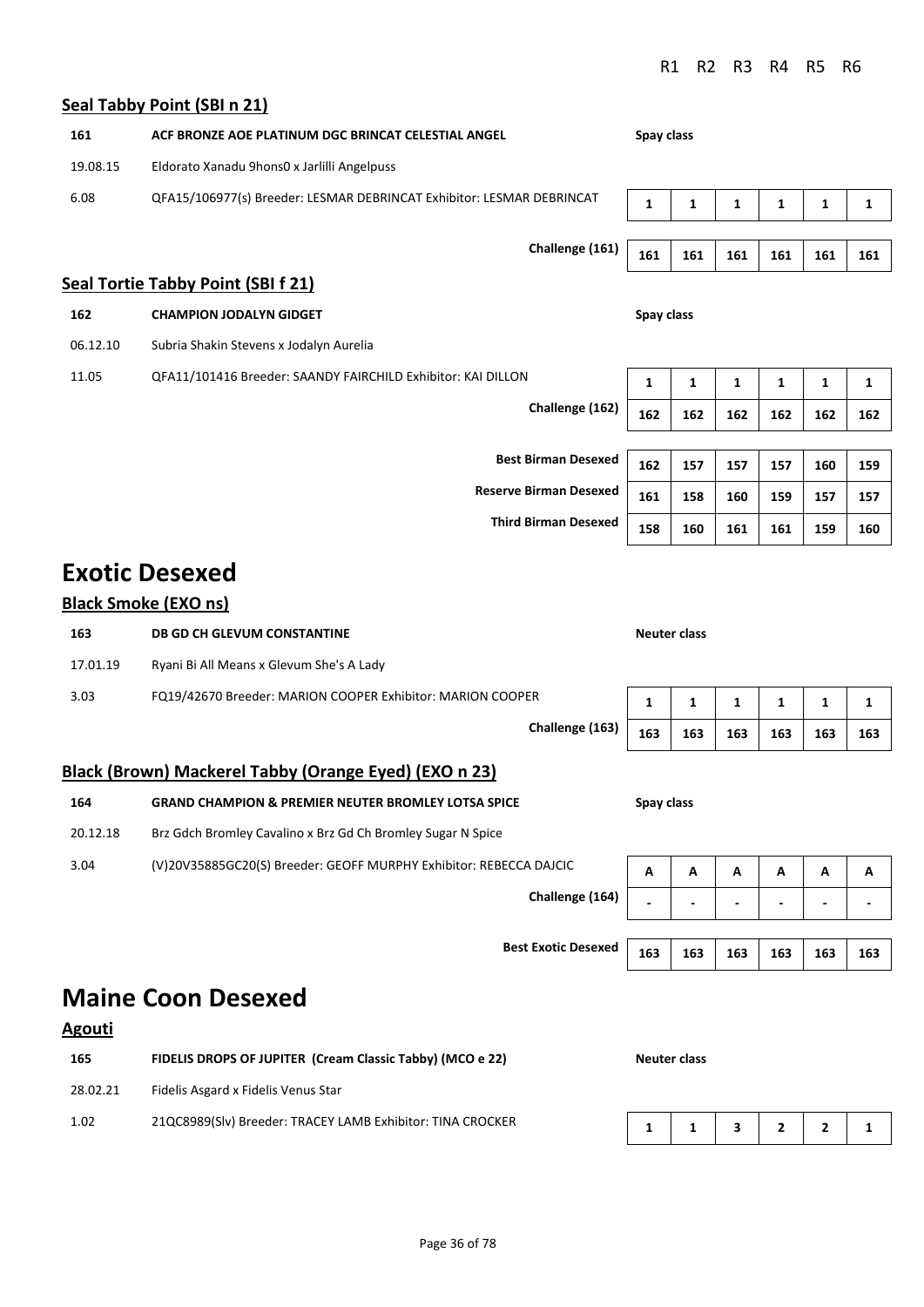R1 R2 R3 R4 R5 R6

### Seal Tabby Point (SBI n 21)

**161** **ACF BRONZE AOE PLATINUM DGC BRINCAT CELESTIAL ANGEL** **Spay class**

19.08.15 Eldorato Xanadu 9hons0 x Jarlilli Angelpuss

6.08 QFA15/106977(s) Breeder: LESMAR DEBRINCAT Exhibitor: LESMAR DEBRINCAT

| | R1 | R2 | R3 | R4 | R5 | R6 |
|---|---|---|---|---|---|---|
| | **1** | **1** | **1** | **1** | **1** | **1** |
| **Challenge (161)** | **161** | **161** | **161** | **161** | **161** | **161** |

### Seal Tortie Tabby Point (SBI f 21)

**162** **CHAMPION JODALYN GIDGET** **Spay class**

06.12.10 Subria Shakin Stevens x Jodalyn Aurelia

11.05 QFA11/101416 Breeder: SAANDY FAIRCHILD Exhibitor: KAI DILLON

| | R1 | R2 | R3 | R4 | R5 | R6 |
|---|---|---|---|---|---|---|
| | **1** | **1** | **1** | **1** | **1** | **1** |
| **Challenge (162)** | **162** | **162** | **162** | **162** | **162** | **162** |

| | R1 | R2 | R3 | R4 | R5 | R6 |
|---|---|---|---|---|---|---|
| **Best Birman Desexed** | **162** | **157** | **157** | **157** | **160** | **159** |
| **Reserve Birman Desexed** | **161** | **158** | **160** | **159** | **157** | **157** |
| **Third Birman Desexed** | **158** | **160** | **161** | **161** | **159** | **160** |

# Exotic Desexed

### Black Smoke (EXO ns)

**163** **DB GD CH GLEVUM CONSTANTINE** **Neuter class**

17.01.19 Ryani Bi All Means x Glevum She's A Lady

3.03 FQ19/42670 Breeder: MARION COOPER Exhibitor: MARION COOPER

| | R1 | R2 | R3 | R4 | R5 | R6 |
|---|---|---|---|---|---|---|
| | **1** | **1** | **1** | **1** | **1** | **1** |
| **Challenge (163)** | **163** | **163** | **163** | **163** | **163** | **163** |

### Black (Brown) Mackerel Tabby (Orange Eyed) (EXO n 23)

**164** **GRAND CHAMPION & PREMIER NEUTER BROMLEY LOTSA SPICE** **Spay class**

20.12.18 Brz Gdch Bromley Cavalino x Brz Gd Ch Bromley Sugar N Spice

3.04 (V)20V35885GC20(S) Breeder: GEOFF MURPHY Exhibitor: REBECCA DAJCIC

| | R1 | R2 | R3 | R4 | R5 | R6 |
|---|---|---|---|---|---|---|
| | **A** | **A** | **A** | **A** | **A** | **A** |
| **Challenge (164)** | **-** | **-** | **-** | **-** | **-** | **-** |

| | R1 | R2 | R3 | R4 | R5 | R6 |
|---|---|---|---|---|---|---|
| **Best Exotic Desexed** | **163** | **163** | **163** | **163** | **163** | **163** |

# Maine Coon Desexed

### Agouti

**165** **FIDELIS DROPS OF JUPITER (Cream Classic Tabby) (MCO e 22)** **Neuter class**

28.02.21 Fidelis Asgard x Fidelis Venus Star

1.02 21QC8989(Slv) Breeder: TRACEY LAMB Exhibitor: TINA CROCKER

| R1 | R2 | R3 | R4 | R5 | R6 |
|---|---|---|---|---|---|
| **1** | **1** | **3** | **2** | **2** | **1** |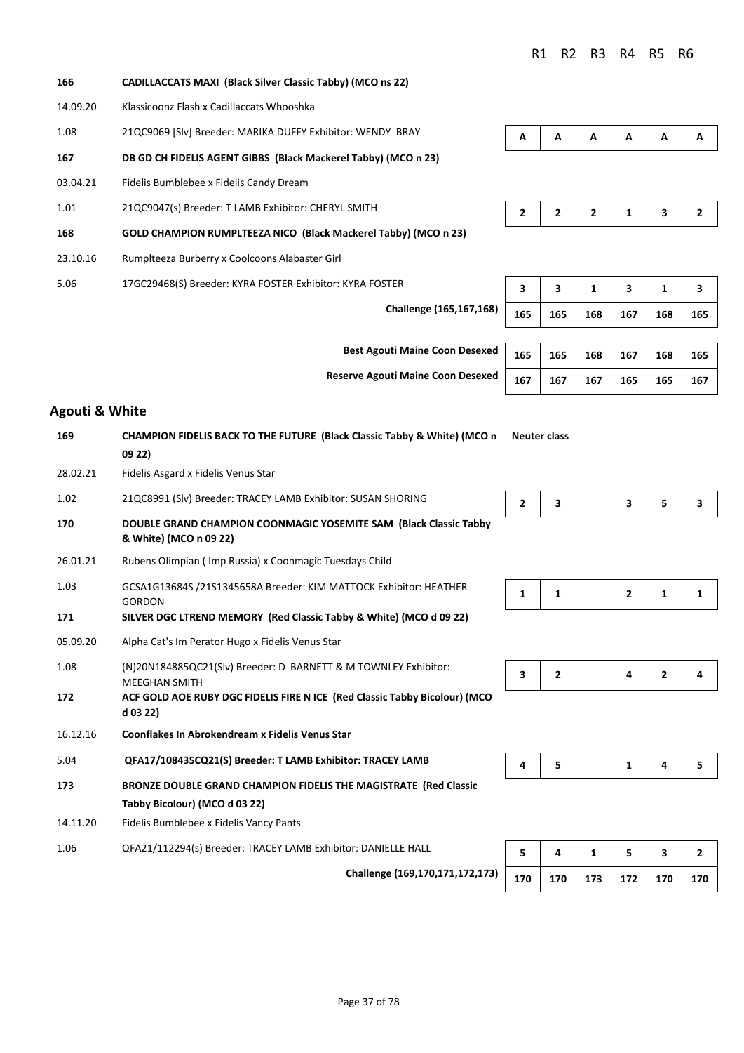| | | R1 | R2 | R3 | R4 | R5 | R6 |
|---|---|---|---|---|---|---|---|
| **166** | **CADILLACCATS MAXI (Black Silver Classic Tabby) (MCO ns 22)** | | | | | | |
| 14.09.20 | Klassicoonz Flash x Cadillaccats Whooshka | | | | | | |
| 1.08 | 21QC9069 [Slv] Breeder: MARIKA DUFFY Exhibitor: WENDY BRAY | A | A | A | A | A | A |
| **167** | **DB GD CH FIDELIS AGENT GIBBS (Black Mackerel Tabby) (MCO n 23)** | | | | | | |
| 03.04.21 | Fidelis Bumblebee x Fidelis Candy Dream | | | | | | |
| 1.01 | 21QC9047(s) Breeder: T LAMB Exhibitor: CHERYL SMITH | 2 | 2 | 2 | 1 | 3 | 2 |
| **168** | **GOLD CHAMPION RUMPLTEEZA NICO (Black Mackerel Tabby) (MCO n 23)** | | | | | | |
| 23.10.16 | Rumplteeza Burberry x Coolcoons Alabaster Girl | | | | | | |
| 5.06 | 17GC29468(S) Breeder: KYRA FOSTER Exhibitor: KYRA FOSTER | 3 | 3 | 1 | 3 | 1 | 3 |
| | **Challenge (165,167,168)** | 165 | 165 | 168 | 167 | 168 | 165 |
| | **Best Agouti Maine Coon Desexed** | 165 | 165 | 168 | 167 | 168 | 165 |
| | **Reserve Agouti Maine Coon Desexed** | 167 | 167 | 167 | 165 | 165 | 167 |

## Agouti & White

| | | R1 | R2 | R3 | R4 | R5 | R6 |
|---|---|---|---|---|---|---|---|
| **169** | **CHAMPION FIDELIS BACK TO THE FUTURE (Black Classic Tabby & White) (MCO n 09 22)** | Neuter class | | | | | |
| 28.02.21 | Fidelis Asgard x Fidelis Venus Star | | | | | | |
| 1.02 | 21QC8991 (Slv) Breeder: TRACEY LAMB Exhibitor: SUSAN SHORING | 2 | 3 | | 3 | 5 | 3 |
| **170** | **DOUBLE GRAND CHAMPION COONMAGIC YOSEMITE SAM (Black Classic Tabby & White) (MCO n 09 22)** | | | | | | |
| 26.01.21 | Rubens Olimpian ( Imp Russia) x Coonmagic Tuesdays Child | | | | | | |
| 1.03 | GCSA1G13684S /21S1345658A Breeder: KIM MATTOCK Exhibitor: HEATHER GORDON | 1 | 1 | | 2 | 1 | 1 |
| **171** | **SILVER DGC LTREND MEMORY (Red Classic Tabby & White) (MCO d 09 22)** | | | | | | |
| 05.09.20 | Alpha Cat's Im Perator Hugo x Fidelis Venus Star | | | | | | |
| 1.08 | (N)20N184885QC21(Slv) Breeder: D BARNETT & M TOWNLEY Exhibitor: MEEGHAN SMITH | 3 | 2 | | 4 | 2 | 4 |
| **172** | **ACF GOLD AOE RUBY DGC FIDELIS FIRE N ICE (Red Classic Tabby Bicolour) (MCO d 03 22)** | | | | | | |
| 16.12.16 | **Coonflakes In Abrokendream x Fidelis Venus Star** | | | | | | |
| 5.04 | **QFA17/108435CQ21(S) Breeder: T LAMB Exhibitor: TRACEY LAMB** | 4 | 5 | | 1 | 4 | 5 |
| **173** | **BRONZE DOUBLE GRAND CHAMPION FIDELIS THE MAGISTRATE (Red Classic Tabby Bicolour) (MCO d 03 22)** | | | | | | |
| 14.11.20 | Fidelis Bumblebee x Fidelis Vancy Pants | | | | | | |
| 1.06 | QFA21/112294(s) Breeder: TRACEY LAMB Exhibitor: DANIELLE HALL | 5 | 4 | 1 | 5 | 3 | 2 |
| | **Challenge (169,170,171,172,173)** | 170 | 170 | 173 | 172 | 170 | 170 |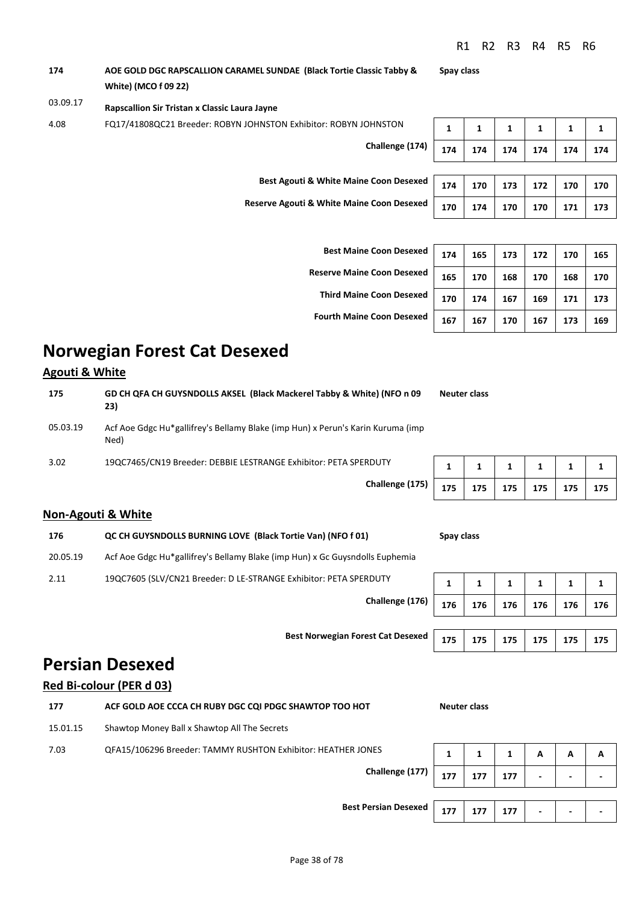| | | | R1 | R2 | R3 | R4 | R5 | R6 |
|---|---|---|---|---|---|---|---|---|
| **174** | **AOE GOLD DGC RAPSCALLION CARAMEL SUNDAE (Black Tortie Classic Tabby & White) (MCO f 09 22)** | **Spay class** | | | | | | |
| 03.09.17 | **Rapscallion Sir Tristan x Classic Laura Jayne** | | | | | | | |
| 4.08 | FQ17/41808QC21 Breeder: ROBYN JOHNSTON Exhibitor: ROBYN JOHNSTON | | **1** | **1** | **1** | **1** | **1** | **1** |
| | **Challenge (174)** | | **174** | **174** | **174** | **174** | **174** | **174** |
| | **Best Agouti & White Maine Coon Desexed** | | **174** | **170** | **173** | **172** | **170** | **170** |
| | **Reserve Agouti & White Maine Coon Desexed** | | **170** | **174** | **170** | **170** | **171** | **173** |
| | **Best Maine Coon Desexed** | | **174** | **165** | **173** | **172** | **170** | **165** |
| | **Reserve Maine Coon Desexed** | | **165** | **170** | **168** | **170** | **168** | **170** |
| | **Third Maine Coon Desexed** | | **170** | **174** | **167** | **169** | **171** | **173** |
| | **Fourth Maine Coon Desexed** | | **167** | **167** | **170** | **167** | **173** | **169** |

# Norwegian Forest Cat Desexed

## Agouti & White

| | | | R1 | R2 | R3 | R4 | R5 | R6 |
|---|---|---|---|---|---|---|---|---|
| **175** | **GD CH QFA CH GUYSNDOLLS AKSEL (Black Mackerel Tabby & White) (NFO n 09 23)** | **Neuter class** | | | | | | |
| 05.03.19 | Acf Aoe Gdgc Hu*gallifrey's Bellamy Blake (imp Hun) x Perun's Karin Kuruma (imp Ned) | | | | | | | |
| 3.02 | 19QC7465/CN19 Breeder: DEBBIE LESTRANGE Exhibitor: PETA SPERDUTY | | **1** | **1** | **1** | **1** | **1** | **1** |
| | **Challenge (175)** | | **175** | **175** | **175** | **175** | **175** | **175** |

## Non-Agouti & White

| | | | R1 | R2 | R3 | R4 | R5 | R6 |
|---|---|---|---|---|---|---|---|---|
| **176** | **QC CH GUYSNDOLLS BURNING LOVE (Black Tortie Van) (NFO f 01)** | **Spay class** | | | | | | |
| 20.05.19 | Acf Aoe Gdgc Hu*gallifrey's Bellamy Blake (imp Hun) x Gc Guysndolls Euphemia | | | | | | | |
| 2.11 | 19QC7605 (SLV/CN21 Breeder: D LE-STRANGE Exhibitor: PETA SPERDUTY | | **1** | **1** | **1** | **1** | **1** | **1** |
| | **Challenge (176)** | | **176** | **176** | **176** | **176** | **176** | **176** |
| | **Best Norwegian Forest Cat Desexed** | | **175** | **175** | **175** | **175** | **175** | **175** |

# Persian Desexed

## Red Bi-colour (PER d 03)

| | | | R1 | R2 | R3 | R4 | R5 | R6 |
|---|---|---|---|---|---|---|---|---|
| **177** | **ACF GOLD AOE CCCA CH RUBY DGC CQI PDGC SHAWTOP TOO HOT** | **Neuter class** | | | | | | |
| 15.01.15 | Shawtop Money Ball x Shawtop All The Secrets | | | | | | | |
| 7.03 | QFA15/106296 Breeder: TAMMY RUSHTON Exhibitor: HEATHER JONES | | **1** | **1** | **1** | **A** | **A** | **A** |
| | **Challenge (177)** | | **177** | **177** | **177** | **-** | **-** | **-** |
| | **Best Persian Desexed** | | **177** | **177** | **177** | **-** | **-** | **-** |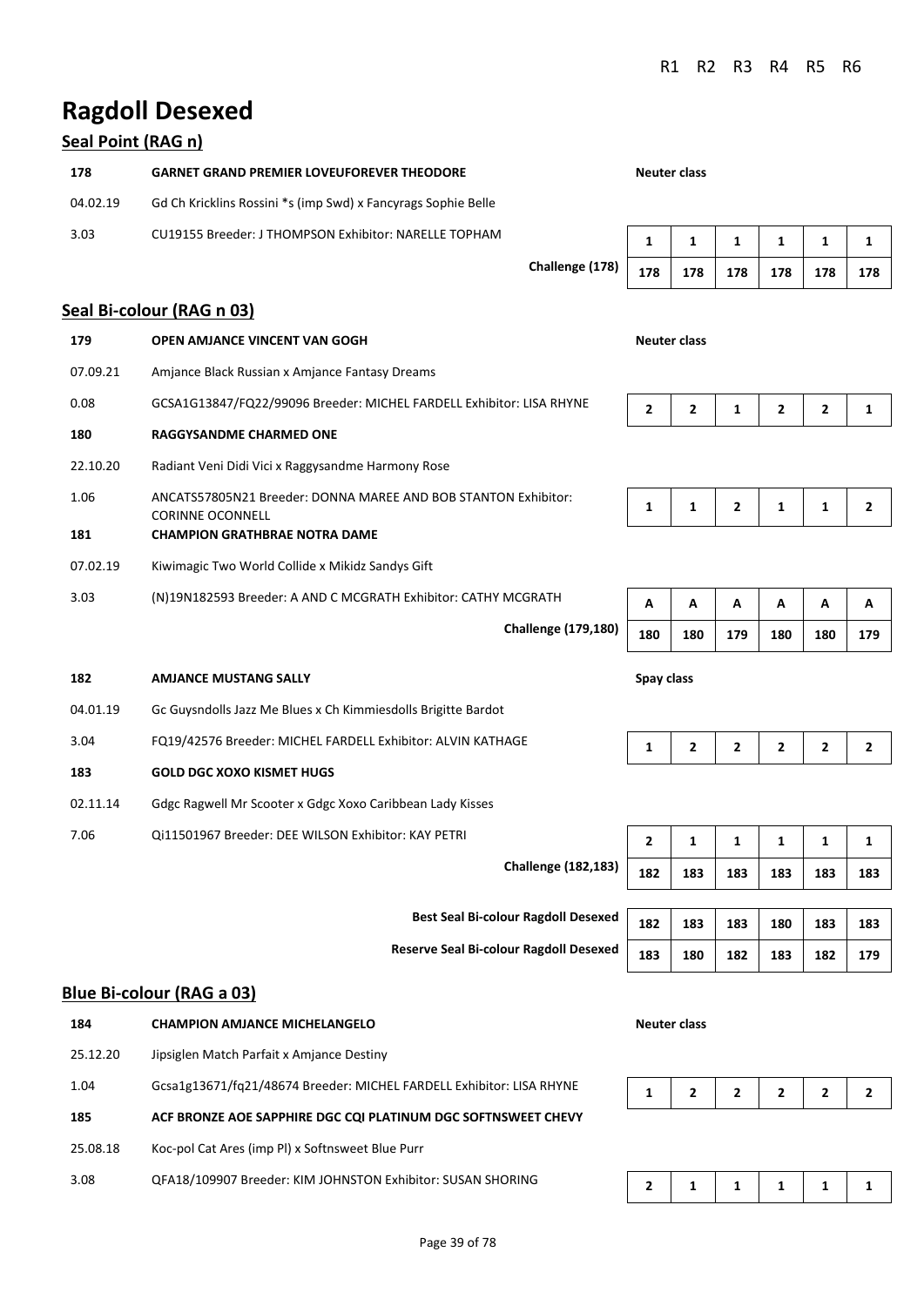# Ragdoll Desexed

## Seal Point (RAG n)

**178** **GARNET GRAND PREMIER LOVEUFOREVER THEODORE** — Neuter class
04.02.19 Gd Ch Kricklins Rossini *s (imp Swd) x Fancyrags Sophie Belle
3.03 CU19155 Breeder: J THOMPSON Exhibitor: NARELLE TOPHAM

| | R1 | R2 | R3 | R4 | R5 | R6 |
|---|---|---|---|---|---|---|
| 178 | 1 | 1 | 1 | 1 | 1 | 1 |
| **Challenge (178)** | 178 | 178 | 178 | 178 | 178 | 178 |

## Seal Bi-colour (RAG n 03)

**179** **OPEN AMJANCE VINCENT VAN GOGH** — Neuter class
07.09.21 Amjance Black Russian x Amjance Fantasy Dreams
0.08 GCSA1G13847/FQ22/99096 Breeder: MICHEL FARDELL Exhibitor: LISA RHYNE

**180** **RAGGYSANDME CHARMED ONE**
22.10.20 Radiant Veni Didi Vici x Raggysandme Harmony Rose
1.06 ANCATS57805N21 Breeder: DONNA MAREE AND BOB STANTON Exhibitor: CORINNE OCONNELL

**181** **CHAMPION GRATHBRAE NOTRA DAME**
07.02.19 Kiwimagic Two World Collide x Mikidz Sandys Gift
3.03 (N)19N182593 Breeder: A AND C MCGRATH Exhibitor: CATHY MCGRATH

| | R1 | R2 | R3 | R4 | R5 | R6 |
|---|---|---|---|---|---|---|
| 179 | 2 | 2 | 1 | 2 | 2 | 1 |
| 180 | 1 | 1 | 2 | 1 | 1 | 2 |
| 181 | A | A | A | A | A | A |
| **Challenge (179,180)** | 180 | 180 | 179 | 180 | 180 | 179 |

**182** **AMJANCE MUSTANG SALLY** — Spay class
04.01.19 Gc Guysndolls Jazz Me Blues x Ch Kimmiesdolls Brigitte Bardot
3.04 FQ19/42576 Breeder: MICHEL FARDELL Exhibitor: ALVIN KATHAGE

**183** **GOLD DGC XOXO KISMET HUGS**
02.11.14 Gdgc Ragwell Mr Scooter x Gdgc Xoxo Caribbean Lady Kisses
7.06 Qi11501967 Breeder: DEE WILSON Exhibitor: KAY PETRI

| | R1 | R2 | R3 | R4 | R5 | R6 |
|---|---|---|---|---|---|---|
| 182 | 1 | 2 | 2 | 2 | 2 | 2 |
| 183 | 2 | 1 | 1 | 1 | 1 | 1 |
| **Challenge (182,183)** | 182 | 183 | 183 | 183 | 183 | 183 |

| | R1 | R2 | R3 | R4 | R5 | R6 |
|---|---|---|---|---|---|---|
| **Best Seal Bi-colour Ragdoll Desexed** | 182 | 183 | 183 | 180 | 183 | 183 |
| **Reserve Seal Bi-colour Ragdoll Desexed** | 183 | 180 | 182 | 183 | 182 | 179 |

## Blue Bi-colour (RAG a 03)

**184** **CHAMPION AMJANCE MICHELANGELO** — Neuter class
25.12.20 Jipsiglen Match Parfait x Amjance Destiny
1.04 Gcsa1g13671/fq21/48674 Breeder: MICHEL FARDELL Exhibitor: LISA RHYNE

**185** **ACF BRONZE AOE SAPPHIRE DGC CQI PLATINUM DGC SOFTNSWEET CHEVY**
25.08.18 Koc-pol Cat Ares (imp Pl) x Softnsweet Blue Purr
3.08 QFA18/109907 Breeder: KIM JOHNSTON Exhibitor: SUSAN SHORING

| | R1 | R2 | R3 | R4 | R5 | R6 |
|---|---|---|---|---|---|---|
| 184 | 1 | 2 | 2 | 2 | 2 | 2 |
| 185 | 2 | 1 | 1 | 1 | 1 | 1 |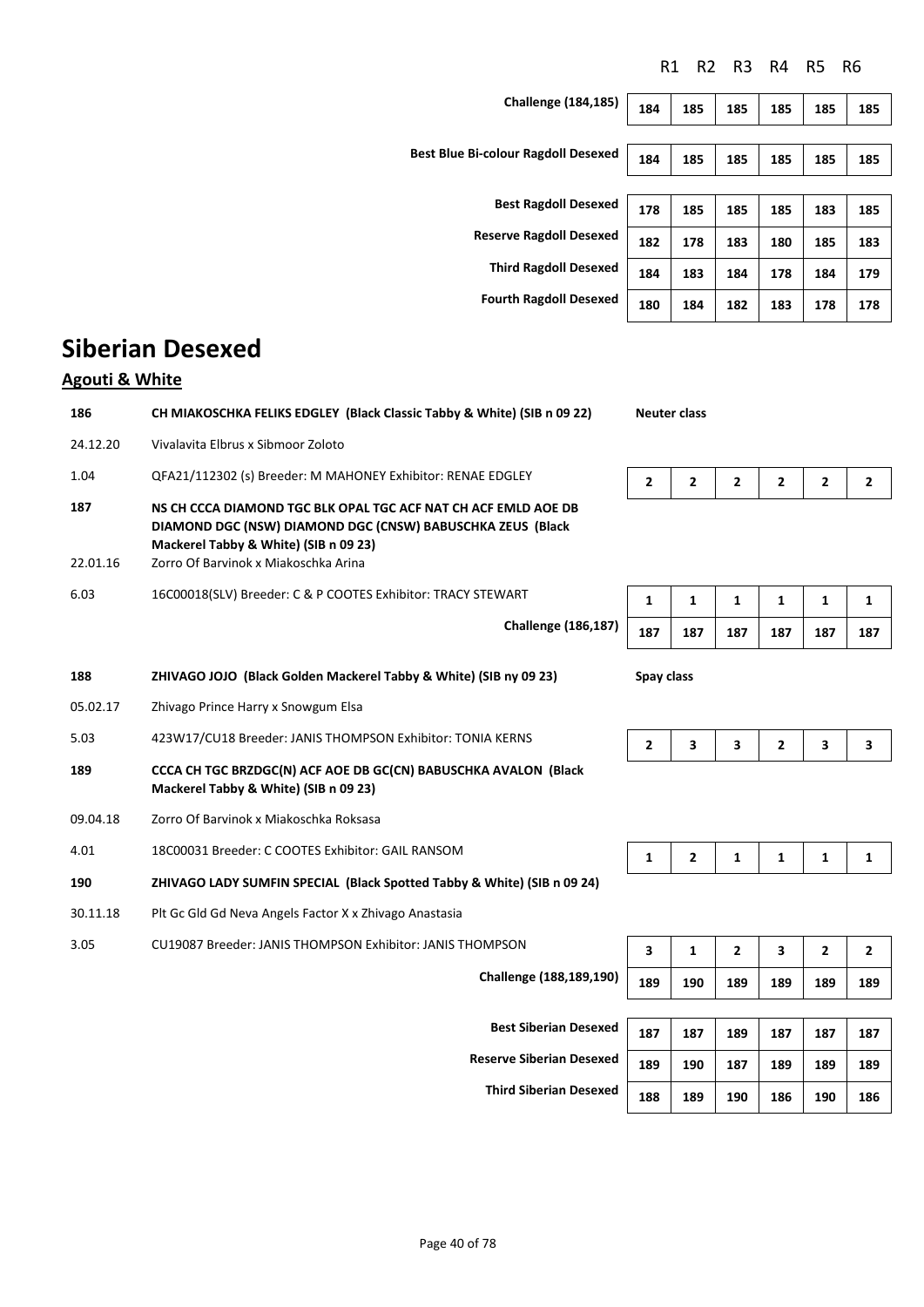| | R1 | R2 | R3 | R4 | R5 | R6 |
|---|---|---|---|---|---|---|
| **Challenge (184,185)** | 184 | 185 | 185 | 185 | 185 | 185 |
| **Best Blue Bi-colour Ragdoll Desexed** | 184 | 185 | 185 | 185 | 185 | 185 |
| **Best Ragdoll Desexed** | 178 | 185 | 185 | 185 | 183 | 185 |
| **Reserve Ragdoll Desexed** | 182 | 178 | 183 | 180 | 185 | 183 |
| **Third Ragdoll Desexed** | 184 | 183 | 184 | 178 | 184 | 179 |
| **Fourth Ragdoll Desexed** | 180 | 184 | 182 | 183 | 178 | 178 |

# Siberian Desexed

## Agouti & White

**186** **CH MIAKOSCHKA FELIKS EDGLEY (Black Classic Tabby & White) (SIB n 09 22)** — **Neuter class**

24.12.20 Vivalavita Elbrus x Sibmoor Zoloto

1.04 QFA21/112302 (s) Breeder: M MAHONEY Exhibitor: RENAE EDGLEY

| R1 | R2 | R3 | R4 | R5 | R6 |
|---|---|---|---|---|---|
| 2 | 2 | 2 | 2 | 2 | 2 |

**187** **NS CH CCCA DIAMOND TGC BLK OPAL TGC ACF NAT CH ACF EMLD AOE DB DIAMOND DGC (NSW) DIAMOND DGC (CNSW) BABUSCHKA ZEUS (Black Mackerel Tabby & White) (SIB n 09 23)**

22.01.16 Zorro Of Barvinok x Miakoschka Arina

6.03 16C00018(SLV) Breeder: C & P COOTES Exhibitor: TRACY STEWART

| | R1 | R2 | R3 | R4 | R5 | R6 |
|---|---|---|---|---|---|---|
| | 1 | 1 | 1 | 1 | 1 | 1 |
| **Challenge (186,187)** | 187 | 187 | 187 | 187 | 187 | 187 |

**188** **ZHIVAGO JOJO (Black Golden Mackerel Tabby & White) (SIB ny 09 23)** — **Spay class**

05.02.17 Zhivago Prince Harry x Snowgum Elsa

5.03 423W17/CU18 Breeder: JANIS THOMPSON Exhibitor: TONIA KERNS

| R1 | R2 | R3 | R4 | R5 | R6 |
|---|---|---|---|---|---|
| 2 | 3 | 3 | 2 | 3 | 3 |

**189** **CCCA CH TGC BRZDGC(N) ACF AOE DB GC(CN) BABUSCHKA AVALON (Black Mackerel Tabby & White) (SIB n 09 23)**

09.04.18 Zorro Of Barvinok x Miakoschka Roksasa

4.01 18C00031 Breeder: C COOTES Exhibitor: GAIL RANSOM

| R1 | R2 | R3 | R4 | R5 | R6 |
|---|---|---|---|---|---|
| 1 | 2 | 1 | 1 | 1 | 1 |

**190** **ZHIVAGO LADY SUMFIN SPECIAL (Black Spotted Tabby & White) (SIB n 09 24)**

30.11.18 Plt Gc Gld Gd Neva Angels Factor X x Zhivago Anastasia

3.05 CU19087 Breeder: JANIS THOMPSON Exhibitor: JANIS THOMPSON

| | R1 | R2 | R3 | R4 | R5 | R6 |
|---|---|---|---|---|---|---|
| | 3 | 1 | 2 | 3 | 2 | 2 |
| **Challenge (188,189,190)** | 189 | 190 | 189 | 189 | 189 | 189 |
| **Best Siberian Desexed** | 187 | 187 | 189 | 187 | 187 | 187 |
| **Reserve Siberian Desexed** | 189 | 190 | 187 | 189 | 189 | 189 |
| **Third Siberian Desexed** | 188 | 189 | 190 | 186 | 190 | 186 |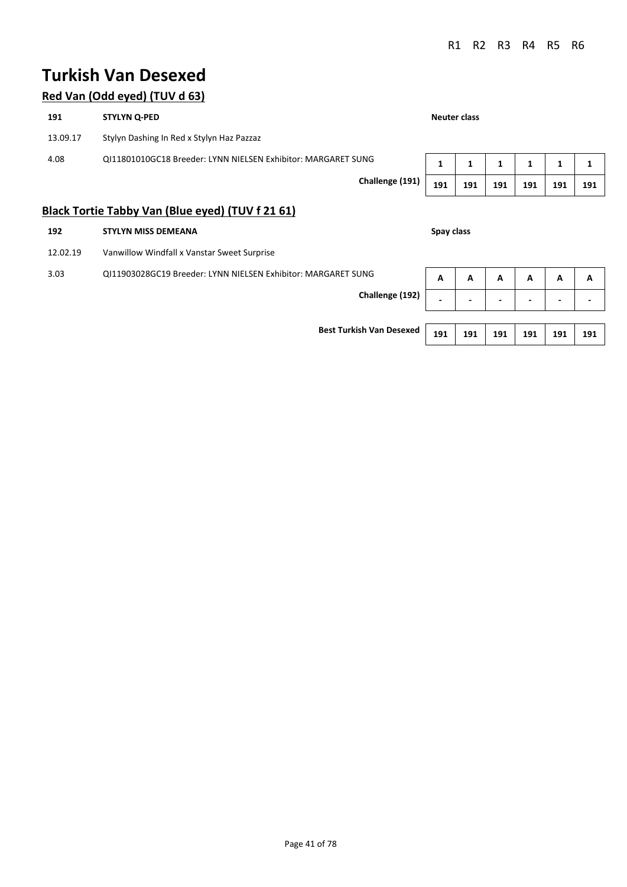# Turkish Van Desexed

## Red Van (Odd eyed) (TUV d 63)

**191** **STYLYN Q-PED** **Neuter class**

13.09.17 Stylyn Dashing In Red x Stylyn Haz Pazzaz

4.08 QI11801010GC18 Breeder: LYNN NIELSEN Exhibitor: MARGARET SUNG

| | R1 | R2 | R3 | R4 | R5 | R6 |
|---|---|---|---|---|---|---|
| | 1 | 1 | 1 | 1 | 1 | 1 |
| Challenge (191) | 191 | 191 | 191 | 191 | 191 | 191 |

## Black Tortie Tabby Van (Blue eyed) (TUV f 21 61)

**192** **STYLYN MISS DEMEANA** **Spay class**

12.02.19 Vanwillow Windfall x Vanstar Sweet Surprise

3.03 QI11903028GC19 Breeder: LYNN NIELSEN Exhibitor: MARGARET SUNG

| | R1 | R2 | R3 | R4 | R5 | R6 |
|---|---|---|---|---|---|---|
| | A | A | A | A | A | A |
| Challenge (192) | - | - | - | - | - | - |

| | R1 | R2 | R3 | R4 | R5 | R6 |
|---|---|---|---|---|---|---|
| Best Turkish Van Desexed | 191 | 191 | 191 | 191 | 191 | 191 |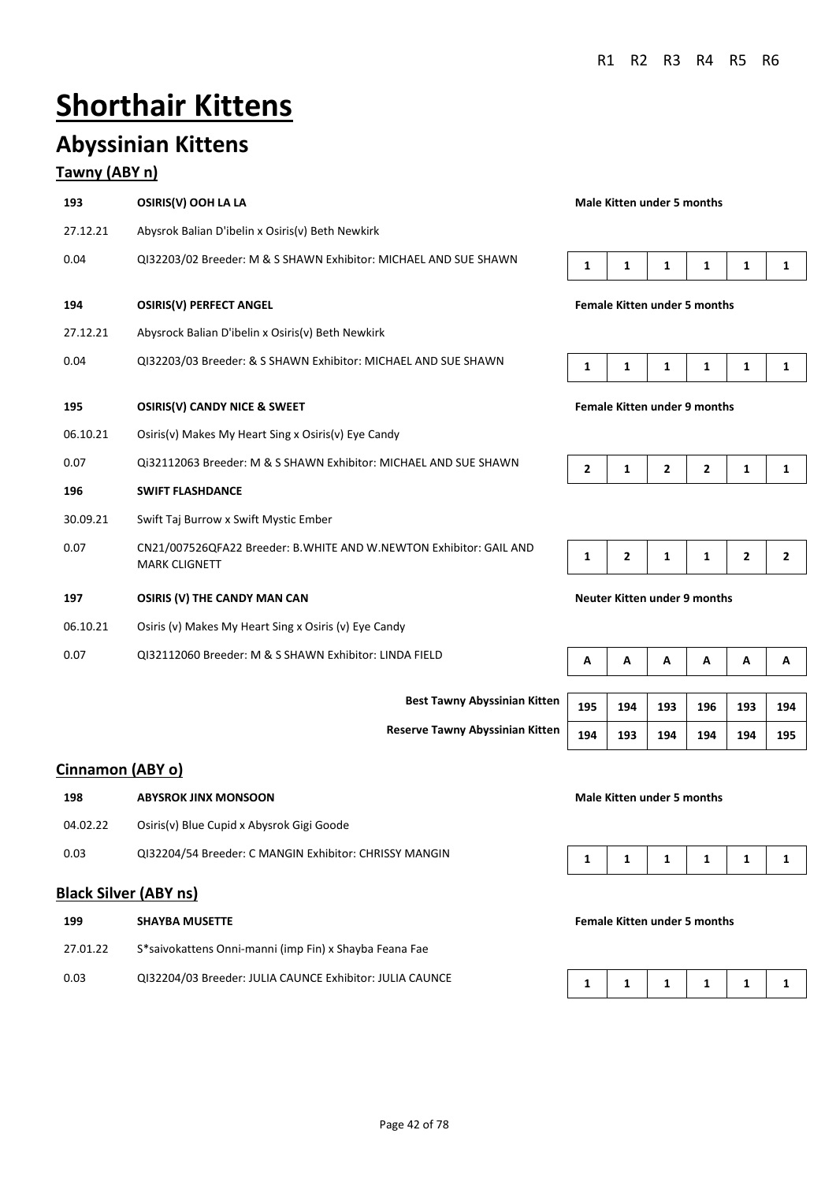# Shorthair Kittens

## Abyssinian Kittens

### Tawny (ABY n)

| No. | Details | Class | R1 | R2 | R3 | R4 | R5 | R6 |
|---|---|---|---|---|---|---|---|---|
| **193** | **OSIRIS(V) OOH LA LA** | **Male Kitten under 5 months** | | | | | | |
| 27.12.21 | Abysrok Balian D'ibelin x Osiris(v) Beth Newkirk | | | | | | | |
| 0.04 | QI32203/02 Breeder: M & S SHAWN Exhibitor: MICHAEL AND SUE SHAWN | | 1 | 1 | 1 | 1 | 1 | 1 |
| **194** | **OSIRIS(V) PERFECT ANGEL** | **Female Kitten under 5 months** | | | | | | |
| 27.12.21 | Abysrock Balian D'ibelin x Osiris(v) Beth Newkirk | | | | | | | |
| 0.04 | QI32203/03 Breeder: & S SHAWN Exhibitor: MICHAEL AND SUE SHAWN | | 1 | 1 | 1 | 1 | 1 | 1 |
| **195** | **OSIRIS(V) CANDY NICE & SWEET** | **Female Kitten under 9 months** | | | | | | |
| 06.10.21 | Osiris(v) Makes My Heart Sing x Osiris(v) Eye Candy | | | | | | | |
| 0.07 | Qi32112063 Breeder: M & S SHAWN Exhibitor: MICHAEL AND SUE SHAWN | | 2 | 1 | 2 | 2 | 1 | 1 |
| **196** | **SWIFT FLASHDANCE** | | | | | | | |
| 30.09.21 | Swift Taj Burrow x Swift Mystic Ember | | | | | | | |
| 0.07 | CN21/007526QFA22 Breeder: B.WHITE AND W.NEWTON Exhibitor: GAIL AND MARK CLIGNETT | | 1 | 2 | 1 | 1 | 2 | 2 |
| **197** | **OSIRIS (V) THE CANDY MAN CAN** | **Neuter Kitten under 9 months** | | | | | | |
| 06.10.21 | Osiris (v) Makes My Heart Sing x Osiris (v) Eye Candy | | | | | | | |
| 0.07 | QI32112060 Breeder: M & S SHAWN Exhibitor: LINDA FIELD | | A | A | A | A | A | A |
| | | **Best Tawny Abyssinian Kitten** | 195 | 194 | 193 | 196 | 193 | 194 |
| | | **Reserve Tawny Abyssinian Kitten** | 194 | 193 | 194 | 194 | 194 | 195 |

### Cinnamon (ABY o)

| No. | Details | Class | R1 | R2 | R3 | R4 | R5 | R6 |
|---|---|---|---|---|---|---|---|---|
| **198** | **ABYSROK JINX MONSOON** | **Male Kitten under 5 months** | | | | | | |
| 04.02.22 | Osiris(v) Blue Cupid x Abysrok Gigi Goode | | | | | | | |
| 0.03 | QI32204/54 Breeder: C MANGIN Exhibitor: CHRISSY MANGIN | | 1 | 1 | 1 | 1 | 1 | 1 |

### Black Silver (ABY ns)

| No. | Details | Class | R1 | R2 | R3 | R4 | R5 | R6 |
|---|---|---|---|---|---|---|---|---|
| **199** | **SHAYBA MUSETTE** | **Female Kitten under 5 months** | | | | | | |
| 27.01.22 | S*saivokattens Onni-manni (imp Fin) x Shayba Feana Fae | | | | | | | |
| 0.03 | QI32204/03 Breeder: JULIA CAUNCE Exhibitor: JULIA CAUNCE | | 1 | 1 | 1 | 1 | 1 | 1 |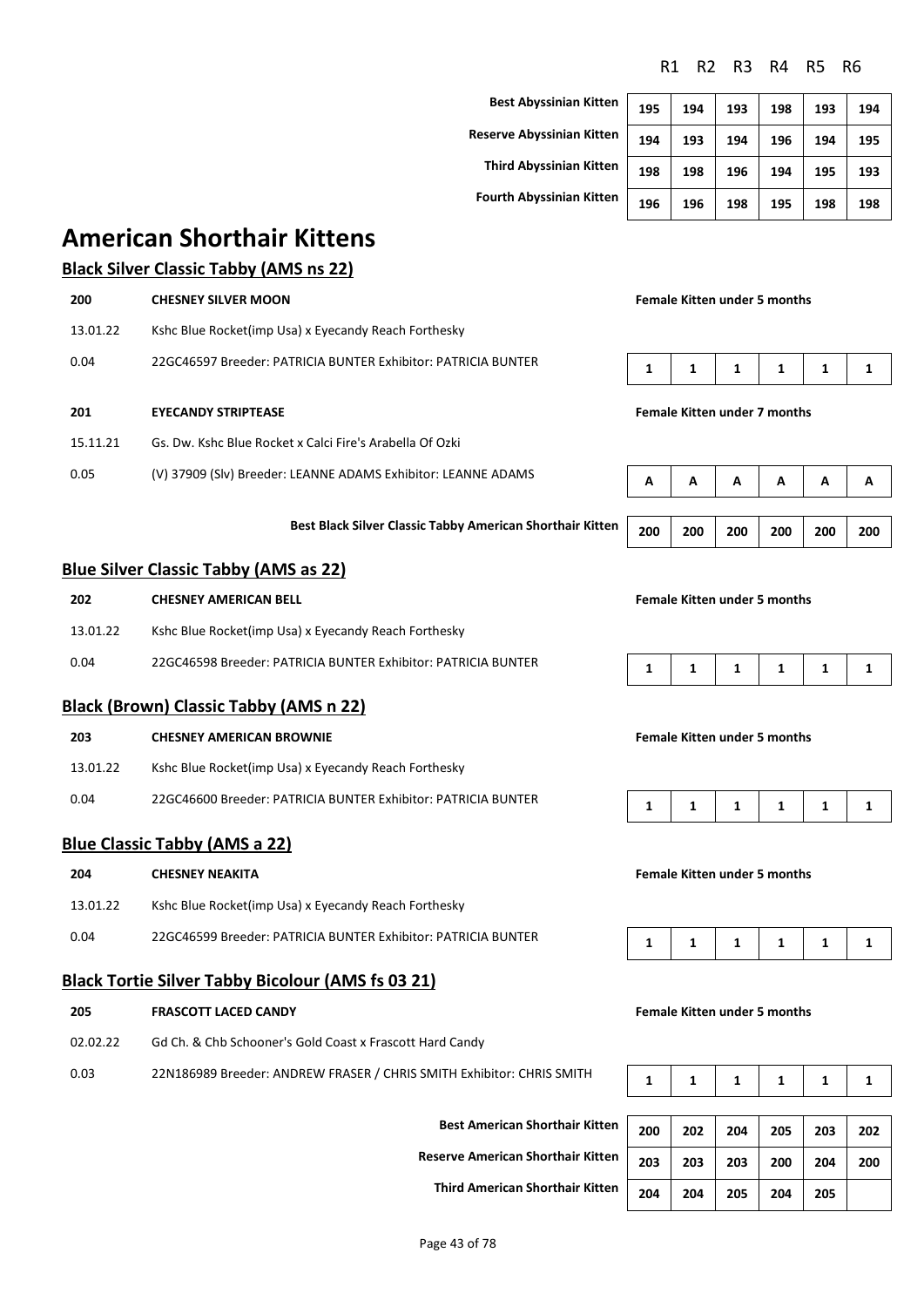| | R1 | R2 | R3 | R4 | R5 | R6 |
|---|---|---|---|---|---|---|
| **Best Abyssinian Kitten** | 195 | 194 | 193 | 198 | 193 | 194 |
| **Reserve Abyssinian Kitten** | 194 | 193 | 194 | 196 | 194 | 195 |
| **Third Abyssinian Kitten** | 198 | 198 | 196 | 194 | 195 | 193 |
| **Fourth Abyssinian Kitten** | 196 | 196 | 198 | 195 | 198 | 198 |

# American Shorthair Kittens

## Black Silver Classic Tabby (AMS ns 22)

**200** **CHESNEY SILVER MOON** — **Female Kitten under 5 months**
13.01.22 Kshc Blue Rocket(imp Usa) x Eyecandy Reach Forthesky
0.04 22GC46597 Breeder: PATRICIA BUNTER Exhibitor: PATRICIA BUNTER

| R1 | R2 | R3 | R4 | R5 | R6 |
|---|---|---|---|---|---|
| 1 | 1 | 1 | 1 | 1 | 1 |

**201** **EYECANDY STRIPTEASE** — **Female Kitten under 7 months**
15.11.21 Gs. Dw. Kshc Blue Rocket x Calci Fire's Arabella Of Ozki
0.05 (V) 37909 (Slv) Breeder: LEANNE ADAMS Exhibitor: LEANNE ADAMS

| R1 | R2 | R3 | R4 | R5 | R6 |
|---|---|---|---|---|---|
| A | A | A | A | A | A |

| | R1 | R2 | R3 | R4 | R5 | R6 |
|---|---|---|---|---|---|---|
| **Best Black Silver Classic Tabby American Shorthair Kitten** | 200 | 200 | 200 | 200 | 200 | 200 |

## Blue Silver Classic Tabby (AMS as 22)

**202** **CHESNEY AMERICAN BELL** — **Female Kitten under 5 months**
13.01.22 Kshc Blue Rocket(imp Usa) x Eyecandy Reach Forthesky
0.04 22GC46598 Breeder: PATRICIA BUNTER Exhibitor: PATRICIA BUNTER

| R1 | R2 | R3 | R4 | R5 | R6 |
|---|---|---|---|---|---|
| 1 | 1 | 1 | 1 | 1 | 1 |

## Black (Brown) Classic Tabby (AMS n 22)

**203** **CHESNEY AMERICAN BROWNIE** — **Female Kitten under 5 months**
13.01.22 Kshc Blue Rocket(imp Usa) x Eyecandy Reach Forthesky
0.04 22GC46600 Breeder: PATRICIA BUNTER Exhibitor: PATRICIA BUNTER

| R1 | R2 | R3 | R4 | R5 | R6 |
|---|---|---|---|---|---|
| 1 | 1 | 1 | 1 | 1 | 1 |

## Blue Classic Tabby (AMS a 22)

**204** **CHESNEY NEAKITA** — **Female Kitten under 5 months**
13.01.22 Kshc Blue Rocket(imp Usa) x Eyecandy Reach Forthesky
0.04 22GC46599 Breeder: PATRICIA BUNTER Exhibitor: PATRICIA BUNTER

| R1 | R2 | R3 | R4 | R5 | R6 |
|---|---|---|---|---|---|
| 1 | 1 | 1 | 1 | 1 | 1 |

## Black Tortie Silver Tabby Bicolour (AMS fs 03 21)

**205** **FRASCOTT LACED CANDY** — **Female Kitten under 5 months**
02.02.22 Gd Ch. & Chb Schooner's Gold Coast x Frascott Hard Candy
0.03 22N186989 Breeder: ANDREW FRASER / CHRIS SMITH Exhibitor: CHRIS SMITH

| R1 | R2 | R3 | R4 | R5 | R6 |
|---|---|---|---|---|---|
| 1 | 1 | 1 | 1 | 1 | 1 |

| | R1 | R2 | R3 | R4 | R5 | R6 |
|---|---|---|---|---|---|---|
| **Best American Shorthair Kitten** | 200 | 202 | 204 | 205 | 203 | 202 |
| **Reserve American Shorthair Kitten** | 203 | 203 | 203 | 200 | 204 | 200 |
| **Third American Shorthair Kitten** | 204 | 204 | 205 | 204 | 205 | |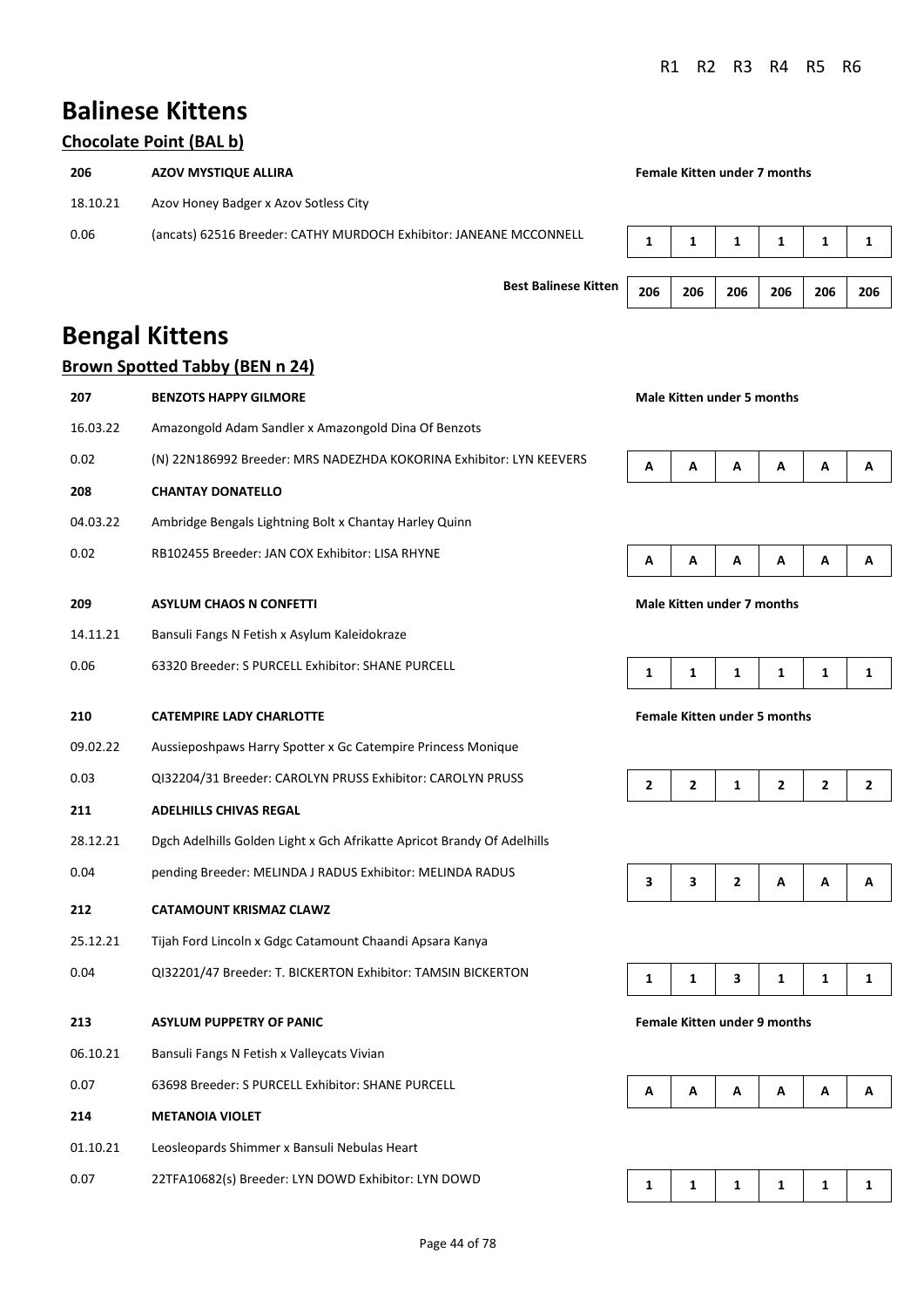# Balinese Kittens

## Chocolate Point (BAL b)

| | | | R1 | R2 | R3 | R4 | R5 | R6 |
|---|---|---|---|---|---|---|---|---|
| **206** | **AZOV MYSTIQUE ALLIRA** | **Female Kitten under 7 months** | | | | | | |
| 18.10.21 | Azov Honey Badger x Azov Sotless City | | | | | | | |
| 0.06 | (ancats) 62516 Breeder: CATHY MURDOCH Exhibitor: JANEANE MCCONNELL | | 1 | 1 | 1 | 1 | 1 | 1 |
| | | **Best Balinese Kitten** | 206 | 206 | 206 | 206 | 206 | 206 |

# Bengal Kittens

## Brown Spotted Tabby (BEN n 24)

| | | | R1 | R2 | R3 | R4 | R5 | R6 |
|---|---|---|---|---|---|---|---|---|
| **207** | **BENZOTS HAPPY GILMORE** | **Male Kitten under 5 months** | | | | | | |
| 16.03.22 | Amazongold Adam Sandler x Amazongold Dina Of Benzots | | | | | | | |
| 0.02 | (N) 22N186992 Breeder: MRS NADEZHDA KOKORINA Exhibitor: LYN KEEVERS | | A | A | A | A | A | A |
| **208** | **CHANTAY DONATELLO** | | | | | | | |
| 04.03.22 | Ambridge Bengals Lightning Bolt x Chantay Harley Quinn | | | | | | | |
| 0.02 | RB102455 Breeder: JAN COX Exhibitor: LISA RHYNE | | A | A | A | A | A | A |
| **209** | **ASYLUM CHAOS N CONFETTI** | **Male Kitten under 7 months** | | | | | | |
| 14.11.21 | Bansuli Fangs N Fetish x Asylum Kaleidokraze | | | | | | | |
| 0.06 | 63320 Breeder: S PURCELL Exhibitor: SHANE PURCELL | | 1 | 1 | 1 | 1 | 1 | 1 |
| **210** | **CATEMPIRE LADY CHARLOTTE** | **Female Kitten under 5 months** | | | | | | |
| 09.02.22 | Aussieposhpaws Harry Spotter x Gc Catempire Princess Monique | | | | | | | |
| 0.03 | QI32204/31 Breeder: CAROLYN PRUSS Exhibitor: CAROLYN PRUSS | | 2 | 2 | 1 | 2 | 2 | 2 |
| **211** | **ADELHILLS CHIVAS REGAL** | | | | | | | |
| 28.12.21 | Dgch Adelhills Golden Light x Gch Afrikatte Apricot Brandy Of Adelhills | | | | | | | |
| 0.04 | pending Breeder: MELINDA J RADUS Exhibitor: MELINDA RADUS | | 3 | 3 | 2 | A | A | A |
| **212** | **CATAMOUNT KRISMAZ CLAWZ** | | | | | | | |
| 25.12.21 | Tijah Ford Lincoln x Gdgc Catamount Chaandi Apsara Kanya | | | | | | | |
| 0.04 | QI32201/47 Breeder: T. BICKERTON Exhibitor: TAMSIN BICKERTON | | 1 | 1 | 3 | 1 | 1 | 1 |
| **213** | **ASYLUM PUPPETRY OF PANIC** | **Female Kitten under 9 months** | | | | | | |
| 06.10.21 | Bansuli Fangs N Fetish x Valleycats Vivian | | | | | | | |
| 0.07 | 63698 Breeder: S PURCELL Exhibitor: SHANE PURCELL | | A | A | A | A | A | A |
| **214** | **METANOIA VIOLET** | | | | | | | |
| 01.10.21 | Leosleopards Shimmer x Bansuli Nebulas Heart | | | | | | | |
| 0.07 | 22TFA10682(s) Breeder: LYN DOWD Exhibitor: LYN DOWD | | 1 | 1 | 1 | 1 | 1 | 1 |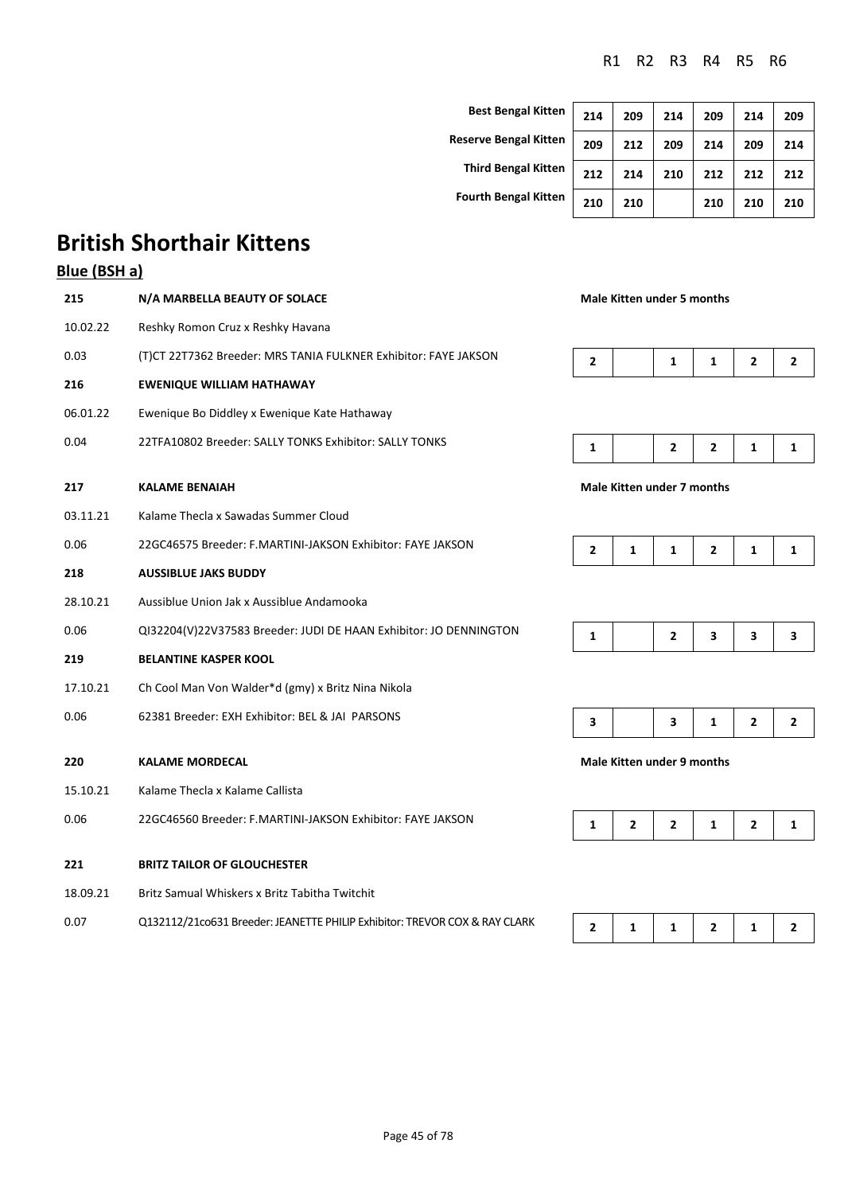| | R1 | R2 | R3 | R4 | R5 | R6 |
|---|---|---|---|---|---|---|
| **Best Bengal Kitten** | 214 | 209 | 214 | 209 | 214 | 209 |
| **Reserve Bengal Kitten** | 209 | 212 | 209 | 214 | 209 | 214 |
| **Third Bengal Kitten** | 212 | 214 | 210 | 212 | 212 | 212 |
| **Fourth Bengal Kitten** | 210 | 210 | | 210 | 210 | 210 |

# British Shorthair Kittens

## Blue (BSH a)

| | | | R1 | R2 | R3 | R4 | R5 | R6 |
|---|---|---|---|---|---|---|---|---|
| **215** | **N/A MARBELLA BEAUTY OF SOLACE** | **Male Kitten under 5 months** | | | | | | |
| 10.02.22 | Reshky Romon Cruz x Reshky Havana | | | | | | | |
| 0.03 | (T)CT 22T7362 Breeder: MRS TANIA FULKNER Exhibitor: FAYE JAKSON | | 2 | | 1 | 1 | 2 | 2 |
| **216** | **EWENIQUE WILLIAM HATHAWAY** | | | | | | | |
| 06.01.22 | Ewenique Bo Diddley x Ewenique Kate Hathaway | | | | | | | |
| 0.04 | 22TFA10802 Breeder: SALLY TONKS Exhibitor: SALLY TONKS | | 1 | | 2 | 2 | 1 | 1 |
| **217** | **KALAME BENAIAH** | **Male Kitten under 7 months** | | | | | | |
| 03.11.21 | Kalame Thecla x Sawadas Summer Cloud | | | | | | | |
| 0.06 | 22GC46575 Breeder: F.MARTINI-JAKSON Exhibitor: FAYE JAKSON | | 2 | 1 | 1 | 2 | 1 | 1 |
| **218** | **AUSSIBLUE JAKS BUDDY** | | | | | | | |
| 28.10.21 | Aussiblue Union Jak x Aussiblue Andamooka | | | | | | | |
| 0.06 | QI32204(V)22V37583 Breeder: JUDI DE HAAN Exhibitor: JO DENNINGTON | | 1 | | 2 | 3 | 3 | 3 |
| **219** | **BELANTINE KASPER KOOL** | | | | | | | |
| 17.10.21 | Ch Cool Man Von Walder*d (gmy) x Britz Nina Nikola | | | | | | | |
| 0.06 | 62381 Breeder: EXH Exhibitor: BEL & JAI PARSONS | | 3 | | 3 | 1 | 2 | 2 |
| **220** | **KALAME MORDECAL** | **Male Kitten under 9 months** | | | | | | |
| 15.10.21 | Kalame Thecla x Kalame Callista | | | | | | | |
| 0.06 | 22GC46560 Breeder: F.MARTINI-JAKSON Exhibitor: FAYE JAKSON | | 1 | 2 | 2 | 1 | 2 | 1 |
| **221** | **BRITZ TAILOR OF GLOUCHESTER** | | | | | | | |
| 18.09.21 | Britz Samual Whiskers x Britz Tabitha Twitchit | | | | | | | |
| 0.07 | Q132112/21co631 Breeder: JEANETTE PHILIP Exhibitor: TREVOR COX & RAY CLARK | | 2 | 1 | 1 | 2 | 1 | 2 |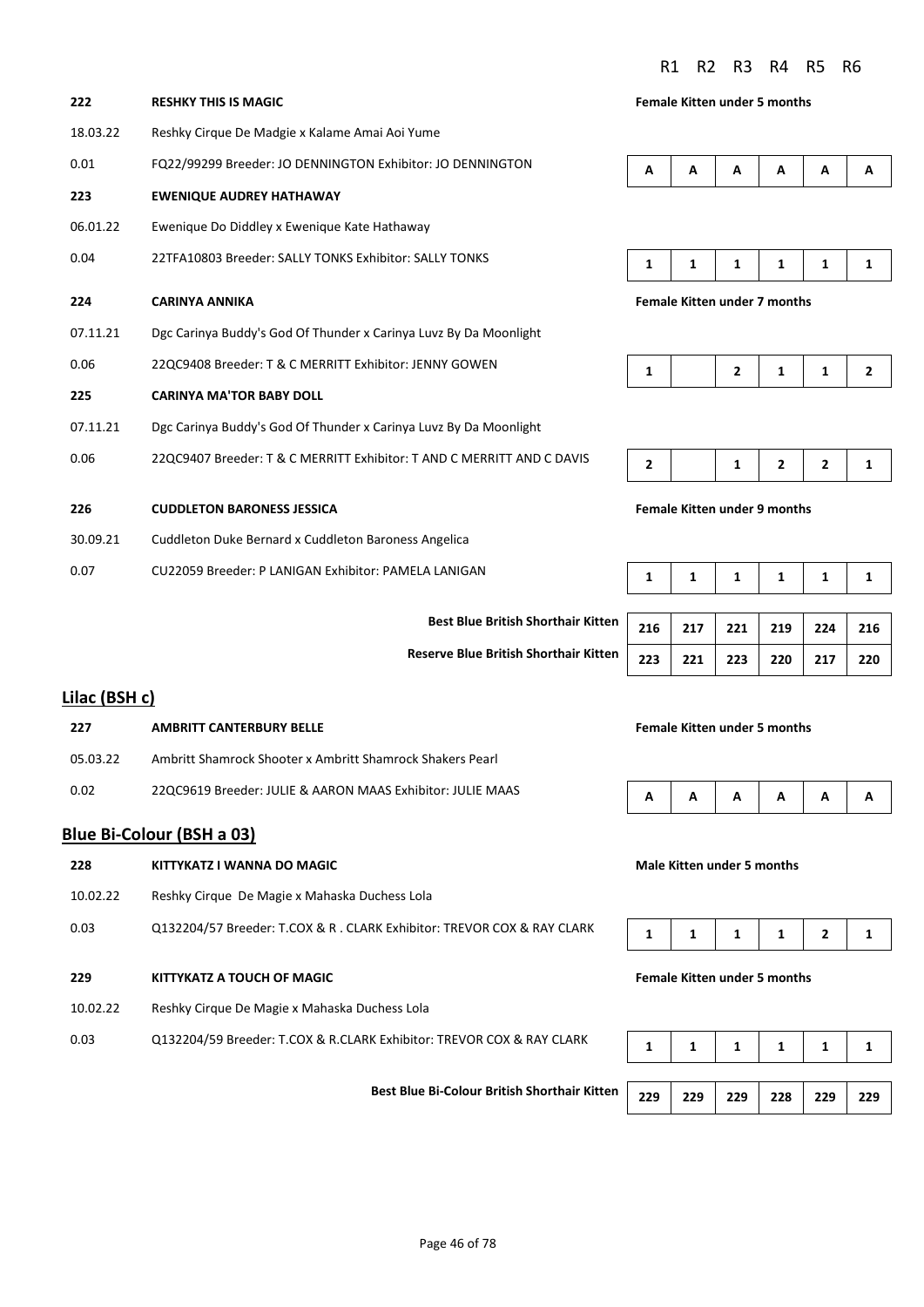| | | R1 | R2 | R3 | R4 | R5 | R6 |
|---|---|---|---|---|---|---|---|
| **222** | **RESHKY THIS IS MAGIC** | **Female Kitten under 5 months** | | | | | |
| 18.03.22 | Reshky Cirque De Madgie x Kalame Amai Aoi Yume | | | | | | |
| 0.01 | FQ22/99299 Breeder: JO DENNINGTON Exhibitor: JO DENNINGTON | A | A | A | A | A | A |
| **223** | **EWENIQUE AUDREY HATHAWAY** | | | | | | |
| 06.01.22 | Ewenique Do Diddley x Ewenique Kate Hathaway | | | | | | |
| 0.04 | 22TFA10803 Breeder: SALLY TONKS Exhibitor: SALLY TONKS | 1 | 1 | 1 | 1 | 1 | 1 |
| **224** | **CARINYA ANNIKA** | **Female Kitten under 7 months** | | | | | |
| 07.11.21 | Dgc Carinya Buddy's God Of Thunder x Carinya Luvz By Da Moonlight | | | | | | |
| 0.06 | 22QC9408 Breeder: T & C MERRITT Exhibitor: JENNY GOWEN | 1 | | 2 | 1 | 1 | 2 |
| **225** | **CARINYA MA'TOR BABY DOLL** | | | | | | |
| 07.11.21 | Dgc Carinya Buddy's God Of Thunder x Carinya Luvz By Da Moonlight | | | | | | |
| 0.06 | 22QC9407 Breeder: T & C MERRITT Exhibitor: T AND C MERRITT AND C DAVIS | 2 | | 1 | 2 | 2 | 1 |
| **226** | **CUDDLETON BARONESS JESSICA** | **Female Kitten under 9 months** | | | | | |
| 30.09.21 | Cuddleton Duke Bernard x Cuddleton Baroness Angelica | | | | | | |
| 0.07 | CU22059 Breeder: P LANIGAN Exhibitor: PAMELA LANIGAN | 1 | 1 | 1 | 1 | 1 | 1 |
| | **Best Blue British Shorthair Kitten** | 216 | 217 | 221 | 219 | 224 | 216 |
| | **Reserve Blue British Shorthair Kitten** | 223 | 221 | 223 | 220 | 217 | 220 |

## Lilac (BSH c)

| | | R1 | R2 | R3 | R4 | R5 | R6 |
|---|---|---|---|---|---|---|---|
| **227** | **AMBRITT CANTERBURY BELLE** | **Female Kitten under 5 months** | | | | | |
| 05.03.22 | Ambritt Shamrock Shooter x Ambritt Shamrock Shakers Pearl | | | | | | |
| 0.02 | 22QC9619 Breeder: JULIE & AARON MAAS Exhibitor: JULIE MAAS | A | A | A | A | A | A |

## Blue Bi-Colour (BSH a 03)

| | | R1 | R2 | R3 | R4 | R5 | R6 |
|---|---|---|---|---|---|---|---|
| **228** | **KITTYKATZ I WANNA DO MAGIC** | **Male Kitten under 5 months** | | | | | |
| 10.02.22 | Reshky Cirque De Magie x Mahaska Duchess Lola | | | | | | |
| 0.03 | Q132204/57 Breeder: T.COX & R . CLARK Exhibitor: TREVOR COX & RAY CLARK | 1 | 1 | 1 | 1 | 2 | 1 |
| **229** | **KITTYKATZ A TOUCH OF MAGIC** | **Female Kitten under 5 months** | | | | | |
| 10.02.22 | Reshky Cirque De Magie x Mahaska Duchess Lola | | | | | | |
| 0.03 | Q132204/59 Breeder: T.COX & R.CLARK Exhibitor: TREVOR COX & RAY CLARK | 1 | 1 | 1 | 1 | 1 | 1 |
| | **Best Blue Bi-Colour British Shorthair Kitten** | 229 | 229 | 229 | 228 | 229 | 229 |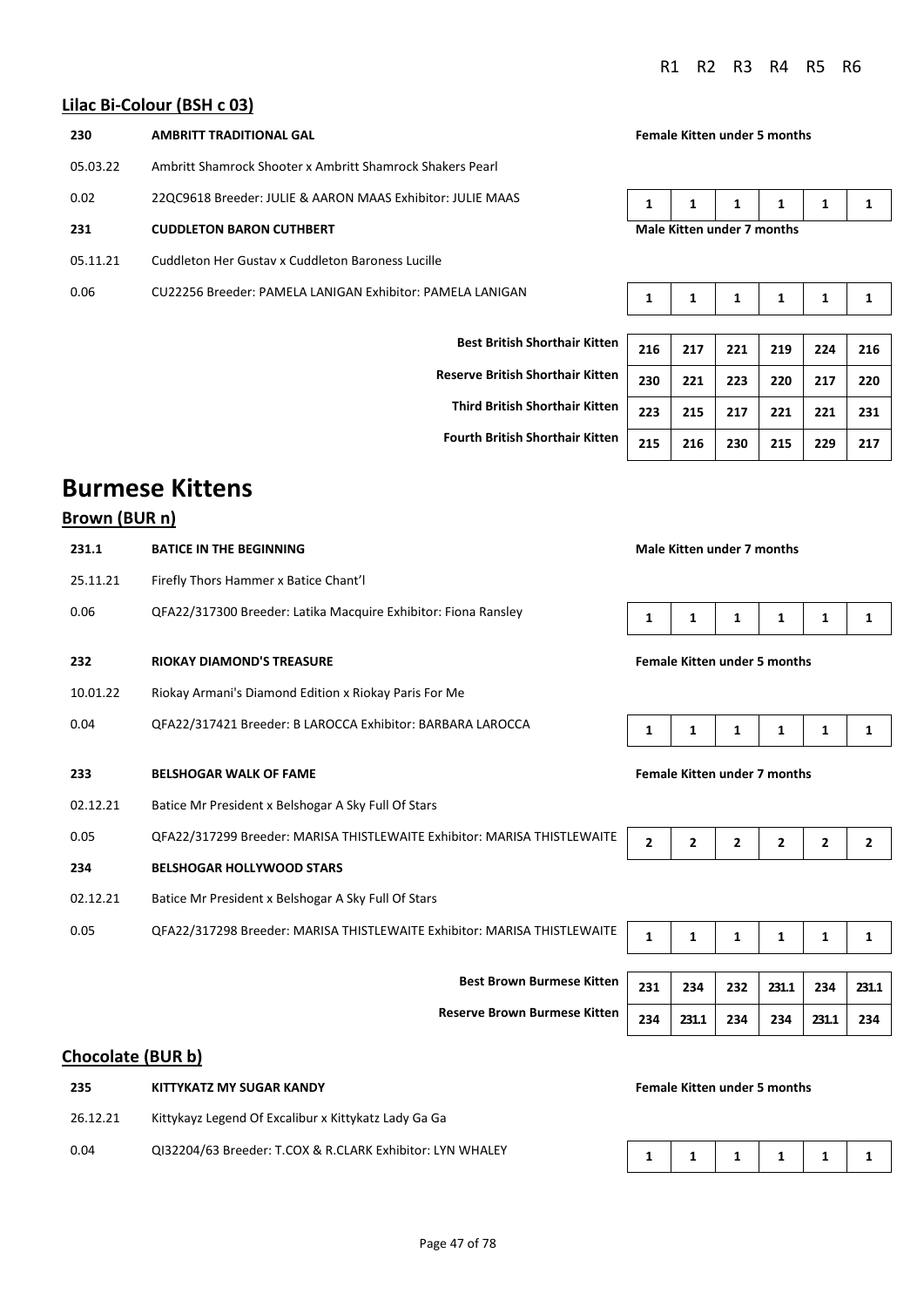R1 R2 R3 R4 R5 R6

## Lilac Bi-Colour (BSH c 03)

| | | | R1 | R2 | R3 | R4 | R5 | R6 |
|---|---|---|---|---|---|---|---|---|
| **230** | **AMBRITT TRADITIONAL GAL** | **Female Kitten under 5 months** | | | | | | |
| 05.03.22 | Ambritt Shamrock Shooter x Ambritt Shamrock Shakers Pearl | | | | | | | |
| 0.02 | 22QC9618 Breeder: JULIE & AARON MAAS Exhibitor: JULIE MAAS | | 1 | 1 | 1 | 1 | 1 | 1 |
| **231** | **CUDDLETON BARON CUTHBERT** | **Male Kitten under 7 months** | | | | | | |
| 05.11.21 | Cuddleton Her Gustav x Cuddleton Baroness Lucille | | | | | | | |
| 0.06 | CU22256 Breeder: PAMELA LANIGAN Exhibitor: PAMELA LANIGAN | | 1 | 1 | 1 | 1 | 1 | 1 |

| | R1 | R2 | R3 | R4 | R5 | R6 |
|---|---|---|---|---|---|---|
| **Best British Shorthair Kitten** | 216 | 217 | 221 | 219 | 224 | 216 |
| **Reserve British Shorthair Kitten** | 230 | 221 | 223 | 220 | 217 | 220 |
| **Third British Shorthair Kitten** | 223 | 215 | 217 | 221 | 221 | 231 |
| **Fourth British Shorthair Kitten** | 215 | 216 | 230 | 215 | 229 | 217 |

# Burmese Kittens

## Brown (BUR n)

| | | | R1 | R2 | R3 | R4 | R5 | R6 |
|---|---|---|---|---|---|---|---|---|
| **231.1** | **BATICE IN THE BEGINNING** | **Male Kitten under 7 months** | | | | | | |
| 25.11.21 | Firefly Thors Hammer x Batice Chant'l | | | | | | | |
| 0.06 | QFA22/317300 Breeder: Latika Macquire Exhibitor: Fiona Ransley | | 1 | 1 | 1 | 1 | 1 | 1 |
| **232** | **RIOKAY DIAMOND'S TREASURE** | **Female Kitten under 5 months** | | | | | | |
| 10.01.22 | Riokay Armani's Diamond Edition x Riokay Paris For Me | | | | | | | |
| 0.04 | QFA22/317421 Breeder: B LAROCCA Exhibitor: BARBARA LAROCCA | | 1 | 1 | 1 | 1 | 1 | 1 |
| **233** | **BELSHOGAR WALK OF FAME** | **Female Kitten under 7 months** | | | | | | |
| 02.12.21 | Batice Mr President x Belshogar A Sky Full Of Stars | | | | | | | |
| 0.05 | QFA22/317299 Breeder: MARISA THISTLEWAITE Exhibitor: MARISA THISTLEWAITE | | 2 | 2 | 2 | 2 | 2 | 2 |
| **234** | **BELSHOGAR HOLLYWOOD STARS** | | | | | | | |
| 02.12.21 | Batice Mr President x Belshogar A Sky Full Of Stars | | | | | | | |
| 0.05 | QFA22/317298 Breeder: MARISA THISTLEWAITE Exhibitor: MARISA THISTLEWAITE | | 1 | 1 | 1 | 1 | 1 | 1 |

| | R1 | R2 | R3 | R4 | R5 | R6 |
|---|---|---|---|---|---|---|
| **Best Brown Burmese Kitten** | 231 | 234 | 232 | 231.1 | 234 | 231.1 |
| **Reserve Brown Burmese Kitten** | 234 | 231.1 | 234 | 234 | 231.1 | 234 |

## Chocolate (BUR b)

| | | | R1 | R2 | R3 | R4 | R5 | R6 |
|---|---|---|---|---|---|---|---|---|
| **235** | **KITTYKATZ MY SUGAR KANDY** | **Female Kitten under 5 months** | | | | | | |
| 26.12.21 | Kittykayz Legend Of Excalibur x Kittykatz Lady Ga Ga | | | | | | | |
| 0.04 | QI32204/63 Breeder: T.COX & R.CLARK Exhibitor: LYN WHALEY | | 1 | 1 | 1 | 1 | 1 | 1 |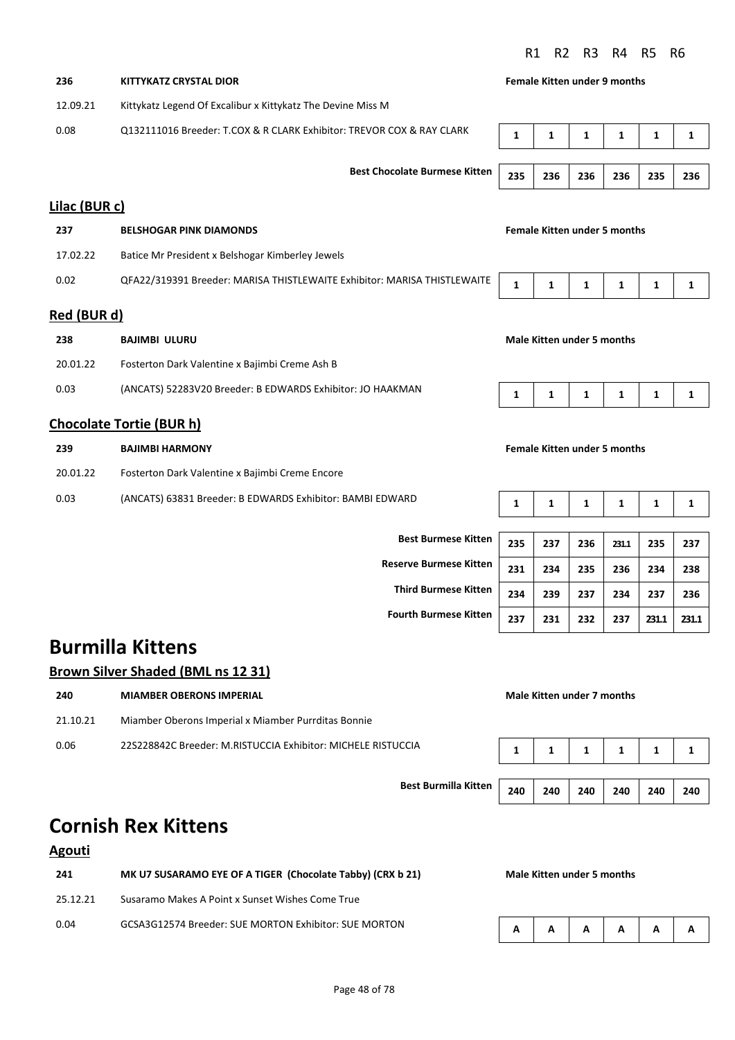| | | R1 | R2 | R3 | R4 | R5 | R6 |
|---|---|---|---|---|---|---|---|
| **236** | **KITTYKATZ CRYSTAL DIOR** | **Female Kitten under 9 months** | | | | | |
| 12.09.21 | Kittykatz Legend Of Excalibur x Kittykatz The Devine Miss M | | | | | | |
| 0.08 | Q132111016 Breeder: T.COX & R CLARK Exhibitor: TREVOR COX & RAY CLARK | 1 | 1 | 1 | 1 | 1 | 1 |
| | **Best Chocolate Burmese Kitten** | 235 | 236 | 236 | 236 | 235 | 236 |

## Lilac (BUR c)

| | | R1 | R2 | R3 | R4 | R5 | R6 |
|---|---|---|---|---|---|---|---|
| **237** | **BELSHOGAR PINK DIAMONDS** | **Female Kitten under 5 months** | | | | | |
| 17.02.22 | Batice Mr President x Belshogar Kimberley Jewels | | | | | | |
| 0.02 | QFA22/319391 Breeder: MARISA THISTLEWAITE Exhibitor: MARISA THISTLEWAITE | 1 | 1 | 1 | 1 | 1 | 1 |

## Red (BUR d)

| | | R1 | R2 | R3 | R4 | R5 | R6 |
|---|---|---|---|---|---|---|---|
| **238** | **BAJIMBI ULURU** | **Male Kitten under 5 months** | | | | | |
| 20.01.22 | Fosterton Dark Valentine x Bajimbi Creme Ash B | | | | | | |
| 0.03 | (ANCATS) 52283V20 Breeder: B EDWARDS Exhibitor: JO HAAKMAN | 1 | 1 | 1 | 1 | 1 | 1 |

## Chocolate Tortie (BUR h)

| | | R1 | R2 | R3 | R4 | R5 | R6 |
|---|---|---|---|---|---|---|---|
| **239** | **BAJIMBI HARMONY** | **Female Kitten under 5 months** | | | | | |
| 20.01.22 | Fosterton Dark Valentine x Bajimbi Creme Encore | | | | | | |
| 0.03 | (ANCATS) 63831 Breeder: B EDWARDS Exhibitor: BAMBI EDWARD | 1 | 1 | 1 | 1 | 1 | 1 |
| | **Best Burmese Kitten** | 235 | 237 | 236 | 231.1 | 235 | 237 |
| | **Reserve Burmese Kitten** | 231 | 234 | 235 | 236 | 234 | 238 |
| | **Third Burmese Kitten** | 234 | 239 | 237 | 234 | 237 | 236 |
| | **Fourth Burmese Kitten** | 237 | 231 | 232 | 237 | 231.1 | 231.1 |

# Burmilla Kittens

## Brown Silver Shaded (BML ns 12 31)

| | | R1 | R2 | R3 | R4 | R5 | R6 |
|---|---|---|---|---|---|---|---|
| **240** | **MIAMBER OBERONS IMPERIAL** | **Male Kitten under 7 months** | | | | | |
| 21.10.21 | Miamber Oberons Imperial x Miamber Purrditas Bonnie | | | | | | |
| 0.06 | 22S228842C Breeder: M.RISTUCCIA Exhibitor: MICHELE RISTUCCIA | 1 | 1 | 1 | 1 | 1 | 1 |
| | **Best Burmilla Kitten** | 240 | 240 | 240 | 240 | 240 | 240 |

# Cornish Rex Kittens

## Agouti

| | | R1 | R2 | R3 | R4 | R5 | R6 |
|---|---|---|---|---|---|---|---|
| **241** | **MK U7 SUSARAMO EYE OF A TIGER (Chocolate Tabby) (CRX b 21)** | **Male Kitten under 5 months** | | | | | |
| 25.12.21 | Susaramo Makes A Point x Sunset Wishes Come True | | | | | | |
| 0.04 | GCSA3G12574 Breeder: SUE MORTON Exhibitor: SUE MORTON | A | A | A | A | A | A |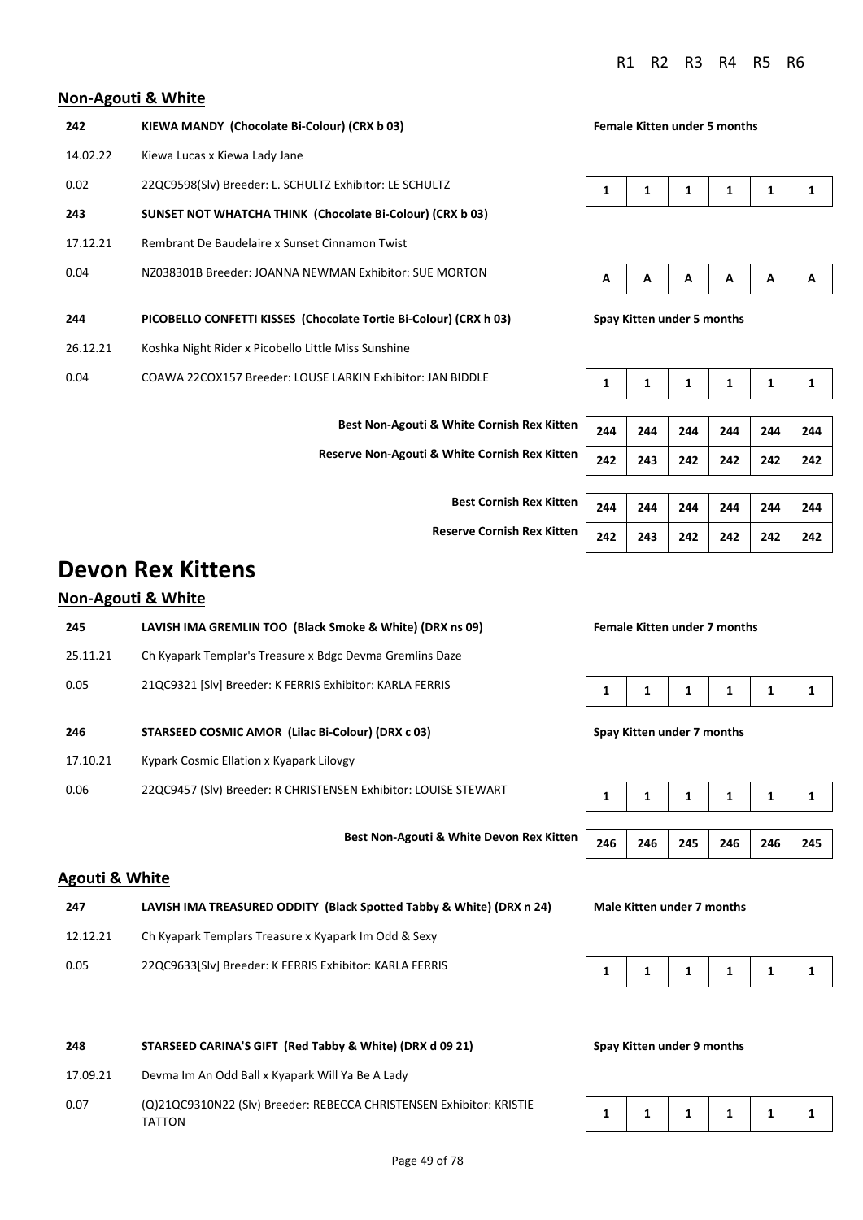R1 R2 R3 R4 R5 R6

### Non-Agouti & White

| | | | R1 | R2 | R3 | R4 | R5 | R6 |
|---|---|---|---|---|---|---|---|---|
| **242** | **KIEWA MANDY (Chocolate Bi-Colour) (CRX b 03)** | **Female Kitten under 5 months** | | | | | | |
| 14.02.22 | Kiewa Lucas x Kiewa Lady Jane | | | | | | | |
| 0.02 | 22QC9598(Slv) Breeder: L. SCHULTZ Exhibitor: LE SCHULTZ | | 1 | 1 | 1 | 1 | 1 | 1 |
| **243** | **SUNSET NOT WHATCHA THINK (Chocolate Bi-Colour) (CRX b 03)** | | | | | | | |
| 17.12.21 | Rembrant De Baudelaire x Sunset Cinnamon Twist | | | | | | | |
| 0.04 | NZ038301B Breeder: JOANNA NEWMAN Exhibitor: SUE MORTON | | A | A | A | A | A | A |
| **244** | **PICOBELLO CONFETTI KISSES (Chocolate Tortie Bi-Colour) (CRX h 03)** | **Spay Kitten under 5 months** | | | | | | |
| 26.12.21 | Koshka Night Rider x Picobello Little Miss Sunshine | | | | | | | |
| 0.04 | COAWA 22COX157 Breeder: LOUSE LARKIN Exhibitor: JAN BIDDLE | | 1 | 1 | 1 | 1 | 1 | 1 |

| | R1 | R2 | R3 | R4 | R5 | R6 |
|---|---|---|---|---|---|---|
| **Best Non-Agouti & White Cornish Rex Kitten** | 244 | 244 | 244 | 244 | 244 | 244 |
| **Reserve Non-Agouti & White Cornish Rex Kitten** | 242 | 243 | 242 | 242 | 242 | 242 |
| **Best Cornish Rex Kitten** | 244 | 244 | 244 | 244 | 244 | 244 |
| **Reserve Cornish Rex Kitten** | 242 | 243 | 242 | 242 | 242 | 242 |

# Devon Rex Kittens

### Non-Agouti & White

| | | | R1 | R2 | R3 | R4 | R5 | R6 |
|---|---|---|---|---|---|---|---|---|
| **245** | **LAVISH IMA GREMLIN TOO (Black Smoke & White) (DRX ns 09)** | **Female Kitten under 7 months** | | | | | | |
| 25.11.21 | Ch Kyapark Templar's Treasure x Bdgc Devma Gremlins Daze | | | | | | | |
| 0.05 | 21QC9321 [Slv] Breeder: K FERRIS Exhibitor: KARLA FERRIS | | 1 | 1 | 1 | 1 | 1 | 1 |
| **246** | **STARSEED COSMIC AMOR (Lilac Bi-Colour) (DRX c 03)** | **Spay Kitten under 7 months** | | | | | | |
| 17.10.21 | Kypark Cosmic Ellation x Kyapark Lilovgy | | | | | | | |
| 0.06 | 22QC9457 (Slv) Breeder: R CHRISTENSEN Exhibitor: LOUISE STEWART | | 1 | 1 | 1 | 1 | 1 | 1 |

| | R1 | R2 | R3 | R4 | R5 | R6 |
|---|---|---|---|---|---|---|
| **Best Non-Agouti & White Devon Rex Kitten** | 246 | 246 | 245 | 246 | 246 | 245 |

### Agouti & White

| | | | R1 | R2 | R3 | R4 | R5 | R6 |
|---|---|---|---|---|---|---|---|---|
| **247** | **LAVISH IMA TREASURED ODDITY (Black Spotted Tabby & White) (DRX n 24)** | **Male Kitten under 7 months** | | | | | | |
| 12.12.21 | Ch Kyapark Templars Treasure x Kyapark Im Odd & Sexy | | | | | | | |
| 0.05 | 22QC9633[Slv] Breeder: K FERRIS Exhibitor: KARLA FERRIS | | 1 | 1 | 1 | 1 | 1 | 1 |
| **248** | **STARSEED CARINA'S GIFT (Red Tabby & White) (DRX d 09 21)** | **Spay Kitten under 9 months** | | | | | | |
| 17.09.21 | Devma Im An Odd Ball x Kyapark Will Ya Be A Lady | | | | | | | |
| 0.07 | (Q)21QC9310N22 (Slv) Breeder: REBECCA CHRISTENSEN Exhibitor: KRISTIE TATTON | | 1 | 1 | 1 | 1 | 1 | 1 |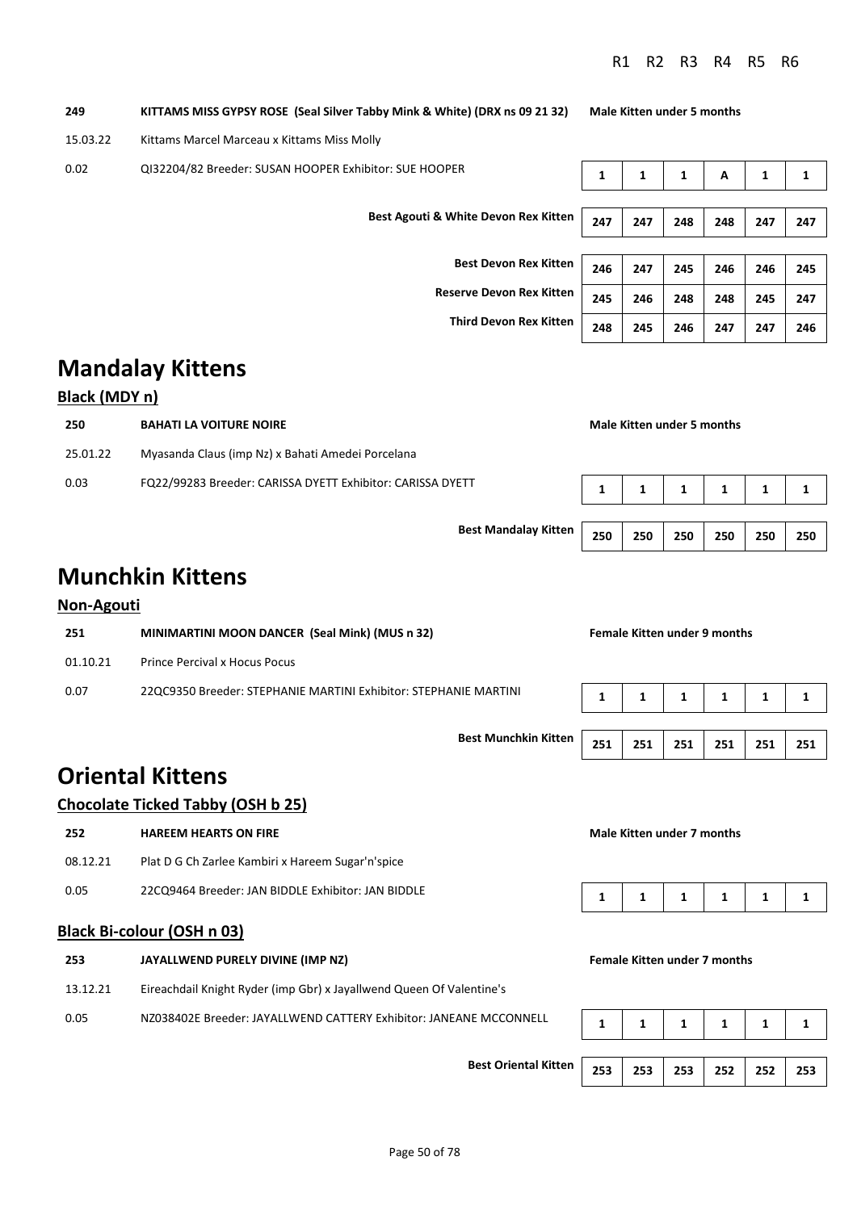| | | R1 | R2 | R3 | R4 | R5 | R6 |
|---|---|---|---|---|---|---|---|

**249** **KITTAMS MISS GYPSY ROSE (Seal Silver Tabby Mink & White) (DRX ns 09 21 32)** **Male Kitten under 5 months**

15.03.22 Kittams Marcel Marceau x Kittams Miss Molly

0.02 QI32204/82 Breeder: SUSAN HOOPER Exhibitor: SUE HOOPER

| R1 | R2 | R3 | R4 | R5 | R6 |
|---|---|---|---|---|---|
| 1 | 1 | 1 | A | 1 | 1 |

| | R1 | R2 | R3 | R4 | R5 | R6 |
|---|---|---|---|---|---|---|
| **Best Agouti & White Devon Rex Kitten** | 247 | 247 | 248 | 248 | 247 | 247 |
| **Best Devon Rex Kitten** | 246 | 247 | 245 | 246 | 246 | 245 |
| **Reserve Devon Rex Kitten** | 245 | 246 | 248 | 248 | 245 | 247 |
| **Third Devon Rex Kitten** | 248 | 245 | 246 | 247 | 247 | 246 |

# Mandalay Kittens

## Black (MDY n)

**250** **BAHATI LA VOITURE NOIRE** **Male Kitten under 5 months**

25.01.22 Myasanda Claus (imp Nz) x Bahati Amedei Porcelana

0.03 FQ22/99283 Breeder: CARISSA DYETT Exhibitor: CARISSA DYETT

| R1 | R2 | R3 | R4 | R5 | R6 |
|---|---|---|---|---|---|
| 1 | 1 | 1 | 1 | 1 | 1 |

| | R1 | R2 | R3 | R4 | R5 | R6 |
|---|---|---|---|---|---|---|
| **Best Mandalay Kitten** | 250 | 250 | 250 | 250 | 250 | 250 |

# Munchkin Kittens

## Non-Agouti

**251** **MINIMARTINI MOON DANCER (Seal Mink) (MUS n 32)** **Female Kitten under 9 months**

01.10.21 Prince Percival x Hocus Pocus

0.07 22QC9350 Breeder: STEPHANIE MARTINI Exhibitor: STEPHANIE MARTINI

| R1 | R2 | R3 | R4 | R5 | R6 |
|---|---|---|---|---|---|
| 1 | 1 | 1 | 1 | 1 | 1 |

| | R1 | R2 | R3 | R4 | R5 | R6 |
|---|---|---|---|---|---|---|
| **Best Munchkin Kitten** | 251 | 251 | 251 | 251 | 251 | 251 |

# Oriental Kittens

## Chocolate Ticked Tabby (OSH b 25)

**252** **HAREEM HEARTS ON FIRE** **Male Kitten under 7 months**

08.12.21 Plat D G Ch Zarlee Kambiri x Hareem Sugar'n'spice

0.05 22CQ9464 Breeder: JAN BIDDLE Exhibitor: JAN BIDDLE

| R1 | R2 | R3 | R4 | R5 | R6 |
|---|---|---|---|---|---|
| 1 | 1 | 1 | 1 | 1 | 1 |

## Black Bi-colour (OSH n 03)

**253** **JAYALLWEND PURELY DIVINE (IMP NZ)** **Female Kitten under 7 months**

13.12.21 Eireachdail Knight Ryder (imp Gbr) x Jayallwend Queen Of Valentine's

0.05 NZ038402E Breeder: JAYALLWEND CATTERY Exhibitor: JANEANE MCCONNELL

| R1 | R2 | R3 | R4 | R5 | R6 |
|---|---|---|---|---|---|
| 1 | 1 | 1 | 1 | 1 | 1 |

| | R1 | R2 | R3 | R4 | R5 | R6 |
|---|---|---|---|---|---|---|
| **Best Oriental Kitten** | 253 | 253 | 253 | 252 | 252 | 253 |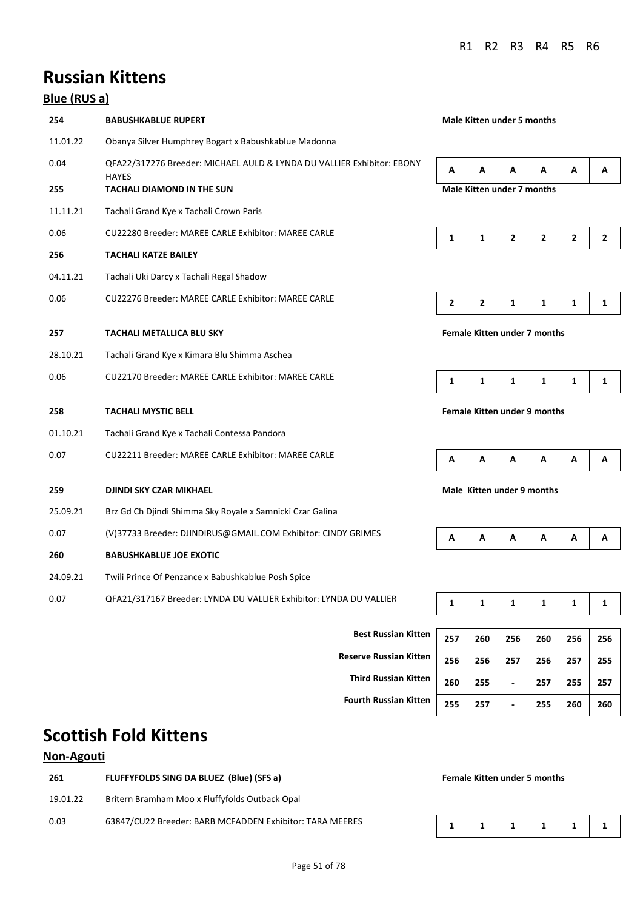# Russian Kittens

## Blue (RUS a)

| | | R1 | R2 | R3 | R4 | R5 | R6 |
|---|---|---|---|---|---|---|---|
| **254** | **BABUSHKABLUE RUPERT** | **Male Kitten under 5 months** | | | | | |
| 11.01.22 | Obanya Silver Humphrey Bogart x Babushkablue Madonna | | | | | | |
| 0.04 | QFA22/317276 Breeder: MICHAEL AULD & LYNDA DU VALLIER Exhibitor: EBONY HAYES | A | A | A | A | A | A |
| **255** | **TACHALI DIAMOND IN THE SUN** | **Male Kitten under 7 months** | | | | | |
| 11.11.21 | Tachali Grand Kye x Tachali Crown Paris | | | | | | |
| 0.06 | CU22280 Breeder: MAREE CARLE Exhibitor: MAREE CARLE | 1 | 1 | 2 | 2 | 2 | 2 |
| **256** | **TACHALI KATZE BAILEY** | | | | | | |
| 04.11.21 | Tachali Uki Darcy x Tachali Regal Shadow | | | | | | |
| 0.06 | CU22276 Breeder: MAREE CARLE Exhibitor: MAREE CARLE | 2 | 2 | 1 | 1 | 1 | 1 |
| **257** | **TACHALI METALLICA BLU SKY** | **Female Kitten under 7 months** | | | | | |
| 28.10.21 | Tachali Grand Kye x Kimara Blu Shimma Aschea | | | | | | |
| 0.06 | CU22170 Breeder: MAREE CARLE Exhibitor: MAREE CARLE | 1 | 1 | 1 | 1 | 1 | 1 |
| **258** | **TACHALI MYSTIC BELL** | **Female Kitten under 9 months** | | | | | |
| 01.10.21 | Tachali Grand Kye x Tachali Contessa Pandora | | | | | | |
| 0.07 | CU22211 Breeder: MAREE CARLE Exhibitor: MAREE CARLE | A | A | A | A | A | A |
| **259** | **DJINDI SKY CZAR MIKHAEL** | **Male Kitten under 9 months** | | | | | |
| 25.09.21 | Brz Gd Ch Djindi Shimma Sky Royale x Samnicki Czar Galina | | | | | | |
| 0.07 | (V)37733 Breeder: DJINDIRUS@GMAIL.COM Exhibitor: CINDY GRIMES | A | A | A | A | A | A |
| **260** | **BABUSHKABLUE JOE EXOTIC** | | | | | | |
| 24.09.21 | Twili Prince Of Penzance x Babushkablue Posh Spice | | | | | | |
| 0.07 | QFA21/317167 Breeder: LYNDA DU VALLIER Exhibitor: LYNDA DU VALLIER | 1 | 1 | 1 | 1 | 1 | 1 |

| | R1 | R2 | R3 | R4 | R5 | R6 |
|---|---|---|---|---|---|---|
| **Best Russian Kitten** | 257 | 260 | 256 | 260 | 256 | 256 |
| **Reserve Russian Kitten** | 256 | 256 | 257 | 256 | 257 | 255 |
| **Third Russian Kitten** | 260 | 255 | - | 257 | 255 | 257 |
| **Fourth Russian Kitten** | 255 | 257 | - | 255 | 260 | 260 |

# Scottish Fold Kittens

## Non-Agouti

| | | R1 | R2 | R3 | R4 | R5 | R6 |
|---|---|---|---|---|---|---|---|
| **261** | **FLUFFYFOLDS SING DA BLUEZ (Blue) (SFS a)** | **Female Kitten under 5 months** | | | | | |
| 19.01.22 | Britern Bramham Moo x Fluffyfolds Outback Opal | | | | | | |
| 0.03 | 63847/CU22 Breeder: BARB MCFADDEN Exhibitor: TARA MEERES | 1 | 1 | 1 | 1 | 1 | 1 |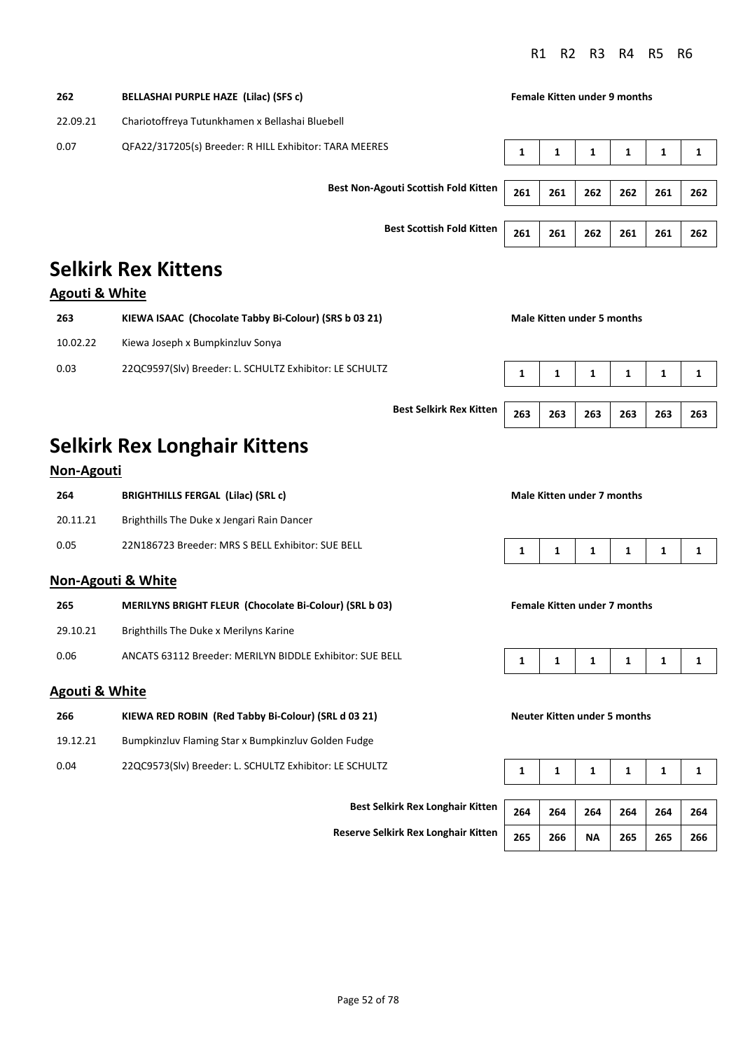| | | R1 | R2 | R3 | R4 | R5 | R6 |
|---|---|---|---|---|---|---|---|

**262** **BELLASHAI PURPLE HAZE (Lilac) (SFS c)** — **Female Kitten under 9 months**

22.09.21 Chariotoffreya Tutunkhamen x Bellashai Bluebell

0.07 QFA22/317205(s) Breeder: R HILL Exhibitor: TARA MEERES

| R1 | R2 | R3 | R4 | R5 | R6 |
|---|---|---|---|---|---|
| 1 | 1 | 1 | 1 | 1 | 1 |

| | R1 | R2 | R3 | R4 | R5 | R6 |
|---|---|---|---|---|---|---|
| **Best Non-Agouti Scottish Fold Kitten** | 261 | 261 | 262 | 262 | 261 | 262 |
| **Best Scottish Fold Kitten** | 261 | 261 | 262 | 261 | 261 | 262 |

# Selkirk Rex Kittens

## Agouti & White

**263** **KIEWA ISAAC (Chocolate Tabby Bi-Colour) (SRS b 03 21)** — **Male Kitten under 5 months**

10.02.22 Kiewa Joseph x Bumpkinzluv Sonya

0.03 22QC9597(Slv) Breeder: L. SCHULTZ Exhibitor: LE SCHULTZ

| R1 | R2 | R3 | R4 | R5 | R6 |
|---|---|---|---|---|---|
| 1 | 1 | 1 | 1 | 1 | 1 |

| | R1 | R2 | R3 | R4 | R5 | R6 |
|---|---|---|---|---|---|---|
| **Best Selkirk Rex Kitten** | 263 | 263 | 263 | 263 | 263 | 263 |

# Selkirk Rex Longhair Kittens

## Non-Agouti

**264** **BRIGHTHILLS FERGAL (Lilac) (SRL c)** — **Male Kitten under 7 months**

20.11.21 Brighthills The Duke x Jengari Rain Dancer

0.05 22N186723 Breeder: MRS S BELL Exhibitor: SUE BELL

| R1 | R2 | R3 | R4 | R5 | R6 |
|---|---|---|---|---|---|
| 1 | 1 | 1 | 1 | 1 | 1 |

## Non-Agouti & White

**265** **MERILYNS BRIGHT FLEUR (Chocolate Bi-Colour) (SRL b 03)** — **Female Kitten under 7 months**

29.10.21 Brighthills The Duke x Merilyns Karine

0.06 ANCATS 63112 Breeder: MERILYN BIDDLE Exhibitor: SUE BELL

| R1 | R2 | R3 | R4 | R5 | R6 |
|---|---|---|---|---|---|
| 1 | 1 | 1 | 1 | 1 | 1 |

## Agouti & White

**266** **KIEWA RED ROBIN (Red Tabby Bi-Colour) (SRL d 03 21)** — **Neuter Kitten under 5 months**

19.12.21 Bumpkinzluv Flaming Star x Bumpkinzluv Golden Fudge

0.04 22QC9573(Slv) Breeder: L. SCHULTZ Exhibitor: LE SCHULTZ

| R1 | R2 | R3 | R4 | R5 | R6 |
|---|---|---|---|---|---|
| 1 | 1 | 1 | 1 | 1 | 1 |

| | R1 | R2 | R3 | R4 | R5 | R6 |
|---|---|---|---|---|---|---|
| **Best Selkirk Rex Longhair Kitten** | 264 | 264 | 264 | 264 | 264 | 264 |
| **Reserve Selkirk Rex Longhair Kitten** | 265 | 266 | NA | 265 | 265 | 266 |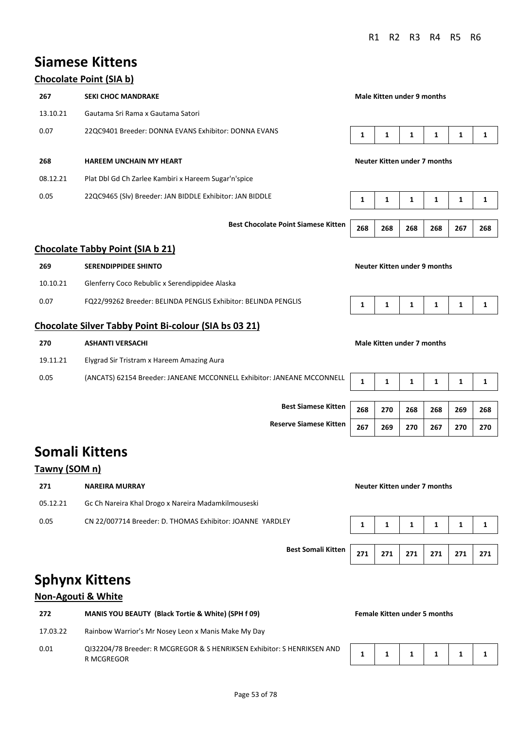# Siamese Kittens

## Chocolate Point (SIA b)

| | | R1 | R2 | R3 | R4 | R5 | R6 |
|---|---|---|---|---|---|---|---|
| **267** | **SEKI CHOC MANDRAKE** — **Male Kitten under 9 months** | | | | | | |
| 13.10.21 | Gautama Sri Rama x Gautama Satori | | | | | | |
| 0.07 | 22QC9401 Breeder: DONNA EVANS Exhibitor: DONNA EVANS | 1 | 1 | 1 | 1 | 1 | 1 |
| **268** | **HAREEM UNCHAIN MY HEART** — **Neuter Kitten under 7 months** | | | | | | |
| 08.12.21 | Plat Dbl Gd Ch Zarlee Kambiri x Hareem Sugar'n'spice | | | | | | |
| 0.05 | 22QC9465 (Slv) Breeder: JAN BIDDLE Exhibitor: JAN BIDDLE | 1 | 1 | 1 | 1 | 1 | 1 |
| | **Best Chocolate Point Siamese Kitten** | 268 | 268 | 268 | 268 | 267 | 268 |

## Chocolate Tabby Point (SIA b 21)

| | | R1 | R2 | R3 | R4 | R5 | R6 |
|---|---|---|---|---|---|---|---|
| **269** | **SERENDIPPIDEE SHINTO** — **Neuter Kitten under 9 months** | | | | | | |
| 10.10.21 | Glenferry Coco Rebublic x Serendippidee Alaska | | | | | | |
| 0.07 | FQ22/99262 Breeder: BELINDA PENGLIS Exhibitor: BELINDA PENGLIS | 1 | 1 | 1 | 1 | 1 | 1 |

## Chocolate Silver Tabby Point Bi-colour (SIA bs 03 21)

| | | R1 | R2 | R3 | R4 | R5 | R6 |
|---|---|---|---|---|---|---|---|
| **270** | **ASHANTI VERSACHI** — **Male Kitten under 7 months** | | | | | | |
| 19.11.21 | Elygrad Sir Tristram x Hareem Amazing Aura | | | | | | |
| 0.05 | (ANCATS) 62154 Breeder: JANEANE MCCONNELL Exhibitor: JANEANE MCCONNELL | 1 | 1 | 1 | 1 | 1 | 1 |
| | **Best Siamese Kitten** | 268 | 270 | 268 | 268 | 269 | 268 |
| | **Reserve Siamese Kitten** | 267 | 269 | 270 | 267 | 270 | 270 |

# Somali Kittens

## Tawny (SOM n)

| | | R1 | R2 | R3 | R4 | R5 | R6 |
|---|---|---|---|---|---|---|---|
| **271** | **NAREIRA MURRAY** — **Neuter Kitten under 7 months** | | | | | | |
| 05.12.21 | Gc Ch Nareira Khal Drogo x Nareira Madamkilmouseski | | | | | | |
| 0.05 | CN 22/007714 Breeder: D. THOMAS Exhibitor: JOANNE YARDLEY | 1 | 1 | 1 | 1 | 1 | 1 |
| | **Best Somali Kitten** | 271 | 271 | 271 | 271 | 271 | 271 |

# Sphynx Kittens

## Non-Agouti & White

| | | R1 | R2 | R3 | R4 | R5 | R6 |
|---|---|---|---|---|---|---|---|
| **272** | **MANIS YOU BEAUTY (Black Tortie & White) (SPH f 09)** — **Female Kitten under 5 months** | | | | | | |
| 17.03.22 | Rainbow Warrior's Mr Nosey Leon x Manis Make My Day | | | | | | |
| 0.01 | QI32204/78 Breeder: R MCGREGOR & S HENRIKSEN Exhibitor: S HENRIKSEN AND R MCGREGOR | 1 | 1 | 1 | 1 | 1 | 1 |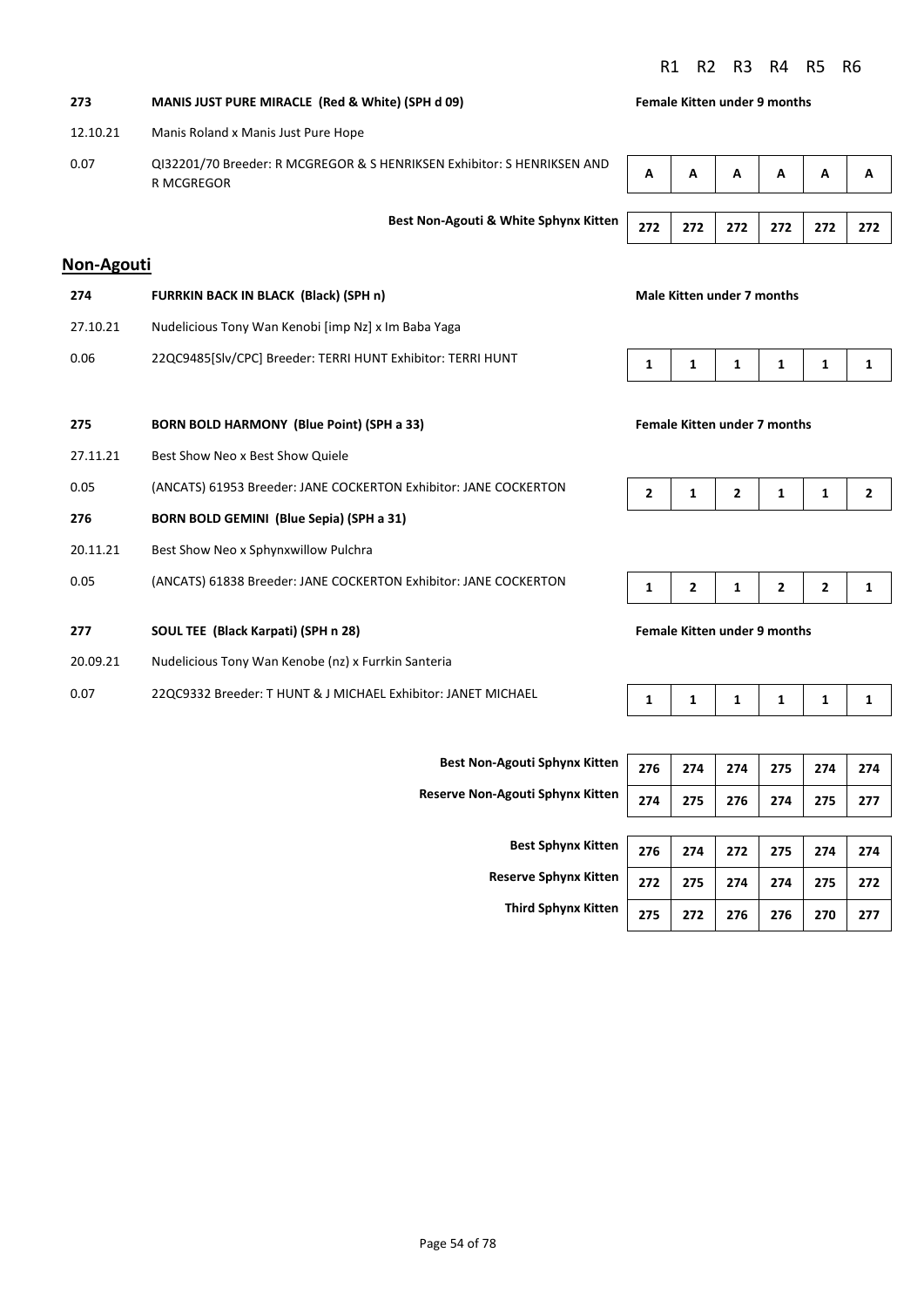| | | R1 | R2 | R3 | R4 | R5 | R6 |
|---|---|---|---|---|---|---|---|
| **273** | **MANIS JUST PURE MIRACLE (Red & White) (SPH d 09)** | **Female Kitten under 9 months** | | | | | |
| 12.10.21 | Manis Roland x Manis Just Pure Hope | | | | | | |
| 0.07 | QI32201/70 Breeder: R MCGREGOR & S HENRIKSEN Exhibitor: S HENRIKSEN AND R MCGREGOR | A | A | A | A | A | A |
| | **Best Non-Agouti & White Sphynx Kitten** | 272 | 272 | 272 | 272 | 272 | 272 |

## Non-Agouti

| | | R1 | R2 | R3 | R4 | R5 | R6 |
|---|---|---|---|---|---|---|---|
| **274** | **FURRKIN BACK IN BLACK (Black) (SPH n)** | **Male Kitten under 7 months** | | | | | |
| 27.10.21 | Nudelicious Tony Wan Kenobi [imp Nz] x Im Baba Yaga | | | | | | |
| 0.06 | 22QC9485[Slv/CPC] Breeder: TERRI HUNT Exhibitor: TERRI HUNT | 1 | 1 | 1 | 1 | 1 | 1 |
| **275** | **BORN BOLD HARMONY (Blue Point) (SPH a 33)** | **Female Kitten under 7 months** | | | | | |
| 27.11.21 | Best Show Neo x Best Show Quiele | | | | | | |
| 0.05 | (ANCATS) 61953 Breeder: JANE COCKERTON Exhibitor: JANE COCKERTON | 2 | 1 | 2 | 1 | 1 | 2 |
| **276** | **BORN BOLD GEMINI (Blue Sepia) (SPH a 31)** | | | | | | |
| 20.11.21 | Best Show Neo x Sphynxwillow Pulchra | | | | | | |
| 0.05 | (ANCATS) 61838 Breeder: JANE COCKERTON Exhibitor: JANE COCKERTON | 1 | 2 | 1 | 2 | 2 | 1 |
| **277** | **SOUL TEE (Black Karpati) (SPH n 28)** | **Female Kitten under 9 months** | | | | | |
| 20.09.21 | Nudelicious Tony Wan Kenobe (nz) x Furrkin Santeria | | | | | | |
| 0.07 | 22QC9332 Breeder: T HUNT & J MICHAEL Exhibitor: JANET MICHAEL | 1 | 1 | 1 | 1 | 1 | 1 |

| | R1 | R2 | R3 | R4 | R5 | R6 |
|---|---|---|---|---|---|---|
| **Best Non-Agouti Sphynx Kitten** | 276 | 274 | 274 | 275 | 274 | 274 |
| **Reserve Non-Agouti Sphynx Kitten** | 274 | 275 | 276 | 274 | 275 | 277 |
| **Best Sphynx Kitten** | 276 | 274 | 272 | 275 | 274 | 274 |
| **Reserve Sphynx Kitten** | 272 | 275 | 274 | 274 | 275 | 272 |
| **Third Sphynx Kitten** | 275 | 272 | 276 | 276 | 270 | 277 |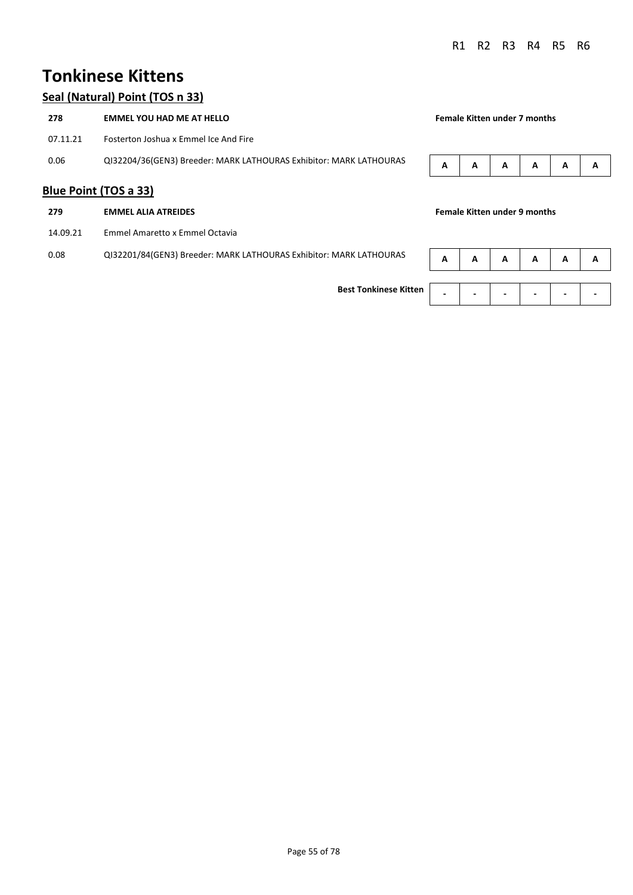# Tonkinese Kittens

R1 R2 R3 R4 R5 R6

## Seal (Natural) Point (TOS n 33)

| | | | R1 | R2 | R3 | R4 | R5 | R6 |
|---|---|---|---|---|---|---|---|---|
| **278** | **EMMEL YOU HAD ME AT HELLO** | **Female Kitten under 7 months** | | | | | | |
| 07.11.21 | Fosterton Joshua x Emmel Ice And Fire | | | | | | | |
| 0.06 | QI32204/36(GEN3) Breeder: MARK LATHOURAS Exhibitor: MARK LATHOURAS | | A | A | A | A | A | A |

## Blue Point (TOS a 33)

| | | | R1 | R2 | R3 | R4 | R5 | R6 |
|---|---|---|---|---|---|---|---|---|
| **279** | **EMMEL ALIA ATREIDES** | **Female Kitten under 9 months** | | | | | | |
| 14.09.21 | Emmel Amaretto x Emmel Octavia | | | | | | | |
| 0.08 | QI32201/84(GEN3) Breeder: MARK LATHOURAS Exhibitor: MARK LATHOURAS | | A | A | A | A | A | A |
| | | **Best Tonkinese Kitten** | - | - | - | - | - | - |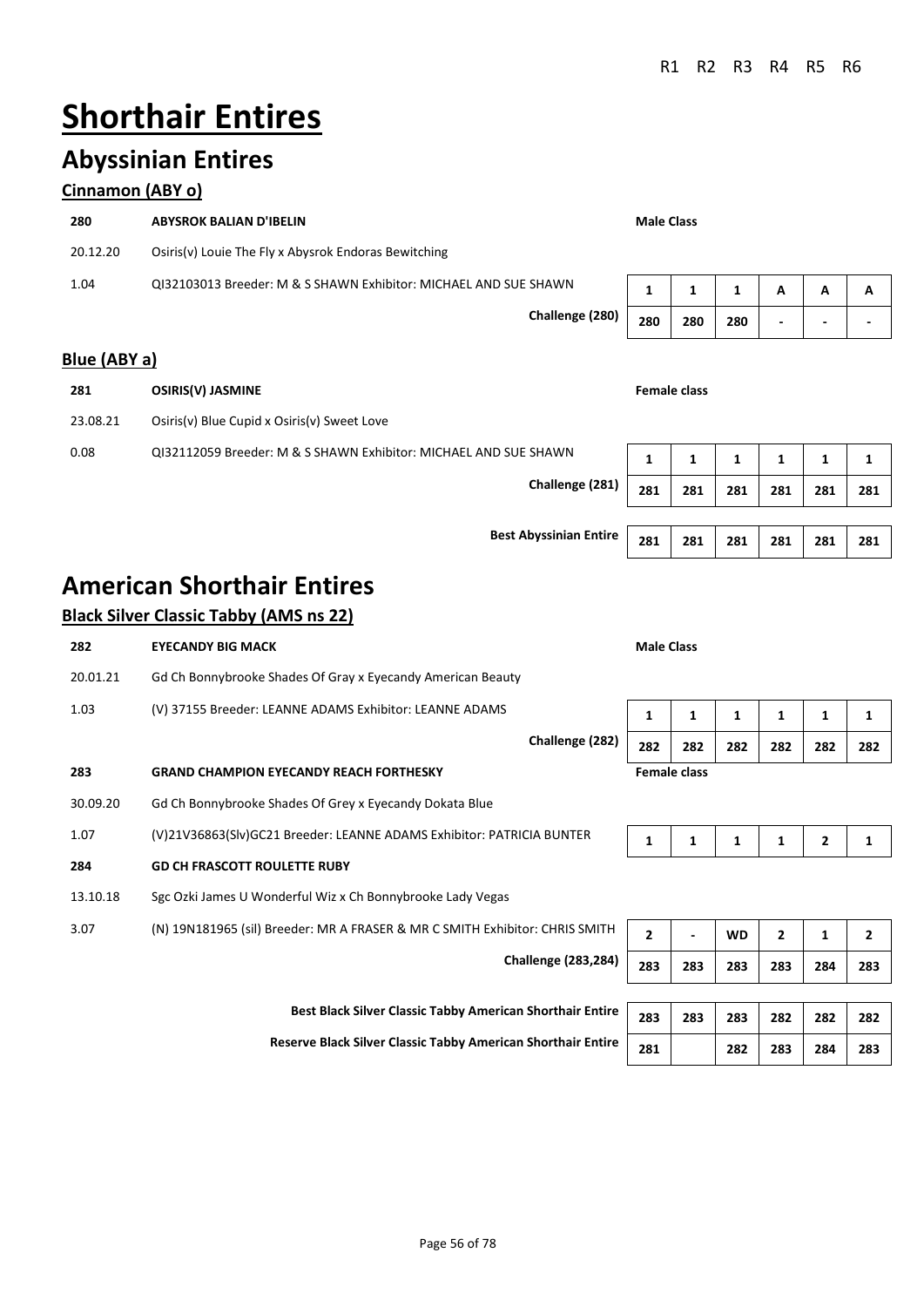R1 R2 R3 R4 R5 R6

# Shorthair Entires

## Abyssinian Entires

### Cinnamon (ABY o)

| | | | R1 | R2 | R3 | R4 | R5 | R6 |
|---|---|---|---|---|---|---|---|---|
| **280** | **ABYSROK BALIAN D'IBELIN** | **Male Class** | | | | | | |
| 20.12.20 | Osiris(v) Louie The Fly x Abysrok Endoras Bewitching | | | | | | | |
| 1.04 | QI32103013 Breeder: M & S SHAWN Exhibitor: MICHAEL AND SUE SHAWN | | 1 | 1 | 1 | A | A | A |
| | | **Challenge (280)** | 280 | 280 | 280 | - | - | - |

### Blue (ABY a)

| | | | R1 | R2 | R3 | R4 | R5 | R6 |
|---|---|---|---|---|---|---|---|---|
| **281** | **OSIRIS(V) JASMINE** | **Female class** | | | | | | |
| 23.08.21 | Osiris(v) Blue Cupid x Osiris(v) Sweet Love | | | | | | | |
| 0.08 | QI32112059 Breeder: M & S SHAWN Exhibitor: MICHAEL AND SUE SHAWN | | 1 | 1 | 1 | 1 | 1 | 1 |
| | | **Challenge (281)** | 281 | 281 | 281 | 281 | 281 | 281 |
| | | **Best Abyssinian Entire** | 281 | 281 | 281 | 281 | 281 | 281 |

## American Shorthair Entires

### Black Silver Classic Tabby (AMS ns 22)

| | | | R1 | R2 | R3 | R4 | R5 | R6 |
|---|---|---|---|---|---|---|---|---|
| **282** | **EYECANDY BIG MACK** | **Male Class** | | | | | | |
| 20.01.21 | Gd Ch Bonnybrooke Shades Of Gray x Eyecandy American Beauty | | | | | | | |
| 1.03 | (V) 37155 Breeder: LEANNE ADAMS Exhibitor: LEANNE ADAMS | | 1 | 1 | 1 | 1 | 1 | 1 |
| | | **Challenge (282)** | 282 | 282 | 282 | 282 | 282 | 282 |
| **283** | **GRAND CHAMPION EYECANDY REACH FORTHESKY** | **Female class** | | | | | | |
| 30.09.20 | Gd Ch Bonnybrooke Shades Of Grey x Eyecandy Dokata Blue | | | | | | | |
| 1.07 | (V)21V36863(Slv)GC21 Breeder: LEANNE ADAMS Exhibitor: PATRICIA BUNTER | | 1 | 1 | 1 | 1 | 2 | 1 |
| **284** | **GD CH FRASCOTT ROULETTE RUBY** | | | | | | | |
| 13.10.18 | Sgc Ozki James U Wonderful Wiz x Ch Bonnybrooke Lady Vegas | | | | | | | |
| 3.07 | (N) 19N181965 (sil) Breeder: MR A FRASER & MR C SMITH Exhibitor: CHRIS SMITH | | 2 | - | WD | 2 | 1 | 2 |
| | | **Challenge (283,284)** | 283 | 283 | 283 | 283 | 284 | 283 |
| | | **Best Black Silver Classic Tabby American Shorthair Entire** | 283 | 283 | 283 | 282 | 282 | 282 |
| | | **Reserve Black Silver Classic Tabby American Shorthair Entire** | 281 | | 282 | 283 | 284 | 283 |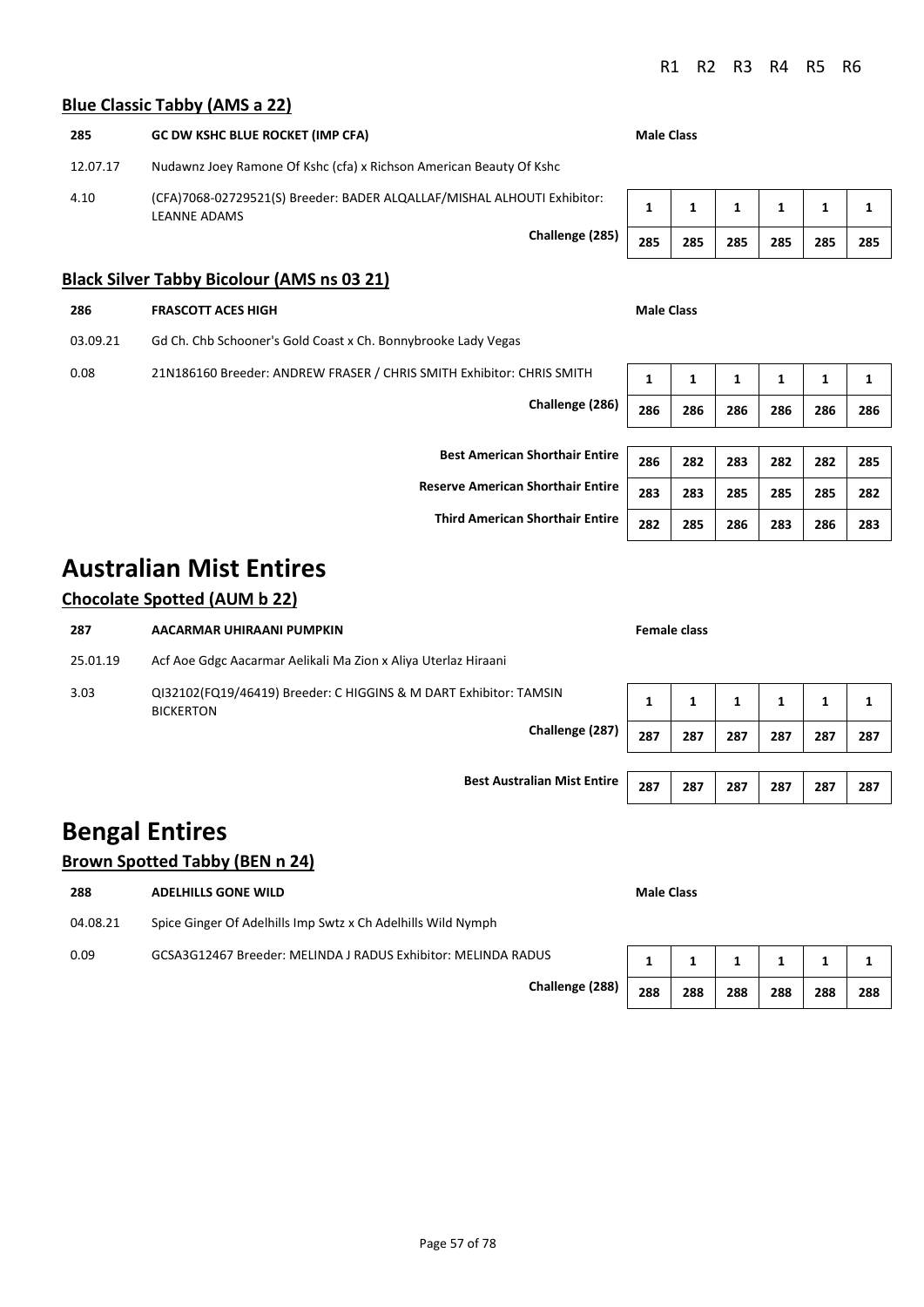R1 R2 R3 R4 R5 R6

### Blue Classic Tabby (AMS a 22)

**285** **GC DW KSHC BLUE ROCKET (IMP CFA)** **Male Class**

12.07.17 Nudawnz Joey Ramone Of Kshc (cfa) x Richson American Beauty Of Kshc

4.10 (CFA)7068-02729521(S) Breeder: BADER ALQALLAF/MISHAL ALHOUTI Exhibitor: LEANNE ADAMS

| | R1 | R2 | R3 | R4 | R5 | R6 |
|---|---|---|---|---|---|---|
| | 1 | 1 | 1 | 1 | 1 | 1 |
| **Challenge (285)** | 285 | 285 | 285 | 285 | 285 | 285 |

### Black Silver Tabby Bicolour (AMS ns 03 21)

**286** **FRASCOTT ACES HIGH** **Male Class**

03.09.21 Gd Ch. Chb Schooner's Gold Coast x Ch. Bonnybrooke Lady Vegas

0.08 21N186160 Breeder: ANDREW FRASER / CHRIS SMITH Exhibitor: CHRIS SMITH

| | R1 | R2 | R3 | R4 | R5 | R6 |
|---|---|---|---|---|---|---|
| | 1 | 1 | 1 | 1 | 1 | 1 |
| **Challenge (286)** | 286 | 286 | 286 | 286 | 286 | 286 |

| | R1 | R2 | R3 | R4 | R5 | R6 |
|---|---|---|---|---|---|---|
| **Best American Shorthair Entire** | 286 | 282 | 283 | 282 | 282 | 285 |
| **Reserve American Shorthair Entire** | 283 | 283 | 285 | 285 | 285 | 282 |
| **Third American Shorthair Entire** | 282 | 285 | 286 | 283 | 286 | 283 |

# Australian Mist Entires

### Chocolate Spotted (AUM b 22)

**287** **AACARMAR UHIRAANI PUMPKIN** **Female class**

25.01.19 Acf Aoe Gdgc Aacarmar Aelikali Ma Zion x Aliya Uterlaz Hiraani

3.03 QI32102(FQ19/46419) Breeder: C HIGGINS & M DART Exhibitor: TAMSIN BICKERTON

| | R1 | R2 | R3 | R4 | R5 | R6 |
|---|---|---|---|---|---|---|
| | 1 | 1 | 1 | 1 | 1 | 1 |
| **Challenge (287)** | 287 | 287 | 287 | 287 | 287 | 287 |

| | R1 | R2 | R3 | R4 | R5 | R6 |
|---|---|---|---|---|---|---|
| **Best Australian Mist Entire** | 287 | 287 | 287 | 287 | 287 | 287 |

# Bengal Entires

### Brown Spotted Tabby (BEN n 24)

**288** **ADELHILLS GONE WILD** **Male Class**

04.08.21 Spice Ginger Of Adelhills Imp Swtz x Ch Adelhills Wild Nymph

0.09 GCSA3G12467 Breeder: MELINDA J RADUS Exhibitor: MELINDA RADUS

| | R1 | R2 | R3 | R4 | R5 | R6 |
|---|---|---|---|---|---|---|
| | 1 | 1 | 1 | 1 | 1 | 1 |
| **Challenge (288)** | 288 | 288 | 288 | 288 | 288 | 288 |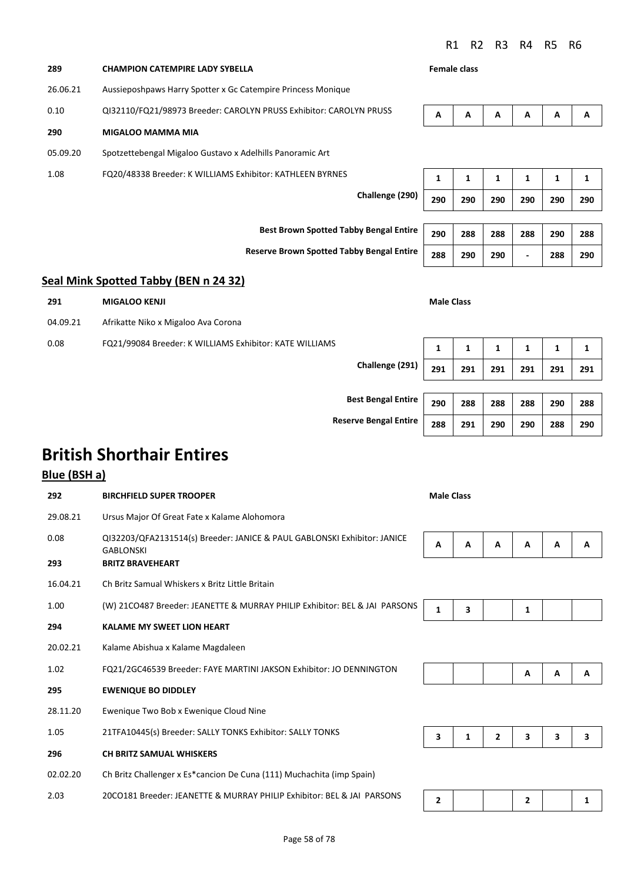| | | R1 | R2 | R3 | R4 | R5 | R6 |
|---|---|---|---|---|---|---|---|

**289** **CHAMPION CATEMPIRE LADY SYBELLA** — Female class

26.06.21 Aussieposhpaws Harry Spotter x Gc Catempire Princess Monique

0.10 QI32110/FQ21/98973 Breeder: CAROLYN PRUSS Exhibitor: CAROLYN PRUSS

| | R1 | R2 | R3 | R4 | R5 | R6 |
|---|---|---|---|---|---|---|
| 289 | A | A | A | A | A | A |

**290** **MIGALOO MAMMA MIA**

05.09.20 Spotzettebengal Migaloo Gustavo x Adelhills Panoramic Art

1.08 FQ20/48338 Breeder: K WILLIAMS Exhibitor: KATHLEEN BYRNES

| | R1 | R2 | R3 | R4 | R5 | R6 |
|---|---|---|---|---|---|---|
| 290 | 1 | 1 | 1 | 1 | 1 | 1 |
| Challenge (290) | 290 | 290 | 290 | 290 | 290 | 290 |

| | R1 | R2 | R3 | R4 | R5 | R6 |
|---|---|---|---|---|---|---|
| Best Brown Spotted Tabby Bengal Entire | 290 | 288 | 288 | 288 | 290 | 288 |
| Reserve Brown Spotted Tabby Bengal Entire | 288 | 290 | 290 | - | 288 | 290 |

## Seal Mink Spotted Tabby (BEN n 24 32)

**291** **MIGALOO KENJI** — Male Class

04.09.21 Afrikatte Niko x Migaloo Ava Corona

0.08 FQ21/99084 Breeder: K WILLIAMS Exhibitor: KATE WILLIAMS

| | R1 | R2 | R3 | R4 | R5 | R6 |
|---|---|---|---|---|---|---|
| 291 | 1 | 1 | 1 | 1 | 1 | 1 |
| Challenge (291) | 291 | 291 | 291 | 291 | 291 | 291 |

| | R1 | R2 | R3 | R4 | R5 | R6 |
|---|---|---|---|---|---|---|
| Best Bengal Entire | 290 | 288 | 288 | 288 | 290 | 288 |
| Reserve Bengal Entire | 288 | 291 | 290 | 290 | 288 | 290 |

# British Shorthair Entires

## Blue (BSH a)

**292** **BIRCHFIELD SUPER TROOPER** — Male Class

29.08.21 Ursus Major Of Great Fate x Kalame Alohomora

0.08 QI32203/QFA2131514(s) Breeder: JANICE & PAUL GABLONSKI Exhibitor: JANICE GABLONSKI

| | R1 | R2 | R3 | R4 | R5 | R6 |
|---|---|---|---|---|---|---|
| 292 | A | A | A | A | A | A |

**293** **BRITZ BRAVEHEART**

16.04.21 Ch Britz Samual Whiskers x Britz Little Britain

1.00 (W) 21CO487 Breeder: JEANETTE & MURRAY PHILIP Exhibitor: BEL & JAI PARSONS

| | R1 | R2 | R3 | R4 | R5 | R6 |
|---|---|---|---|---|---|---|
| 293 | 1 | 3 | | 1 | | |

**294** **KALAME MY SWEET LION HEART**

20.02.21 Kalame Abishua x Kalame Magdaleen

1.02 FQ21/2GC46539 Breeder: FAYE MARTINI JAKSON Exhibitor: JO DENNINGTON

| | R1 | R2 | R3 | R4 | R5 | R6 |
|---|---|---|---|---|---|---|
| 294 | | | | A | A | A |

**295** **EWENIQUE BO DIDDLEY**

28.11.20 Ewenique Two Bob x Ewenique Cloud Nine

1.05 21TFA10445(s) Breeder: SALLY TONKS Exhibitor: SALLY TONKS

| | R1 | R2 | R3 | R4 | R5 | R6 |
|---|---|---|---|---|---|---|
| 295 | 3 | 1 | 2 | 3 | 3 | 3 |

**296** **CH BRITZ SAMUAL WHISKERS**

02.02.20 Ch Britz Challenger x Es*cancion De Cuna (111) Muchachita (imp Spain)

2.03 20CO181 Breeder: JEANETTE & MURRAY PHILIP Exhibitor: BEL & JAI PARSONS

| | R1 | R2 | R3 | R4 | R5 | R6 |
|---|---|---|---|---|---|---|
| 296 | 2 | | | 2 | | 1 |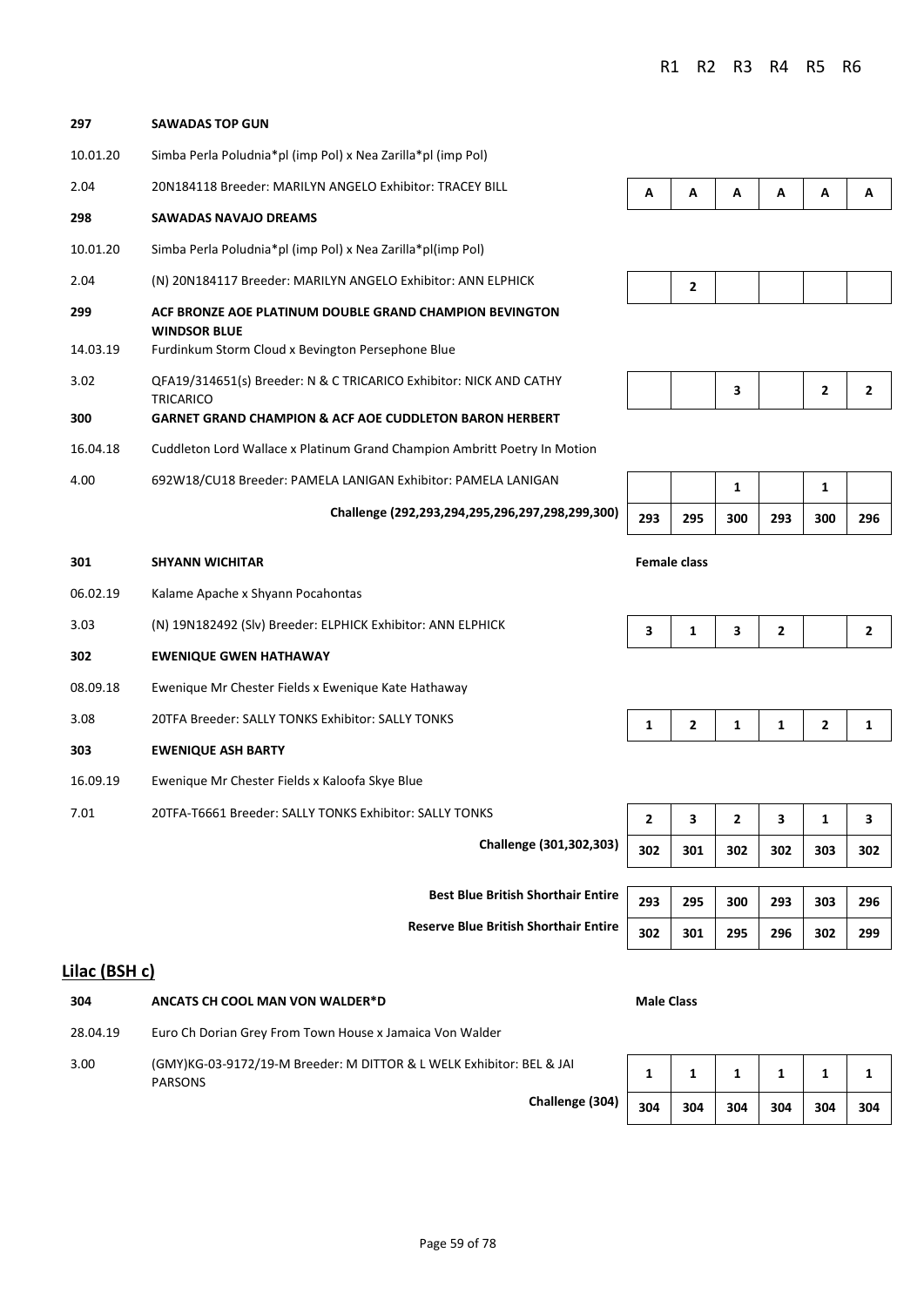| | | R1 | R2 | R3 | R4 | R5 | R6 |
|---|---|---|---|---|---|---|---|
| **297** | **SAWADAS TOP GUN** | | | | | | |
| 10.01.20 | Simba Perla Poludnia*pl (imp Pol) x Nea Zarilla*pl (imp Pol) | | | | | | |
| 2.04 | 20N184118 Breeder: MARILYN ANGELO Exhibitor: TRACEY BILL | A | A | A | A | A | A |
| **298** | **SAWADAS NAVAJO DREAMS** | | | | | | |
| 10.01.20 | Simba Perla Poludnia*pl (imp Pol) x Nea Zarilla*pl(imp Pol) | | | | | | |
| 2.04 | (N) 20N184117 Breeder: MARILYN ANGELO Exhibitor: ANN ELPHICK | | 2 | | | | |
| **299** | **ACF BRONZE AOE PLATINUM DOUBLE GRAND CHAMPION BEVINGTON WINDSOR BLUE** | | | | | | |
| 14.03.19 | Furdinkum Storm Cloud x Bevington Persephone Blue | | | | | | |
| 3.02 | QFA19/314651(s) Breeder: N & C TRICARICO Exhibitor: NICK AND CATHY TRICARICO | | | 3 | | 2 | 2 |
| **300** | **GARNET GRAND CHAMPION & ACF AOE CUDDLETON BARON HERBERT** | | | | | | |
| 16.04.18 | Cuddleton Lord Wallace x Platinum Grand Champion Ambritt Poetry In Motion | | | | | | |
| 4.00 | 692W18/CU18 Breeder: PAMELA LANIGAN Exhibitor: PAMELA LANIGAN | | | 1 | | 1 | |
| | **Challenge (292,293,294,295,296,297,298,299,300)** | 293 | 295 | 300 | 293 | 300 | 296 |
| **301** | **SHYANN WICHITAR** | **Female class** | | | | | |
| 06.02.19 | Kalame Apache x Shyann Pocahontas | | | | | | |
| 3.03 | (N) 19N182492 (Slv) Breeder: ELPHICK Exhibitor: ANN ELPHICK | 3 | 1 | 3 | 2 | | 2 |
| **302** | **EWENIQUE GWEN HATHAWAY** | | | | | | |
| 08.09.18 | Ewenique Mr Chester Fields x Ewenique Kate Hathaway | | | | | | |
| 3.08 | 20TFA Breeder: SALLY TONKS Exhibitor: SALLY TONKS | 1 | 2 | 1 | 1 | 2 | 1 |
| **303** | **EWENIQUE ASH BARTY** | | | | | | |
| 16.09.19 | Ewenique Mr Chester Fields x Kaloofa Skye Blue | | | | | | |
| 7.01 | 20TFA-T6661 Breeder: SALLY TONKS Exhibitor: SALLY TONKS | 2 | 3 | 2 | 3 | 1 | 3 |
| | **Challenge (301,302,303)** | 302 | 301 | 302 | 302 | 303 | 302 |
| | **Best Blue British Shorthair Entire** | 293 | 295 | 300 | 293 | 303 | 296 |
| | **Reserve Blue British Shorthair Entire** | 302 | 301 | 295 | 296 | 302 | 299 |

## Lilac (BSH c)

| | | R1 | R2 | R3 | R4 | R5 | R6 |
|---|---|---|---|---|---|---|---|
| **304** | **ANCATS CH COOL MAN VON WALDER*D** | **Male Class** | | | | | |
| 28.04.19 | Euro Ch Dorian Grey From Town House x Jamaica Von Walder | | | | | | |
| 3.00 | (GMY)KG-03-9172/19-M Breeder: M DITTOR & L WELK Exhibitor: BEL & JAI PARSONS | 1 | 1 | 1 | 1 | 1 | 1 |
| | **Challenge (304)** | 304 | 304 | 304 | 304 | 304 | 304 |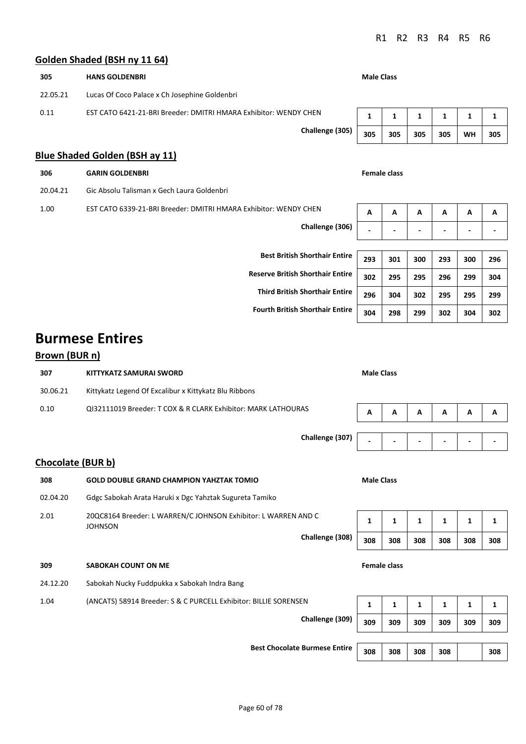## Golden Shaded (BSH ny 11 64)

| | | | R1 | R2 | R3 | R4 | R5 | R6 |
|---|---|---|---|---|---|---|---|---|
| **305** | **HANS GOLDENBRI** | **Male Class** | | | | | | |
| 22.05.21 | Lucas Of Coco Palace x Ch Josephine Goldenbri | | | | | | | |
| 0.11 | EST CATO 6421-21-BRI Breeder: DMITRI HMARA Exhibitor: WENDY CHEN | | 1 | 1 | 1 | 1 | 1 | 1 |
| | | **Challenge (305)** | 305 | 305 | 305 | 305 | WH | 305 |

## Blue Shaded Golden (BSH ay 11)

| | | | R1 | R2 | R3 | R4 | R5 | R6 |
|---|---|---|---|---|---|---|---|---|
| **306** | **GARIN GOLDENBRI** | **Female class** | | | | | | |
| 20.04.21 | Gic Absolu Talisman x Gech Laura Goldenbri | | | | | | | |
| 1.00 | EST CATO 6339-21-BRI Breeder: DMITRI HMARA Exhibitor: WENDY CHEN | | A | A | A | A | A | A |
| | | **Challenge (306)** | - | - | - | - | - | - |

| | R1 | R2 | R3 | R4 | R5 | R6 |
|---|---|---|---|---|---|---|
| **Best British Shorthair Entire** | 293 | 301 | 300 | 293 | 300 | 296 |
| **Reserve British Shorthair Entire** | 302 | 295 | 295 | 296 | 299 | 304 |
| **Third British Shorthair Entire** | 296 | 304 | 302 | 295 | 295 | 299 |
| **Fourth British Shorthair Entire** | 304 | 298 | 299 | 302 | 304 | 302 |

# Burmese Entires

## Brown (BUR n)

| | | | R1 | R2 | R3 | R4 | R5 | R6 |
|---|---|---|---|---|---|---|---|---|
| **307** | **KITTYKATZ SAMURAI SWORD** | **Male Class** | | | | | | |
| 30.06.21 | Kittykatz Legend Of Excalibur x Kittykatz Blu Ribbons | | | | | | | |
| 0.10 | QI32111019 Breeder: T COX & R CLARK Exhibitor: MARK LATHOURAS | | A | A | A | A | A | A |
| | | **Challenge (307)** | - | - | - | - | - | - |

## Chocolate (BUR b)

| | | | R1 | R2 | R3 | R4 | R5 | R6 |
|---|---|---|---|---|---|---|---|---|
| **308** | **GOLD DOUBLE GRAND CHAMPION YAHZTAK TOMIO** | **Male Class** | | | | | | |
| 02.04.20 | Gdgc Sabokah Arata Haruki x Dgc Yahztak Sugureta Tamiko | | | | | | | |
| 2.01 | 20QC8164 Breeder: L WARREN/C JOHNSON Exhibitor: L WARREN AND C JOHNSON | | 1 | 1 | 1 | 1 | 1 | 1 |
| | | **Challenge (308)** | 308 | 308 | 308 | 308 | 308 | 308 |
| **309** | **SABOKAH COUNT ON ME** | **Female class** | | | | | | |
| 24.12.20 | Sabokah Nucky Fuddpukka x Sabokah Indra Bang | | | | | | | |
| 1.04 | (ANCATS) 58914 Breeder: S & C PURCELL Exhibitor: BILLIE SORENSEN | | 1 | 1 | 1 | 1 | 1 | 1 |
| | | **Challenge (309)** | 309 | 309 | 309 | 309 | 309 | 309 |

| | R1 | R2 | R3 | R4 | R5 | R6 |
|---|---|---|---|---|---|---|
| **Best Chocolate Burmese Entire** | 308 | 308 | 308 | 308 | | 308 |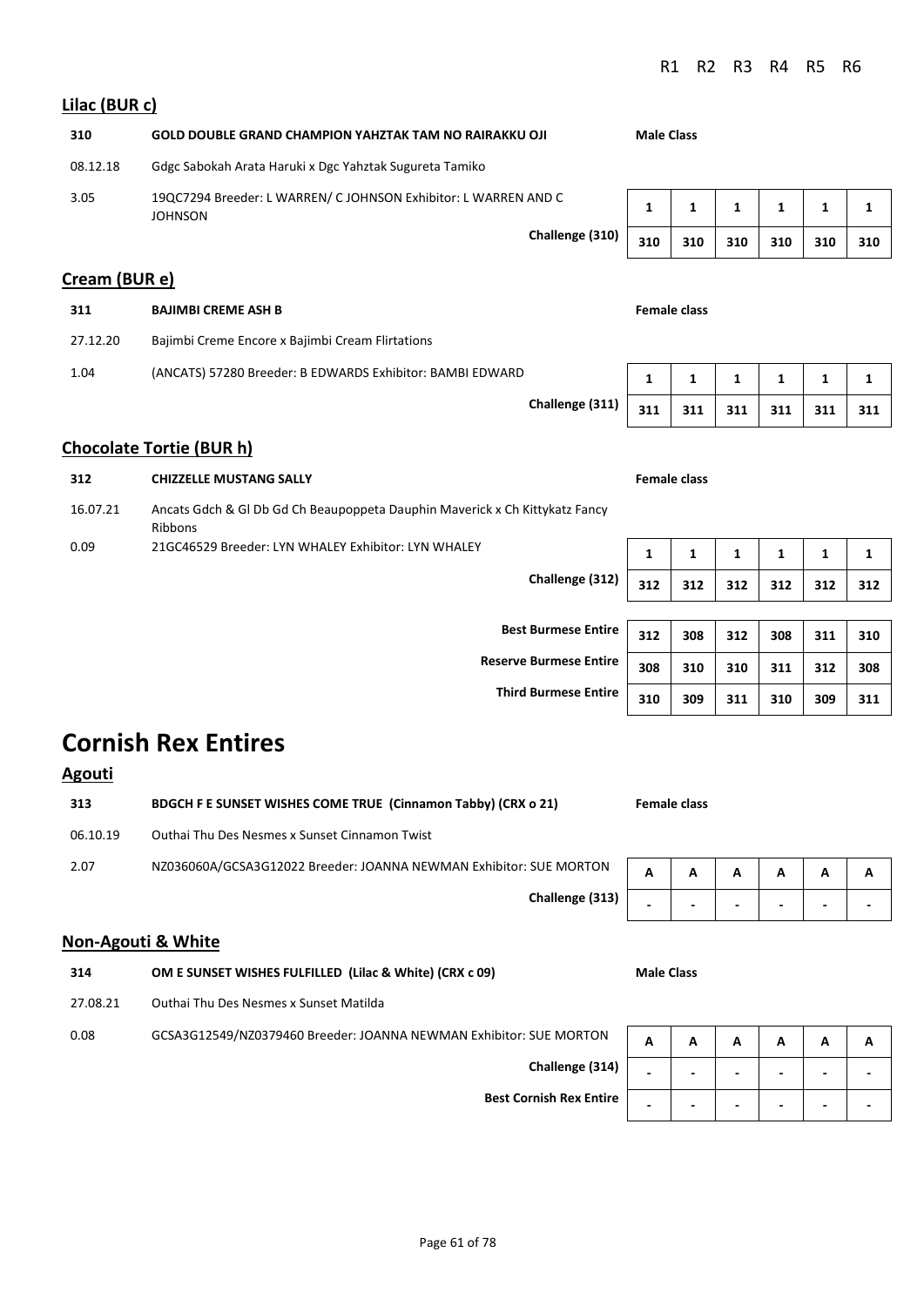| | | | R1 | R2 | R3 | R4 | R5 | R6 |
|---|---|---|---|---|---|---|---|---|

## Lilac (BUR c)

| | | | | | | | | |
|---|---|---|---|---|---|---|---|---|
| **310** | **GOLD DOUBLE GRAND CHAMPION YAHZTAK TAM NO RAIRAKKU OJI** | **Male Class** | | | | | | |
| 08.12.18 | Gdgc Sabokah Arata Haruki x Dgc Yahztak Sugureta Tamiko | | | | | | | |
| 3.05 | 19QC7294 Breeder: L WARREN/ C JOHNSON Exhibitor: L WARREN AND C JOHNSON | | **1** | **1** | **1** | **1** | **1** | **1** |
| | **Challenge (310)** | | **310** | **310** | **310** | **310** | **310** | **310** |

## Cream (BUR e)

| | | | | | | | | |
|---|---|---|---|---|---|---|---|---|
| **311** | **BAJIMBI CREME ASH B** | **Female class** | | | | | | |
| 27.12.20 | Bajimbi Creme Encore x Bajimbi Cream Flirtations | | | | | | | |
| 1.04 | (ANCATS) 57280 Breeder: B EDWARDS Exhibitor: BAMBI EDWARD | | **1** | **1** | **1** | **1** | **1** | **1** |
| | **Challenge (311)** | | **311** | **311** | **311** | **311** | **311** | **311** |

## Chocolate Tortie (BUR h)

| | | | | | | | | |
|---|---|---|---|---|---|---|---|---|
| **312** | **CHIZZELLE MUSTANG SALLY** | **Female class** | | | | | | |
| 16.07.21 | Ancats Gdch & Gl Db Gd Ch Beaupoppeta Dauphin Maverick x Ch Kittykatz Fancy Ribbons | | | | | | | |
| 0.09 | 21GC46529 Breeder: LYN WHALEY Exhibitor: LYN WHALEY | | **1** | **1** | **1** | **1** | **1** | **1** |
| | **Challenge (312)** | | **312** | **312** | **312** | **312** | **312** | **312** |
| | **Best Burmese Entire** | | **312** | **308** | **312** | **308** | **311** | **310** |
| | **Reserve Burmese Entire** | | **308** | **310** | **310** | **311** | **312** | **308** |
| | **Third Burmese Entire** | | **310** | **309** | **311** | **310** | **309** | **311** |

# Cornish Rex Entires

## Agouti

| | | | | | | | | |
|---|---|---|---|---|---|---|---|---|
| **313** | **BDGCH F E SUNSET WISHES COME TRUE (Cinnamon Tabby) (CRX o 21)** | **Female class** | | | | | | |
| 06.10.19 | Outhai Thu Des Nesmes x Sunset Cinnamon Twist | | | | | | | |
| 2.07 | NZ036060A/GCSA3G12022 Breeder: JOANNA NEWMAN Exhibitor: SUE MORTON | | **A** | **A** | **A** | **A** | **A** | **A** |
| | **Challenge (313)** | | **-** | **-** | **-** | **-** | **-** | **-** |

## Non-Agouti & White

| | | | | | | | | |
|---|---|---|---|---|---|---|---|---|
| **314** | **OM E SUNSET WISHES FULFILLED (Lilac & White) (CRX c 09)** | **Male Class** | | | | | | |
| 27.08.21 | Outhai Thu Des Nesmes x Sunset Matilda | | | | | | | |
| 0.08 | GCSA3G12549/NZ0379460 Breeder: JOANNA NEWMAN Exhibitor: SUE MORTON | | **A** | **A** | **A** | **A** | **A** | **A** |
| | **Challenge (314)** | | **-** | **-** | **-** | **-** | **-** | **-** |
| | **Best Cornish Rex Entire** | | **-** | **-** | **-** | **-** | **-** | **-** |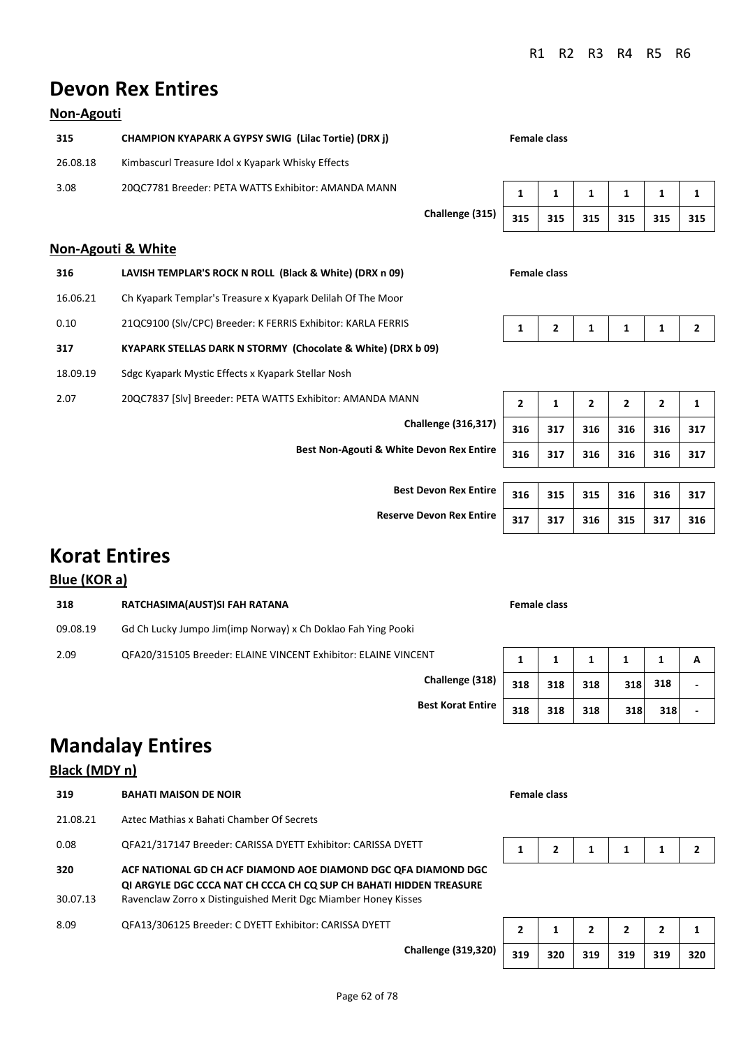R1 R2 R3 R4 R5 R6

# Devon Rex Entires

## Non-Agouti

| | | | R1 | R2 | R3 | R4 | R5 | R6 |
|---|---|---|---|---|---|---|---|---|
| **315** | **CHAMPION KYAPARK A GYPSY SWIG (Lilac Tortie) (DRX j)** | **Female class** | | | | | | |
| 26.08.18 | Kimbascurl Treasure Idol x Kyapark Whisky Effects | | | | | | | |
| 3.08 | 20QC7781 Breeder: PETA WATTS Exhibitor: AMANDA MANN | | 1 | 1 | 1 | 1 | 1 | 1 |
| | | **Challenge (315)** | 315 | 315 | 315 | 315 | 315 | 315 |

## Non-Agouti & White

| | | | R1 | R2 | R3 | R4 | R5 | R6 |
|---|---|---|---|---|---|---|---|---|
| **316** | **LAVISH TEMPLAR'S ROCK N ROLL (Black & White) (DRX n 09)** | **Female class** | | | | | | |
| 16.06.21 | Ch Kyapark Templar's Treasure x Kyapark Delilah Of The Moor | | | | | | | |
| 0.10 | 21QC9100 (Slv/CPC) Breeder: K FERRIS Exhibitor: KARLA FERRIS | | 1 | 2 | 1 | 1 | 1 | 2 |
| **317** | **KYAPARK STELLAS DARK N STORMY (Chocolate & White) (DRX b 09)** | | | | | | | |
| 18.09.19 | Sdgc Kyapark Mystic Effects x Kyapark Stellar Nosh | | | | | | | |
| 2.07 | 20QC7837 [Slv] Breeder: PETA WATTS Exhibitor: AMANDA MANN | | 2 | 1 | 2 | 2 | 2 | 1 |
| | | **Challenge (316,317)** | 316 | 317 | 316 | 316 | 316 | 317 |
| | | **Best Non-Agouti & White Devon Rex Entire** | 316 | 317 | 316 | 316 | 316 | 317 |
| | | **Best Devon Rex Entire** | 316 | 315 | 315 | 316 | 316 | 317 |
| | | **Reserve Devon Rex Entire** | 317 | 317 | 316 | 315 | 317 | 316 |

# Korat Entires

## Blue (KOR a)

| | | | R1 | R2 | R3 | R4 | R5 | R6 |
|---|---|---|---|---|---|---|---|---|
| **318** | **RATCHASIMA(AUST)SI FAH RATANA** | **Female class** | | | | | | |
| 09.08.19 | Gd Ch Lucky Jumpo Jim(imp Norway) x Ch Doklao Fah Ying Pooki | | | | | | | |
| 2.09 | QFA20/315105 Breeder: ELAINE VINCENT Exhibitor: ELAINE VINCENT | | 1 | 1 | 1 | 1 | 1 | A |
| | | **Challenge (318)** | 318 | 318 | 318 | 318 | 318 | - |
| | | **Best Korat Entire** | 318 | 318 | 318 | 318 | 318 | - |

# Mandalay Entires

## Black (MDY n)

| | | | R1 | R2 | R3 | R4 | R5 | R6 |
|---|---|---|---|---|---|---|---|---|
| **319** | **BAHATI MAISON DE NOIR** | **Female class** | | | | | | |
| 21.08.21 | Aztec Mathias x Bahati Chamber Of Secrets | | | | | | | |
| 0.08 | QFA21/317147 Breeder: CARISSA DYETT Exhibitor: CARISSA DYETT | | 1 | 2 | 1 | 1 | 1 | 2 |
| **320** | **ACF NATIONAL GD CH ACF DIAMOND AOE DIAMOND DGC QFA DIAMOND DGC QI ARGYLE DGC CCCA NAT CH CCCA CH CQ SUP CH BAHATI HIDDEN TREASURE** | | | | | | | |
| 30.07.13 | Ravenclaw Zorro x Distinguished Merit Dgc Miamber Honey Kisses | | | | | | | |
| 8.09 | QFA13/306125 Breeder: C DYETT Exhibitor: CARISSA DYETT | | 2 | 1 | 2 | 2 | 2 | 1 |
| | | **Challenge (319,320)** | 319 | 320 | 319 | 319 | 319 | 320 |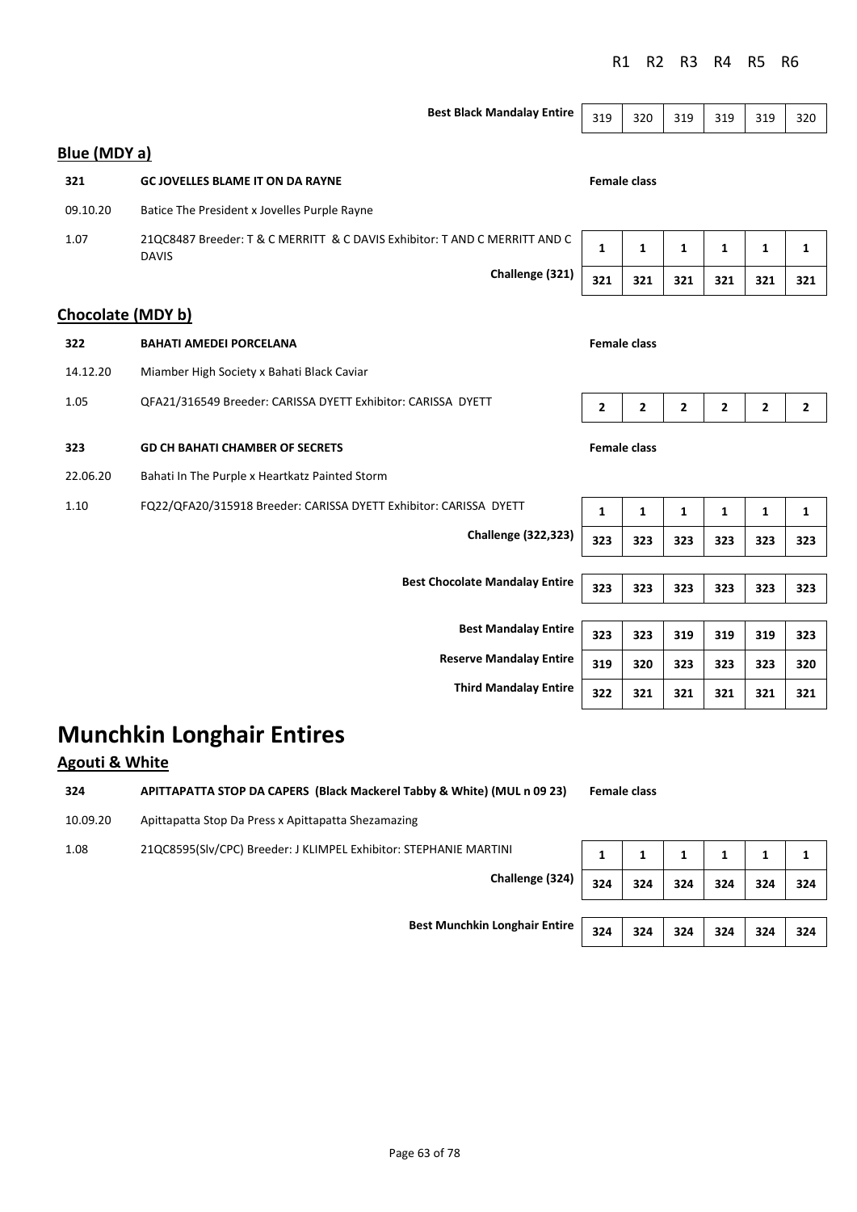| | | R1 | R2 | R3 | R4 | R5 | R6 |
|---|---|---|---|---|---|---|---|
| | **Best Black Mandalay Entire** | 319 | 320 | 319 | 319 | 319 | 320 |

## Blue (MDY a)

**321** **GC JOVELLES BLAME IT ON DA RAYNE** — **Female class**

09.10.20 Batice The President x Jovelles Purple Rayne

1.07 21QC8487 Breeder: T & C MERRITT & C DAVIS Exhibitor: T AND C MERRITT AND C DAVIS

| | R1 | R2 | R3 | R4 | R5 | R6 |
|---|---|---|---|---|---|---|
| | **1** | **1** | **1** | **1** | **1** | **1** |
| **Challenge (321)** | **321** | **321** | **321** | **321** | **321** | **321** |

## Chocolate (MDY b)

**322** **BAHATI AMEDEI PORCELANA** — **Female class**

14.12.20 Miamber High Society x Bahati Black Caviar

1.05 QFA21/316549 Breeder: CARISSA DYETT Exhibitor: CARISSA DYETT

| | R1 | R2 | R3 | R4 | R5 | R6 |
|---|---|---|---|---|---|---|
| | **2** | **2** | **2** | **2** | **2** | **2** |

**323** **GD CH BAHATI CHAMBER OF SECRETS** — **Female class**

22.06.20 Bahati In The Purple x Heartkatz Painted Storm

1.10 FQ22/QFA20/315918 Breeder: CARISSA DYETT Exhibitor: CARISSA DYETT

| | R1 | R2 | R3 | R4 | R5 | R6 |
|---|---|---|---|---|---|---|
| | **1** | **1** | **1** | **1** | **1** | **1** |
| **Challenge (322,323)** | **323** | **323** | **323** | **323** | **323** | **323** |
| **Best Chocolate Mandalay Entire** | **323** | **323** | **323** | **323** | **323** | **323** |
| **Best Mandalay Entire** | **323** | **323** | **319** | **319** | **319** | **323** |
| **Reserve Mandalay Entire** | **319** | **320** | **323** | **323** | **323** | **320** |
| **Third Mandalay Entire** | **322** | **321** | **321** | **321** | **321** | **321** |

# Munchkin Longhair Entires

## Agouti & White

**324** **APITTAPATTA STOP DA CAPERS (Black Mackerel Tabby & White) (MUL n 09 23)** — **Female class**

10.09.20 Apittapatta Stop Da Press x Apittapatta Shezamazing

1.08 21QC8595(Slv/CPC) Breeder: J KLIMPEL Exhibitor: STEPHANIE MARTINI

| | R1 | R2 | R3 | R4 | R5 | R6 |
|---|---|---|---|---|---|---|
| | **1** | **1** | **1** | **1** | **1** | **1** |
| **Challenge (324)** | **324** | **324** | **324** | **324** | **324** | **324** |
| **Best Munchkin Longhair Entire** | **324** | **324** | **324** | **324** | **324** | **324** |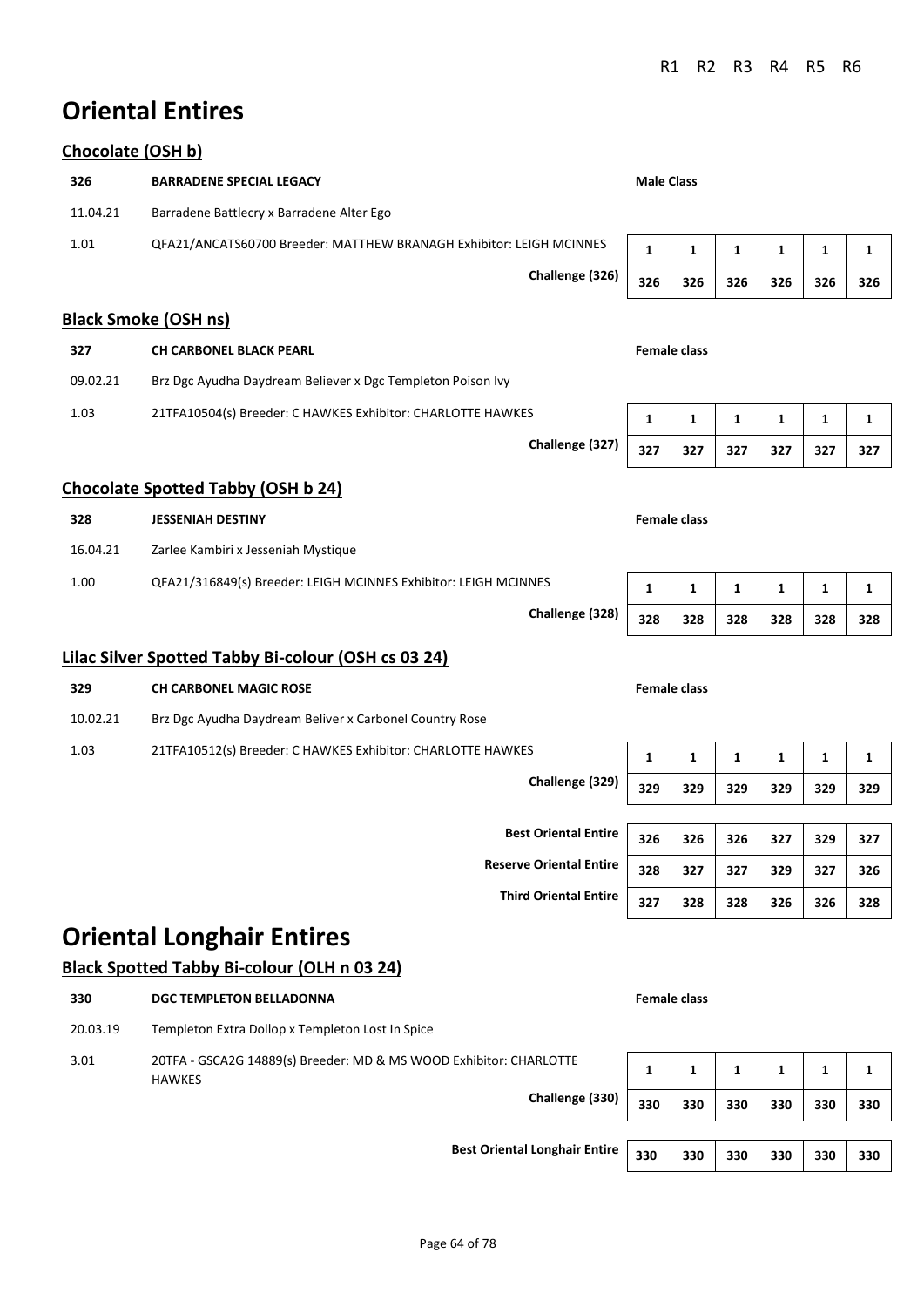# Oriental Entires

## Chocolate (OSH b)

| | | | R1 | R2 | R3 | R4 | R5 | R6 |
|---|---|---|---|---|---|---|---|---|
| **326** | **BARRADENE SPECIAL LEGACY** | **Male Class** | | | | | | |
| 11.04.21 | Barradene Battlecry x Barradene Alter Ego | | | | | | | |
| 1.01 | QFA21/ANCATS60700 Breeder: MATTHEW BRANAGH Exhibitor: LEIGH MCINNES | | **1** | **1** | **1** | **1** | **1** | **1** |
| | | **Challenge (326)** | **326** | **326** | **326** | **326** | **326** | **326** |

## Black Smoke (OSH ns)

| | | | R1 | R2 | R3 | R4 | R5 | R6 |
|---|---|---|---|---|---|---|---|---|
| **327** | **CH CARBONEL BLACK PEARL** | **Female class** | | | | | | |
| 09.02.21 | Brz Dgc Ayudha Daydream Believer x Dgc Templeton Poison Ivy | | | | | | | |
| 1.03 | 21TFA10504(s) Breeder: C HAWKES Exhibitor: CHARLOTTE HAWKES | | **1** | **1** | **1** | **1** | **1** | **1** |
| | | **Challenge (327)** | **327** | **327** | **327** | **327** | **327** | **327** |

## Chocolate Spotted Tabby (OSH b 24)

| | | | R1 | R2 | R3 | R4 | R5 | R6 |
|---|---|---|---|---|---|---|---|---|
| **328** | **JESSENIAH DESTINY** | **Female class** | | | | | | |
| 16.04.21 | Zarlee Kambiri x Jesseniah Mystique | | | | | | | |
| 1.00 | QFA21/316849(s) Breeder: LEIGH MCINNES Exhibitor: LEIGH MCINNES | | **1** | **1** | **1** | **1** | **1** | **1** |
| | | **Challenge (328)** | **328** | **328** | **328** | **328** | **328** | **328** |

## Lilac Silver Spotted Tabby Bi-colour (OSH cs 03 24)

| | | | R1 | R2 | R3 | R4 | R5 | R6 |
|---|---|---|---|---|---|---|---|---|
| **329** | **CH CARBONEL MAGIC ROSE** | **Female class** | | | | | | |
| 10.02.21 | Brz Dgc Ayudha Daydream Beliver x Carbonel Country Rose | | | | | | | |
| 1.03 | 21TFA10512(s) Breeder: C HAWKES Exhibitor: CHARLOTTE HAWKES | | **1** | **1** | **1** | **1** | **1** | **1** |
| | | **Challenge (329)** | **329** | **329** | **329** | **329** | **329** | **329** |

| | R1 | R2 | R3 | R4 | R5 | R6 |
|---|---|---|---|---|---|---|
| **Best Oriental Entire** | **326** | **326** | **326** | **327** | **329** | **327** |
| **Reserve Oriental Entire** | **328** | **327** | **327** | **329** | **327** | **326** |
| **Third Oriental Entire** | **327** | **328** | **328** | **326** | **326** | **328** |

# Oriental Longhair Entires

## Black Spotted Tabby Bi-colour (OLH n 03 24)

| | | | R1 | R2 | R3 | R4 | R5 | R6 |
|---|---|---|---|---|---|---|---|---|
| **330** | **DGC TEMPLETON BELLADONNA** | **Female class** | | | | | | |
| 20.03.19 | Templeton Extra Dollop x Templeton Lost In Spice | | | | | | | |
| 3.01 | 20TFA - GSCA2G 14889(s) Breeder: MD & MS WOOD Exhibitor: CHARLOTTE HAWKES | | **1** | **1** | **1** | **1** | **1** | **1** |
| | | **Challenge (330)** | **330** | **330** | **330** | **330** | **330** | **330** |

| | R1 | R2 | R3 | R4 | R5 | R6 |
|---|---|---|---|---|---|---|
| **Best Oriental Longhair Entire** | **330** | **330** | **330** | **330** | **330** | **330** |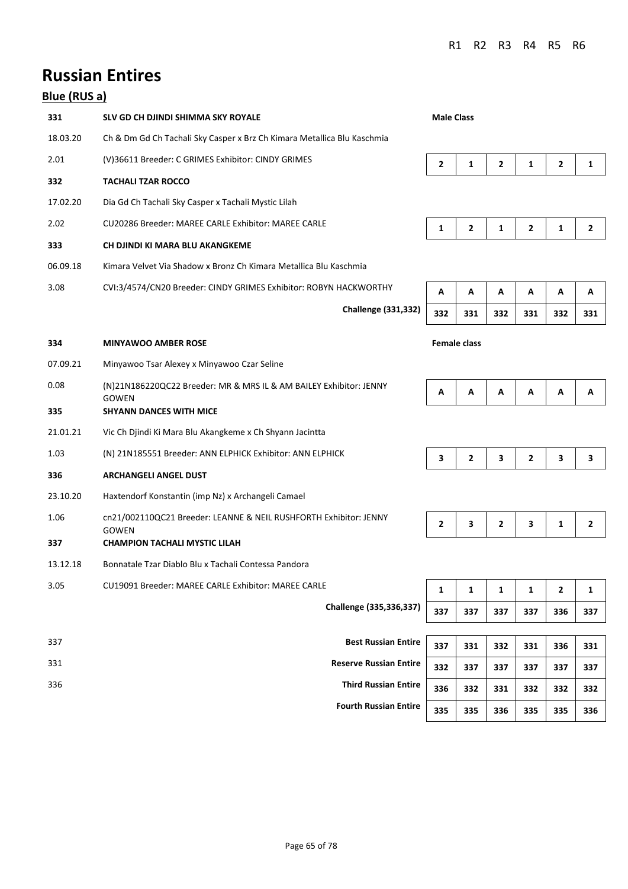# Russian Entires

## Blue (RUS a)

| | | R1 | R2 | R3 | R4 | R5 | R6 |
|---|---|---|---|---|---|---|---|
| | | **Male Class** | | | | | |
| **331** | **SLV GD CH DJINDI SHIMMA SKY ROYALE** | | | | | | |
| 18.03.20 | Ch & Dm Gd Ch Tachali Sky Casper x Brz Ch Kimara Metallica Blu Kaschmia | | | | | | |
| 2.01 | (V)36611 Breeder: C GRIMES Exhibitor: CINDY GRIMES | **2** | **1** | **2** | **1** | **2** | **1** |
| **332** | **TACHALI TZAR ROCCO** | | | | | | |
| 17.02.20 | Dia Gd Ch Tachali Sky Casper x Tachali Mystic Lilah | | | | | | |
| 2.02 | CU20286 Breeder: MAREE CARLE Exhibitor: MAREE CARLE | **1** | **2** | **1** | **2** | **1** | **2** |
| **333** | **CH DJINDI KI MARA BLU AKANGKEME** | | | | | | |
| 06.09.18 | Kimara Velvet Via Shadow x Bronz Ch Kimara Metallica Blu Kaschmia | | | | | | |
| 3.08 | CVI:3/4574/CN20 Breeder: CINDY GRIMES Exhibitor: ROBYN HACKWORTHY | **A** | **A** | **A** | **A** | **A** | **A** |
| | **Challenge (331,332)** | **332** | **331** | **332** | **331** | **332** | **331** |
| | | **Female class** | | | | | |
| **334** | **MINYAWOO AMBER ROSE** | | | | | | |
| 07.09.21 | Minyawoo Tsar Alexey x Minyawoo Czar Seline | | | | | | |
| 0.08 | (N)21N186220QC22 Breeder: MR & MRS IL & AM BAILEY Exhibitor: JENNY GOWEN | **A** | **A** | **A** | **A** | **A** | **A** |
| **335** | **SHYANN DANCES WITH MICE** | | | | | | |
| 21.01.21 | Vic Ch Djindi Ki Mara Blu Akangkeme x Ch Shyann Jacintta | | | | | | |
| 1.03 | (N) 21N185551 Breeder: ANN ELPHICK Exhibitor: ANN ELPHICK | **3** | **2** | **3** | **2** | **3** | **3** |
| **336** | **ARCHANGELI ANGEL DUST** | | | | | | |
| 23.10.20 | Haxtendorf Konstantin (imp Nz) x Archangeli Camael | | | | | | |
| 1.06 | cn21/002110QC21 Breeder: LEANNE & NEIL RUSHFORTH Exhibitor: JENNY GOWEN | **2** | **3** | **2** | **3** | **1** | **2** |
| **337** | **CHAMPION TACHALI MYSTIC LILAH** | | | | | | |
| 13.12.18 | Bonnatale Tzar Diablo Blu x Tachali Contessa Pandora | | | | | | |
| 3.05 | CU19091 Breeder: MAREE CARLE Exhibitor: MAREE CARLE | **1** | **1** | **1** | **1** | **2** | **1** |
| | **Challenge (335,336,337)** | **337** | **337** | **337** | **337** | **336** | **337** |
| 337 | **Best Russian Entire** | **337** | **331** | **332** | **331** | **336** | **331** |
| 331 | **Reserve Russian Entire** | **332** | **337** | **337** | **337** | **337** | **337** |
| 336 | **Third Russian Entire** | **336** | **332** | **331** | **332** | **332** | **332** |
| | **Fourth Russian Entire** | **335** | **335** | **336** | **335** | **335** | **336** |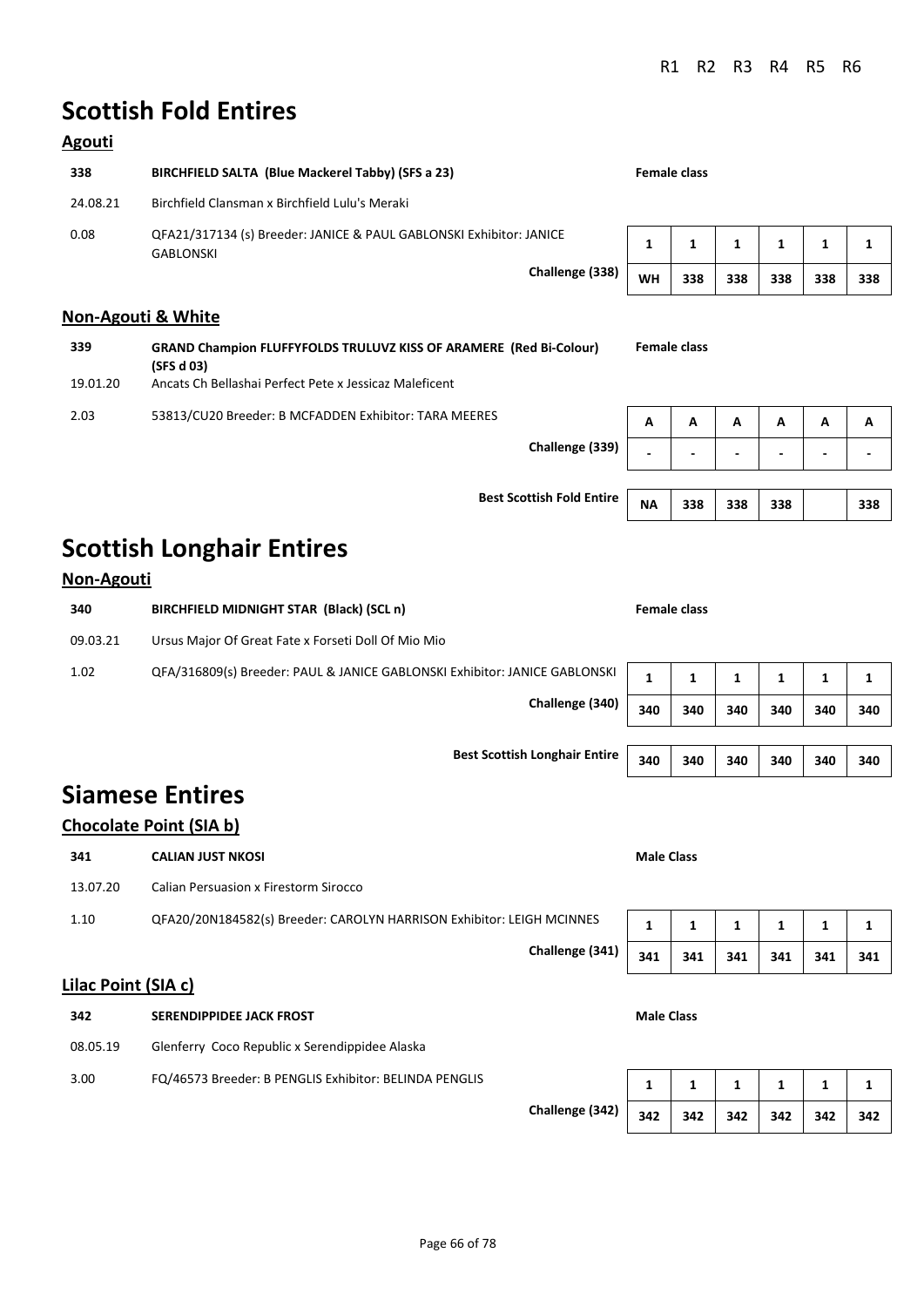# Scottish Fold Entires

## Agouti

| | | | R1 | R2 | R3 | R4 | R5 | R6 |
|---|---|---|---|---|---|---|---|---|
| **338** | **BIRCHFIELD SALTA (Blue Mackerel Tabby) (SFS a 23)** | **Female class** | | | | | | |
| 24.08.21 | Birchfield Clansman x Birchfield Lulu's Meraki | | | | | | | |
| 0.08 | QFA21/317134 (s) Breeder: JANICE & PAUL GABLONSKI Exhibitor: JANICE GABLONSKI | | **1** | **1** | **1** | **1** | **1** | **1** |
| | | **Challenge (338)** | **WH** | **338** | **338** | **338** | **338** | **338** |

## Non-Agouti & White

| | | | R1 | R2 | R3 | R4 | R5 | R6 |
|---|---|---|---|---|---|---|---|---|
| **339** | **GRAND Champion FLUFFYFOLDS TRULUVZ KISS OF ARAMERE (Red Bi-Colour) (SFS d 03)** | **Female class** | | | | | | |
| 19.01.20 | Ancats Ch Bellashai Perfect Pete x Jessicaz Maleficent | | | | | | | |
| 2.03 | 53813/CU20 Breeder: B MCFADDEN Exhibitor: TARA MEERES | | **A** | **A** | **A** | **A** | **A** | **A** |
| | | **Challenge (339)** | **-** | **-** | **-** | **-** | **-** | **-** |
| | | **Best Scottish Fold Entire** | **NA** | **338** | **338** | **338** | | **338** |

# Scottish Longhair Entires

## Non-Agouti

| | | | R1 | R2 | R3 | R4 | R5 | R6 |
|---|---|---|---|---|---|---|---|---|
| **340** | **BIRCHFIELD MIDNIGHT STAR (Black) (SCL n)** | **Female class** | | | | | | |
| 09.03.21 | Ursus Major Of Great Fate x Forseti Doll Of Mio Mio | | | | | | | |
| 1.02 | QFA/316809(s) Breeder: PAUL & JANICE GABLONSKI Exhibitor: JANICE GABLONSKI | | **1** | **1** | **1** | **1** | **1** | **1** |
| | | **Challenge (340)** | **340** | **340** | **340** | **340** | **340** | **340** |
| | | **Best Scottish Longhair Entire** | **340** | **340** | **340** | **340** | **340** | **340** |

# Siamese Entires

## Chocolate Point (SIA b)

| | | | R1 | R2 | R3 | R4 | R5 | R6 |
|---|---|---|---|---|---|---|---|---|
| **341** | **CALIAN JUST NKOSI** | **Male Class** | | | | | | |
| 13.07.20 | Calian Persuasion x Firestorm Sirocco | | | | | | | |
| 1.10 | QFA20/20N184582(s) Breeder: CAROLYN HARRISON Exhibitor: LEIGH MCINNES | | **1** | **1** | **1** | **1** | **1** | **1** |
| | | **Challenge (341)** | **341** | **341** | **341** | **341** | **341** | **341** |

## Lilac Point (SIA c)

| | | | R1 | R2 | R3 | R4 | R5 | R6 |
|---|---|---|---|---|---|---|---|---|
| **342** | **SERENDIPPIDEE JACK FROST** | **Male Class** | | | | | | |
| 08.05.19 | Glenferry Coco Republic x Serendippidee Alaska | | | | | | | |
| 3.00 | FQ/46573 Breeder: B PENGLIS Exhibitor: BELINDA PENGLIS | | **1** | **1** | **1** | **1** | **1** | **1** |
| | | **Challenge (342)** | **342** | **342** | **342** | **342** | **342** | **342** |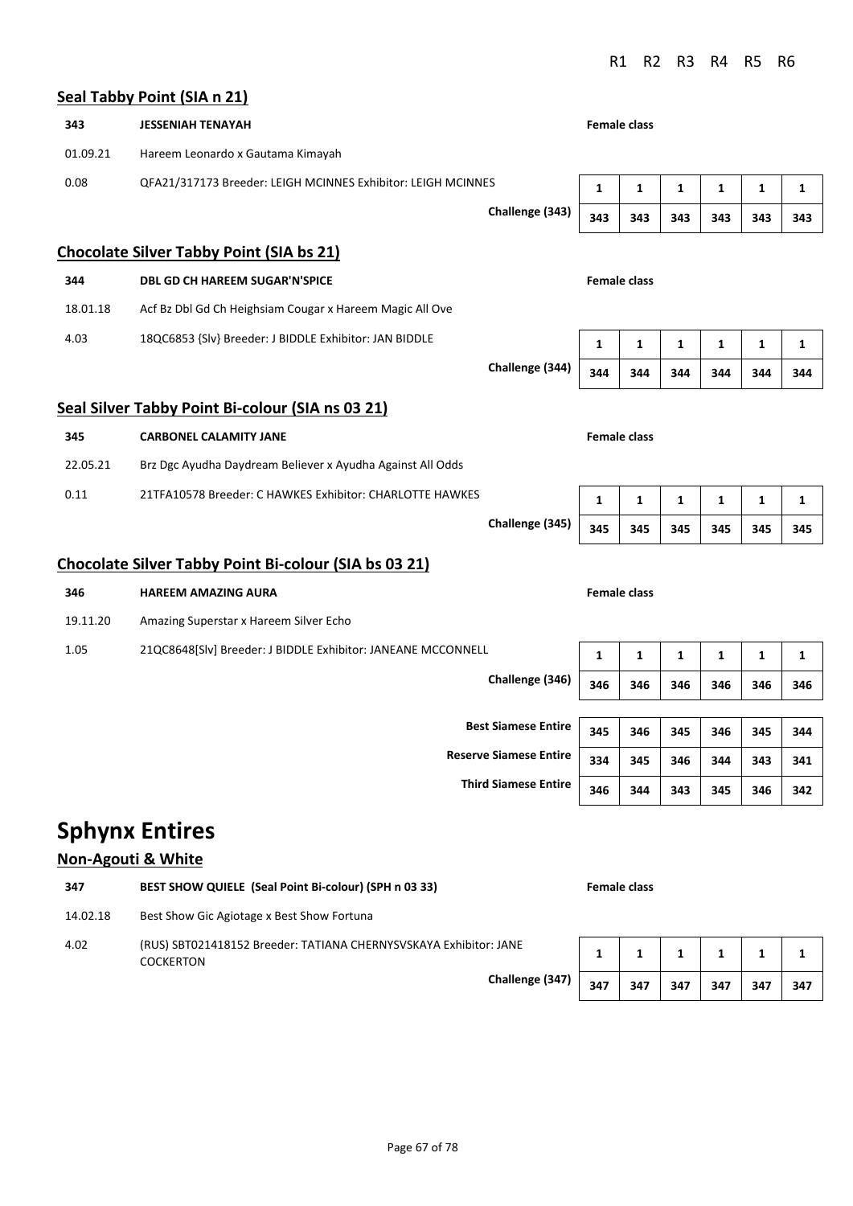| | | | R1 | R2 | R3 | R4 | R5 | R6 |
|---|---|---|---|---|---|---|---|---|

## Seal Tabby Point (SIA n 21)

| | | | R1 | R2 | R3 | R4 | R5 | R6 |
|---|---|---|---|---|---|---|---|---|
| **343** | **JESSENIAH TENAYAH** | **Female class** | | | | | | |
| 01.09.21 | Hareem Leonardo x Gautama Kimayah | | | | | | | |
| 0.08 | QFA21/317173 Breeder: LEIGH MCINNES Exhibitor: LEIGH MCINNES | | **1** | **1** | **1** | **1** | **1** | **1** |
| | | **Challenge (343)** | **343** | **343** | **343** | **343** | **343** | **343** |

## Chocolate Silver Tabby Point (SIA bs 21)

| | | | R1 | R2 | R3 | R4 | R5 | R6 |
|---|---|---|---|---|---|---|---|---|
| **344** | **DBL GD CH HAREEM SUGAR'N'SPICE** | **Female class** | | | | | | |
| 18.01.18 | Acf Bz Dbl Gd Ch Heighsiam Cougar x Hareem Magic All Ove | | | | | | | |
| 4.03 | 18QC6853 {Slv} Breeder: J BIDDLE Exhibitor: JAN BIDDLE | | **1** | **1** | **1** | **1** | **1** | **1** |
| | | **Challenge (344)** | **344** | **344** | **344** | **344** | **344** | **344** |

## Seal Silver Tabby Point Bi-colour (SIA ns 03 21)

| | | | R1 | R2 | R3 | R4 | R5 | R6 |
|---|---|---|---|---|---|---|---|---|
| **345** | **CARBONEL CALAMITY JANE** | **Female class** | | | | | | |
| 22.05.21 | Brz Dgc Ayudha Daydream Believer x Ayudha Against All Odds | | | | | | | |
| 0.11 | 21TFA10578 Breeder: C HAWKES Exhibitor: CHARLOTTE HAWKES | | **1** | **1** | **1** | **1** | **1** | **1** |
| | | **Challenge (345)** | **345** | **345** | **345** | **345** | **345** | **345** |

## Chocolate Silver Tabby Point Bi-colour (SIA bs 03 21)

| | | | R1 | R2 | R3 | R4 | R5 | R6 |
|---|---|---|---|---|---|---|---|---|
| **346** | **HAREEM AMAZING AURA** | **Female class** | | | | | | |
| 19.11.20 | Amazing Superstar x Hareem Silver Echo | | | | | | | |
| 1.05 | 21QC8648[Slv] Breeder: J BIDDLE Exhibitor: JANEANE MCCONNELL | | **1** | **1** | **1** | **1** | **1** | **1** |
| | | **Challenge (346)** | **346** | **346** | **346** | **346** | **346** | **346** |
| | | **Best Siamese Entire** | **345** | **346** | **345** | **346** | **345** | **344** |
| | | **Reserve Siamese Entire** | **334** | **345** | **346** | **344** | **343** | **341** |
| | | **Third Siamese Entire** | **346** | **344** | **343** | **345** | **346** | **342** |

# Sphynx Entires

## Non-Agouti & White

| | | | R1 | R2 | R3 | R4 | R5 | R6 |
|---|---|---|---|---|---|---|---|---|
| **347** | **BEST SHOW QUIELE (Seal Point Bi-colour) (SPH n 03 33)** | **Female class** | | | | | | |
| 14.02.18 | Best Show Gic Agiotage x Best Show Fortuna | | | | | | | |
| 4.02 | (RUS) SBT021418152 Breeder: TATIANA CHERNYSVSKAYA Exhibitor: JANE COCKERTON | | **1** | **1** | **1** | **1** | **1** | **1** |
| | | **Challenge (347)** | **347** | **347** | **347** | **347** | **347** | **347** |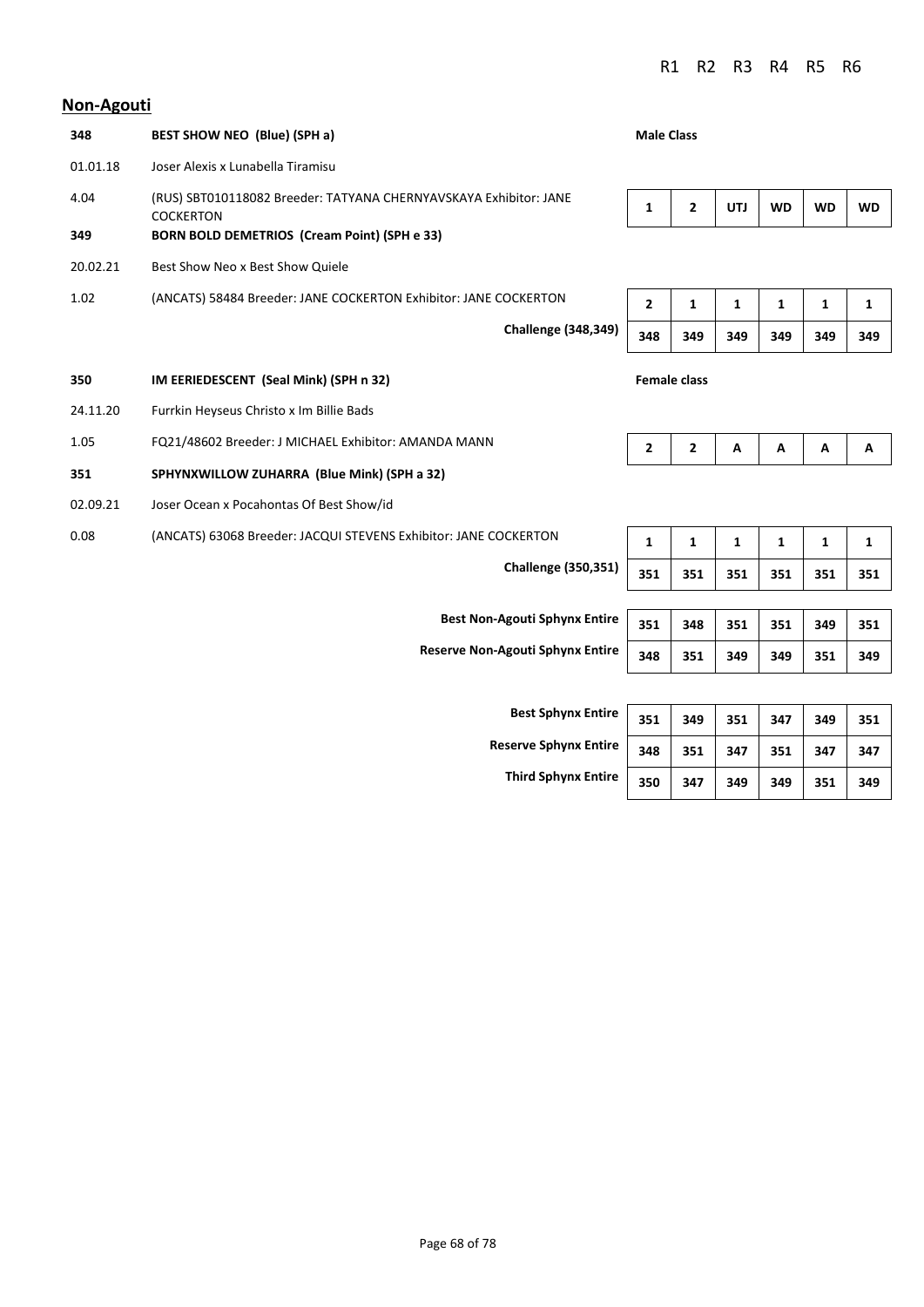## Non-Agouti

| | | R1 | R2 | R3 | R4 | R5 | R6 |
|---|---|---|---|---|---|---|---|
| **348** | **BEST SHOW NEO (Blue) (SPH a)** | **Male Class** | | | | | |
| 01.01.18 | Joser Alexis x Lunabella Tiramisu | | | | | | |
| 4.04 | (RUS) SBT010118082 Breeder: TATYANA CHERNYAVSKAYA Exhibitor: JANE COCKERTON | 1 | 2 | UTJ | WD | WD | WD |
| **349** | **BORN BOLD DEMETRIOS (Cream Point) (SPH e 33)** | | | | | | |
| 20.02.21 | Best Show Neo x Best Show Quiele | | | | | | |
| 1.02 | (ANCATS) 58484 Breeder: JANE COCKERTON Exhibitor: JANE COCKERTON | 2 | 1 | 1 | 1 | 1 | 1 |
| | **Challenge (348,349)** | 348 | 349 | 349 | 349 | 349 | 349 |
| **350** | **IM EERIEDESCENT (Seal Mink) (SPH n 32)** | **Female class** | | | | | |
| 24.11.20 | Furrkin Heyseus Christo x Im Billie Bads | | | | | | |
| 1.05 | FQ21/48602 Breeder: J MICHAEL Exhibitor: AMANDA MANN | 2 | 2 | A | A | A | A |
| **351** | **SPHYNXWILLOW ZUHARRA (Blue Mink) (SPH a 32)** | | | | | | |
| 02.09.21 | Joser Ocean x Pocahontas Of Best Show/id | | | | | | |
| 0.08 | (ANCATS) 63068 Breeder: JACQUI STEVENS Exhibitor: JANE COCKERTON | 1 | 1 | 1 | 1 | 1 | 1 |
| | **Challenge (350,351)** | 351 | 351 | 351 | 351 | 351 | 351 |
| | **Best Non-Agouti Sphynx Entire** | 351 | 348 | 351 | 351 | 349 | 351 |
| | **Reserve Non-Agouti Sphynx Entire** | 348 | 351 | 349 | 349 | 351 | 349 |
| | **Best Sphynx Entire** | 351 | 349 | 351 | 347 | 349 | 351 |
| | **Reserve Sphynx Entire** | 348 | 351 | 347 | 351 | 347 | 347 |
| | **Third Sphynx Entire** | 350 | 347 | 349 | 349 | 351 | 349 |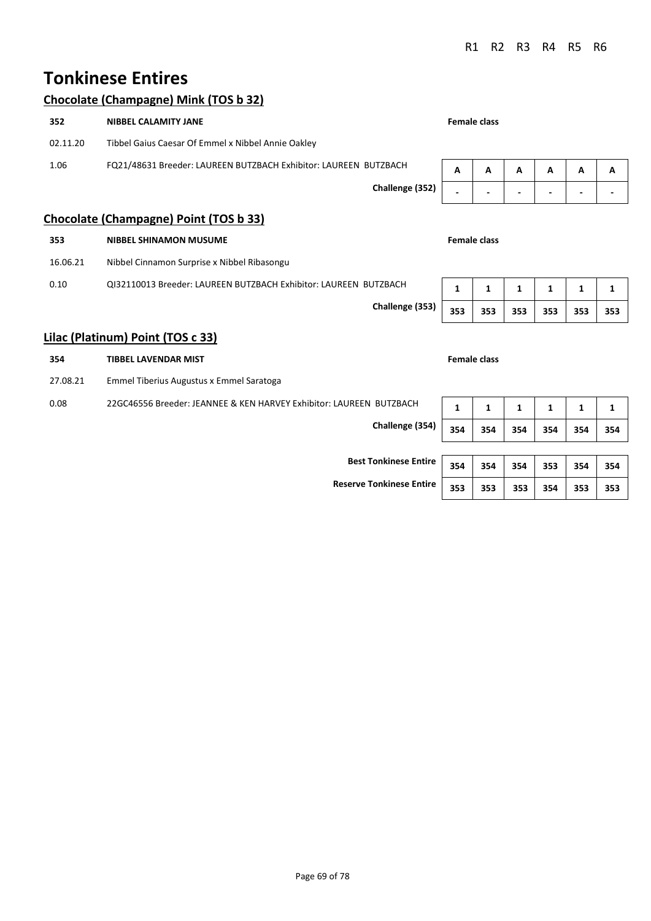# Tonkinese Entires

## Chocolate (Champagne) Mink (TOS b 32)

| | | | R1 | R2 | R3 | R4 | R5 | R6 |
|---|---|---|---|---|---|---|---|---|
| **352** | **NIBBEL CALAMITY JANE** | **Female class** | | | | | | |
| 02.11.20 | Tibbel Gaius Caesar Of Emmel x Nibbel Annie Oakley | | | | | | | |
| 1.06 | FQ21/48631 Breeder: LAUREEN BUTZBACH Exhibitor: LAUREEN BUTZBACH | | **A** | **A** | **A** | **A** | **A** | **A** |
| | | **Challenge (352)** | **-** | **-** | **-** | **-** | **-** | **-** |

## Chocolate (Champagne) Point (TOS b 33)

| | | | R1 | R2 | R3 | R4 | R5 | R6 |
|---|---|---|---|---|---|---|---|---|
| **353** | **NIBBEL SHINAMON MUSUME** | **Female class** | | | | | | |
| 16.06.21 | Nibbel Cinnamon Surprise x Nibbel Ribasongu | | | | | | | |
| 0.10 | QI32110013 Breeder: LAUREEN BUTZBACH Exhibitor: LAUREEN BUTZBACH | | **1** | **1** | **1** | **1** | **1** | **1** |
| | | **Challenge (353)** | **353** | **353** | **353** | **353** | **353** | **353** |

## Lilac (Platinum) Point (TOS c 33)

| | | | R1 | R2 | R3 | R4 | R5 | R6 |
|---|---|---|---|---|---|---|---|---|
| **354** | **TIBBEL LAVENDAR MIST** | **Female class** | | | | | | |
| 27.08.21 | Emmel Tiberius Augustus x Emmel Saratoga | | | | | | | |
| 0.08 | 22GC46556 Breeder: JEANNEE & KEN HARVEY Exhibitor: LAUREEN BUTZBACH | | **1** | **1** | **1** | **1** | **1** | **1** |
| | | **Challenge (354)** | **354** | **354** | **354** | **354** | **354** | **354** |

| | R1 | R2 | R3 | R4 | R5 | R6 |
|---|---|---|---|---|---|---|
| **Best Tonkinese Entire** | **354** | **354** | **354** | **353** | **354** | **354** |
| **Reserve Tonkinese Entire** | **353** | **353** | **353** | **354** | **353** | **353** |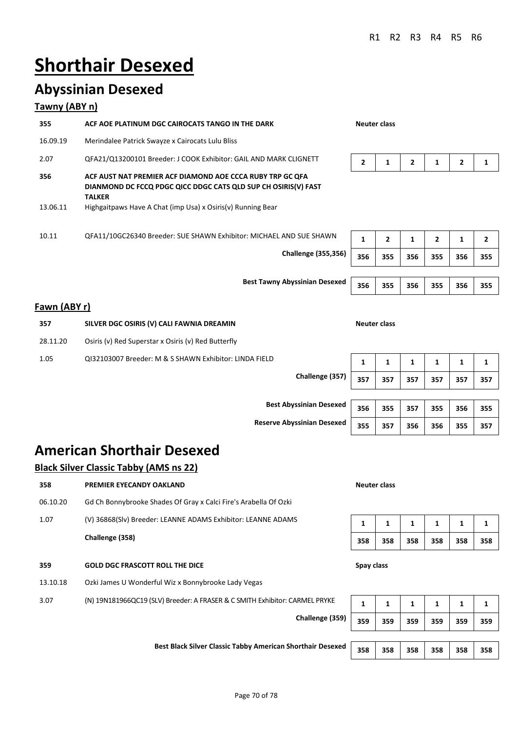# Shorthair Desexed

## Abyssinian Desexed

### Tawny (ABY n)

| | | | R1 | R2 | R3 | R4 | R5 | R6 |
|---|---|---|---|---|---|---|---|---|
| **355** | **ACF AOE PLATINUM DGC CAIROCATS TANGO IN THE DARK** | **Neuter class** | | | | | | |
| 16.09.19 | Merindalee Patrick Swayze x Cairocats Lulu Bliss | | | | | | | |
| 2.07 | QFA21/Q13200101 Breeder: J COOK Exhibitor: GAIL AND MARK CLIGNETT | | 2 | 1 | 2 | 1 | 2 | 1 |
| **356** | **ACF AUST NAT PREMIER ACF DIAMOND AOE CCCA RUBY TRP GC QFA DIANMOND DC FCCQ PDGC QICC DDGC CATS QLD SUP CH OSIRIS(V) FAST TALKER** | | | | | | | |
| 13.06.11 | Highgaitpaws Have A Chat (imp Usa) x Osiris(v) Running Bear | | | | | | | |
| 10.11 | QFA11/10GC26340 Breeder: SUE SHAWN Exhibitor: MICHAEL AND SUE SHAWN | | 1 | 2 | 1 | 2 | 1 | 2 |
| | | **Challenge (355,356)** | 356 | 355 | 356 | 355 | 356 | 355 |
| | | **Best Tawny Abyssinian Desexed** | 356 | 355 | 356 | 355 | 356 | 355 |

### Fawn (ABY r)

| | | | R1 | R2 | R3 | R4 | R5 | R6 |
|---|---|---|---|---|---|---|---|---|
| **357** | **SILVER DGC OSIRIS (V) CALI FAWNIA DREAMIN** | **Neuter class** | | | | | | |
| 28.11.20 | Osiris (v) Red Superstar x Osiris (v) Red Butterfly | | | | | | | |
| 1.05 | QI32103007 Breeder: M & S SHAWN Exhibitor: LINDA FIELD | | 1 | 1 | 1 | 1 | 1 | 1 |
| | | **Challenge (357)** | 357 | 357 | 357 | 357 | 357 | 357 |
| | | **Best Abyssinian Desexed** | 356 | 355 | 357 | 355 | 356 | 355 |
| | | **Reserve Abyssinian Desexed** | 355 | 357 | 356 | 356 | 355 | 357 |

## American Shorthair Desexed

### Black Silver Classic Tabby (AMS ns 22)

| | | | R1 | R2 | R3 | R4 | R5 | R6 |
|---|---|---|---|---|---|---|---|---|
| **358** | **PREMIER EYECANDY OAKLAND** | **Neuter class** | | | | | | |
| 06.10.20 | Gd Ch Bonnybrooke Shades Of Gray x Calci Fire's Arabella Of Ozki | | | | | | | |
| 1.07 | (V) 36868(Slv) Breeder: LEANNE ADAMS Exhibitor: LEANNE ADAMS | | 1 | 1 | 1 | 1 | 1 | 1 |
| | **Challenge (358)** | | 358 | 358 | 358 | 358 | 358 | 358 |
| **359** | **GOLD DGC FRASCOTT ROLL THE DICE** | **Spay class** | | | | | | |
| 13.10.18 | Ozki James U Wonderful Wiz x Bonnybrooke Lady Vegas | | | | | | | |
| 3.07 | (N) 19N181966QC19 (SLV) Breeder: A FRASER & C SMITH Exhibitor: CARMEL PRYKE | | 1 | 1 | 1 | 1 | 1 | 1 |
| | | **Challenge (359)** | 359 | 359 | 359 | 359 | 359 | 359 |
| | | **Best Black Silver Classic Tabby American Shorthair Desexed** | 358 | 358 | 358 | 358 | 358 | 358 |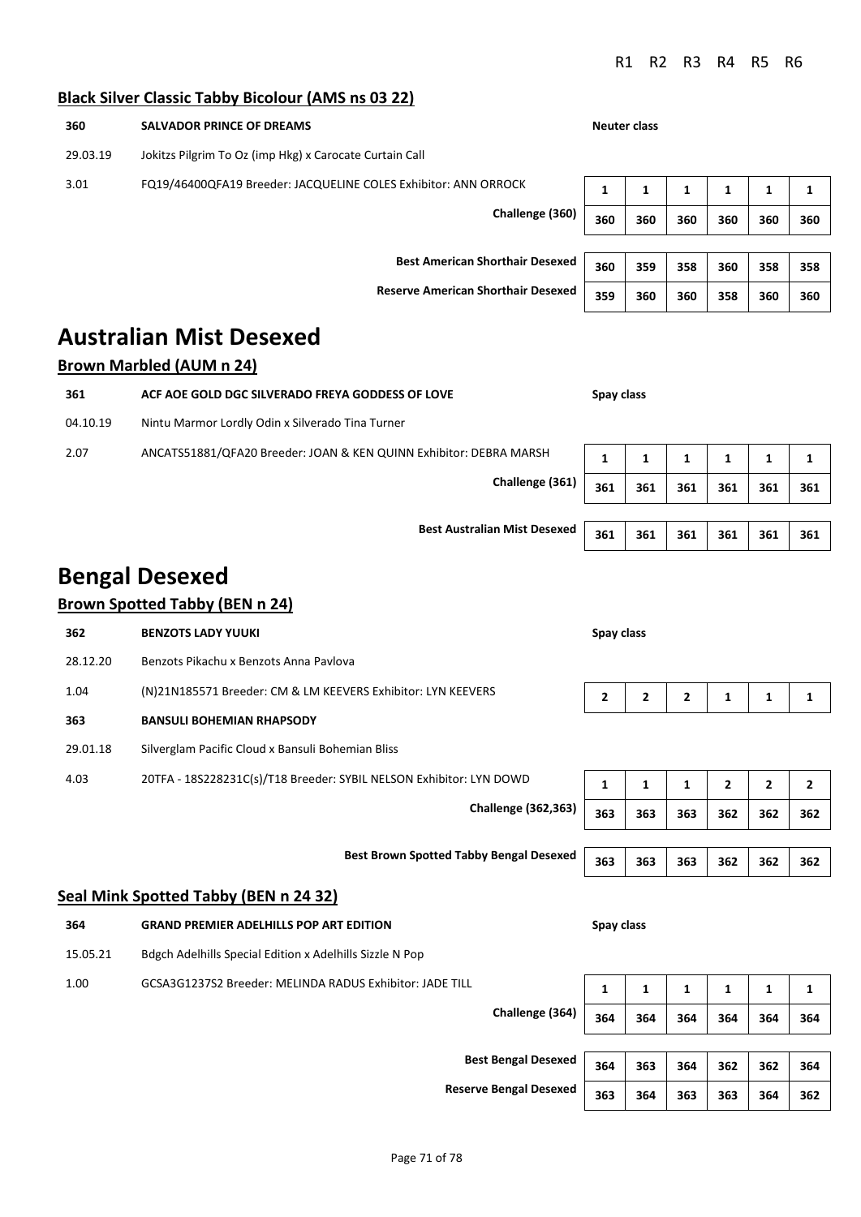R1 R2 R3 R4 R5 R6

### Black Silver Classic Tabby Bicolour (AMS ns 03 22)

| | | | R1 | R2 | R3 | R4 | R5 | R6 |
|---|---|---|---|---|---|---|---|---|
| **360** | **SALVADOR PRINCE OF DREAMS** | **Neuter class** | | | | | | |
| 29.03.19 | Jokitzs Pilgrim To Oz (imp Hkg) x Carocate Curtain Call | | | | | | | |
| 3.01 | FQ19/46400QFA19 Breeder: JACQUELINE COLES Exhibitor: ANN ORROCK | | **1** | **1** | **1** | **1** | **1** | **1** |
| | **Challenge (360)** | | **360** | **360** | **360** | **360** | **360** | **360** |
| | **Best American Shorthair Desexed** | | **360** | **359** | **358** | **360** | **358** | **358** |
| | **Reserve American Shorthair Desexed** | | **359** | **360** | **360** | **358** | **360** | **360** |

# Australian Mist Desexed

### Brown Marbled (AUM n 24)

| | | | R1 | R2 | R3 | R4 | R5 | R6 |
|---|---|---|---|---|---|---|---|---|
| **361** | **ACF AOE GOLD DGC SILVERADO FREYA GODDESS OF LOVE** | **Spay class** | | | | | | |
| 04.10.19 | Nintu Marmor Lordly Odin x Silverado Tina Turner | | | | | | | |
| 2.07 | ANCATS51881/QFA20 Breeder: JOAN & KEN QUINN Exhibitor: DEBRA MARSH | | **1** | **1** | **1** | **1** | **1** | **1** |
| | **Challenge (361)** | | **361** | **361** | **361** | **361** | **361** | **361** |
| | **Best Australian Mist Desexed** | | **361** | **361** | **361** | **361** | **361** | **361** |

# Bengal Desexed

### Brown Spotted Tabby (BEN n 24)

| | | | R1 | R2 | R3 | R4 | R5 | R6 |
|---|---|---|---|---|---|---|---|---|
| **362** | **BENZOTS LADY YUUKI** | **Spay class** | | | | | | |
| 28.12.20 | Benzots Pikachu x Benzots Anna Pavlova | | | | | | | |
| 1.04 | (N)21N185571 Breeder: CM & LM KEEVERS Exhibitor: LYN KEEVERS | | **2** | **2** | **2** | **1** | **1** | **1** |
| **363** | **BANSULI BOHEMIAN RHAPSODY** | | | | | | | |
| 29.01.18 | Silverglam Pacific Cloud x Bansuli Bohemian Bliss | | | | | | | |
| 4.03 | 20TFA - 18S228231C(s)/T18 Breeder: SYBIL NELSON Exhibitor: LYN DOWD | | **1** | **1** | **1** | **2** | **2** | **2** |
| | **Challenge (362,363)** | | **363** | **363** | **363** | **362** | **362** | **362** |
| | **Best Brown Spotted Tabby Bengal Desexed** | | **363** | **363** | **363** | **362** | **362** | **362** |

### Seal Mink Spotted Tabby (BEN n 24 32)

| | | | R1 | R2 | R3 | R4 | R5 | R6 |
|---|---|---|---|---|---|---|---|---|
| **364** | **GRAND PREMIER ADELHILLS POP ART EDITION** | **Spay class** | | | | | | |
| 15.05.21 | Bdgch Adelhills Special Edition x Adelhills Sizzle N Pop | | | | | | | |
| 1.00 | GCSA3G1237S2 Breeder: MELINDA RADUS Exhibitor: JADE TILL | | **1** | **1** | **1** | **1** | **1** | **1** |
| | **Challenge (364)** | | **364** | **364** | **364** | **364** | **364** | **364** |
| | **Best Bengal Desexed** | | **364** | **363** | **364** | **362** | **362** | **364** |
| | **Reserve Bengal Desexed** | | **363** | **364** | **363** | **363** | **364** | **362** |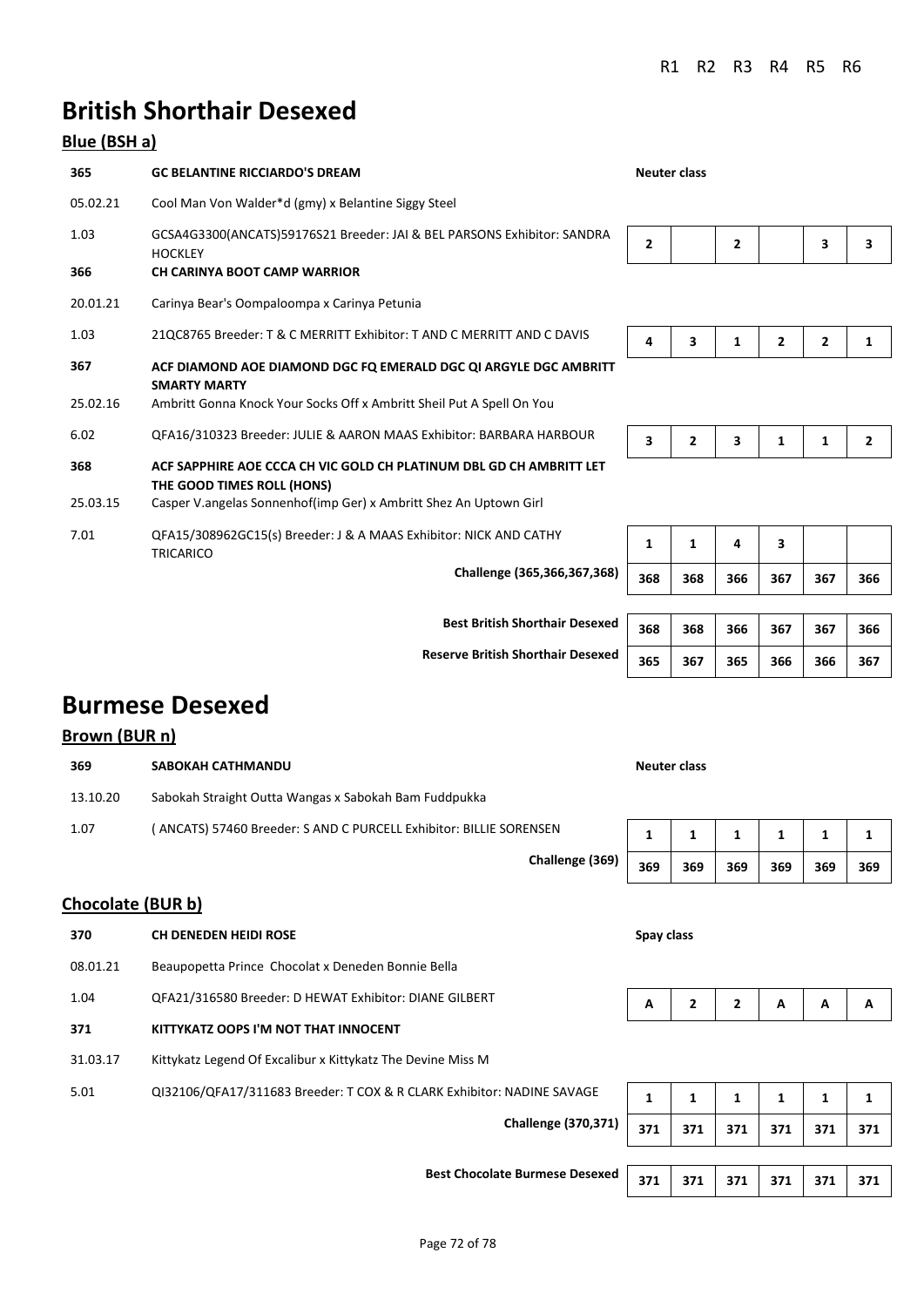# British Shorthair Desexed

## Blue (BSH a)

| | | | R1 | R2 | R3 | R4 | R5 | R6 |
|---|---|---|---|---|---|---|---|---|
| **365** | **GC BELANTINE RICCIARDO'S DREAM** | **Neuter class** | | | | | | |
| 05.02.21 | Cool Man Von Walder*d (gmy) x Belantine Siggy Steel | | | | | | | |
| 1.03 | GCSA4G3300(ANCATS)59176S21 Breeder: JAI & BEL PARSONS Exhibitor: SANDRA HOCKLEY | | 2 | | 2 | | 3 | 3 |
| **366** | **CH CARINYA BOOT CAMP WARRIOR** | | | | | | | |
| 20.01.21 | Carinya Bear's Oompaloompa x Carinya Petunia | | | | | | | |
| 1.03 | 21QC8765 Breeder: T & C MERRITT Exhibitor: T AND C MERRITT AND C DAVIS | | 4 | 3 | 1 | 2 | 2 | 1 |
| **367** | **ACF DIAMOND AOE DIAMOND DGC FQ EMERALD DGC QI ARGYLE DGC AMBRITT SMARTY MARTY** | | | | | | | |
| 25.02.16 | Ambritt Gonna Knock Your Socks Off x Ambritt Sheil Put A Spell On You | | | | | | | |
| 6.02 | QFA16/310323 Breeder: JULIE & AARON MAAS Exhibitor: BARBARA HARBOUR | | 3 | 2 | 3 | 1 | 1 | 2 |
| **368** | **ACF SAPPHIRE AOE CCCA CH VIC GOLD CH PLATINUM DBL GD CH AMBRITT LET THE GOOD TIMES ROLL (HONS)** | | | | | | | |
| 25.03.15 | Casper V.angelas Sonnenhof(imp Ger) x Ambritt Shez An Uptown Girl | | | | | | | |
| 7.01 | QFA15/308962GC15(s) Breeder: J & A MAAS Exhibitor: NICK AND CATHY TRICARICO | | 1 | 1 | 4 | 3 | | |
| | | **Challenge (365,366,367,368)** | 368 | 368 | 366 | 367 | 367 | 366 |
| | | **Best British Shorthair Desexed** | 368 | 368 | 366 | 367 | 367 | 366 |
| | | **Reserve British Shorthair Desexed** | 365 | 367 | 365 | 366 | 366 | 367 |

# Burmese Desexed

## Brown (BUR n)

| | | | R1 | R2 | R3 | R4 | R5 | R6 |
|---|---|---|---|---|---|---|---|---|
| **369** | **SABOKAH CATHMANDU** | **Neuter class** | | | | | | |
| 13.10.20 | Sabokah Straight Outta Wangas x Sabokah Bam Fuddpukka | | | | | | | |
| 1.07 | ( ANCATS) 57460 Breeder: S AND C PURCELL Exhibitor: BILLIE SORENSEN | | 1 | 1 | 1 | 1 | 1 | 1 |
| | | **Challenge (369)** | 369 | 369 | 369 | 369 | 369 | 369 |

## Chocolate (BUR b)

| | | | R1 | R2 | R3 | R4 | R5 | R6 |
|---|---|---|---|---|---|---|---|---|
| **370** | **CH DENEDEN HEIDI ROSE** | **Spay class** | | | | | | |
| 08.01.21 | Beaupopetta Prince Chocolat x Deneden Bonnie Bella | | | | | | | |
| 1.04 | QFA21/316580 Breeder: D HEWAT Exhibitor: DIANE GILBERT | | A | 2 | 2 | A | A | A |
| **371** | **KITTYKATZ OOPS I'M NOT THAT INNOCENT** | | | | | | | |
| 31.03.17 | Kittykatz Legend Of Excalibur x Kittykatz The Devine Miss M | | | | | | | |
| 5.01 | QI32106/QFA17/311683 Breeder: T COX & R CLARK Exhibitor: NADINE SAVAGE | | 1 | 1 | 1 | 1 | 1 | 1 |
| | | **Challenge (370,371)** | 371 | 371 | 371 | 371 | 371 | 371 |
| | | **Best Chocolate Burmese Desexed** | 371 | 371 | 371 | 371 | 371 | 371 |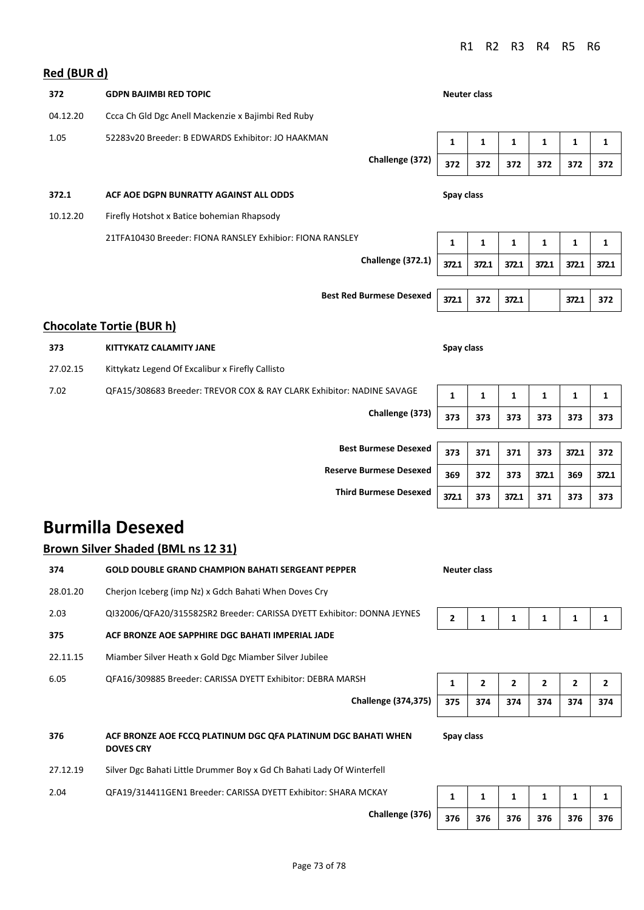R1 R2 R3 R4 R5 R6

### Red (BUR d)

**372** **GDPN BAJIMBI RED TOPIC** **Neuter class**

04.12.20 Ccca Ch Gld Dgc Anell Mackenzie x Bajimbi Red Ruby

1.05 52283v20 Breeder: B EDWARDS Exhibitor: JO HAAKMAN

| | R1 | R2 | R3 | R4 | R5 | R6 |
|---|---|---|---|---|---|---|
| | 1 | 1 | 1 | 1 | 1 | 1 |
| Challenge (372) | 372 | 372 | 372 | 372 | 372 | 372 |

**372.1** **ACF AOE DGPN BUNRATTY AGAINST ALL ODDS** **Spay class**

10.12.20 Firefly Hotshot x Batice bohemian Rhapsody

21TFA10430 Breeder: FIONA RANSLEY Exhibior: FIONA RANSLEY

| | R1 | R2 | R3 | R4 | R5 | R6 |
|---|---|---|---|---|---|---|
| | 1 | 1 | 1 | 1 | 1 | 1 |
| Challenge (372.1) | 372.1 | 372.1 | 372.1 | 372.1 | 372.1 | 372.1 |
| Best Red Burmese Desexed | 372.1 | 372 | 372.1 | | 372.1 | 372 |

### Chocolate Tortie (BUR h)

**373** **KITTYKATZ CALAMITY JANE** **Spay class**

27.02.15 Kittykatz Legend Of Excalibur x Firefly Callisto

7.02 QFA15/308683 Breeder: TREVOR COX & RAY CLARK Exhibitor: NADINE SAVAGE

| | R1 | R2 | R3 | R4 | R5 | R6 |
|---|---|---|---|---|---|---|
| | 1 | 1 | 1 | 1 | 1 | 1 |
| Challenge (373) | 373 | 373 | 373 | 373 | 373 | 373 |
| Best Burmese Desexed | 373 | 371 | 371 | 373 | 372.1 | 372 |
| Reserve Burmese Desexed | 369 | 372 | 373 | 372.1 | 369 | 372.1 |
| Third Burmese Desexed | 372.1 | 373 | 372.1 | 371 | 373 | 373 |

# Burmilla Desexed

### Brown Silver Shaded (BML ns 12 31)

**374** **GOLD DOUBLE GRAND CHAMPION BAHATI SERGEANT PEPPER** **Neuter class**

28.01.20 Cherjon Iceberg (imp Nz) x Gdch Bahati When Doves Cry

2.03 QI32006/QFA20/315582SR2 Breeder: CARISSA DYETT Exhibitor: DONNA JEYNES

| | R1 | R2 | R3 | R4 | R5 | R6 |
|---|---|---|---|---|---|---|
| | 2 | 1 | 1 | 1 | 1 | 1 |

**375** **ACF BRONZE AOE SAPPHIRE DGC BAHATI IMPERIAL JADE**

22.11.15 Miamber Silver Heath x Gold Dgc Miamber Silver Jubilee

6.05 QFA16/309885 Breeder: CARISSA DYETT Exhibitor: DEBRA MARSH

| | R1 | R2 | R3 | R4 | R5 | R6 |
|---|---|---|---|---|---|---|
| | 1 | 2 | 2 | 2 | 2 | 2 |
| Challenge (374,375) | 375 | 374 | 374 | 374 | 374 | 374 |

**376** **ACF BRONZE AOE FCCQ PLATINUM DGC QFA PLATINUM DGC BAHATI WHEN DOVES CRY** **Spay class**

27.12.19 Silver Dgc Bahati Little Drummer Boy x Gd Ch Bahati Lady Of Winterfell

2.04 QFA19/314411GEN1 Breeder: CARISSA DYETT Exhibitor: SHARA MCKAY

| | R1 | R2 | R3 | R4 | R5 | R6 |
|---|---|---|---|---|---|---|
| | 1 | 1 | 1 | 1 | 1 | 1 |
| Challenge (376) | 376 | 376 | 376 | 376 | 376 | 376 |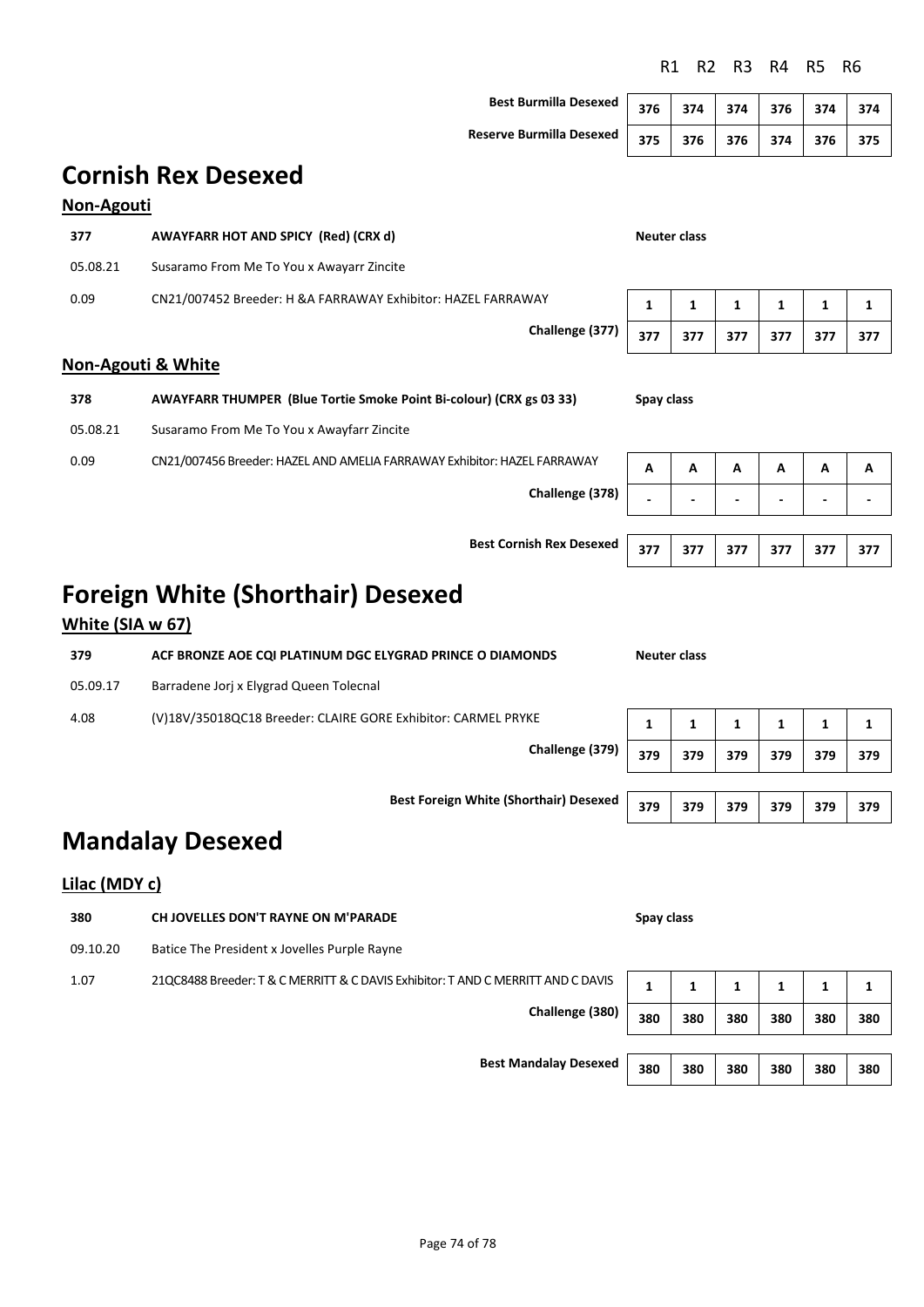| | R1 | R2 | R3 | R4 | R5 | R6 |
|---|---|---|---|---|---|---|
| **Best Burmilla Desexed** | 376 | 374 | 374 | 376 | 374 | 374 |
| **Reserve Burmilla Desexed** | 375 | 376 | 376 | 374 | 376 | 375 |

# Cornish Rex Desexed

### Non-Agouti

**377** **AWAYFARR HOT AND SPICY (Red) (CRX d)** **Neuter class**

05.08.21 Susaramo From Me To You x Awayarr Zincite

0.09 CN21/007452 Breeder: H &A FARRAWAY Exhibitor: HAZEL FARRAWAY

| | R1 | R2 | R3 | R4 | R5 | R6 |
|---|---|---|---|---|---|---|
| | 1 | 1 | 1 | 1 | 1 | 1 |
| **Challenge (377)** | 377 | 377 | 377 | 377 | 377 | 377 |

### Non-Agouti & White

**378** **AWAYFARR THUMPER (Blue Tortie Smoke Point Bi-colour) (CRX gs 03 33)** **Spay class**

05.08.21 Susaramo From Me To You x Awayfarr Zincite

0.09 CN21/007456 Breeder: HAZEL AND AMELIA FARRAWAY Exhibitor: HAZEL FARRAWAY

| | R1 | R2 | R3 | R4 | R5 | R6 |
|---|---|---|---|---|---|---|
| | A | A | A | A | A | A |
| **Challenge (378)** | - | - | - | - | - | - |

| | R1 | R2 | R3 | R4 | R5 | R6 |
|---|---|---|---|---|---|---|
| **Best Cornish Rex Desexed** | 377 | 377 | 377 | 377 | 377 | 377 |

# Foreign White (Shorthair) Desexed

### White (SIA w 67)

**379** **ACF BRONZE AOE CQI PLATINUM DGC ELYGRAD PRINCE O DIAMONDS** **Neuter class**

05.09.17 Barradene Jorj x Elygrad Queen Tolecnal

4.08 (V)18V/35018QC18 Breeder: CLAIRE GORE Exhibitor: CARMEL PRYKE

| | R1 | R2 | R3 | R4 | R5 | R6 |
|---|---|---|---|---|---|---|
| | 1 | 1 | 1 | 1 | 1 | 1 |
| **Challenge (379)** | 379 | 379 | 379 | 379 | 379 | 379 |

| | R1 | R2 | R3 | R4 | R5 | R6 |
|---|---|---|---|---|---|---|
| **Best Foreign White (Shorthair) Desexed** | 379 | 379 | 379 | 379 | 379 | 379 |

# Mandalay Desexed

### Lilac (MDY c)

**380** **CH JOVELLES DON'T RAYNE ON M'PARADE** **Spay class**

09.10.20 Batice The President x Jovelles Purple Rayne

1.07 21QC8488 Breeder: T & C MERRITT & C DAVIS Exhibitor: T AND C MERRITT AND C DAVIS

| | R1 | R2 | R3 | R4 | R5 | R6 |
|---|---|---|---|---|---|---|
| | 1 | 1 | 1 | 1 | 1 | 1 |
| **Challenge (380)** | 380 | 380 | 380 | 380 | 380 | 380 |

| | R1 | R2 | R3 | R4 | R5 | R6 |
|---|---|---|---|---|---|---|
| **Best Mandalay Desexed** | 380 | 380 | 380 | 380 | 380 | 380 |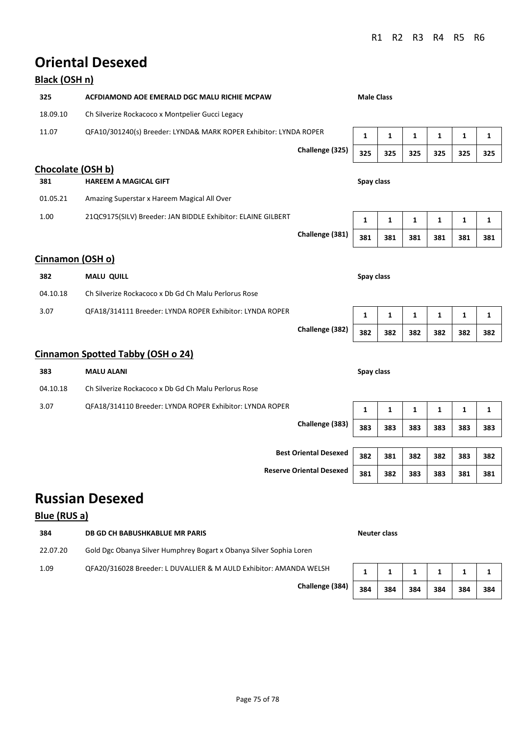| | | | | R1 | R2 | R3 | R4 | R5 | R6 |
|---|---|---|---|---|---|---|---|---|---|

# Oriental Desexed

## Black (OSH n)

| | | | | | | | | |
|---|---|---|---|---|---|---|---|---|
| **325** | **ACFDIAMOND AOE EMERALD DGC MALU RICHIE MCPAW** | **Male Class** | | | | | | |
| 18.09.10 | Ch Silverize Rockacoco x Montpelier Gucci Legacy | | | | | | | |
| 11.07 | QFA10/301240(s) Breeder: LYNDA& MARK ROPER Exhibitor: LYNDA ROPER | **1** | **1** | **1** | **1** | **1** | **1** | |
| | **Challenge (325)** | **325** | **325** | **325** | **325** | **325** | **325** | |

## Chocolate (OSH b)

| | | | | | | | |
|---|---|---|---|---|---|---|---|
| **381** | **HAREEM A MAGICAL GIFT** | **Spay class** | | | | | |
| 01.05.21 | Amazing Superstar x Hareem Magical All Over | | | | | | |
| 1.00 | 21QC9175(SILV) Breeder: JAN BIDDLE Exhibitor: ELAINE GILBERT | **1** | **1** | **1** | **1** | **1** | **1** |
| | **Challenge (381)** | **381** | **381** | **381** | **381** | **381** | **381** |

## Cinnamon (OSH o)

| | | | | | | | |
|---|---|---|---|---|---|---|---|
| **382** | **MALU QUILL** | **Spay class** | | | | | |
| 04.10.18 | Ch Silverize Rockacoco x Db Gd Ch Malu Perlorus Rose | | | | | | |
| 3.07 | QFA18/314111 Breeder: LYNDA ROPER Exhibitor: LYNDA ROPER | **1** | **1** | **1** | **1** | **1** | **1** |
| | **Challenge (382)** | **382** | **382** | **382** | **382** | **382** | **382** |

## Cinnamon Spotted Tabby (OSH o 24)

| | | | | | | | |
|---|---|---|---|---|---|---|---|
| **383** | **MALU ALANI** | **Spay class** | | | | | |
| 04.10.18 | Ch Silverize Rockacoco x Db Gd Ch Malu Perlorus Rose | | | | | | |
| 3.07 | QFA18/314110 Breeder: LYNDA ROPER Exhibitor: LYNDA ROPER | **1** | **1** | **1** | **1** | **1** | **1** |
| | **Challenge (383)** | **383** | **383** | **383** | **383** | **383** | **383** |
| | **Best Oriental Desexed** | **382** | **381** | **382** | **382** | **383** | **382** |
| | **Reserve Oriental Desexed** | **381** | **382** | **383** | **383** | **381** | **381** |

# Russian Desexed

## Blue (RUS a)

| | | | | | | | |
|---|---|---|---|---|---|---|---|
| **384** | **DB GD CH BABUSHKABLUE MR PARIS** | **Neuter class** | | | | | |
| 22.07.20 | Gold Dgc Obanya Silver Humphrey Bogart x Obanya Silver Sophia Loren | | | | | | |
| 1.09 | QFA20/316028 Breeder: L DUVALLIER & M AULD Exhibitor: AMANDA WELSH | **1** | **1** | **1** | **1** | **1** | **1** |
| | **Challenge (384)** | **384** | **384** | **384** | **384** | **384** | **384** |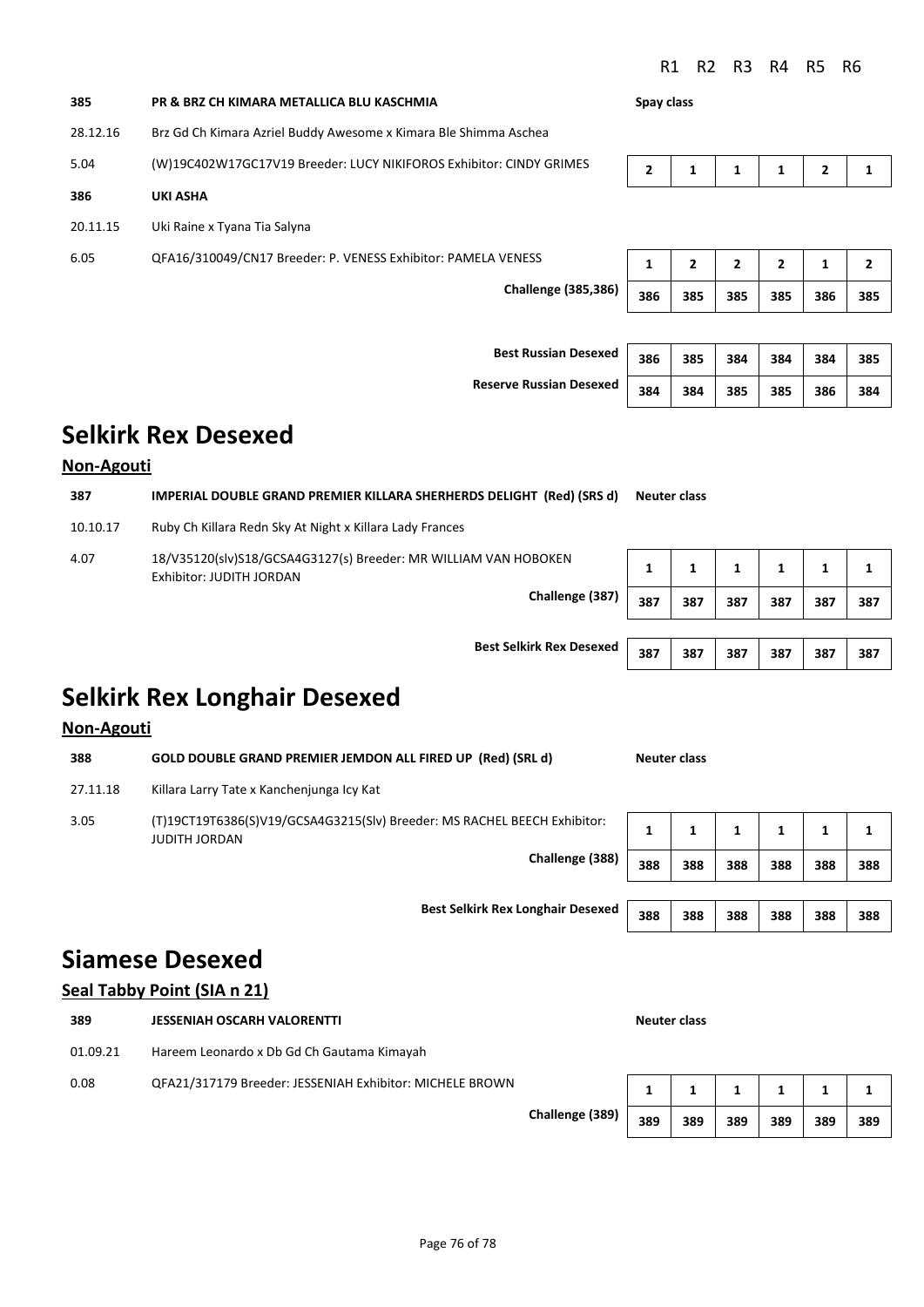| | | | R1 | R2 | R3 | R4 | R5 | R6 |
|---|---|---|---|---|---|---|---|---|
| **385** | **PR & BRZ CH KIMARA METALLICA BLU KASCHMIA** | **Spay class** | | | | | | |
| 28.12.16 | Brz Gd Ch Kimara Azriel Buddy Awesome x Kimara Ble Shimma Aschea | | | | | | | |
| 5.04 | (W)19C402W17GC17V19 Breeder: LUCY NIKIFOROS Exhibitor: CINDY GRIMES | | **2** | **1** | **1** | **1** | **2** | **1** |
| **386** | **UKI ASHA** | | | | | | | |
| 20.11.15 | Uki Raine x Tyana Tia Salyna | | | | | | | |
| 6.05 | QFA16/310049/CN17 Breeder: P. VENESS Exhibitor: PAMELA VENESS | | **1** | **2** | **2** | **2** | **1** | **2** |
| | | **Challenge (385,386)** | **386** | **385** | **385** | **385** | **386** | **385** |
| | | **Best Russian Desexed** | **386** | **385** | **384** | **384** | **384** | **385** |
| | | **Reserve Russian Desexed** | **384** | **384** | **385** | **385** | **386** | **384** |

# Selkirk Rex Desexed

## Non-Agouti

| | | | R1 | R2 | R3 | R4 | R5 | R6 |
|---|---|---|---|---|---|---|---|---|
| **387** | **IMPERIAL DOUBLE GRAND PREMIER KILLARA SHERHERDS DELIGHT (Red) (SRS d)** | **Neuter class** | | | | | | |
| 10.10.17 | Ruby Ch Killara Redn Sky At Night x Killara Lady Frances | | | | | | | |
| 4.07 | 18/V35120(slv)S18/GCSA4G3127(s) Breeder: MR WILLIAM VAN HOBOKEN Exhibitor: JUDITH JORDAN | | **1** | **1** | **1** | **1** | **1** | **1** |
| | | **Challenge (387)** | **387** | **387** | **387** | **387** | **387** | **387** |
| | | **Best Selkirk Rex Desexed** | **387** | **387** | **387** | **387** | **387** | **387** |

# Selkirk Rex Longhair Desexed

## Non-Agouti

| | | | R1 | R2 | R3 | R4 | R5 | R6 |
|---|---|---|---|---|---|---|---|---|
| **388** | **GOLD DOUBLE GRAND PREMIER JEMDON ALL FIRED UP (Red) (SRL d)** | **Neuter class** | | | | | | |
| 27.11.18 | Killara Larry Tate x Kanchenjunga Icy Kat | | | | | | | |
| 3.05 | (T)19CT19T6386(S)V19/GCSA4G3215(Slv) Breeder: MS RACHEL BEECH Exhibitor: JUDITH JORDAN | | **1** | **1** | **1** | **1** | **1** | **1** |
| | | **Challenge (388)** | **388** | **388** | **388** | **388** | **388** | **388** |
| | | **Best Selkirk Rex Longhair Desexed** | **388** | **388** | **388** | **388** | **388** | **388** |

# Siamese Desexed

## Seal Tabby Point (SIA n 21)

| | | | R1 | R2 | R3 | R4 | R5 | R6 |
|---|---|---|---|---|---|---|---|---|
| **389** | **JESSENIAH OSCARH VALORENTTI** | **Neuter class** | | | | | | |
| 01.09.21 | Hareem Leonardo x Db Gd Ch Gautama Kimayah | | | | | | | |
| 0.08 | QFA21/317179 Breeder: JESSENIAH Exhibitor: MICHELE BROWN | | **1** | **1** | **1** | **1** | **1** | **1** |
| | | **Challenge (389)** | **389** | **389** | **389** | **389** | **389** | **389** |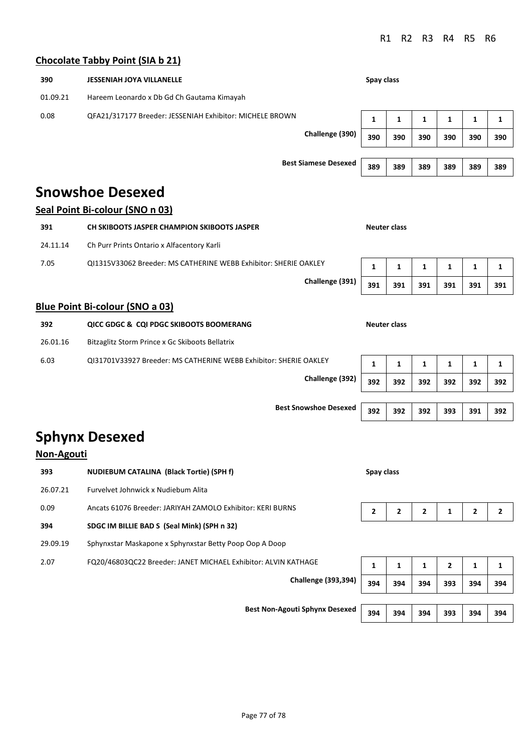| | | R1 | R2 | R3 | R4 | R5 | R6 |
|---|---|---|---|---|---|---|---|

### Chocolate Tabby Point (SIA b 21)

**390** **JESSENIAH JOYA VILLANELLE** — **Spay class**

01.09.21 Hareem Leonardo x Db Gd Ch Gautama Kimayah

0.08 QFA21/317177 Breeder: JESSENIAH Exhibitor: MICHELE BROWN

| | R1 | R2 | R3 | R4 | R5 | R6 |
|---|---|---|---|---|---|---|
| | 1 | 1 | 1 | 1 | 1 | 1 |
| **Challenge (390)** | 390 | 390 | 390 | 390 | 390 | 390 |
| **Best Siamese Desexed** | 389 | 389 | 389 | 389 | 389 | 389 |

# Snowshoe Desexed

### Seal Point Bi-colour (SNO n 03)

**391** **CH SKIBOOTS JASPER CHAMPION SKIBOOTS JASPER** — **Neuter class**

24.11.14 Ch Purr Prints Ontario x Alfacentory Karli

7.05 QI1315V33062 Breeder: MS CATHERINE WEBB Exhibitor: SHERIE OAKLEY

| | R1 | R2 | R3 | R4 | R5 | R6 |
|---|---|---|---|---|---|---|
| | 1 | 1 | 1 | 1 | 1 | 1 |
| **Challenge (391)** | 391 | 391 | 391 | 391 | 391 | 391 |

### Blue Point Bi-colour (SNO a 03)

**392** **QICC GDGC & CQI PDGC SKIBOOTS BOOMERANG** — **Neuter class**

26.01.16 Bitzaglitz Storm Prince x Gc Skiboots Bellatrix

6.03 QI31701V33927 Breeder: MS CATHERINE WEBB Exhibitor: SHERIE OAKLEY

| | R1 | R2 | R3 | R4 | R5 | R6 |
|---|---|---|---|---|---|---|
| | 1 | 1 | 1 | 1 | 1 | 1 |
| **Challenge (392)** | 392 | 392 | 392 | 392 | 392 | 392 |
| **Best Snowshoe Desexed** | 392 | 392 | 392 | 393 | 391 | 392 |

# Sphynx Desexed

### Non-Agouti

**393** **NUDIEBUM CATALINA (Black Tortie) (SPH f)** — **Spay class**

26.07.21 Furvelvet Johnwick x Nudiebum Alita

0.09 Ancats 61076 Breeder: JARIYAH ZAMOLO Exhibitor: KERI BURNS

| | R1 | R2 | R3 | R4 | R5 | R6 |
|---|---|---|---|---|---|---|
| | 2 | 2 | 2 | 1 | 2 | 2 |

**394** **SDGC IM BILLIE BAD S (Seal Mink) (SPH n 32)**

29.09.19 Sphynxstar Maskapone x Sphynxstar Betty Poop Oop A Doop

2.07 FQ20/46803QC22 Breeder: JANET MICHAEL Exhibitor: ALVIN KATHAGE

| | R1 | R2 | R3 | R4 | R5 | R6 |
|---|---|---|---|---|---|---|
| | 1 | 1 | 1 | 2 | 1 | 1 |
| **Challenge (393,394)** | 394 | 394 | 394 | 393 | 394 | 394 |
| **Best Non-Agouti Sphynx Desexed** | 394 | 394 | 394 | 393 | 394 | 394 |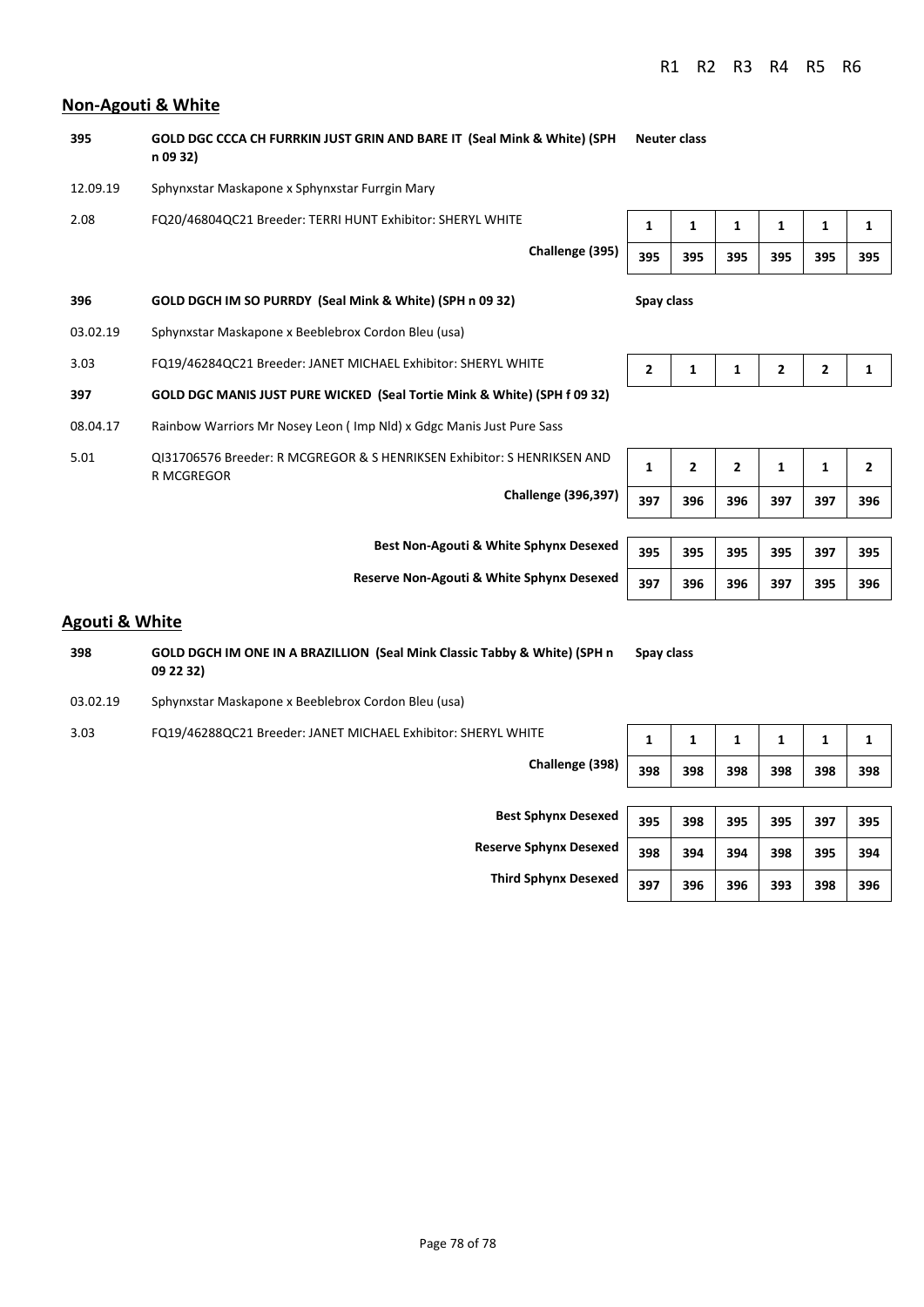## Non-Agouti & White

| | | | R1 | R2 | R3 | R4 | R5 | R6 |
|---|---|---|---|---|---|---|---|---|
| **395** | **GOLD DGC CCCA CH FURRKIN JUST GRIN AND BARE IT (Seal Mink & White) (SPH n 09 32)** | **Neuter class** | | | | | | |
| 12.09.19 | Sphynxstar Maskapone x Sphynxstar Furrgin Mary | | | | | | | |
| 2.08 | FQ20/46804QC21 Breeder: TERRI HUNT Exhibitor: SHERYL WHITE | | 1 | 1 | 1 | 1 | 1 | 1 |
| | **Challenge (395)** | | **395** | **395** | **395** | **395** | **395** | **395** |
| **396** | **GOLD DGCH IM SO PURRDY (Seal Mink & White) (SPH n 09 32)** | **Spay class** | | | | | | |
| 03.02.19 | Sphynxstar Maskapone x Beeblebrox Cordon Bleu (usa) | | | | | | | |
| 3.03 | FQ19/46284QC21 Breeder: JANET MICHAEL Exhibitor: SHERYL WHITE | | 2 | 1 | 1 | 2 | 2 | 1 |
| **397** | **GOLD DGC MANIS JUST PURE WICKED (Seal Tortie Mink & White) (SPH f 09 32)** | | | | | | | |
| 08.04.17 | Rainbow Warriors Mr Nosey Leon ( Imp Nld) x Gdgc Manis Just Pure Sass | | | | | | | |
| 5.01 | QI31706576 Breeder: R MCGREGOR & S HENRIKSEN Exhibitor: S HENRIKSEN AND R MCGREGOR | | 1 | 2 | 2 | 1 | 1 | 2 |
| | **Challenge (396,397)** | | **397** | **396** | **396** | **397** | **397** | **396** |
| | **Best Non-Agouti & White Sphynx Desexed** | | **395** | **395** | **395** | **395** | **397** | **395** |
| | **Reserve Non-Agouti & White Sphynx Desexed** | | **397** | **396** | **396** | **397** | **395** | **396** |

## Agouti & White

| | | | R1 | R2 | R3 | R4 | R5 | R6 |
|---|---|---|---|---|---|---|---|---|
| **398** | **GOLD DGCH IM ONE IN A BRAZILLION (Seal Mink Classic Tabby & White) (SPH n 09 22 32)** | **Spay class** | | | | | | |
| 03.02.19 | Sphynxstar Maskapone x Beeblebrox Cordon Bleu (usa) | | | | | | | |
| 3.03 | FQ19/46288QC21 Breeder: JANET MICHAEL Exhibitor: SHERYL WHITE | | 1 | 1 | 1 | 1 | 1 | 1 |
| | **Challenge (398)** | | **398** | **398** | **398** | **398** | **398** | **398** |
| | **Best Sphynx Desexed** | | **395** | **398** | **395** | **395** | **397** | **395** |
| | **Reserve Sphynx Desexed** | | **398** | **394** | **394** | **398** | **395** | **394** |
| | **Third Sphynx Desexed** | | **397** | **396** | **396** | **393** | **398** | **396** |